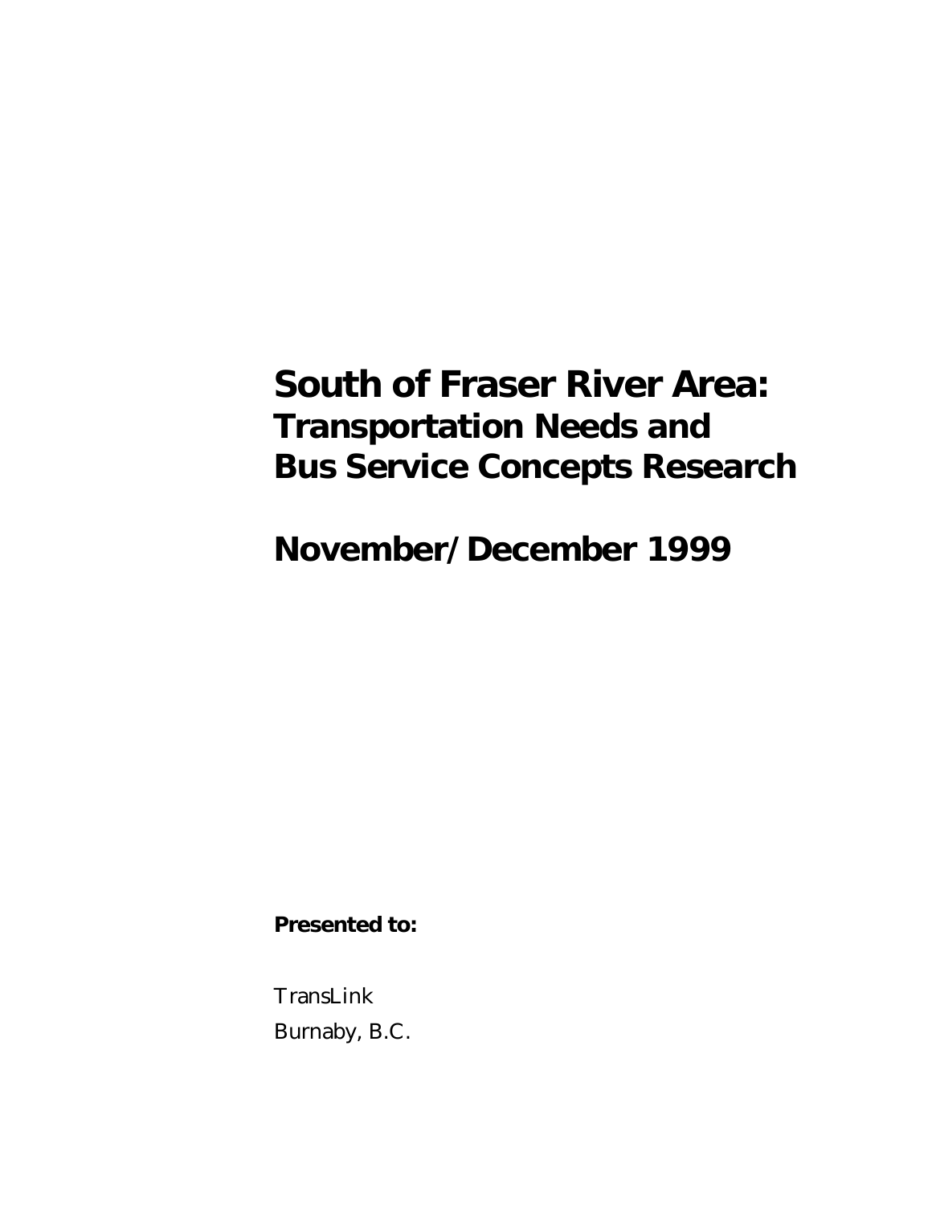# South of Fraser River Area: Transportation Needs and Bus Service Concepts Research

## November/December 1999

**Presented to:**

TransLink
Burnaby, B.C.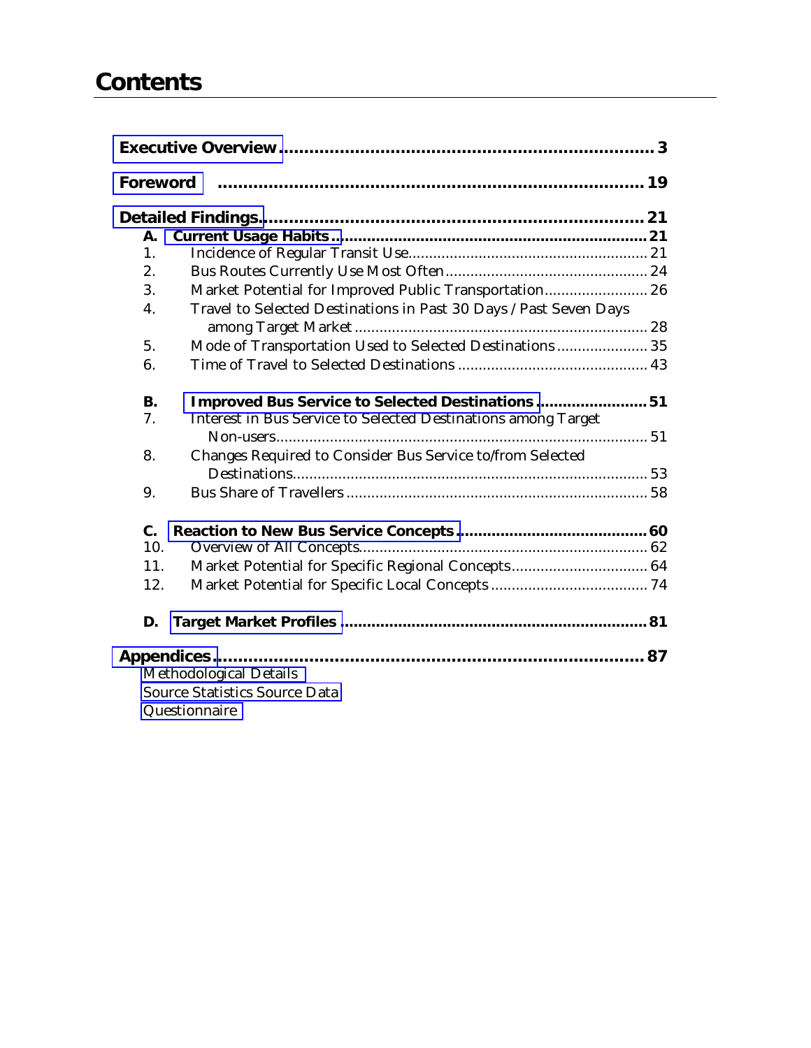# Contents

**Executive Overview** ........................................................................ **3**

**Foreword** ........................................................................ **19**

**Detailed Findings** ........................................................................ **21**

**A. Current Usage Habits** ........................................................................ **21**

1. Incidence of Regular Transit Use ........................................................................ 21
2. Bus Routes Currently Use Most Often ........................................................................ 24
3. Market Potential for Improved Public Transportation ........................................................................ 26
4. Travel to Selected Destinations in Past 30 Days / Past Seven Days among Target Market ........................................................................ 28
5. Mode of Transportation Used to Selected Destinations ........................................................................ 35
6. Time of Travel to Selected Destinations ........................................................................ 43

**B. Improved Bus Service to Selected Destinations** ........................................................................ **51**

7. Interest in Bus Service to Selected Destinations among Target Non-users ........................................................................ 51
8. Changes Required to Consider Bus Service to/from Selected Destinations ........................................................................ 53
9. Bus Share of Travellers ........................................................................ 58

**C. Reaction to New Bus Service Concepts** ........................................................................ **60**

10. Overview of All Concepts ........................................................................ 62
11. Market Potential for Specific Regional Concepts ........................................................................ 64
12. Market Potential for Specific Local Concepts ........................................................................ 74

**D. Target Market Profiles** ........................................................................ **81**

**Appendices** ........................................................................ **87**

Methodological Details
Source Statistics Source Data
Questionnaire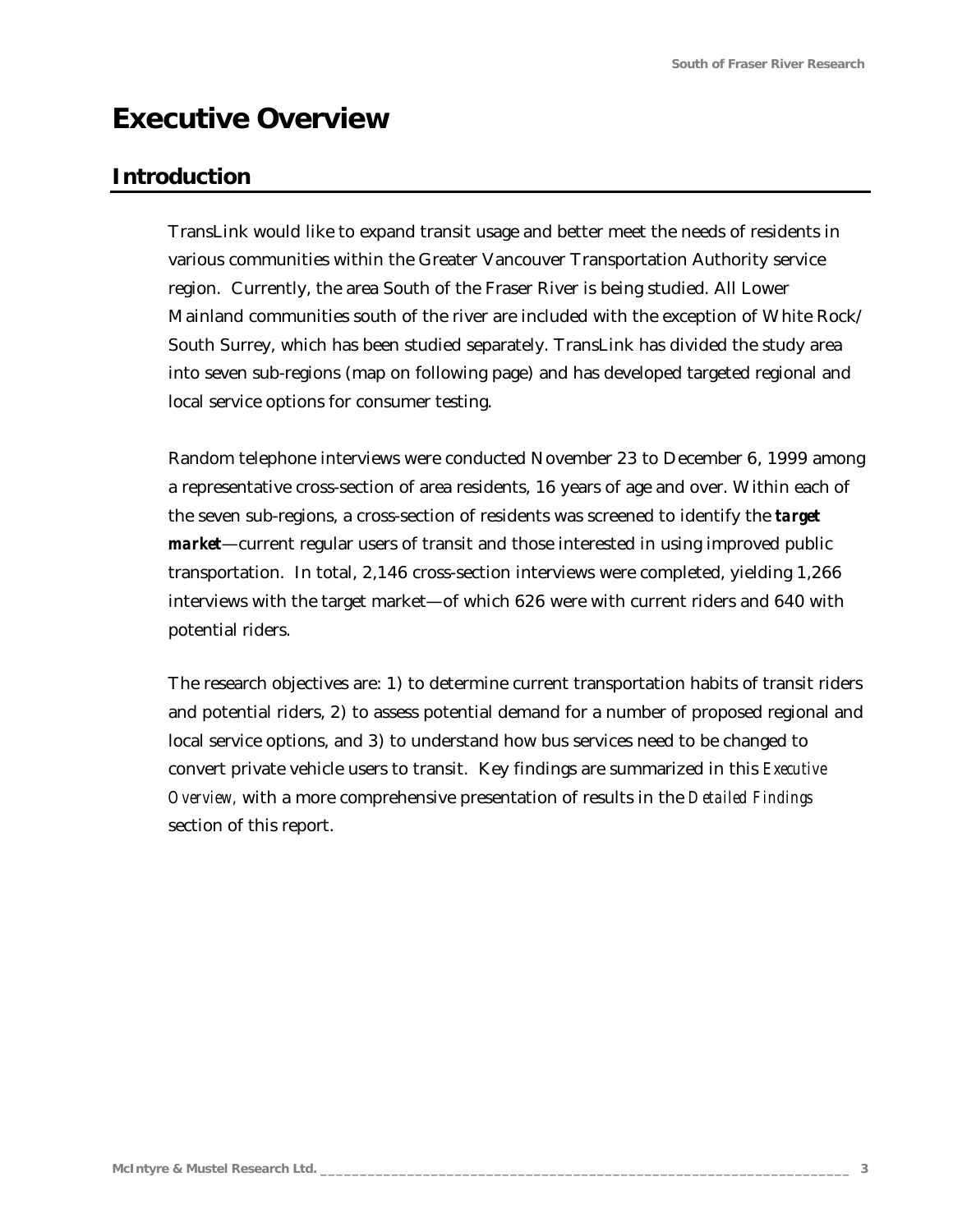# Executive Overview

## Introduction

TransLink would like to expand transit usage and better meet the needs of residents in various communities within the Greater Vancouver Transportation Authority service region. Currently, the area South of the Fraser River is being studied. All Lower Mainland communities south of the river are included with the exception of White Rock/ South Surrey, which has been studied separately. TransLink has divided the study area into seven sub-regions (map on following page) and has developed targeted regional and local service options for consumer testing.

Random telephone interviews were conducted November 23 to December 6, 1999 among a representative cross-section of area residents, 16 years of age and over. Within each of the seven sub-regions, a cross-section of residents was screened to identify the ***target market***—current regular users of transit and those interested in using improved public transportation. In total, 2,146 cross-section interviews were completed, yielding 1,266 interviews with the target market—of which 626 were with current riders and 640 with potential riders.

The research objectives are: 1) to determine current transportation habits of transit riders and potential riders, 2) to assess potential demand for a number of proposed regional and local service options, and 3) to understand how bus services need to be changed to convert private vehicle users to transit. Key findings are summarized in this *Executive Overview,* with a more comprehensive presentation of results in the *Detailed Findings* section of this report.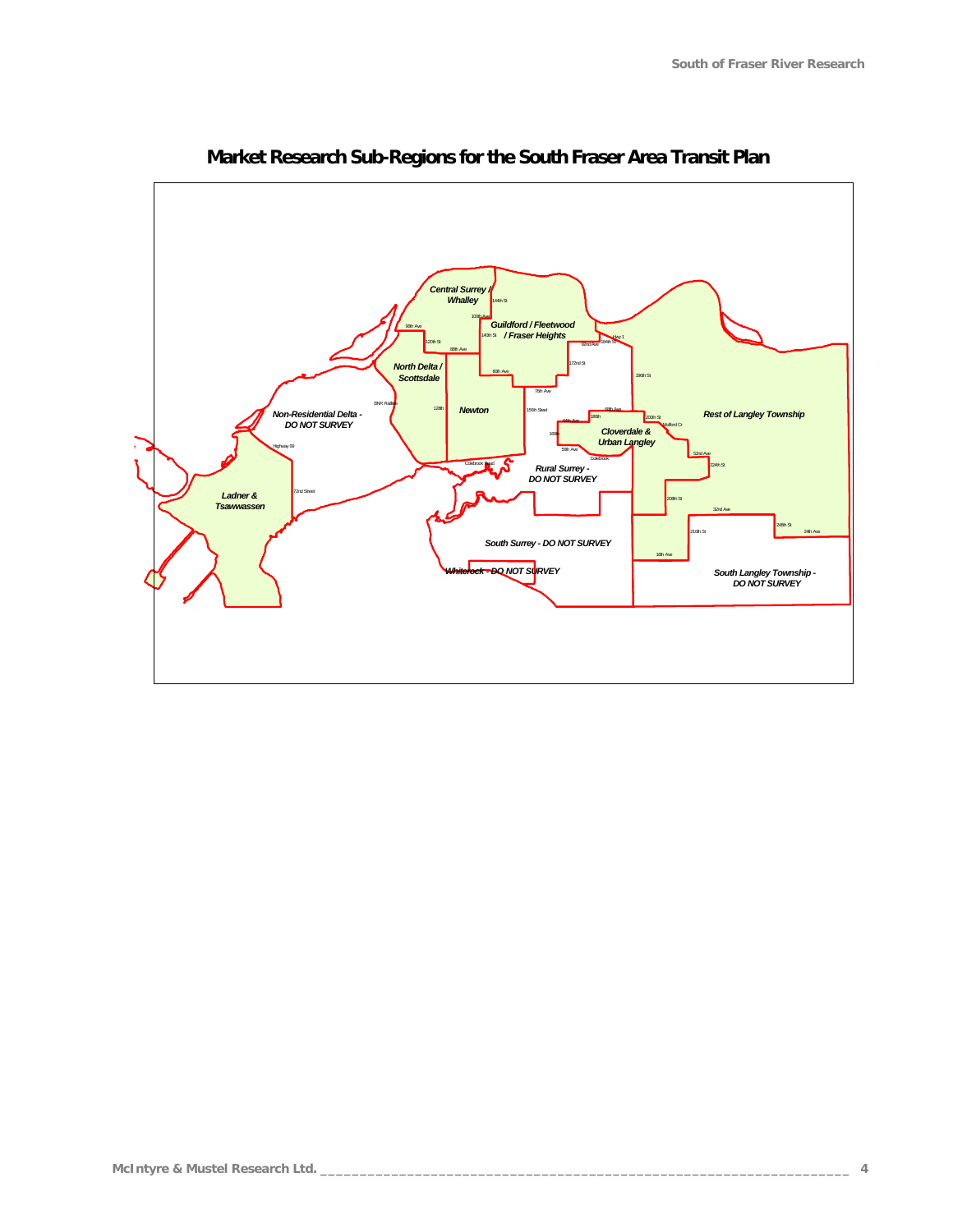# Market Research Sub-Regions for the South Fraser Area Transit Plan

Central Surrey / Whalley

Guildford / Fleetwood / Fraser Heights

North Delta / Scottsdale

Newton

Non-Residential Delta - DO NOT SURVEY

Cloverdale & Urban Langley

Rest of Langley Township

Rural Surrey - DO NOT SURVEY

Ladner & Tsawwassen

South Surrey - DO NOT SURVEY

Whiterock - DO NOT SURVEY

South Langley Township - DO NOT SURVEY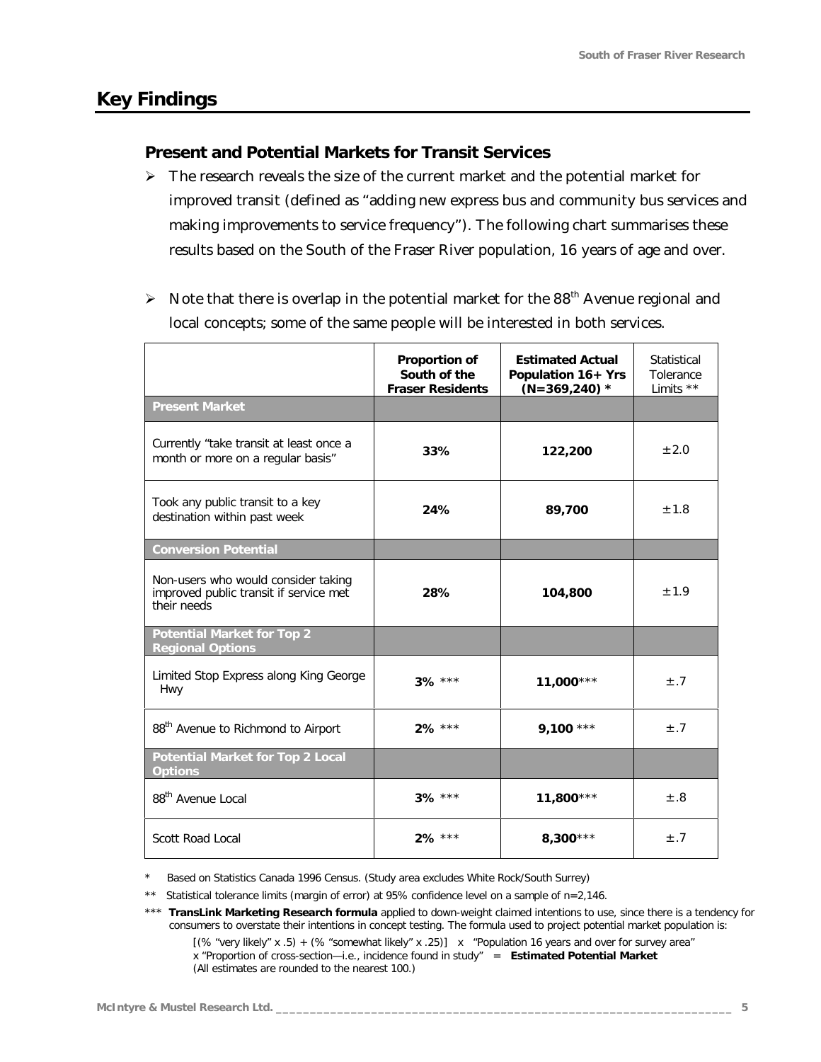# Key Findings

## Present and Potential Markets for Transit Services

- The research reveals the size of the current market and the potential market for improved transit (defined as "adding new express bus and community bus services and making improvements to service frequency"). The following chart summarises these results based on the South of the Fraser River population, 16 years of age and over.

- Note that there is overlap in the potential market for the 88th Avenue regional and local concepts; some of the same people will be interested in both services.

| | Proportion of South of the Fraser Residents | Estimated Actual Population 16+ Yrs (N=369,240) * | Statistical Tolerance Limits ** |
|---|---|---|---|
| **Present Market** | | | |
| Currently "take transit at least once a month or more on a regular basis" | **33%** | **122,200** | ±2.0 |
| Took any public transit to a key destination within past week | **24%** | **89,700** | ±1.8 |
| **Conversion Potential** | | | |
| Non-users who would consider taking improved public transit if service met their needs | **28%** | **104,800** | ±1.9 |
| **Potential Market for Top 2 Regional Options** | | | |
| Limited Stop Express along King George Hwy | **3%** *** | **11,000*** | ±.7 |
| 88th Avenue to Richmond to Airport | **2%** *** | **9,100** *** | ±.7 |
| **Potential Market for Top 2 Local Options** | | | |
| 88th Avenue Local | **3%** *** | **11,800*** | ±.8 |
| Scott Road Local | **2%** *** | **8,300*** | ±.7 |

\* Based on Statistics Canada 1996 Census. (Study area excludes White Rock/South Surrey)

\*\* Statistical tolerance limits (margin of error) at 95% confidence level on a sample of n=2,146.

\*\*\* **TransLink Marketing Research formula** applied to down-weight claimed intentions to use, since there is a tendency for consumers to overstate their intentions in concept testing. The formula used to project potential market population is:

[(% "very likely" x .5) + (% "somewhat likely" x .25)] x "Population 16 years and over for survey area" x "Proportion of cross-section—i.e., incidence found in study" = **Estimated Potential Market**
(All estimates are rounded to the nearest 100.)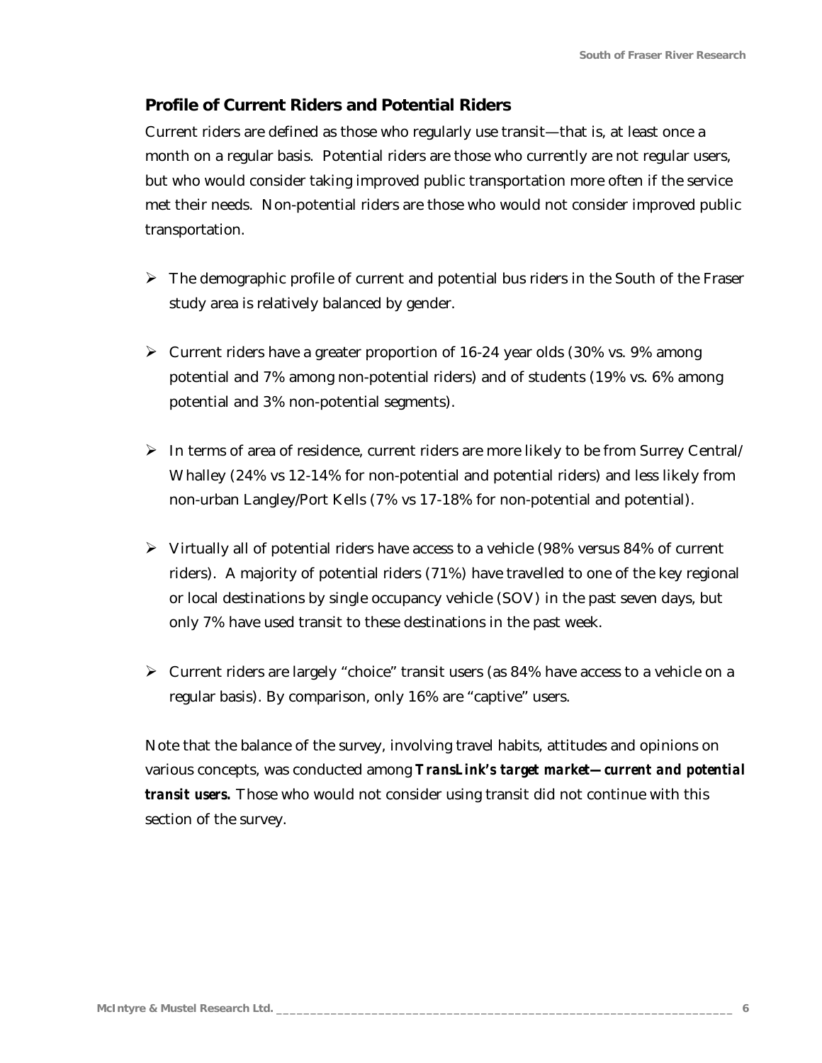## Profile of Current Riders and Potential Riders

Current riders are defined as those who regularly use transit—that is, at least once a month on a regular basis. Potential riders are those who currently are not regular users, but who would consider taking improved public transportation more often if the service met their needs. Non-potential riders are those who would not consider improved public transportation.

- The demographic profile of current and potential bus riders in the South of the Fraser study area is relatively balanced by gender.
- Current riders have a greater proportion of 16-24 year olds (30% vs. 9% among potential and 7% among non-potential riders) and of students (19% vs. 6% among potential and 3% non-potential segments).
- In terms of area of residence, current riders are more likely to be from Surrey Central/ Whalley (24% vs 12-14% for non-potential and potential riders) and less likely from non-urban Langley/Port Kells (7% vs 17-18% for non-potential and potential).
- Virtually all of potential riders have access to a vehicle (98% versus 84% of current riders). A majority of potential riders (71%) have travelled to one of the key regional or local destinations by single occupancy vehicle (SOV) in the past seven days, but only 7% have used transit to these destinations in the past week.
- Current riders are largely "choice" transit users (as 84% have access to a vehicle on a regular basis). By comparison, only 16% are "captive" users.

Note that the balance of the survey, involving travel habits, attitudes and opinions on various concepts, was conducted among ***TransLink's target market—current and potential transit users.*** Those who would not consider using transit did not continue with this section of the survey.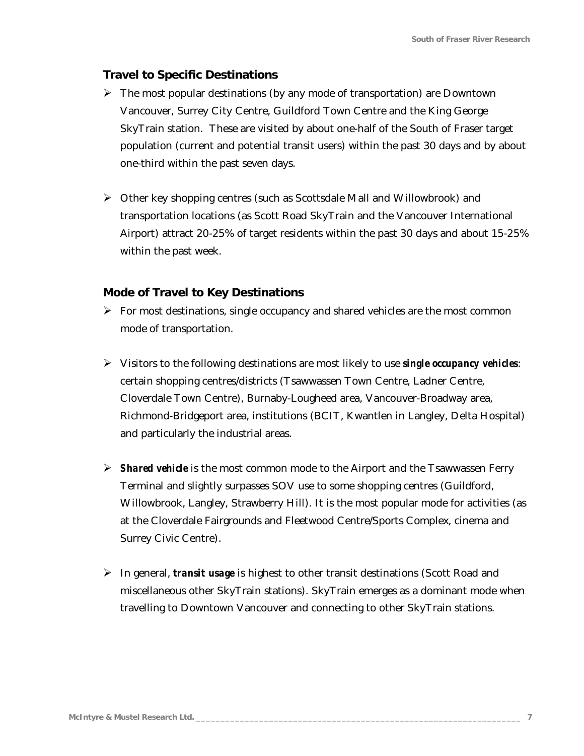## Travel to Specific Destinations

- The most popular destinations (by any mode of transportation) are Downtown Vancouver, Surrey City Centre, Guildford Town Centre and the King George SkyTrain station. These are visited by about one-half of the South of Fraser target population (current and potential transit users) within the past 30 days and by about one-third within the past seven days.

- Other key shopping centres (such as Scottsdale Mall and Willowbrook) and transportation locations (as Scott Road SkyTrain and the Vancouver International Airport) attract 20-25% of target residents within the past 30 days and about 15-25% within the past week.

## Mode of Travel to Key Destinations

- For most destinations, single occupancy and shared vehicles are the most common mode of transportation.

- Visitors to the following destinations are most likely to use ***single occupancy vehicles***: certain shopping centres/districts (Tsawwassen Town Centre, Ladner Centre, Cloverdale Town Centre), Burnaby-Lougheed area, Vancouver-Broadway area, Richmond-Bridgeport area, institutions (BCIT, Kwantlen in Langley, Delta Hospital) and particularly the industrial areas.

- ***Shared vehicle*** is the most common mode to the Airport and the Tsawwassen Ferry Terminal and slightly surpasses SOV use to some shopping centres (Guildford, Willowbrook, Langley, Strawberry Hill). It is the most popular mode for activities (as at the Cloverdale Fairgrounds and Fleetwood Centre/Sports Complex, cinema and Surrey Civic Centre).

- In general, ***transit usage*** is highest to other transit destinations (Scott Road and miscellaneous other SkyTrain stations). SkyTrain emerges as a dominant mode when travelling to Downtown Vancouver and connecting to other SkyTrain stations.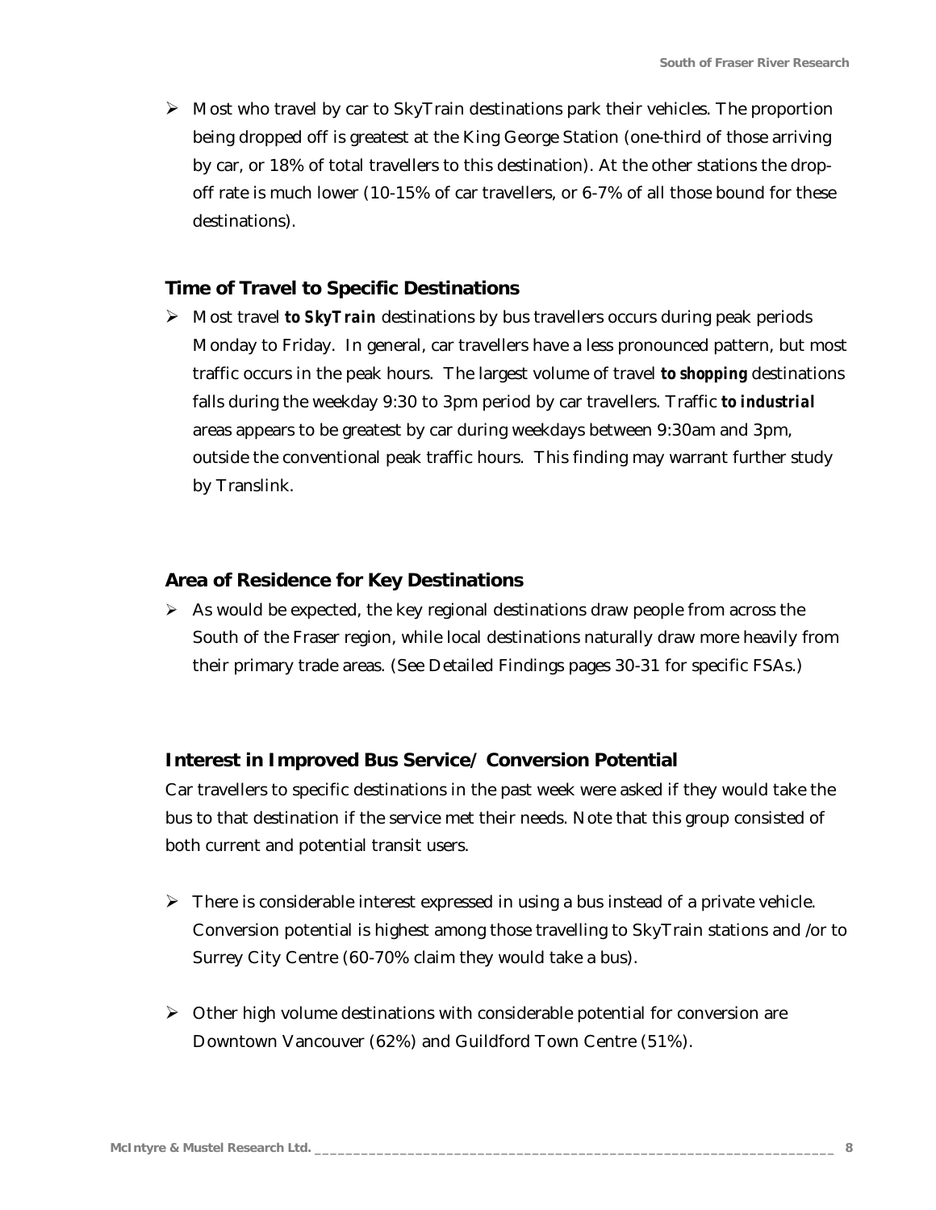- Most who travel by car to SkyTrain destinations park their vehicles. The proportion being dropped off is greatest at the King George Station (one-third of those arriving by car, or 18% of total travellers to this destination). At the other stations the drop-off rate is much lower (10-15% of car travellers, or 6-7% of all those bound for these destinations).

### Time of Travel to Specific Destinations

- Most travel ***to SkyTrain*** destinations by bus travellers occurs during peak periods Monday to Friday. In general, car travellers have a less pronounced pattern, but most traffic occurs in the peak hours. The largest volume of travel ***to shopping*** destinations falls during the weekday 9:30 to 3pm period by car travellers. Traffic ***to industrial*** areas appears to be greatest by car during weekdays between 9:30am and 3pm, outside the conventional peak traffic hours. This finding may warrant further study by Translink.

### Area of Residence for Key Destinations

- As would be expected, the key regional destinations draw people from across the South of the Fraser region, while local destinations naturally draw more heavily from their primary trade areas. (See Detailed Findings pages 30-31 for specific FSAs.)

### Interest in Improved Bus Service/ Conversion Potential

Car travellers to specific destinations in the past week were asked if they would take the bus to that destination if the service met their needs. Note that this group consisted of both current and potential transit users.

- There is considerable interest expressed in using a bus instead of a private vehicle. Conversion potential is highest among those travelling to SkyTrain stations and /or to Surrey City Centre (60-70% claim they would take a bus).

- Other high volume destinations with considerable potential for conversion are Downtown Vancouver (62%) and Guildford Town Centre (51%).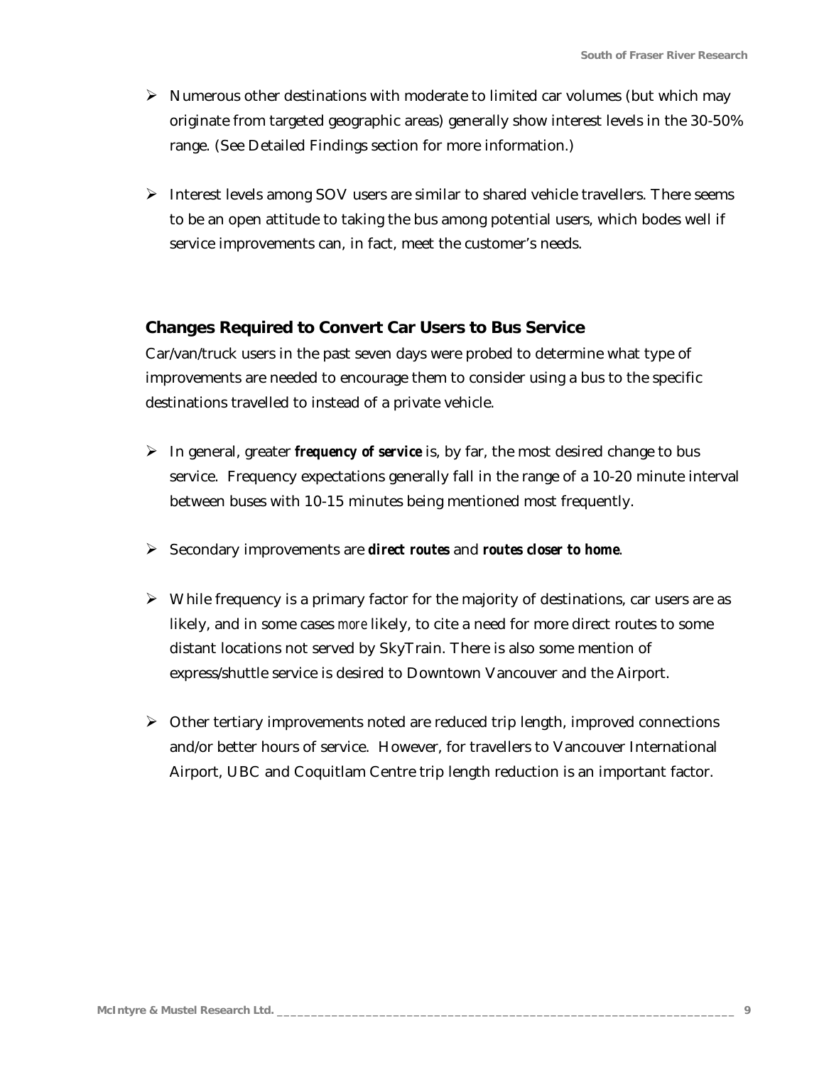- Numerous other destinations with moderate to limited car volumes (but which may originate from targeted geographic areas) generally show interest levels in the 30-50% range. (See Detailed Findings section for more information.)

- Interest levels among SOV users are similar to shared vehicle travellers. There seems to be an open attitude to taking the bus among potential users, which bodes well if service improvements can, in fact, meet the customer's needs.

## Changes Required to Convert Car Users to Bus Service

Car/van/truck users in the past seven days were probed to determine what type of improvements are needed to encourage them to consider using a bus to the specific destinations travelled to instead of a private vehicle.

- In general, greater ***frequency of service*** is, by far, the most desired change to bus service. Frequency expectations generally fall in the range of a 10-20 minute interval between buses with 10-15 minutes being mentioned most frequently.

- Secondary improvements are ***direct routes*** and ***routes closer to home***.

- While frequency is a primary factor for the majority of destinations, car users are as likely, and in some cases *more* likely, to cite a need for more direct routes to some distant locations not served by SkyTrain. There is also some mention of express/shuttle service is desired to Downtown Vancouver and the Airport.

- Other tertiary improvements noted are reduced trip length, improved connections and/or better hours of service. However, for travellers to Vancouver International Airport, UBC and Coquitlam Centre trip length reduction is an important factor.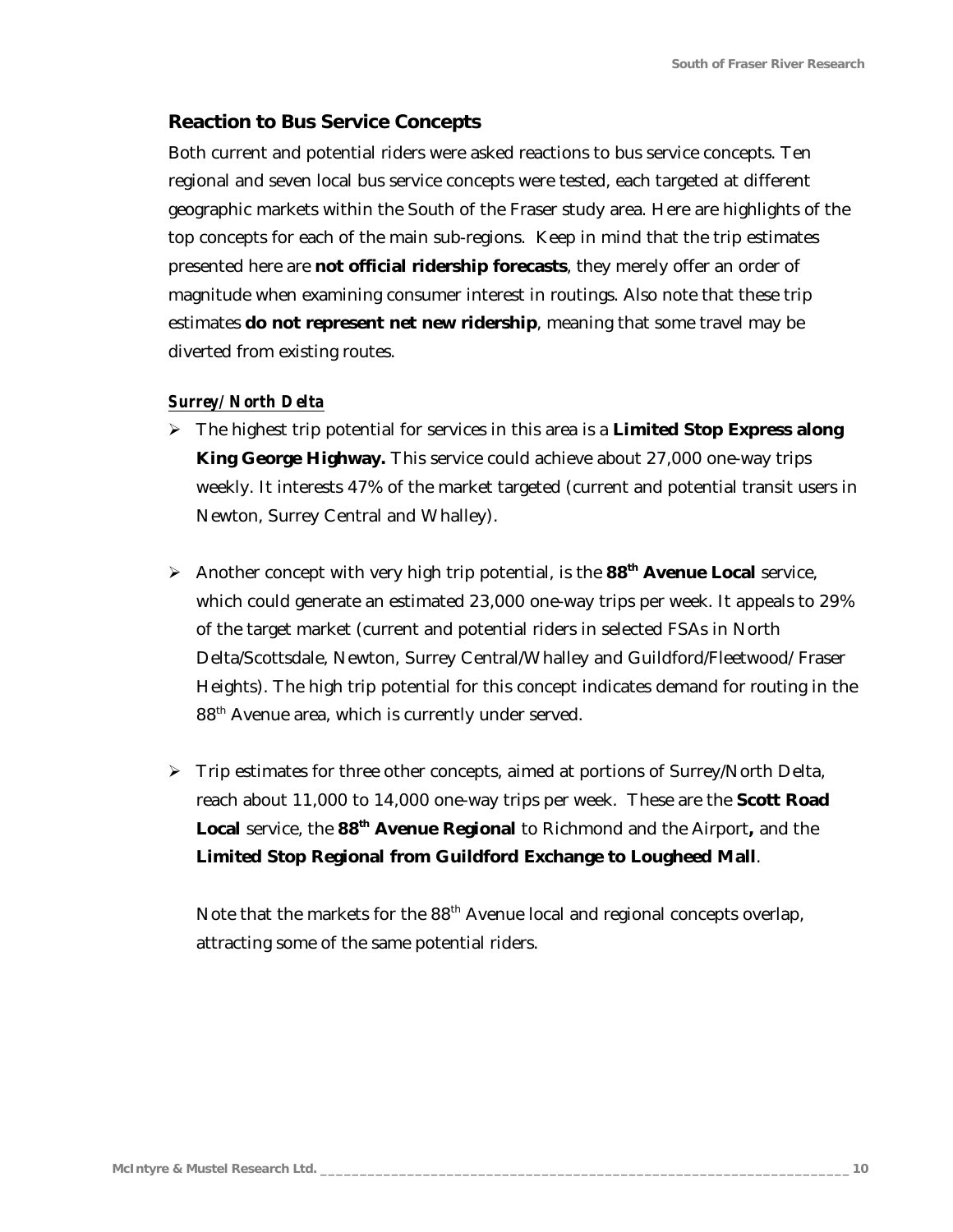## Reaction to Bus Service Concepts

Both current and potential riders were asked reactions to bus service concepts. Ten regional and seven local bus service concepts were tested, each targeted at different geographic markets within the South of the Fraser study area. Here are highlights of the top concepts for each of the main sub-regions. Keep in mind that the trip estimates presented here are **not official ridership forecasts**, they merely offer an order of magnitude when examining consumer interest in routings. Also note that these trip estimates **do not represent net new ridership**, meaning that some travel may be diverted from existing routes.

### ***Surrey/North Delta***

- The highest trip potential for services in this area is a **Limited Stop Express along King George Highway.** This service could achieve about 27,000 one-way trips weekly. It interests 47% of the market targeted (current and potential transit users in Newton, Surrey Central and Whalley).

- Another concept with very high trip potential, is the **88th Avenue Local** service, which could generate an estimated 23,000 one-way trips per week. It appeals to 29% of the target market (current and potential riders in selected FSAs in North Delta/Scottsdale, Newton, Surrey Central/Whalley and Guildford/Fleetwood/Fraser Heights). The high trip potential for this concept indicates demand for routing in the 88th Avenue area, which is currently under served.

- Trip estimates for three other concepts, aimed at portions of Surrey/North Delta, reach about 11,000 to 14,000 one-way trips per week. These are the **Scott Road Local** service, the **88th Avenue Regional** to Richmond and the Airport**,** and the **Limited Stop Regional from Guildford Exchange to Lougheed Mall**.

  Note that the markets for the 88th Avenue local and regional concepts overlap, attracting some of the same potential riders.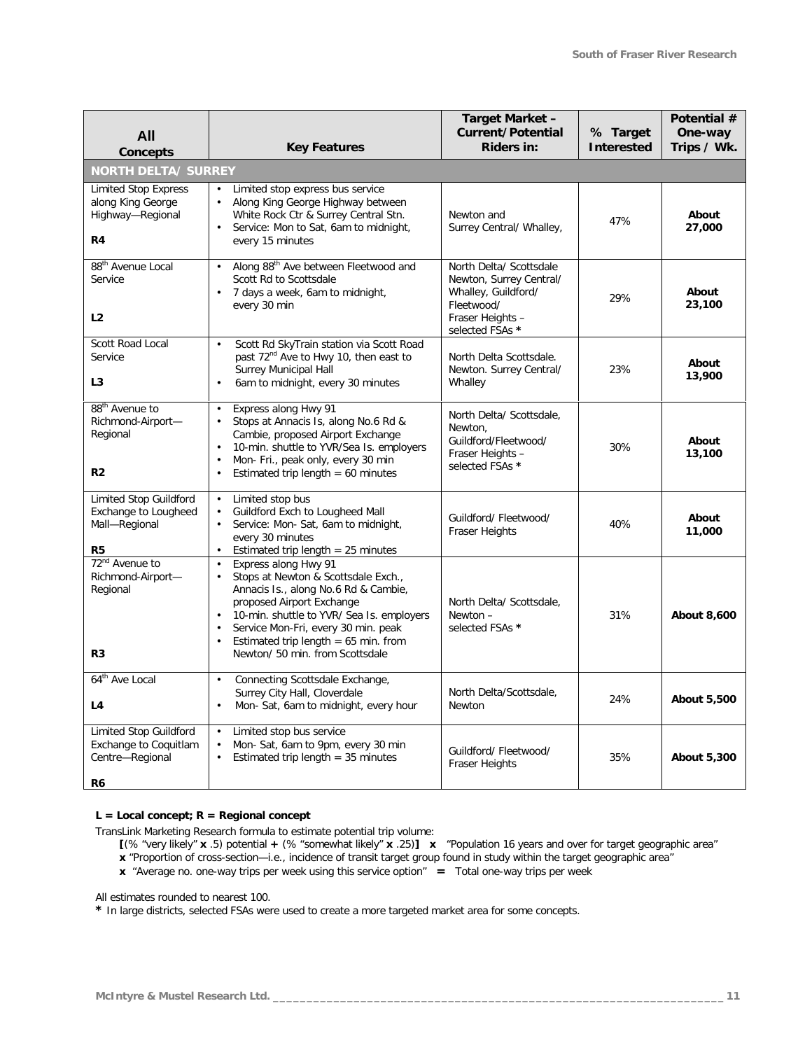| All Concepts | Key Features | Target Market – Current/Potential Riders in: | % Target Interested | Potential # One-way Trips / Wk. |
|---|---|---|---|---|
| **NORTH DELTA/ SURREY** | | | | |
| Limited Stop Express along King George Highway—Regional **R4** | • Limited stop express bus service<br>• Along King George Highway between White Rock Ctr & Surrey Central Stn.<br>• Service: Mon to Sat, 6am to midnight, every 15 minutes | Newton and Surrey Central/ Whalley, | 47% | **About 27,000** |
| 88th Avenue Local Service **L2** | • Along 88th Ave between Fleetwood and Scott Rd to Scottsdale<br>• 7 days a week, 6am to midnight, every 30 min | North Delta/ Scottsdale Newton, Surrey Central/ Whalley, Guildford/ Fleetwood/ Fraser Heights – selected FSAs **\*** | 29% | **About 23,100** |
| Scott Road Local Service **L3** | • Scott Rd SkyTrain station via Scott Road past 72nd Ave to Hwy 10, then east to Surrey Municipal Hall<br>• 6am to midnight, every 30 minutes | North Delta Scottsdale. Newton. Surrey Central/ Whalley | 23% | **About 13,900** |
| 88th Avenue to Richmond-Airport—Regional **R2** | • Express along Hwy 91<br>• Stops at Annacis Is, along No.6 Rd & Cambie, proposed Airport Exchange<br>• 10-min. shuttle to YVR/Sea Is. employers<br>• Mon- Fri., peak only, every 30 min<br>• Estimated trip length = 60 minutes | North Delta/ Scottsdale, Newton, Guildford/Fleetwood/ Fraser Heights – selected FSAs **\*** | 30% | **About 13,100** |
| Limited Stop Guildford Exchange to Lougheed Mall—Regional **R5** | • Limited stop bus<br>• Guildford Exch to Lougheed Mall<br>• Service: Mon- Sat, 6am to midnight, every 30 minutes<br>• Estimated trip length = 25 minutes | Guildford/ Fleetwood/ Fraser Heights | 40% | **About 11,000** |
| 72nd Avenue to Richmond-Airport—Regional **R3** | • Express along Hwy 91<br>• Stops at Newton & Scottsdale Exch., Annacis Is., along No.6 Rd & Cambie, proposed Airport Exchange<br>• 10-min. shuttle to YVR/ Sea Is. employers<br>• Service Mon-Fri, every 30 min. peak<br>• Estimated trip length = 65 min. from Newton/ 50 min. from Scottsdale | North Delta/ Scottsdale, Newton – selected FSAs **\*** | 31% | **About 8,600** |
| 64th Ave Local **L4** | • Connecting Scottsdale Exchange, Surrey City Hall, Cloverdale<br>• Mon- Sat, 6am to midnight, every hour | North Delta/Scottsdale, Newton | 24% | **About 5,500** |
| Limited Stop Guildford Exchange to Coquitlam Centre—Regional **R6** | • Limited stop bus service<br>• Mon- Sat, 6am to 9pm, every 30 min<br>• Estimated trip length = 35 minutes | Guildford/ Fleetwood/ Fraser Heights | 35% | **About 5,300** |

**L = Local concept; R = Regional concept**

TransLink Marketing Research formula to estimate potential trip volume:

**[**(% "very likely" **x** .5) potential **+** (% "somewhat likely" **x** .25)**]** **x** "Population 16 years and over for target geographic area"
**x** "Proportion of cross-section—i.e., incidence of transit target group found in study within the target geographic area"
**x** "Average no. one-way trips per week using this service option" **=** Total one-way trips per week

All estimates rounded to nearest 100.

**\*** In large districts, selected FSAs were used to create a more targeted market area for some concepts.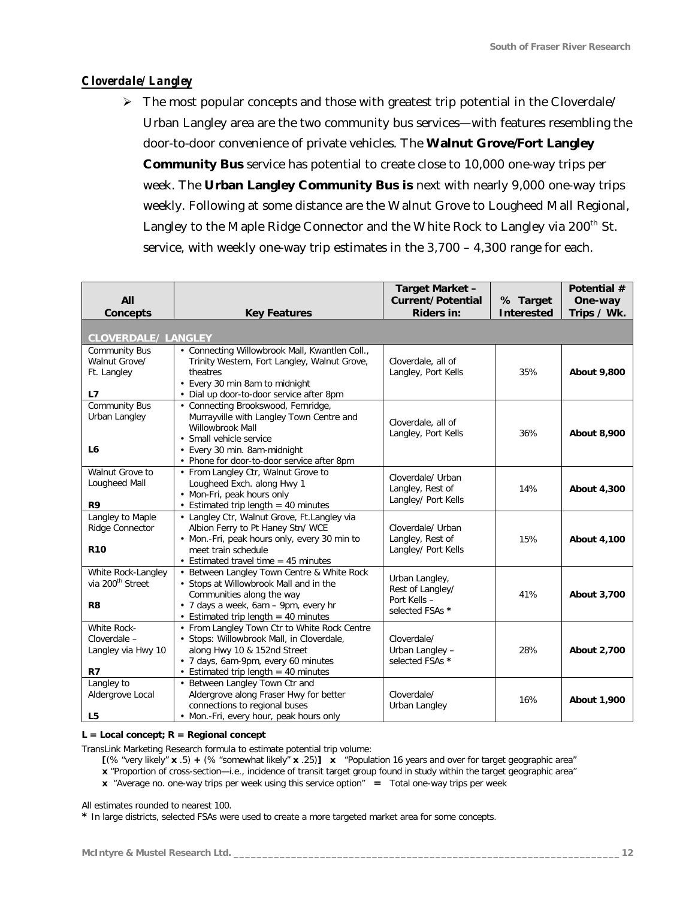## *Cloverdale/ Langley*

- The most popular concepts and those with greatest trip potential in the Cloverdale/ Urban Langley area are the two community bus services—with features resembling the door-to-door convenience of private vehicles. The **Walnut Grove/Fort Langley Community Bus** service has potential to create close to 10,000 one-way trips per week. The **Urban Langley Community Bus is** next with nearly 9,000 one-way trips weekly. Following at some distance are the Walnut Grove to Lougheed Mall Regional, Langley to the Maple Ridge Connector and the White Rock to Langley via 200th St. service, with weekly one-way trip estimates in the 3,700 – 4,300 range for each.

| All Concepts | Key Features | Target Market – Current/Potential Riders in: | % Target Interested | Potential # One-way Trips / Wk. |
|---|---|---|---|---|
| **CLOVERDALE/ LANGLEY** | | | | |
| Community Bus Walnut Grove/ Ft. Langley<br>**L7** | • Connecting Willowbrook Mall, Kwantlen Coll., Trinity Western, Fort Langley, Walnut Grove, theatres<br>• Every 30 min 8am to midnight<br>• Dial up door-to-door service after 8pm | Cloverdale, all of Langley, Port Kells | 35% | **About 9,800** |
| Community Bus Urban Langley<br>**L6** | • Connecting Brookswood, Fernridge, Murrayville with Langley Town Centre and Willowbrook Mall<br>• Small vehicle service<br>• Every 30 min. 8am-midnight<br>• Phone for door-to-door service after 8pm | Cloverdale, all of Langley, Port Kells | 36% | **About 8,900** |
| Walnut Grove to Lougheed Mall<br>**R9** | • From Langley Ctr, Walnut Grove to Lougheed Exch. along Hwy 1<br>• Mon-Fri, peak hours only<br>• Estimated trip length = 40 minutes | Cloverdale/ Urban Langley, Rest of Langley/ Port Kells | 14% | **About 4,300** |
| Langley to Maple Ridge Connector<br>**R10** | • Langley Ctr, Walnut Grove, Ft.Langley via Albion Ferry to Pt Haney Stn/ WCE<br>• Mon.-Fri, peak hours only, every 30 min to meet train schedule<br>• Estimated travel time = 45 minutes | Cloverdale/ Urban Langley, Rest of Langley/ Port Kells | 15% | **About 4,100** |
| White Rock-Langley via 200th Street<br>**R8** | • Between Langley Town Centre & White Rock<br>• Stops at Willowbrook Mall and in the Communities along the way<br>• 7 days a week, 6am – 9pm, every hr<br>• Estimated trip length = 40 minutes | Urban Langley, Rest of Langley/ Port Kells – selected FSAs * | 41% | **About 3,700** |
| White Rock-Cloverdale – Langley via Hwy 10<br>**R7** | • From Langley Town Ctr to White Rock Centre<br>• Stops: Willowbrook Mall, in Cloverdale, along Hwy 10 & 152nd Street<br>• 7 days, 6am-9pm, every 60 minutes<br>• Estimated trip length = 40 minutes | Cloverdale/ Urban Langley – selected FSAs * | 28% | **About 2,700** |
| Langley to Aldergrove Local<br>**L5** | • Between Langley Town Ctr and Aldergrove along Fraser Hwy for better connections to regional buses<br>• Mon.-Fri, every hour, peak hours only | Cloverdale/ Urban Langley | 16% | **About 1,900** |

**L = Local concept; R = Regional concept**

TransLink Marketing Research formula to estimate potential trip volume:

**[**(% "very likely" **x** .5) **+** (% "somewhat likely" **x** .25)**]** **x** "Population 16 years and over for target geographic area"
**x** "Proportion of cross-section—i.e., incidence of transit target group found in study within the target geographic area"
**x** "Average no. one-way trips per week using this service option" **=** Total one-way trips per week

All estimates rounded to nearest 100.

**\*** In large districts, selected FSAs were used to create a more targeted market area for some concepts.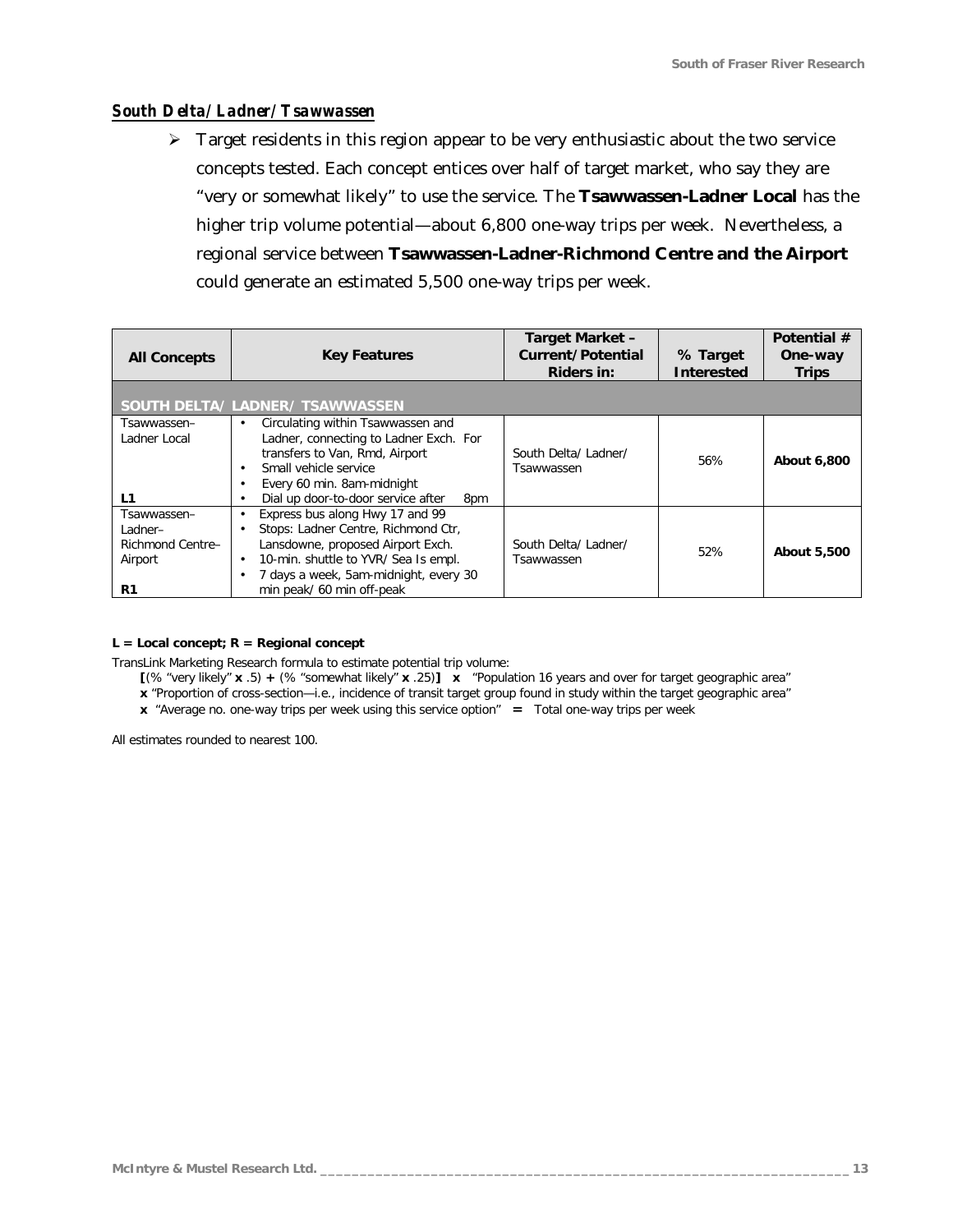### *South Delta/ Ladner/ Tsawwassen*

- Target residents in this region appear to be very enthusiastic about the two service concepts tested. Each concept entices over half of target market, who say they are "very or somewhat likely" to use the service. The **Tsawwassen-Ladner Local** has the higher trip volume potential—about 6,800 one-way trips per week. Nevertheless, a regional service between **Tsawwassen-Ladner-Richmond Centre and the Airport** could generate an estimated 5,500 one-way trips per week.

| All Concepts | Key Features | Target Market – Current/Potential Riders in: | % Target Interested | Potential # One-way Trips |
|---|---|---|---|---|
| **SOUTH DELTA/ LADNER/ TSAWWASSEN** | | | | |
| Tsawwassen–Ladner Local<br>**L1** | • Circulating within Tsawwassen and Ladner, connecting to Ladner Exch. For transfers to Van, Rmd, Airport<br>• Small vehicle service<br>• Every 60 min. 8am-midnight<br>• Dial up door-to-door service after 8pm | South Delta/ Ladner/ Tsawwassen | 56% | **About 6,800** |
| Tsawwassen–Ladner–Richmond Centre–Airport<br>**R1** | • Express bus along Hwy 17 and 99<br>• Stops: Ladner Centre, Richmond Ctr, Lansdowne, proposed Airport Exch.<br>• 10-min. shuttle to YVR/ Sea Is empl.<br>• 7 days a week, 5am-midnight, every 30 min peak/ 60 min off-peak | South Delta/ Ladner/ Tsawwassen | 52% | **About 5,500** |

**L = Local concept; R = Regional concept**

TransLink Marketing Research formula to estimate potential trip volume:

**[**(% "very likely" **x** .5) **+** (% "somewhat likely" **x** .25)**]** **x** "Population 16 years and over for target geographic area"
**x** "Proportion of cross-section—i.e., incidence of transit target group found in study within the target geographic area"
**x** "Average no. one-way trips per week using this service option" **=** Total one-way trips per week

All estimates rounded to nearest 100.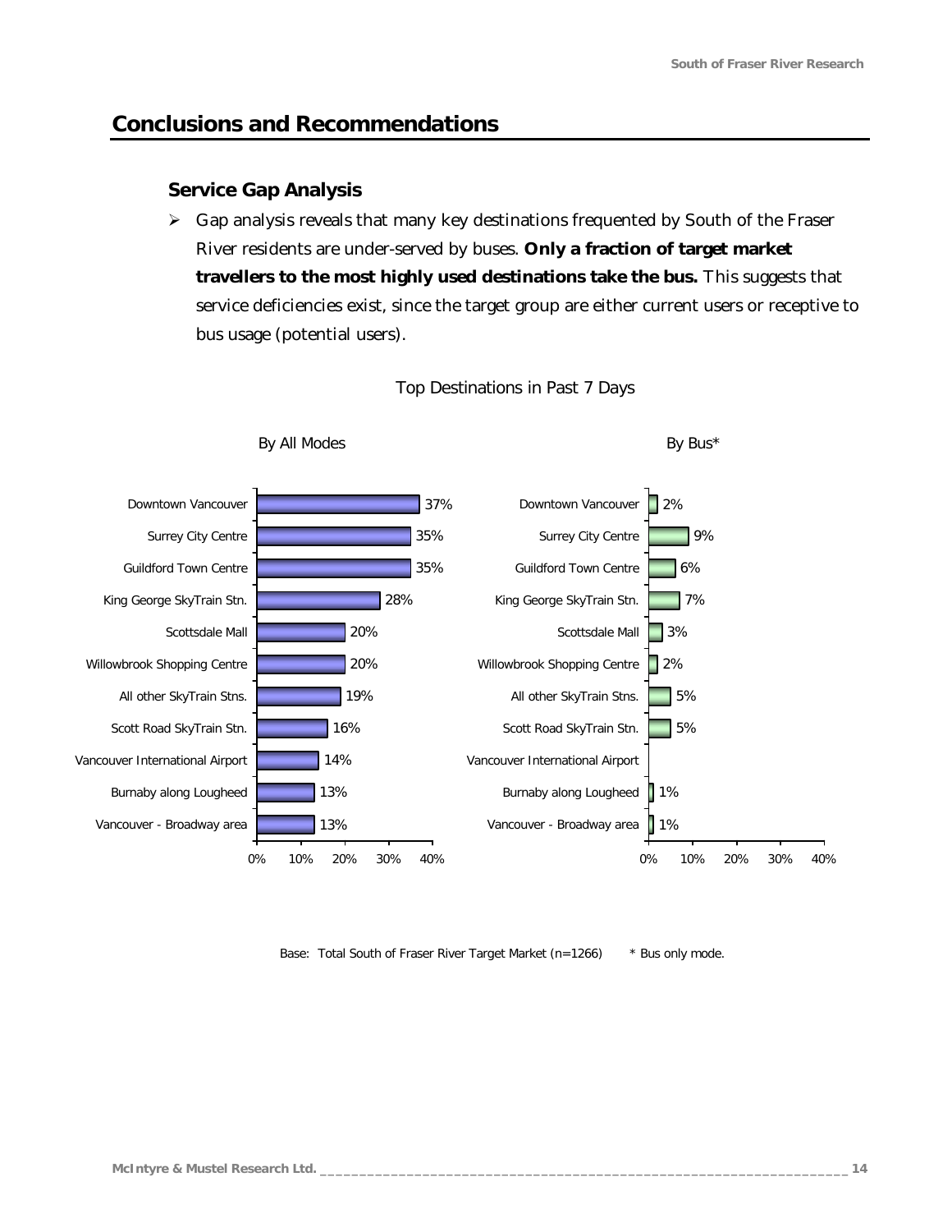## Conclusions and Recommendations

### Service Gap Analysis

➢ Gap analysis reveals that many key destinations frequented by South of the Fraser River residents are under-served by buses. **Only a fraction of target market travellers to the most highly used destinations take the bus.** This suggests that service deficiencies exist, since the target group are either current users or receptive to bus usage (potential users).

Top Destinations in Past 7 Days

| Destination | By All Modes | By Bus* |
|---|---|---|
| Downtown Vancouver | 37% | 2% |
| Surrey City Centre | 35% | 9% |
| Guildford Town Centre | 35% | 6% |
| King George SkyTrain Stn. | 28% | 7% |
| Scottsdale Mall | 20% | 3% |
| Willowbrook Shopping Centre | 20% | 2% |
| All other SkyTrain Stns. | 19% | 5% |
| Scott Road SkyTrain Stn. | 16% | 5% |
| Vancouver International Airport | 14% | |
| Burnaby along Lougheed | 13% | 1% |
| Vancouver - Broadway area | 13% | 1% |

Base: Total South of Fraser River Target Market (n=1266)   * Bus only mode.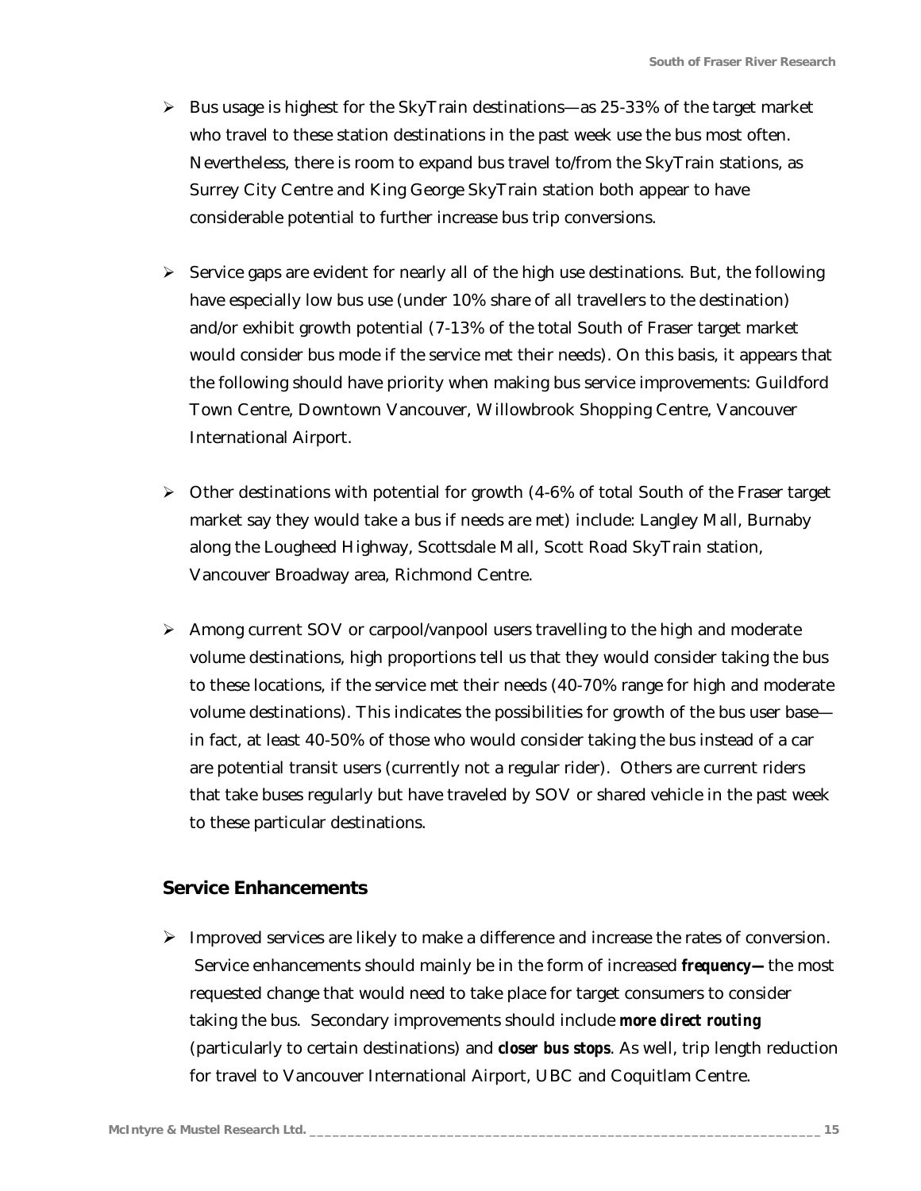- Bus usage is highest for the SkyTrain destinations—as 25-33% of the target market who travel to these station destinations in the past week use the bus most often. Nevertheless, there is room to expand bus travel to/from the SkyTrain stations, as Surrey City Centre and King George SkyTrain station both appear to have considerable potential to further increase bus trip conversions.

- Service gaps are evident for nearly all of the high use destinations. But, the following have especially low bus use (under 10% share of all travellers to the destination) and/or exhibit growth potential (7-13% of the total South of Fraser target market would consider bus mode if the service met their needs). On this basis, it appears that the following should have priority when making bus service improvements: Guildford Town Centre, Downtown Vancouver, Willowbrook Shopping Centre, Vancouver International Airport.

- Other destinations with potential for growth (4-6% of total South of the Fraser target market say they would take a bus if needs are met) include: Langley Mall, Burnaby along the Lougheed Highway, Scottsdale Mall, Scott Road SkyTrain station, Vancouver Broadway area, Richmond Centre.

- Among current SOV or carpool/vanpool users travelling to the high and moderate volume destinations, high proportions tell us that they would consider taking the bus to these locations, if the service met their needs (40-70% range for high and moderate volume destinations). This indicates the possibilities for growth of the bus user base—in fact, at least 40-50% of those who would consider taking the bus instead of a car are potential transit users (currently not a regular rider). Others are current riders that take buses regularly but have traveled by SOV or shared vehicle in the past week to these particular destinations.

### Service Enhancements

- Improved services are likely to make a difference and increase the rates of conversion. Service enhancements should mainly be in the form of increased ***frequency—*** the most requested change that would need to take place for target consumers to consider taking the bus. Secondary improvements should include ***more direct routing*** (particularly to certain destinations) and ***closer bus stops***. As well, trip length reduction for travel to Vancouver International Airport, UBC and Coquitlam Centre.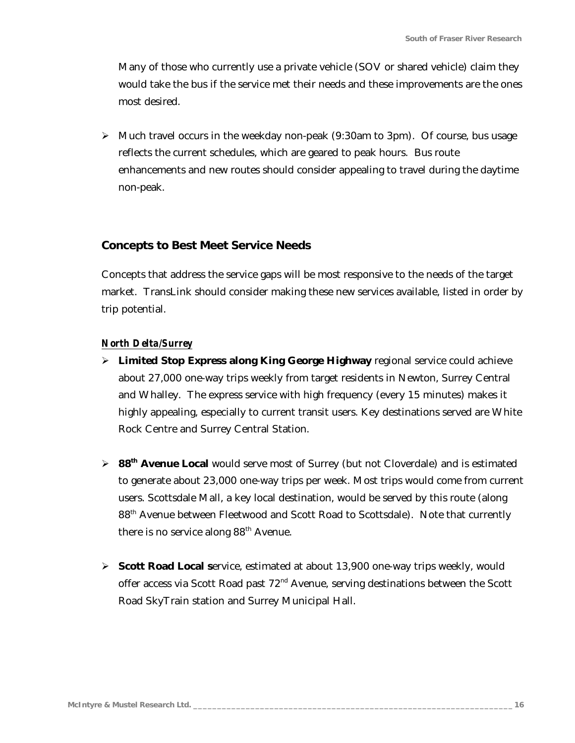Many of those who currently use a private vehicle (SOV or shared vehicle) claim they would take the bus if the service met their needs and these improvements are the ones most desired.

- Much travel occurs in the weekday non-peak (9:30am to 3pm). Of course, bus usage reflects the current schedules, which are geared to peak hours. Bus route enhancements and new routes should consider appealing to travel during the daytime non-peak.

## Concepts to Best Meet Service Needs

Concepts that address the service gaps will be most responsive to the needs of the target market. TransLink should consider making these new services available, listed in order by trip potential.

### *North Delta/Surrey*

- **Limited Stop Express along King George Highway** regional service could achieve about 27,000 one-way trips weekly from target residents in Newton, Surrey Central and Whalley. The express service with high frequency (every 15 minutes) makes it highly appealing, especially to current transit users. Key destinations served are White Rock Centre and Surrey Central Station.

- **88th Avenue Local** would serve most of Surrey (but not Cloverdale) and is estimated to generate about 23,000 one-way trips per week. Most trips would come from current users. Scottsdale Mall, a key local destination, would be served by this route (along 88th Avenue between Fleetwood and Scott Road to Scottsdale). Note that currently there is no service along 88th Avenue.

- **Scott Road Local s**ervice, estimated at about 13,900 one-way trips weekly, would offer access via Scott Road past 72nd Avenue, serving destinations between the Scott Road SkyTrain station and Surrey Municipal Hall.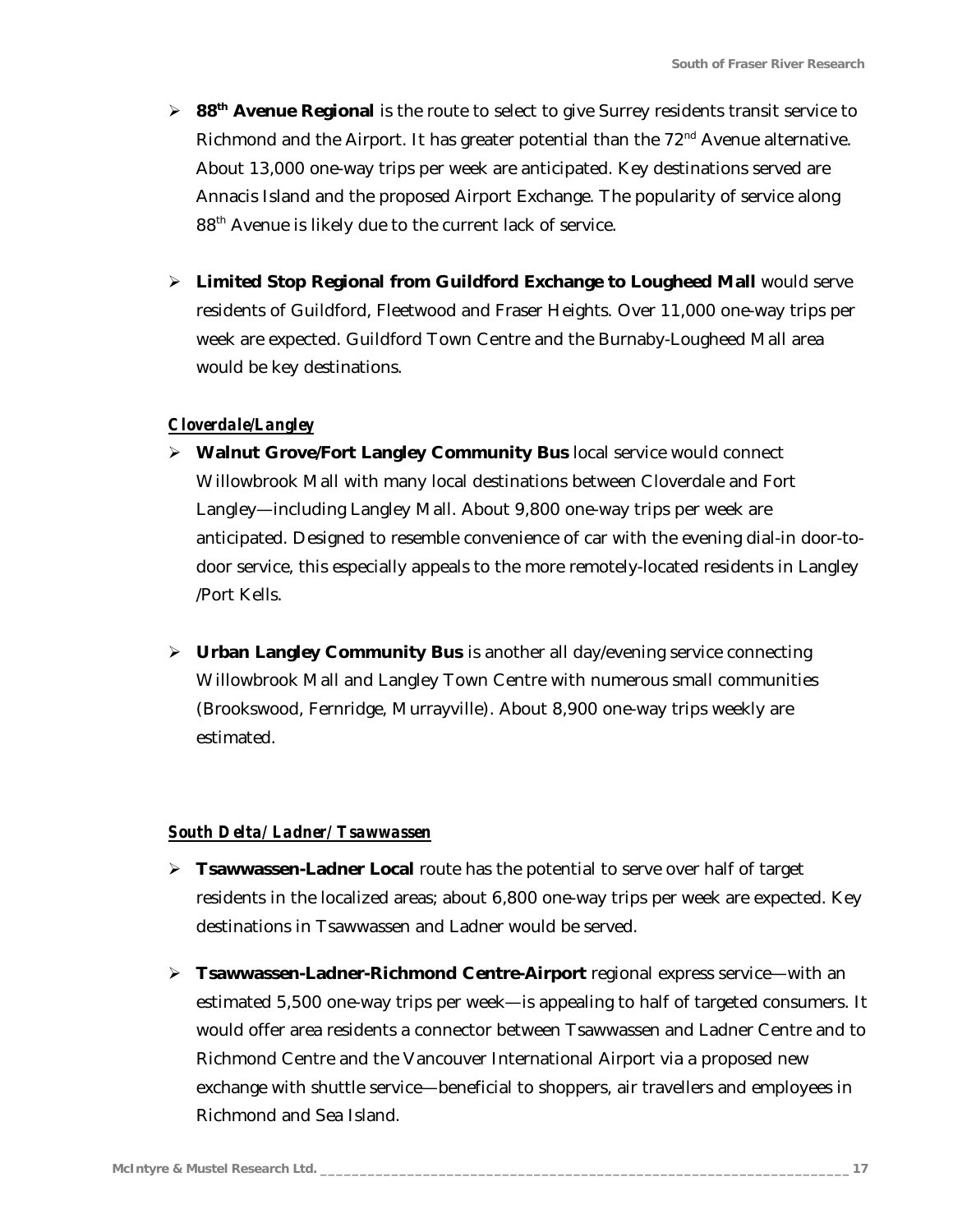- **88th Avenue Regional** is the route to select to give Surrey residents transit service to Richmond and the Airport. It has greater potential than the 72nd Avenue alternative. About 13,000 one-way trips per week are anticipated. Key destinations served are Annacis Island and the proposed Airport Exchange. The popularity of service along 88th Avenue is likely due to the current lack of service.

- **Limited Stop Regional from Guildford Exchange to Lougheed Mall** would serve residents of Guildford, Fleetwood and Fraser Heights. Over 11,000 one-way trips per week are expected. Guildford Town Centre and the Burnaby-Lougheed Mall area would be key destinations.

### *Cloverdale/Langley*

- **Walnut Grove/Fort Langley Community Bus** local service would connect Willowbrook Mall with many local destinations between Cloverdale and Fort Langley—including Langley Mall. About 9,800 one-way trips per week are anticipated. Designed to resemble convenience of car with the evening dial-in door-to-door service, this especially appeals to the more remotely-located residents in Langley /Port Kells.

- **Urban Langley Community Bus** is another all day/evening service connecting Willowbrook Mall and Langley Town Centre with numerous small communities (Brookswood, Fernridge, Murrayville). About 8,900 one-way trips weekly are estimated.

### *South Delta/ Ladner/ Tsawwassen*

- **Tsawwassen-Ladner Local** route has the potential to serve over half of target residents in the localized areas; about 6,800 one-way trips per week are expected. Key destinations in Tsawwassen and Ladner would be served.

- **Tsawwassen-Ladner-Richmond Centre-Airport** regional express service—with an estimated 5,500 one-way trips per week—is appealing to half of targeted consumers. It would offer area residents a connector between Tsawwassen and Ladner Centre and to Richmond Centre and the Vancouver International Airport via a proposed new exchange with shuttle service—beneficial to shoppers, air travellers and employees in Richmond and Sea Island.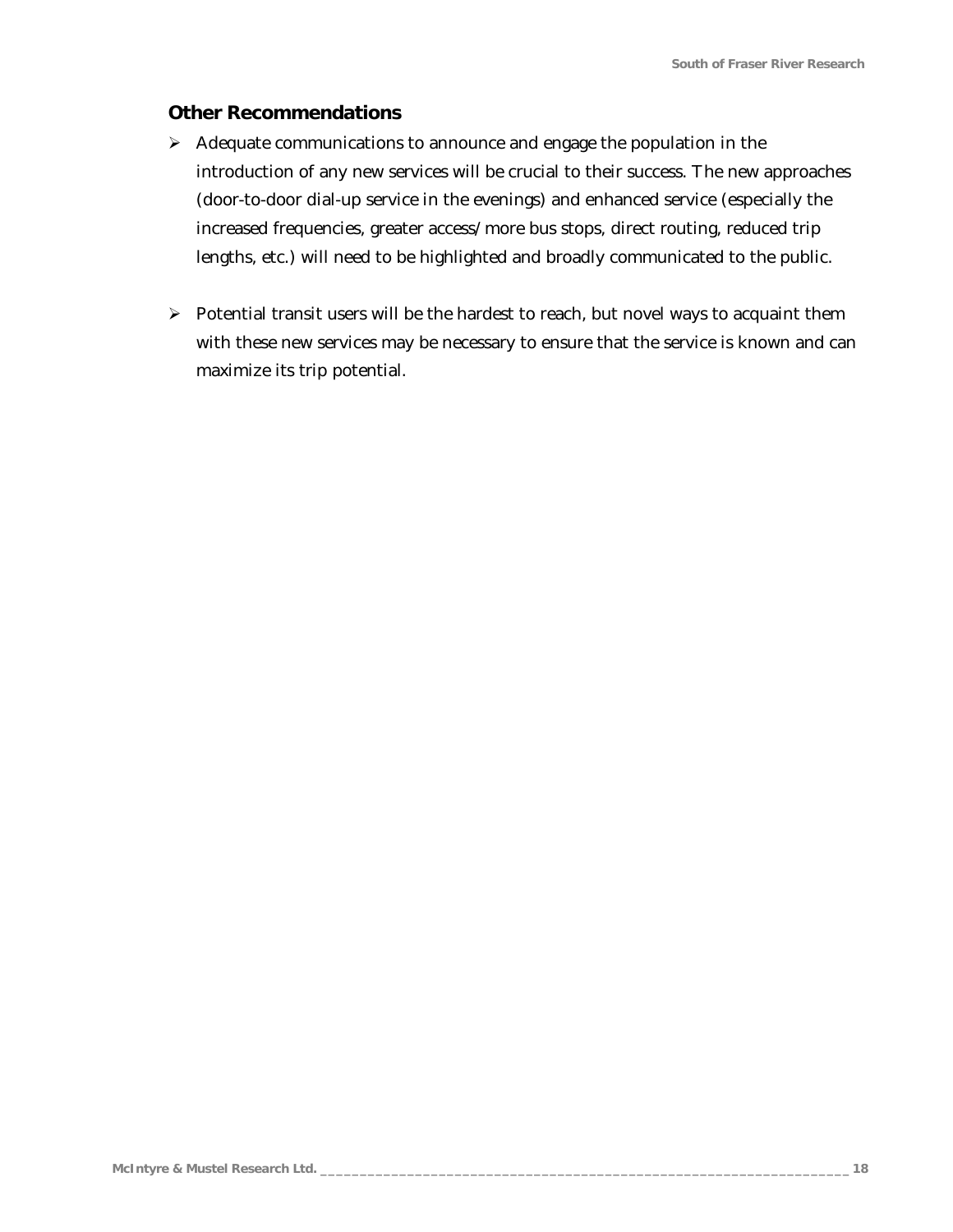## Other Recommendations

- Adequate communications to announce and engage the population in the introduction of any new services will be crucial to their success. The new approaches (door-to-door dial-up service in the evenings) and enhanced service (especially the increased frequencies, greater access/more bus stops, direct routing, reduced trip lengths, etc.) will need to be highlighted and broadly communicated to the public.

- Potential transit users will be the hardest to reach, but novel ways to acquaint them with these new services may be necessary to ensure that the service is known and can maximize its trip potential.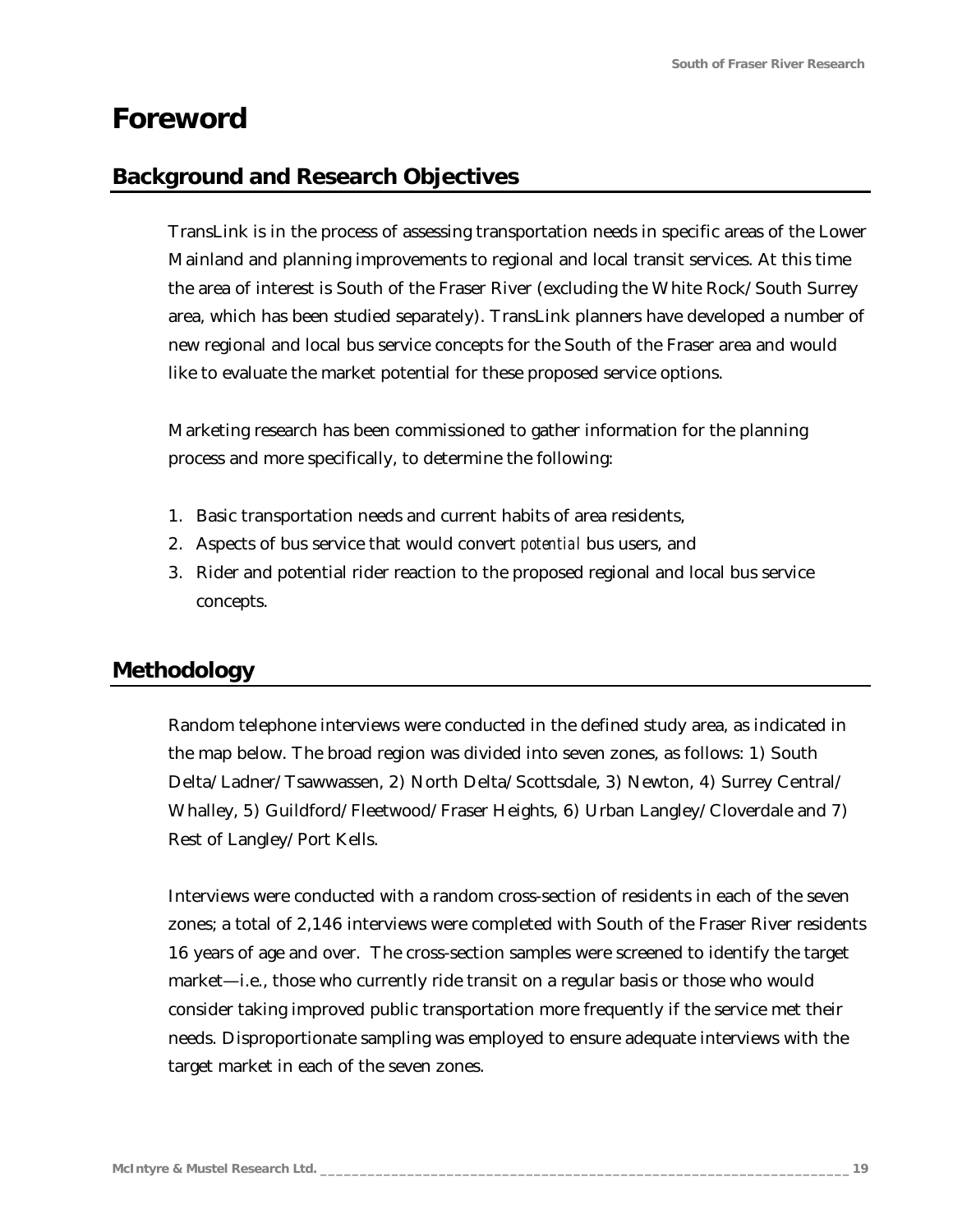# Foreword

## Background and Research Objectives

TransLink is in the process of assessing transportation needs in specific areas of the Lower Mainland and planning improvements to regional and local transit services. At this time the area of interest is South of the Fraser River (excluding the White Rock/South Surrey area, which has been studied separately). TransLink planners have developed a number of new regional and local bus service concepts for the South of the Fraser area and would like to evaluate the market potential for these proposed service options.

Marketing research has been commissioned to gather information for the planning process and more specifically, to determine the following:

1. Basic transportation needs and current habits of area residents,
2. Aspects of bus service that would convert *potential* bus users, and
3. Rider and potential rider reaction to the proposed regional and local bus service concepts.

## Methodology

Random telephone interviews were conducted in the defined study area, as indicated in the map below. The broad region was divided into seven zones, as follows: 1) South Delta/Ladner/Tsawwassen, 2) North Delta/Scottsdale, 3) Newton, 4) Surrey Central/Whalley, 5) Guildford/Fleetwood/Fraser Heights, 6) Urban Langley/Cloverdale and 7) Rest of Langley/Port Kells.

Interviews were conducted with a random cross-section of residents in each of the seven zones; a total of 2,146 interviews were completed with South of the Fraser River residents 16 years of age and over. The cross-section samples were screened to identify the target market—i.e., those who currently ride transit on a regular basis or those who would consider taking improved public transportation more frequently if the service met their needs. Disproportionate sampling was employed to ensure adequate interviews with the target market in each of the seven zones.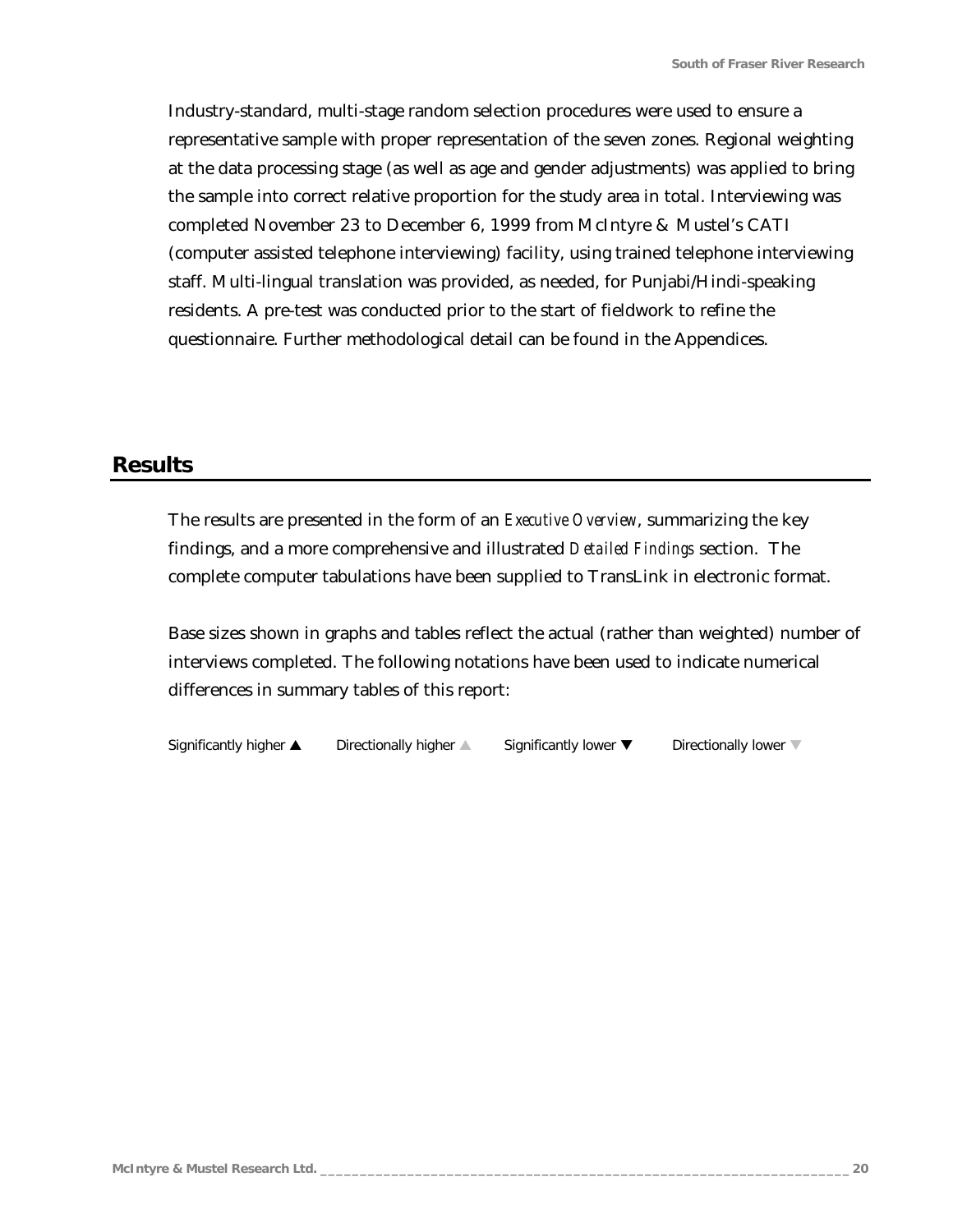Industry-standard, multi-stage random selection procedures were used to ensure a representative sample with proper representation of the seven zones. Regional weighting at the data processing stage (as well as age and gender adjustments) was applied to bring the sample into correct relative proportion for the study area in total. Interviewing was completed November 23 to December 6, 1999 from McIntyre & Mustel's CATI (computer assisted telephone interviewing) facility, using trained telephone interviewing staff. Multi-lingual translation was provided, as needed, for Punjabi/Hindi-speaking residents. A pre-test was conducted prior to the start of fieldwork to refine the questionnaire. Further methodological detail can be found in the Appendices.

## Results

The results are presented in the form of an *Executive Overview*, summarizing the key findings, and a more comprehensive and illustrated *Detailed Findings* section. The complete computer tabulations have been supplied to TransLink in electronic format.

Base sizes shown in graphs and tables reflect the actual (rather than weighted) number of interviews completed. The following notations have been used to indicate numerical differences in summary tables of this report:

Significantly higher ▲ Directionally higher ▲ Significantly lower ▼ Directionally lower ▼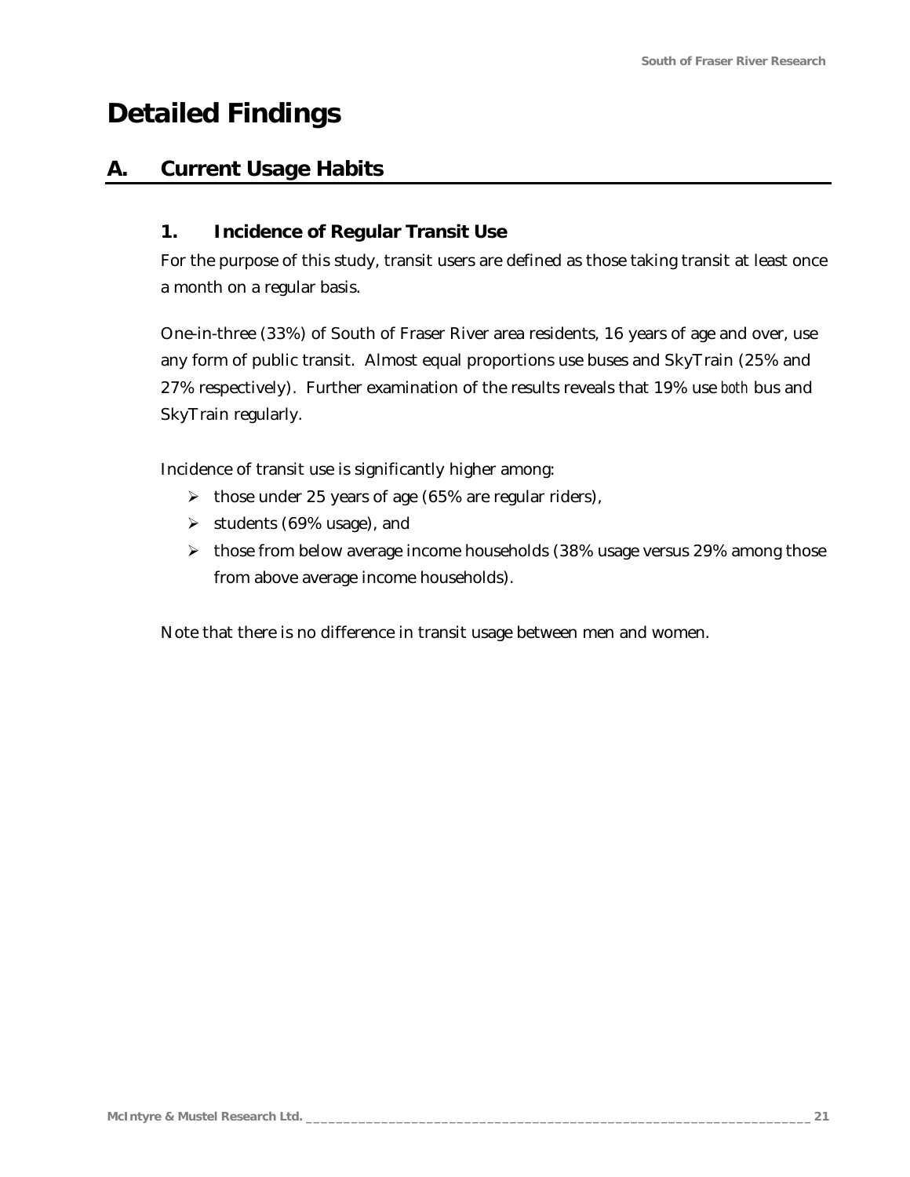# Detailed Findings

## A. Current Usage Habits

### 1. Incidence of Regular Transit Use

For the purpose of this study, transit users are defined as those taking transit at least once a month on a regular basis.

One-in-three (33%) of South of Fraser River area residents, 16 years of age and over, use any form of public transit. Almost equal proportions use buses and SkyTrain (25% and 27% respectively). Further examination of the results reveals that 19% use *both* bus and SkyTrain regularly.

Incidence of transit use is significantly higher among:

- those under 25 years of age (65% are regular riders),
- students (69% usage), and
- those from below average income households (38% usage versus 29% among those from above average income households).

Note that there is no difference in transit usage between men and women.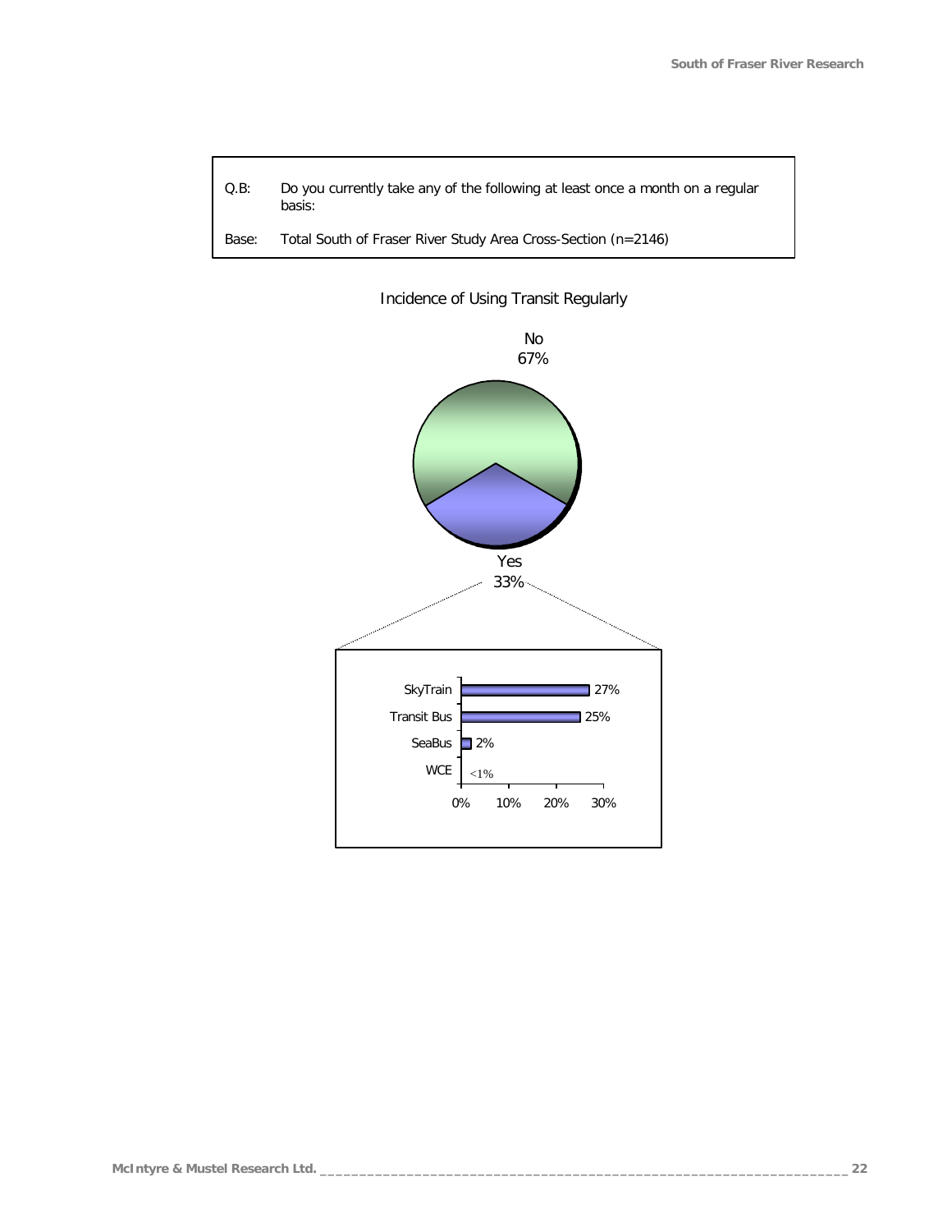| | |
|---|---|
| Q.B: | Do you currently take any of the following at least once a month on a regular basis: |
| Base: | Total South of Fraser River Study Area Cross-Section (n=2146) |

Incidence of Using Transit Regularly

| Response | % |
|---|---|
| No | 67% |
| Yes | 33% |

| Mode | % |
|---|---|
| SkyTrain | 27% |
| Transit Bus | 25% |
| SeaBus | 2% |
| WCE | <1% |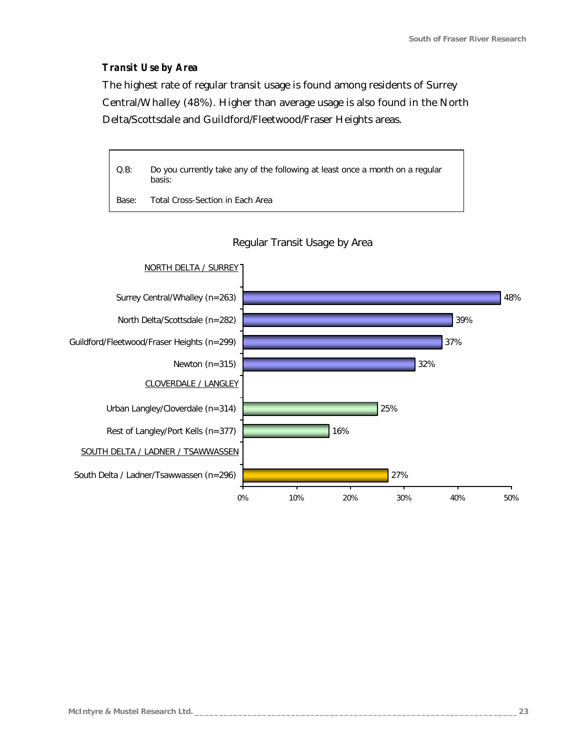### *Transit Use by Area*

The highest rate of regular transit usage is found among residents of Surrey Central/Whalley (48%). Higher than average usage is also found in the North Delta/Scottsdale and Guildford/Fleetwood/Fraser Heights areas.

| | |
|---|---|
| Q.B: | Do you currently take any of the following at least once a month on a regular basis: |
| Base: | Total Cross-Section in Each Area |

**Regular Transit Usage by Area**

| Area | % |
|---|---|
| NORTH DELTA / SURREY | |
| Surrey Central/Whalley (n=263) | 48% |
| North Delta/Scottsdale (n=282) | 39% |
| Guildford/Fleetwood/Fraser Heights (n=299) | 37% |
| Newton (n=315) | 32% |
| CLOVERDALE / LANGLEY | |
| Urban Langley/Cloverdale (n=314) | 25% |
| Rest of Langley/Port Kells (n=377) | 16% |
| SOUTH DELTA / LADNER / TSAWWASSEN | |
| South Delta / Ladner/Tsawwassen (n=296) | 27% |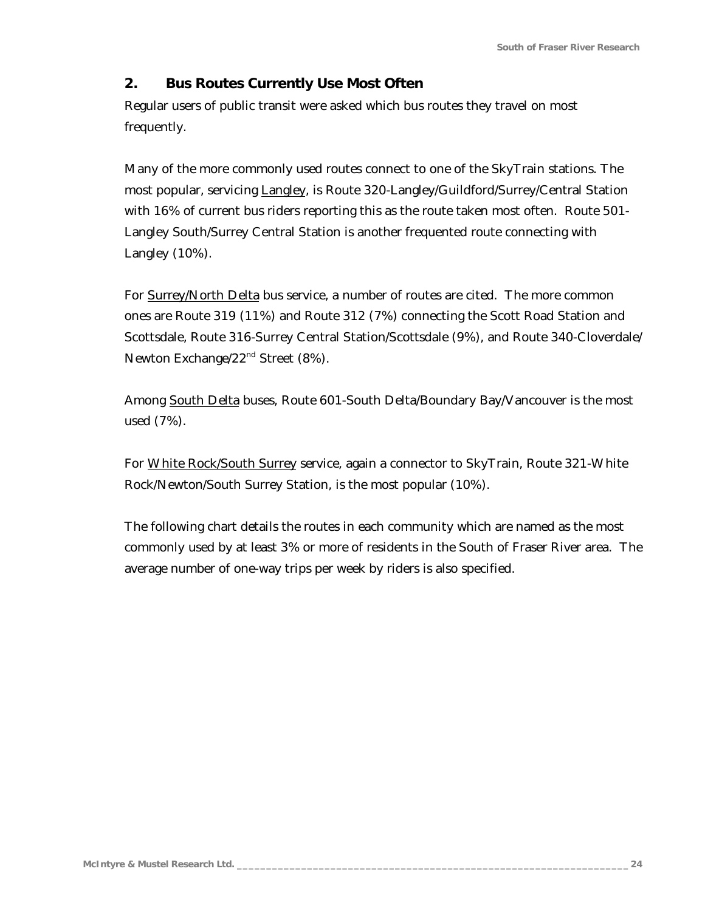## 2. Bus Routes Currently Use Most Often

Regular users of public transit were asked which bus routes they travel on most frequently.

Many of the more commonly used routes connect to one of the SkyTrain stations. The most popular, servicing <u>Langley</u>, is Route 320-Langley/Guildford/Surrey/Central Station with 16% of current bus riders reporting this as the route taken most often. Route 501-Langley South/Surrey Central Station is another frequented route connecting with Langley (10%).

For <u>Surrey/North Delta</u> bus service, a number of routes are cited. The more common ones are Route 319 (11%) and Route 312 (7%) connecting the Scott Road Station and Scottsdale, Route 316-Surrey Central Station/Scottsdale (9%), and Route 340-Cloverdale/ Newton Exchange/22nd Street (8%).

Among <u>South Delta</u> buses, Route 601-South Delta/Boundary Bay/Vancouver is the most used (7%).

For <u>White Rock/South Surrey</u> service, again a connector to SkyTrain, Route 321-White Rock/Newton/South Surrey Station, is the most popular (10%).

The following chart details the routes in each community which are named as the most commonly used by at least 3% or more of residents in the South of Fraser River area. The average number of one-way trips per week by riders is also specified.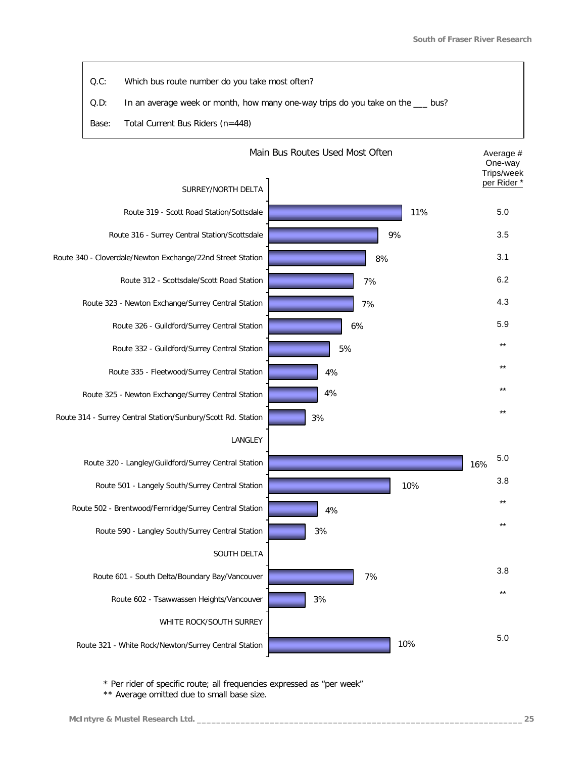| | |
|---|---|
| Q.C: | Which bus route number do you take most often? |
| Q.D: | In an average week or month, how many one-way trips do you take on the ___ bus? |
| Base: | Total Current Bus Riders (n=448) |

**Main Bus Routes Used Most Often**

| Route | % | Average # One-way Trips/week per Rider * |
|---|---|---|
| **SURREY/NORTH DELTA** | | |
| Route 319 - Scott Road Station/Sottsdale | 11% | 5.0 |
| Route 316 - Surrey Central Station/Scottsdale | 9% | 3.5 |
| Route 340 - Cloverdale/Newton Exchange/22nd Street Station | 8% | 3.1 |
| Route 312 - Scottsdale/Scott Road Station | 7% | 6.2 |
| Route 323 - Newton Exchange/Surrey Central Station | 7% | 4.3 |
| Route 326 - Guildford/Surrey Central Station | 6% | 5.9 |
| Route 332 - Guildford/Surrey Central Station | 5% | ** |
| Route 335 - Fleetwood/Surrey Central Station | 4% | ** |
| Route 325 - Newton Exchange/Surrey Central Station | 4% | ** |
| Route 314 - Surrey Central Station/Sunbury/Scott Rd. Station | 3% | ** |
| **LANGLEY** | | |
| Route 320 - Langley/Guildford/Surrey Central Station | 16% | 5.0 |
| Route 501 - Langely South/Surrey Central Station | 10% | 3.8 |
| Route 502 - Brentwood/Fernridge/Surrey Central Station | 4% | ** |
| Route 590 - Langley South/Surrey Central Station | 3% | ** |
| **SOUTH DELTA** | | |
| Route 601 - South Delta/Boundary Bay/Vancouver | 7% | 3.8 |
| Route 602 - Tsawwassen Heights/Vancouver | 3% | ** |
| **WHITE ROCK/SOUTH SURREY** | | |
| Route 321 - White Rock/Newton/Surrey Central Station | 10% | 5.0 |

\* Per rider of specific route; all frequencies expressed as "per week"

\*\* Average omitted due to small base size.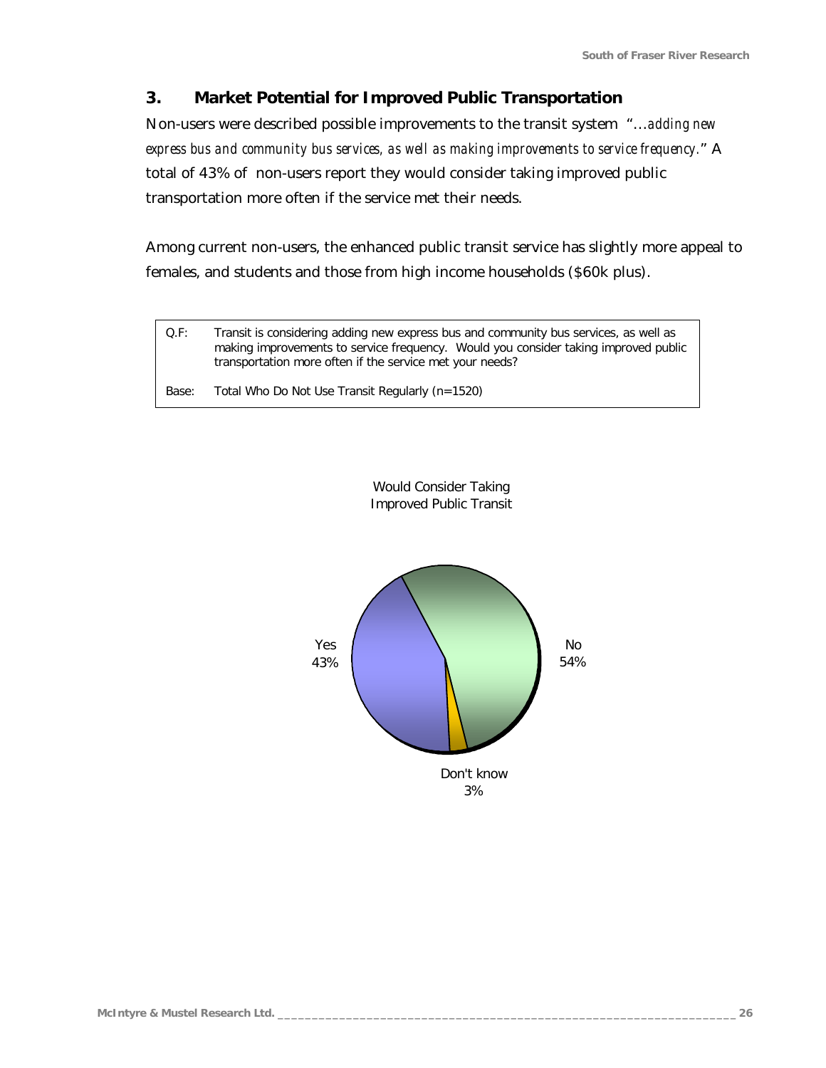## 3. Market Potential for Improved Public Transportation

Non-users were described possible improvements to the transit system "*…adding new express bus and community bus services, as well as making improvements to service frequency.*" A total of 43% of non-users report they would consider taking improved public transportation more often if the service met their needs.

Among current non-users, the enhanced public transit service has slightly more appeal to females, and students and those from high income households ($60k plus).

| | |
|---|---|
| Q.F: | Transit is considering adding new express bus and community bus services, as well as making improvements to service frequency. Would you consider taking improved public transportation more often if the service met your needs? |
| Base: | Total Who Do Not Use Transit Regularly (n=1520) |

Would Consider Taking Improved Public Transit

Yes 43%

No 54%

Don't know 3%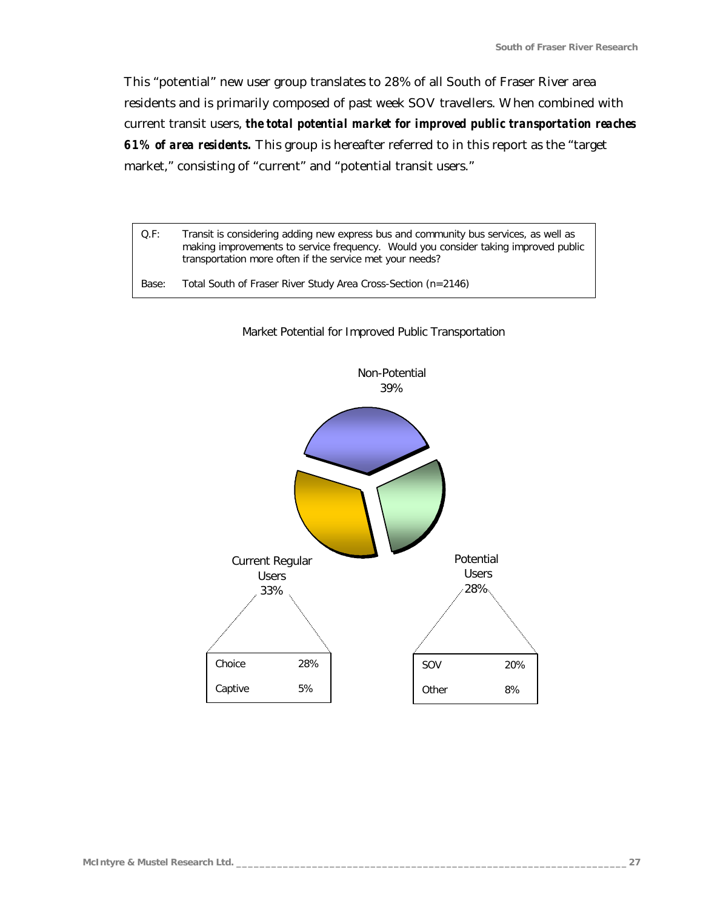This "potential" new user group translates to 28% of all South of Fraser River area residents and is primarily composed of past week SOV travellers. When combined with current transit users, ***the total potential market for improved public transportation reaches 61% of area residents.*** This group is hereafter referred to in this report as the "target market," consisting of "current" and "potential transit users."

| | |
|---|---|
| Q.F: | Transit is considering adding new express bus and community bus services, as well as making improvements to service frequency. Would you consider taking improved public transportation more often if the service met your needs? |
| Base: | Total South of Fraser River Study Area Cross-Section (n=2146) |

Market Potential for Improved Public Transportation

Non-Potential 39%

Current Regular Users 33%

| | |
|---|---|
| Choice | 28% |
| Captive | 5% |

Potential Users 28%

| | |
|---|---|
| SOV | 20% |
| Other | 8% |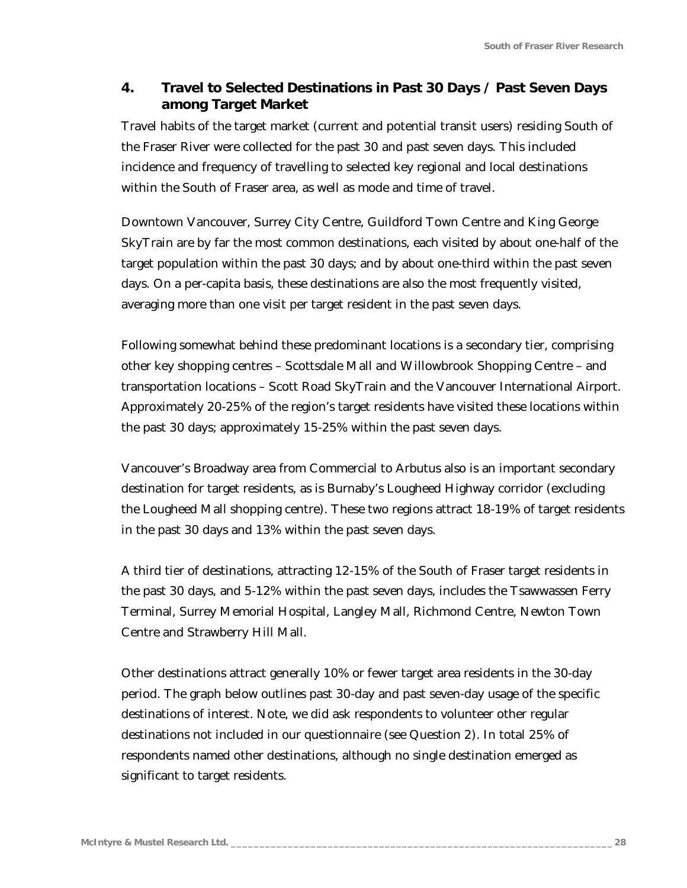## 4. Travel to Selected Destinations in Past 30 Days / Past Seven Days among Target Market

Travel habits of the target market (current and potential transit users) residing South of the Fraser River were collected for the past 30 and past seven days. This included incidence and frequency of travelling to selected key regional and local destinations within the South of Fraser area, as well as mode and time of travel.

Downtown Vancouver, Surrey City Centre, Guildford Town Centre and King George SkyTrain are by far the most common destinations, each visited by about one-half of the target population within the past 30 days; and by about one-third within the past seven days. On a per-capita basis, these destinations are also the most frequently visited, averaging more than one visit per target resident in the past seven days.

Following somewhat behind these predominant locations is a secondary tier, comprising other key shopping centres – Scottsdale Mall and Willowbrook Shopping Centre – and transportation locations – Scott Road SkyTrain and the Vancouver International Airport. Approximately 20-25% of the region's target residents have visited these locations within the past 30 days; approximately 15-25% within the past seven days.

Vancouver's Broadway area from Commercial to Arbutus also is an important secondary destination for target residents, as is Burnaby's Lougheed Highway corridor (excluding the Lougheed Mall shopping centre). These two regions attract 18-19% of target residents in the past 30 days and 13% within the past seven days.

A third tier of destinations, attracting 12-15% of the South of Fraser target residents in the past 30 days, and 5-12% within the past seven days, includes the Tsawwassen Ferry Terminal, Surrey Memorial Hospital, Langley Mall, Richmond Centre, Newton Town Centre and Strawberry Hill Mall.

Other destinations attract generally 10% or fewer target area residents in the 30-day period. The graph below outlines past 30-day and past seven-day usage of the specific destinations of interest. Note, we did ask respondents to volunteer other regular destinations not included in our questionnaire (see Question 2). In total 25% of respondents named other destinations, although no single destination emerged as significant to target residents.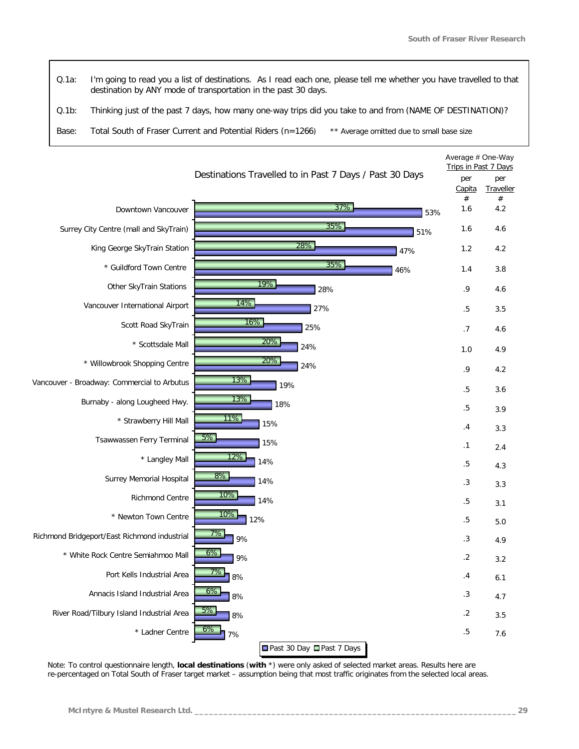Q.1a: I'm going to read you a list of destinations. As I read each one, please tell me whether you have travelled to that destination by ANY mode of transportation in the past 30 days.

Q.1b: Thinking just of the past 7 days, how many one-way trips did you take to and from (NAME OF DESTINATION)?

Base: Total South of Fraser Current and Potential Riders (n=1266) ** Average omitted due to small base size

**Destinations Travelled to in Past 7 Days / Past 30 Days**

| Destination | Past 7 Days | Past 30 Day | Average # One-Way Trips in Past 7 Days per Capita # | Average # One-Way Trips in Past 7 Days per Traveller # |
|---|---|---|---|---|
| Downtown Vancouver | 37% | 53% | 1.6 | 4.2 |
| Surrey City Centre (mall and SkyTrain) | 35% | 51% | 1.6 | 4.6 |
| King George SkyTrain Station | 28% | 47% | 1.2 | 4.2 |
| * Guildford Town Centre | 35% | 46% | 1.4 | 3.8 |
| Other SkyTrain Stations | 19% | 28% | .9 | 4.6 |
| Vancouver International Airport | 14% | 27% | .5 | 3.5 |
| Scott Road SkyTrain | 16% | 25% | .7 | 4.6 |
| * Scottsdale Mall | 20% | 24% | 1.0 | 4.9 |
| * Willowbrook Shopping Centre | 20% | 24% | .9 | 4.2 |
| Vancouver - Broadway: Commercial to Arbutus | 13% | 19% | .5 | 3.6 |
| Burnaby - along Lougheed Hwy. | 13% | 18% | .5 | 3.9 |
| * Strawberry Hill Mall | 11% | 15% | .4 | 3.3 |
| Tsawwassen Ferry Terminal | 5% | 15% | .1 | 2.4 |
| * Langley Mall | 12% | 14% | .5 | 4.3 |
| Surrey Memorial Hospital | 8% | 14% | .3 | 3.3 |
| Richmond Centre | 10% | 14% | .5 | 3.1 |
| * Newton Town Centre | 10% | 12% | .5 | 5.0 |
| Richmond Bridgeport/East Richmond industrial | 7% | 9% | .3 | 4.9 |
| * White Rock Centre Semiahmoo Mall | 6% | 9% | .2 | 3.2 |
| Port Kells Industrial Area | 7% | 8% | .4 | 6.1 |
| Annacis Island Industrial Area | 6% | 8% | .3 | 4.7 |
| River Road/Tilbury Island Industrial Area | 5% | 8% | .2 | 3.5 |
| * Ladner Centre | 6% | 7% | .5 | 7.6 |

Note: To control questionnaire length, **local destinations** (**with** *) were only asked of selected market areas. Results here are re-percentaged on Total South of Fraser target market – assumption being that most traffic originates from the selected local areas.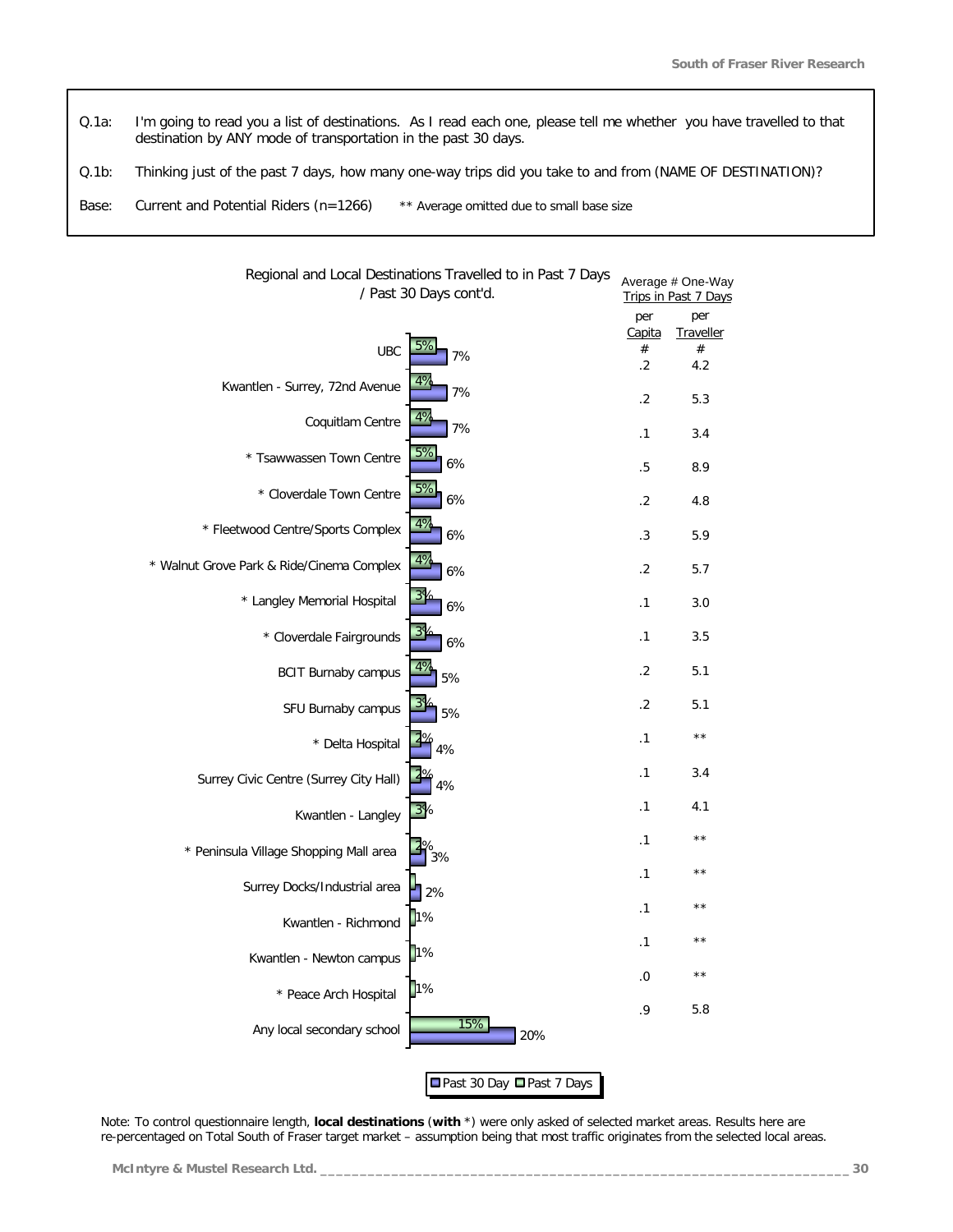Q.1a: I'm going to read you a list of destinations. As I read each one, please tell me whether you have travelled to that destination by ANY mode of transportation in the past 30 days.

Q.1b: Thinking just of the past 7 days, how many one-way trips did you take to and from (NAME OF DESTINATION)?

Base: Current and Potential Riders (n=1266) ** Average omitted due to small base size

## Regional and Local Destinations Travelled to in Past 7 Days / Past 30 Days cont'd.

| Destination | Past 7 Days | Past 30 Day | Average # One-Way Trips in Past 7 Days: per Capita # | Average # One-Way Trips in Past 7 Days: per Traveller # |
|---|---|---|---|---|
| UBC | 5% | 7% | .2 | 4.2 |
| Kwantlen - Surrey, 72nd Avenue | 4% | 7% | .2 | 5.3 |
| Coquitlam Centre | 4% | 7% | .1 | 3.4 |
| * Tsawwassen Town Centre | 5% | 6% | .5 | 8.9 |
| * Cloverdale Town Centre | 5% | 6% | .2 | 4.8 |
| * Fleetwood Centre/Sports Complex | 4% | 6% | .3 | 5.9 |
| * Walnut Grove Park & Ride/Cinema Complex | 4% | 6% | .2 | 5.7 |
| * Langley Memorial Hospital | 3% | 6% | .1 | 3.0 |
| * Cloverdale Fairgrounds | 3% | 6% | .1 | 3.5 |
| BCIT Burnaby campus | 4% | 5% | .2 | 5.1 |
| SFU Burnaby campus | 3% | 5% | .2 | 5.1 |
| * Delta Hospital | 2% | 4% | .1 | ** |
| Surrey Civic Centre (Surrey City Hall) | 2% | 4% | .1 | 3.4 |
| Kwantlen - Langley | 3% | | .1 | 4.1 |
| * Peninsula Village Shopping Mall area | 2% | 3% | .1 | ** |
| Surrey Docks/Industrial area | | 2% | .1 | ** |
| Kwantlen - Richmond | 1% | | .1 | ** |
| Kwantlen - Newton campus | 1% | | .1 | ** |
| * Peace Arch Hospital | 1% | | .0 | ** |
| Any local secondary school | 15% | 20% | .9 | 5.8 |

Note: To control questionnaire length, **local destinations** (**with** *) were only asked of selected market areas. Results here are re-percentaged on Total South of Fraser target market – assumption being that most traffic originates from the selected local areas.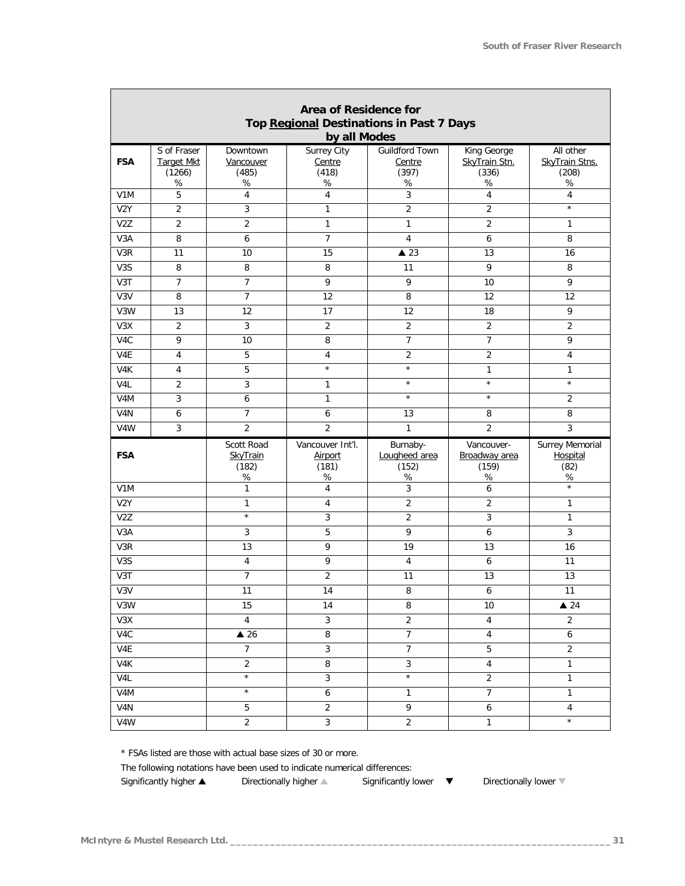## Area of Residence for Top Regional Destinations in Past 7 Days by all Modes

| FSA | S of Fraser Target Mkt (1266) % | Downtown Vancouver (485) % | Surrey City Centre (418) % | Guildford Town Centre (397) % | King George SkyTrain Stn. (336) % | All other SkyTrain Stns. (208) % |
|---|---|---|---|---|---|---|
| V1M | 5 | 4 | 4 | 3 | 4 | 4 |
| V2Y | 2 | 3 | 1 | 2 | 2 | * |
| V2Z | 2 | 2 | 1 | 1 | 2 | 1 |
| V3A | 8 | 6 | 7 | 4 | 6 | 8 |
| V3R | 11 | 10 | 15 | ▲ 23 | 13 | 16 |
| V3S | 8 | 8 | 8 | 11 | 9 | 8 |
| V3T | 7 | 7 | 9 | 9 | 10 | 9 |
| V3V | 8 | 7 | 12 | 8 | 12 | 12 |
| V3W | 13 | 12 | 17 | 12 | 18 | 9 |
| V3X | 2 | 3 | 2 | 2 | 2 | 2 |
| V4C | 9 | 10 | 8 | 7 | 7 | 9 |
| V4E | 4 | 5 | 4 | 2 | 2 | 4 |
| V4K | 4 | 5 | * | * | 1 | 1 |
| V4L | 2 | 3 | 1 | * | * | * |
| V4M | 3 | 6 | 1 | * | * | 2 |
| V4N | 6 | 7 | 6 | 13 | 8 | 8 |
| V4W | 3 | 2 | 2 | 1 | 2 | 3 |
| **FSA** | | **Scott Road SkyTrain (182) %** | **Vancouver Int'l. Airport (181) %** | **Burnaby-Lougheed area (152) %** | **Vancouver-Broadway area (159) %** | **Surrey Memorial Hospital (82) %** |
| V1M | | 1 | 4 | 3 | 6 | * |
| V2Y | | 1 | 4 | 2 | 2 | 1 |
| V2Z | | * | 3 | 2 | 3 | 1 |
| V3A | | 3 | 5 | 9 | 6 | 3 |
| V3R | | 13 | 9 | 19 | 13 | 16 |
| V3S | | 4 | 9 | 4 | 6 | 11 |
| V3T | | 7 | 2 | 11 | 13 | 13 |
| V3V | | 11 | 14 | 8 | 6 | 11 |
| V3W | | 15 | 14 | 8 | 10 | ▲ 24 |
| V3X | | 4 | 3 | 2 | 4 | 2 |
| V4C | | ▲ 26 | 8 | 7 | 4 | 6 |
| V4E | | 7 | 3 | 7 | 5 | 2 |
| V4K | | 2 | 8 | 3 | 4 | 1 |
| V4L | | * | 3 | * | 2 | 1 |
| V4M | | * | 6 | 1 | 7 | 1 |
| V4N | | 5 | 2 | 9 | 6 | 4 |
| V4W | | 2 | 3 | 2 | 1 | * |

* FSAs listed are those with actual base sizes of 30 or more.

The following notations have been used to indicate numerical differences:

Significantly higher ▲ Directionally higher ▲ Significantly lower ▼ Directionally lower ▼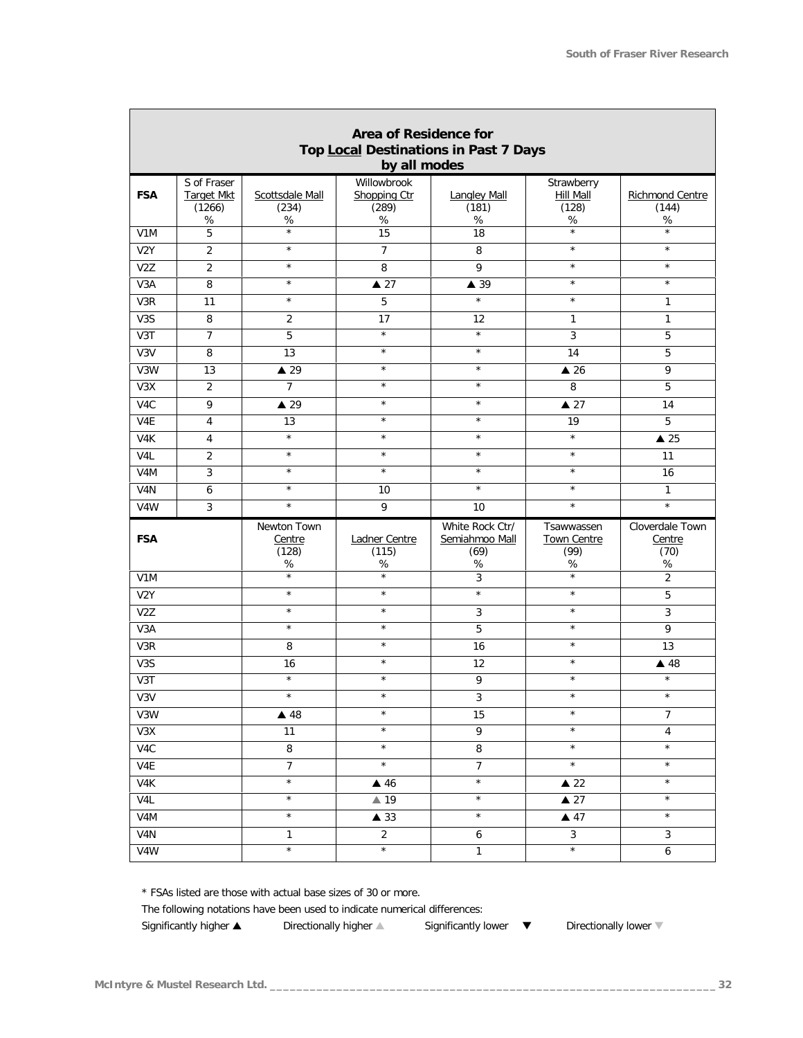## Area of Residence for Top Local Destinations in Past 7 Days by all modes

| FSA | S of Fraser Target Mkt (1266) % | Scottsdale Mall (234) % | Willowbrook Shopping Ctr (289) % | Langley Mall (181) % | Strawberry Hill Mall (128) % | Richmond Centre (144) % |
|---|---|---|---|---|---|---|
| V1M | 5 | * | 15 | 18 | * | * |
| V2Y | 2 | * | 7 | 8 | * | * |
| V2Z | 2 | * | 8 | 9 | * | * |
| V3A | 8 | * | ▲ 27 | ▲ 39 | * | * |
| V3R | 11 | * | 5 | * | * | 1 |
| V3S | 8 | 2 | 17 | 12 | 1 | 1 |
| V3T | 7 | 5 | * | * | 3 | 5 |
| V3V | 8 | 13 | * | * | 14 | 5 |
| V3W | 13 | ▲ 29 | * | * | ▲ 26 | 9 |
| V3X | 2 | 7 | * | * | 8 | 5 |
| V4C | 9 | ▲ 29 | * | * | ▲ 27 | 14 |
| V4E | 4 | 13 | * | * | 19 | 5 |
| V4K | 4 | * | * | * | * | ▲ 25 |
| V4L | 2 | * | * | * | * | 11 |
| V4M | 3 | * | * | * | * | 16 |
| V4N | 6 | * | 10 | * | * | 1 |
| V4W | 3 | * | 9 | 10 | * | * |

| FSA | Newton Town Centre (128) % | Ladner Centre (115) % | White Rock Ctr/ Semiahmoo Mall (69) % | Tsawwassen Town Centre (99) % | Cloverdale Town Centre (70) % |
|---|---|---|---|---|---|
| V1M | * | * | 3 | * | 2 |
| V2Y | * | * | * | * | 5 |
| V2Z | * | * | 3 | * | 3 |
| V3A | * | * | 5 | * | 9 |
| V3R | 8 | * | 16 | * | 13 |
| V3S | 16 | * | 12 | * | ▲ 48 |
| V3T | * | * | 9 | * | * |
| V3V | * | * | 3 | * | * |
| V3W | ▲ 48 | * | 15 | * | 7 |
| V3X | 11 | * | 9 | * | 4 |
| V4C | 8 | * | 8 | * | * |
| V4E | 7 | * | 7 | * | * |
| V4K | * | ▲ 46 | * | ▲ 22 | * |
| V4L | * | ▲ 19 | * | ▲ 27 | * |
| V4M | * | ▲ 33 | * | ▲ 47 | * |
| V4N | 1 | 2 | 6 | 3 | 3 |
| V4W | * | * | 1 | * | 6 |

* FSAs listed are those with actual base sizes of 30 or more.

The following notations have been used to indicate numerical differences:

Significantly higher ▲ Directionally higher ▲ Significantly lower ▼ Directionally lower ▼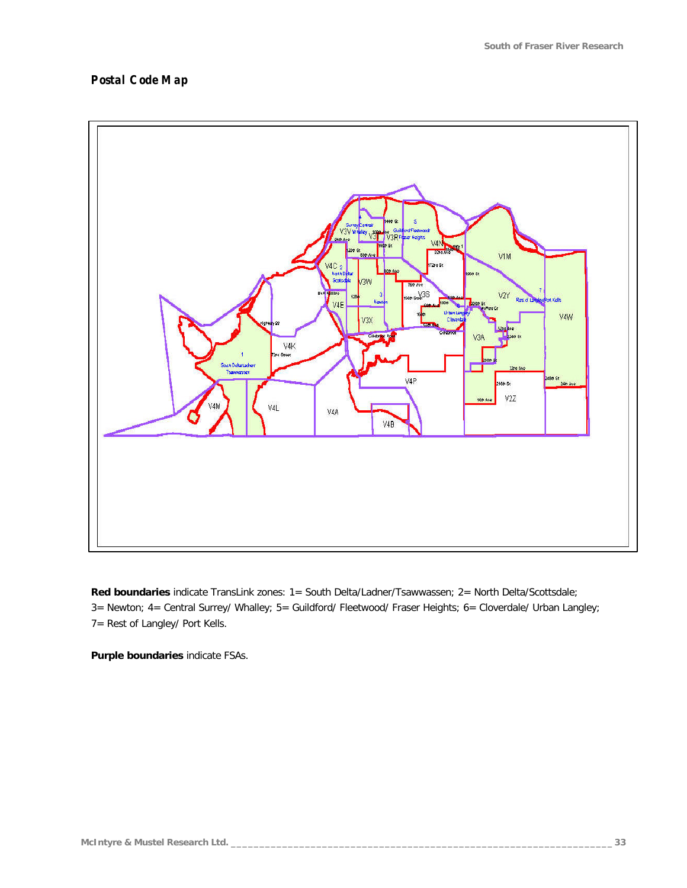***Postal Code Map***

**Red boundaries** indicate TransLink zones: 1= South Delta/Ladner/Tsawwassen; 2= North Delta/Scottsdale; 3= Newton; 4= Central Surrey/ Whalley; 5= Guildford/ Fleetwood/ Fraser Heights; 6= Cloverdale/ Urban Langley; 7= Rest of Langley/ Port Kells.

**Purple boundaries** indicate FSAs.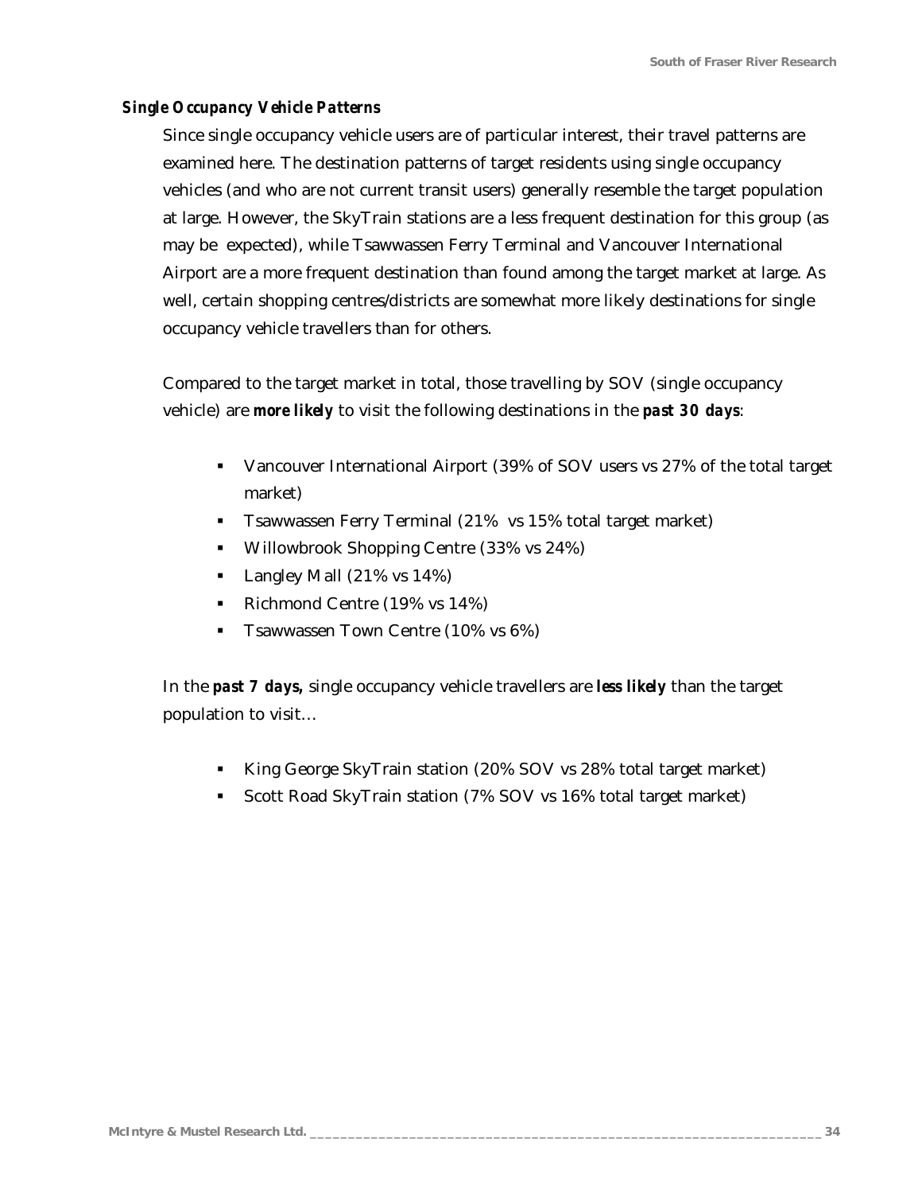***Single Occupancy Vehicle Patterns***

Since single occupancy vehicle users are of particular interest, their travel patterns are examined here. The destination patterns of target residents using single occupancy vehicles (and who are not current transit users) generally resemble the target population at large. However, the SkyTrain stations are a less frequent destination for this group (as may be expected), while Tsawwassen Ferry Terminal and Vancouver International Airport are a more frequent destination than found among the target market at large. As well, certain shopping centres/districts are somewhat more likely destinations for single occupancy vehicle travellers than for others.

Compared to the target market in total, those travelling by SOV (single occupancy vehicle) are ***more likely*** to visit the following destinations in the ***past 30 days***:

- Vancouver International Airport (39% of SOV users vs 27% of the total target market)
- Tsawwassen Ferry Terminal (21% vs 15% total target market)
- Willowbrook Shopping Centre (33% vs 24%)
- Langley Mall (21% vs 14%)
- Richmond Centre (19% vs 14%)
- Tsawwassen Town Centre (10% vs 6%)

In the ***past 7 days,*** single occupancy vehicle travellers are ***less likely*** than the target population to visit…

- King George SkyTrain station (20% SOV vs 28% total target market)
- Scott Road SkyTrain station (7% SOV vs 16% total target market)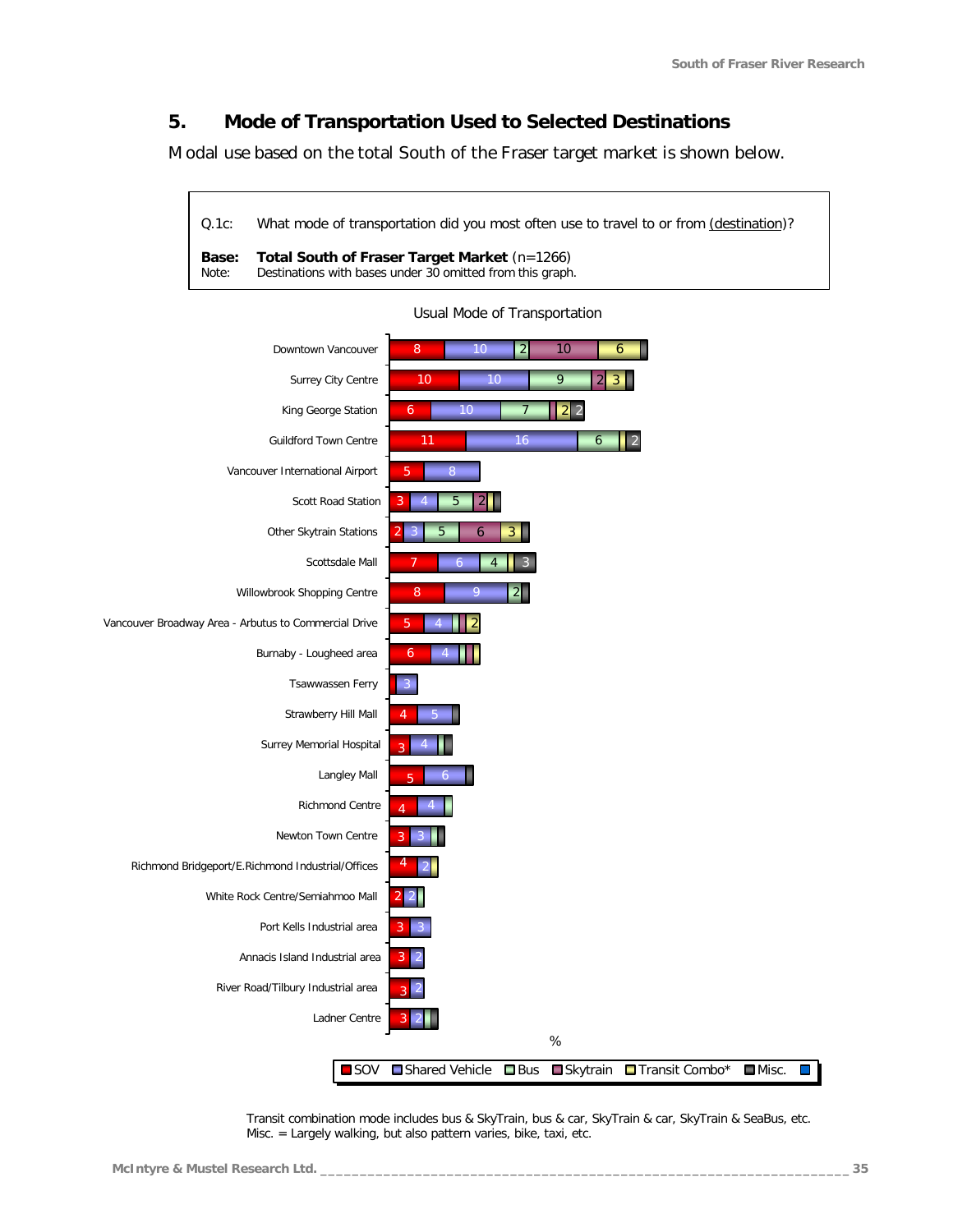## 5. Mode of Transportation Used to Selected Destinations

Modal use based on the total South of the Fraser target market is shown below.

| | |
|---|---|
| Q.1c: | What mode of transportation did you most often use to travel to or from (destination)? |
| **Base:** | **Total South of Fraser Target Market** (n=1266) |
| Note: | Destinations with bases under 30 omitted from this graph. |

Usual Mode of Transportation

| Destination | SOV | Shared Vehicle | Bus | Skytrain | Transit Combo* | Misc. |
|---|---|---|---|---|---|---|
| Downtown Vancouver | 8 | 10 | 2 | 10 | 6 | |
| Surrey City Centre | 10 | 10 | 9 | 2 | 3 | |
| King George Station | 6 | 10 | 7 | | 2 | 2 |
| Guildford Town Centre | 11 | 16 | 6 | | | 2 |
| Vancouver International Airport | 5 | 8 | | | | |
| Scott Road Station | 3 | 4 | 5 | 2 | | |
| Other Skytrain Stations | 2 | 3 | 5 | 6 | 3 | |
| Scottsdale Mall | 7 | 6 | 4 | | | 3 |
| Willowbrook Shopping Centre | 8 | 9 | 2 | | | |
| Vancouver Broadway Area - Arbutus to Commercial Drive | 5 | 4 | | | 2 | |
| Burnaby - Lougheed area | 6 | 4 | | | | |
| Tsawwassen Ferry | | 3 | | | | |
| Strawberry Hill Mall | 4 | 5 | | | | |
| Surrey Memorial Hospital | 3 | 4 | | | | |
| Langley Mall | 5 | 6 | | | | |
| Richmond Centre | 4 | 4 | | | | |
| Newton Town Centre | 3 | 3 | | | | |
| Richmond Bridgeport/E.Richmond Industrial/Offices | 4 | 2 | | | | |
| White Rock Centre/Semiahmoo Mall | 2 | 2 | | | | |
| Port Kells Industrial area | 3 | 3 | | | | |
| Annacis Island Industrial area | 3 | 2 | | | | |
| River Road/Tilbury Industrial area | 3 | 2 | | | | |
| Ladner Centre | 3 | 2 | | | | |

%

Transit combination mode includes bus & SkyTrain, bus & car, SkyTrain & car, SkyTrain & SeaBus, etc.
Misc. = Largely walking, but also pattern varies, bike, taxi, etc.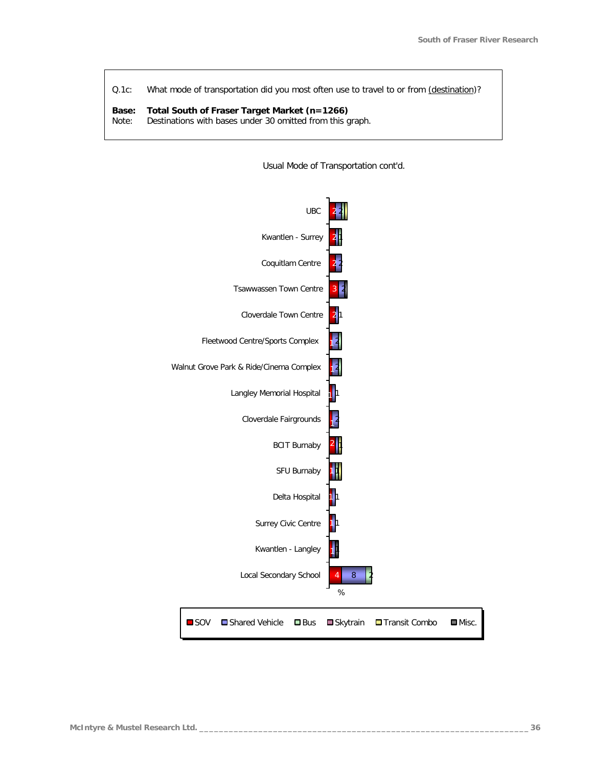Q.1c: What mode of transportation did you most often use to travel to or from (destination)?

**Base: Total South of Fraser Target Market (n=1266)**
Note: Destinations with bases under 30 omitted from this graph.

Usual Mode of Transportation cont'd.

| Destination | SOV | Shared Vehicle | Bus | Skytrain | Transit Combo | Misc. |
|---|---|---|---|---|---|---|
| UBC | 2 | 2 | | | | |
| Kwantlen - Surrey | 2 | | 1 | | | |
| Coquitlam Centre | 2 | 2 | | | | |
| Tsawwassen Town Centre | 3 | 2 | | | | |
| Cloverdale Town Centre | 2 | 1 | | | | |
| Fleetwood Centre/Sports Complex | 1 | 2 | | | | |
| Walnut Grove Park & Ride/Cinema Complex | 1 | 2 | | | | |
| Langley Memorial Hospital | 1 | 1 | | | | |
| Cloverdale Fairgrounds | 1 | 2 | | | | |
| BCIT Burnaby | 2 | | | | 1 | |
| SFU Burnaby | 1 | | | | 1 | |
| Delta Hospital | 1 | 1 | | | | |
| Surrey Civic Centre | 1 | 1 | | | | |
| Kwantlen - Langley | 1 | | | | | 1 |
| Local Secondary School | 4 | 8 | 2 | | | |

%

SOV | Shared Vehicle | Bus | Skytrain | Transit Combo | Misc.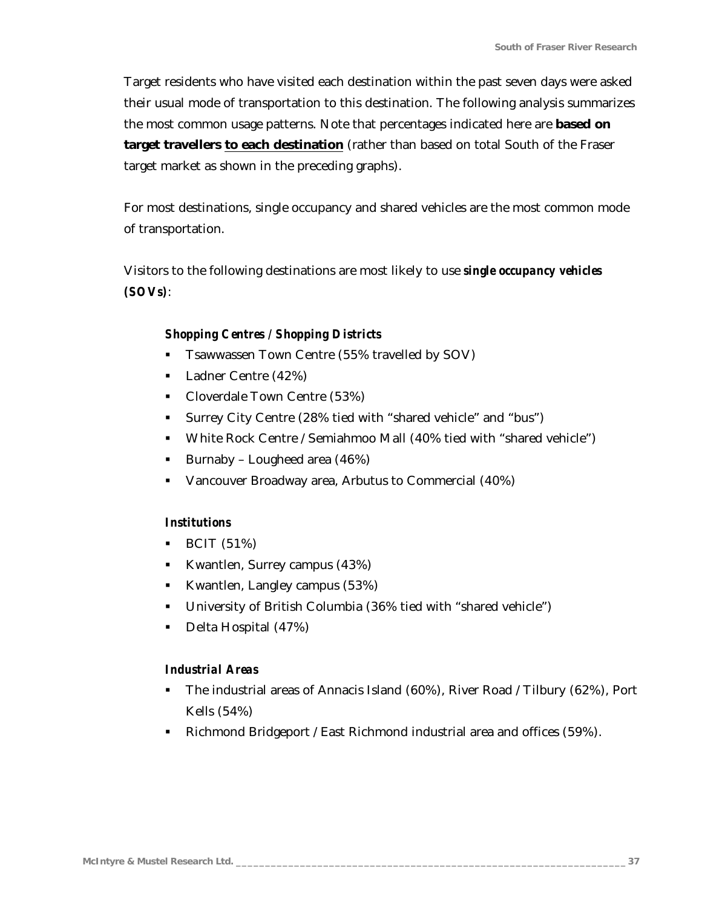Target residents who have visited each destination within the past seven days were asked their usual mode of transportation to this destination. The following analysis summarizes the most common usage patterns. Note that percentages indicated here are **based on target travellers <u>to each destination</u>** (rather than based on total South of the Fraser target market as shown in the preceding graphs).

For most destinations, single occupancy and shared vehicles are the most common mode of transportation.

Visitors to the following destinations are most likely to use ***single occupancy vehicles (SOVs)***:

***Shopping Centres / Shopping Districts***

- Tsawwassen Town Centre (55% travelled by SOV)
- Ladner Centre (42%)
- Cloverdale Town Centre (53%)
- Surrey City Centre (28% tied with "shared vehicle" and "bus")
- White Rock Centre / Semiahmoo Mall (40% tied with "shared vehicle")
- Burnaby – Lougheed area (46%)
- Vancouver Broadway area, Arbutus to Commercial (40%)

***Institutions***

- BCIT (51%)
- Kwantlen, Surrey campus (43%)
- Kwantlen, Langley campus (53%)
- University of British Columbia (36% tied with "shared vehicle")
- Delta Hospital (47%)

***Industrial Areas***

- The industrial areas of Annacis Island (60%), River Road / Tilbury (62%), Port Kells (54%)
- Richmond Bridgeport / East Richmond industrial area and offices (59%).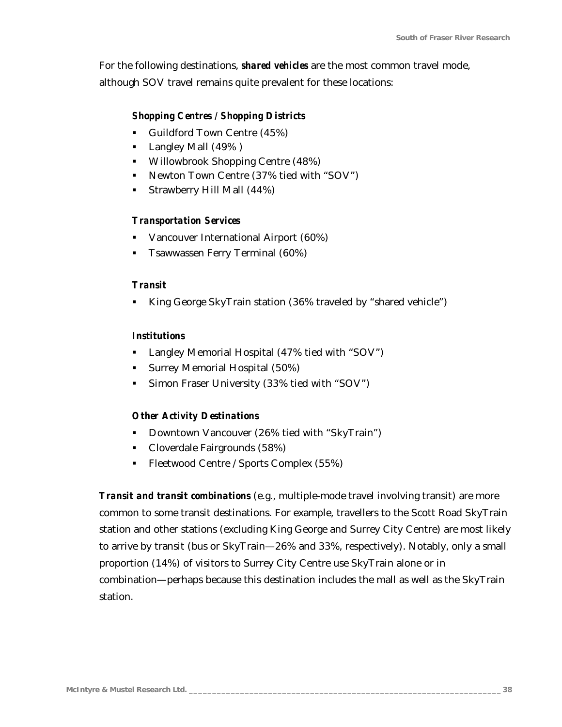For the following destinations, ***shared vehicles*** are the most common travel mode, although SOV travel remains quite prevalent for these locations:

***Shopping Centres / Shopping Districts***

- Guildford Town Centre (45%)
- Langley Mall (49% )
- Willowbrook Shopping Centre (48%)
- Newton Town Centre (37% tied with "SOV")
- Strawberry Hill Mall (44%)

***Transportation Services***

- Vancouver International Airport (60%)
- Tsawwassen Ferry Terminal (60%)

***Transit***

- King George SkyTrain station (36% traveled by "shared vehicle")

***Institutions***

- Langley Memorial Hospital (47% tied with "SOV")
- Surrey Memorial Hospital (50%)
- Simon Fraser University (33% tied with "SOV")

***Other Activity Destinations***

- Downtown Vancouver (26% tied with "SkyTrain")
- Cloverdale Fairgrounds (58%)
- Fleetwood Centre / Sports Complex (55%)

***Transit and transit combinations*** (e.g., multiple-mode travel involving transit) are more common to some transit destinations. For example, travellers to the Scott Road SkyTrain station and other stations (excluding King George and Surrey City Centre) are most likely to arrive by transit (bus or SkyTrain—26% and 33%, respectively). Notably, only a small proportion (14%) of visitors to Surrey City Centre use SkyTrain alone or in combination—perhaps because this destination includes the mall as well as the SkyTrain station.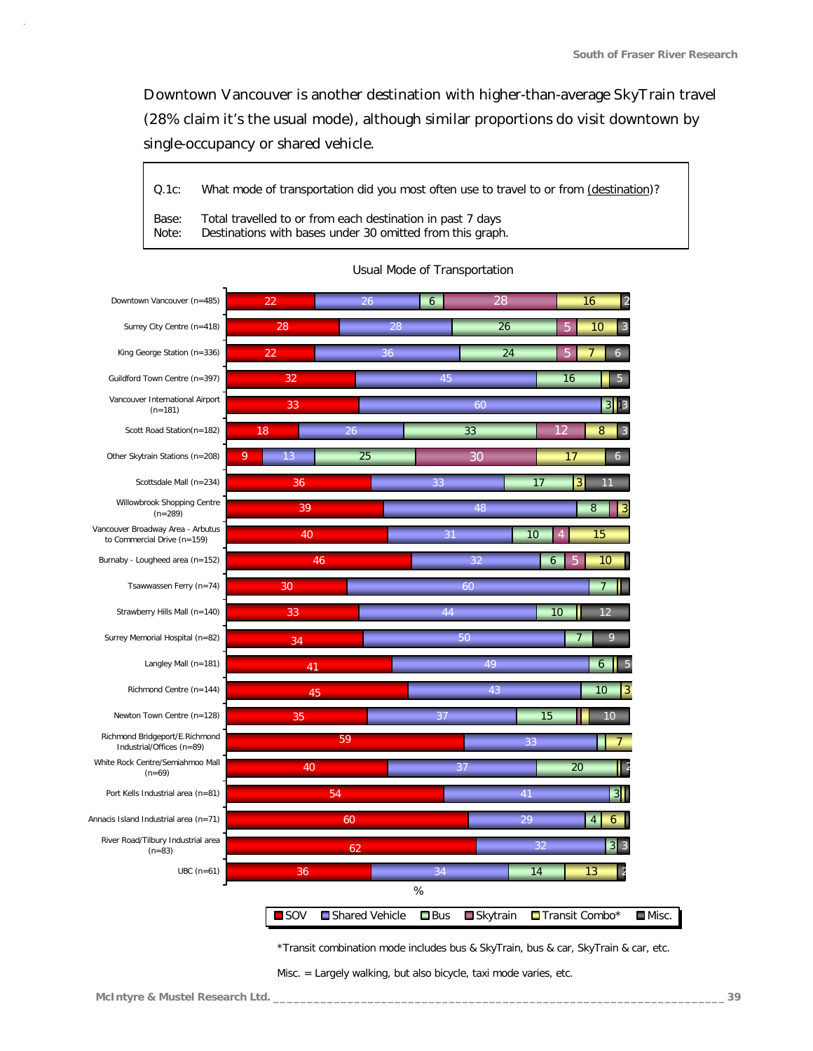Downtown Vancouver is another destination with higher-than-average SkyTrain travel (28% claim it's the usual mode), although similar proportions do visit downtown by single-occupancy or shared vehicle.

| | |
|---|---|
| Q.1c: | What mode of transportation did you most often use to travel to or from (destination)? |
| Base: | Total travelled to or from each destination in past 7 days |
| Note: | Destinations with bases under 30 omitted from this graph. |

**Usual Mode of Transportation**

| Destination | SOV | Shared Vehicle | Bus | Skytrain | Transit Combo* | Misc. |
|---|---|---|---|---|---|---|
| Downtown Vancouver (n=485) | 22 | 26 | 6 | 28 | 16 | 2 |
| Surrey City Centre (n=418) | 28 | 28 | 26 | 5 | 10 | 3 |
| King George Station (n=336) | 22 | 36 | 24 | 5 | 7 | 6 |
| Guildford Town Centre (n=397) | 32 | 45 | 16 | | | 5 |
| Vancouver International Airport (n=181) | 33 | 60 | 3 | | 1 | 3 |
| Scott Road Station(n=182) | 18 | 26 | 33 | 12 | 8 | 3 |
| Other Skytrain Stations (n=208) | 9 | 13 | 25 | 30 | 17 | 6 |
| Scottsdale Mall (n=234) | 36 | 33 | 17 | | 3 | 11 |
| Willowbrook Shopping Centre (n=289) | 39 | 48 | 8 | | | 3 |
| Vancouver Broadway Area - Arbutus to Commercial Drive (n=159) | 40 | 31 | 10 | 4 | 15 | |
| Burnaby - Lougheed area (n=152) | 46 | 32 | 6 | 5 | 10 | |
| Tsawwassen Ferry (n=74) | 30 | 60 | 7 | | | |
| Strawberry Hills Mall (n=140) | 33 | 44 | 10 | | | 12 |
| Surrey Memorial Hospital (n=82) | 34 | 50 | 7 | | | 9 |
| Langley Mall (n=181) | 41 | 49 | 6 | | | 5 |
| Richmond Centre (n=144) | 45 | 43 | 10 | | 3 | |
| Newton Town Centre (n=128) | 35 | 37 | 15 | | | 10 |
| Richmond Bridgeport/E.Richmond Industrial/Offices (n=89) | 59 | 33 | | | 7 | |
| White Rock Centre/Semiahmoo Mall (n=69) | 40 | 37 | 20 | | | 2 |
| Port Kells Industrial area (n=81) | 54 | 41 | 3 | | | |
| Annacis Island Industrial area (n=71) | 60 | 29 | 4 | | 6 | |
| River Road/Tilbury Industrial area (n=83) | 62 | 32 | 3 | | | 3 |
| UBC (n=61) | 36 | 34 | 14 | | 13 | 2 |

%

*Transit combination mode includes bus & SkyTrain, bus & car, SkyTrain & car, etc.

Misc. = Largely walking, but also bicycle, taxi mode varies, etc.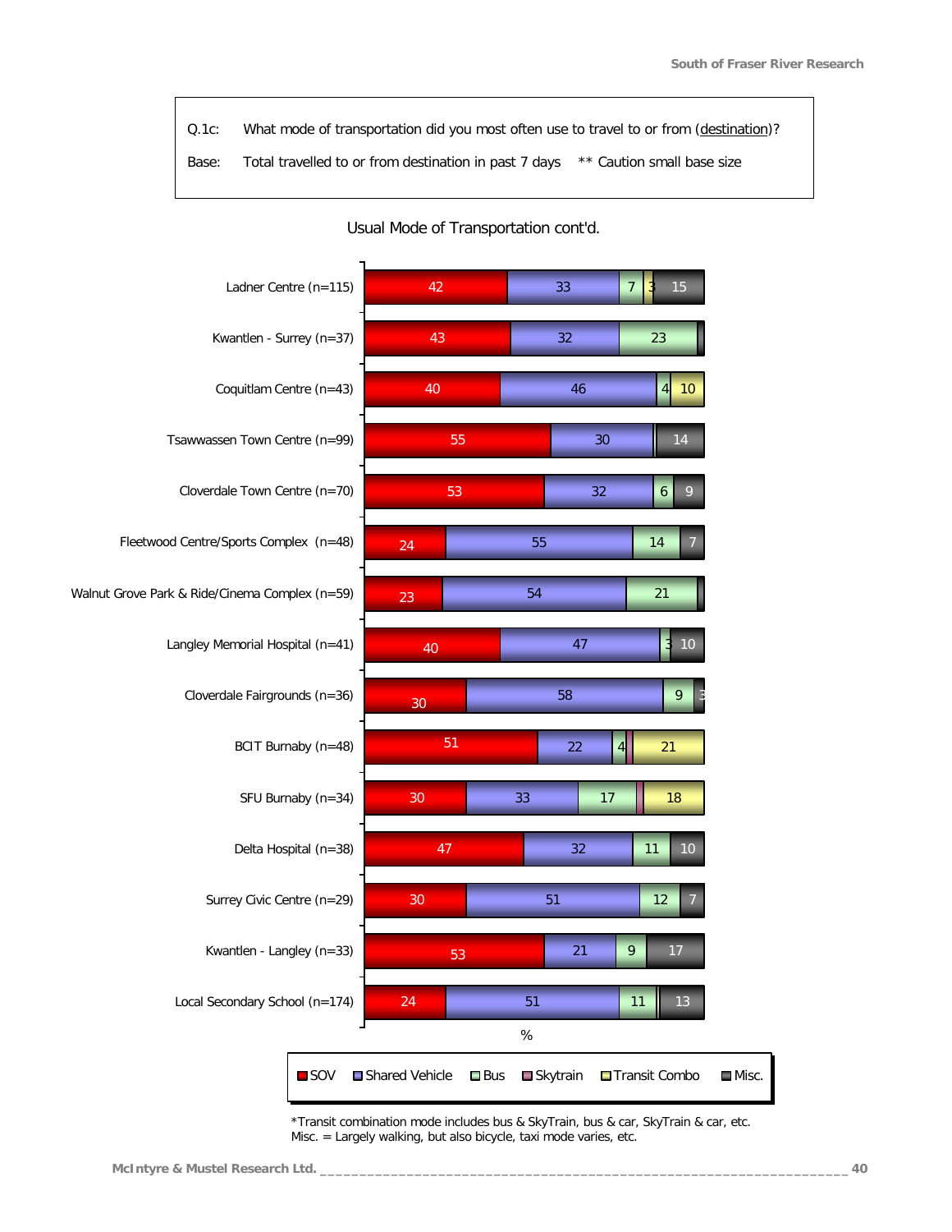| | |
|---|---|
| Q.1c: | What mode of transportation did you most often use to travel to or from (destination)? |
| Base: | Total travelled to or from destination in past 7 days  ** Caution small base size |

## Usual Mode of Transportation cont'd.

| Destination | SOV | Shared Vehicle | Bus | Skytrain | Transit Combo | Misc. |
|---|---|---|---|---|---|---|
| Ladner Centre (n=115) | 42 | 33 | 7 | | 3 | 15 |
| Kwantlen - Surrey (n=37) | 43 | 32 | 23 | | | |
| Coquitlam Centre (n=43) | 40 | 46 | 4 | | 10 | |
| Tsawwassen Town Centre (n=99) | 55 | 30 | | | | 14 |
| Cloverdale Town Centre (n=70) | 53 | 32 | 6 | | | 9 |
| Fleetwood Centre/Sports Complex (n=48) | 24 | 55 | 14 | | | 7 |
| Walnut Grove Park & Ride/Cinema Complex (n=59) | 23 | 54 | 21 | | | |
| Langley Memorial Hospital (n=41) | 40 | 47 | 3 | | | 10 |
| Cloverdale Fairgrounds (n=36) | 30 | 58 | 9 | | | 3 |
| BCIT Burnaby (n=48) | 51 | 22 | 4 | | 21 | |
| SFU Burnaby (n=34) | 30 | 33 | 17 | | 18 | |
| Delta Hospital (n=38) | 47 | 32 | 11 | | | 10 |
| Surrey Civic Centre (n=29) | 30 | 51 | 12 | | | 7 |
| Kwantlen - Langley (n=33) | 53 | 21 | 9 | | | 17 |
| Local Secondary School (n=174) | 24 | 51 | 11 | | | 13 |

%

*Transit combination mode includes bus & SkyTrain, bus & car, SkyTrain & car, etc.
Misc. = Largely walking, but also bicycle, taxi mode varies, etc.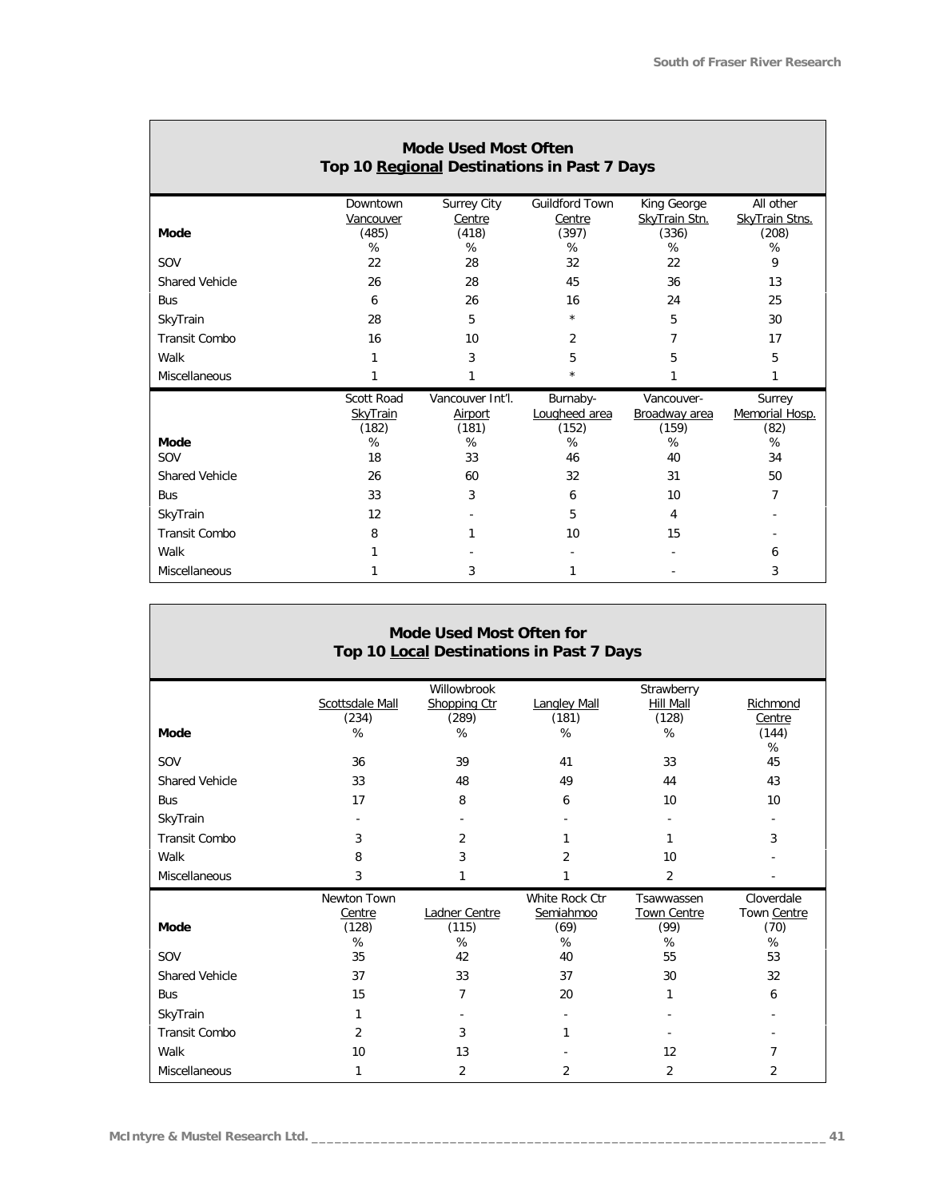## Mode Used Most Often
## Top 10 Regional Destinations in Past 7 Days

| Mode | Downtown Vancouver (485) % | Surrey City Centre (418) % | Guildford Town Centre (397) % | King George SkyTrain Stn. (336) % | All other SkyTrain Stns. (208) % |
|---|---|---|---|---|---|
| SOV | 22 | 28 | 32 | 22 | 9 |
| Shared Vehicle | 26 | 28 | 45 | 36 | 13 |
| Bus | 6 | 26 | 16 | 24 | 25 |
| SkyTrain | 28 | 5 | * | 5 | 30 |
| Transit Combo | 16 | 10 | 2 | 7 | 17 |
| Walk | 1 | 3 | 5 | 5 | 5 |
| Miscellaneous | 1 | 1 | * | 1 | 1 |

| Mode | Scott Road SkyTrain (182) % | Vancouver Int'l. Airport (181) % | Burnaby-Lougheed area (152) % | Vancouver-Broadway area (159) % | Surrey Memorial Hosp. (82) % |
|---|---|---|---|---|---|
| SOV | 18 | 33 | 46 | 40 | 34 |
| Shared Vehicle | 26 | 60 | 32 | 31 | 50 |
| Bus | 33 | 3 | 6 | 10 | 7 |
| SkyTrain | 12 | - | 5 | 4 | - |
| Transit Combo | 8 | 1 | 10 | 15 | - |
| Walk | 1 | - | - | - | 6 |
| Miscellaneous | 1 | 3 | 1 | - | 3 |

## Mode Used Most Often for
## Top 10 Local Destinations in Past 7 Days

| Mode | Scottsdale Mall (234) % | Willowbrook Shopping Ctr (289) % | Langley Mall (181) % | Strawberry Hill Mall (128) % | Richmond Centre (144) % |
|---|---|---|---|---|---|
| SOV | 36 | 39 | 41 | 33 | 45 |
| Shared Vehicle | 33 | 48 | 49 | 44 | 43 |
| Bus | 17 | 8 | 6 | 10 | 10 |
| SkyTrain | - | - | - | - | - |
| Transit Combo | 3 | 2 | 1 | 1 | 3 |
| Walk | 8 | 3 | 2 | 10 | - |
| Miscellaneous | 3 | 1 | 1 | 2 | - |

| Mode | Newton Town Centre (128) % | Ladner Centre (115) % | White Rock Ctr Semiahmoo (69) % | Tsawwassen Town Centre (99) % | Cloverdale Town Centre (70) % |
|---|---|---|---|---|---|
| SOV | 35 | 42 | 40 | 55 | 53 |
| Shared Vehicle | 37 | 33 | 37 | 30 | 32 |
| Bus | 15 | 7 | 20 | 1 | 6 |
| SkyTrain | 1 | - | - | - | - |
| Transit Combo | 2 | 3 | 1 | - | - |
| Walk | 10 | 13 | - | 12 | 7 |
| Miscellaneous | 1 | 2 | 2 | 2 | 2 |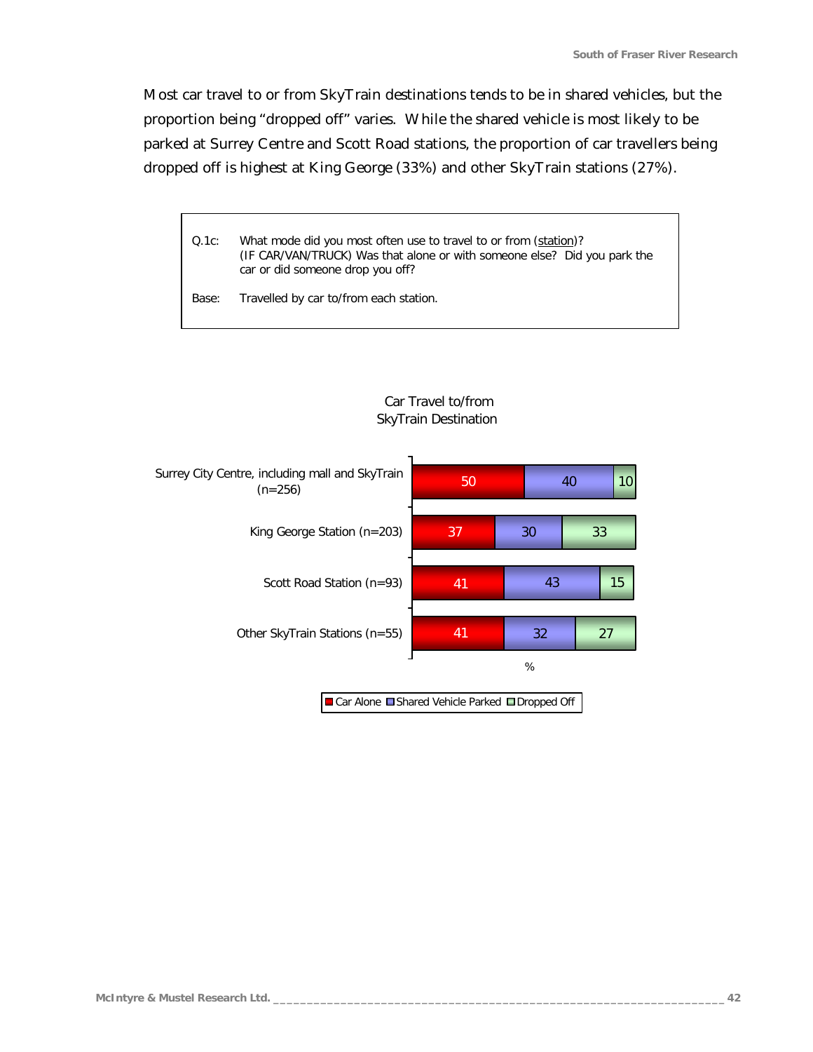Most car travel to or from SkyTrain destinations tends to be in shared vehicles, but the proportion being "dropped off" varies. While the shared vehicle is most likely to be parked at Surrey Centre and Scott Road stations, the proportion of car travellers being dropped off is highest at King George (33%) and other SkyTrain stations (27%).

> Q.1c: What mode did you most often use to travel to or from (station)? (IF CAR/VAN/TRUCK) Was that alone or with someone else? Did you park the car or did someone drop you off?
>
> Base: Travelled by car to/from each station.

**Car Travel to/from SkyTrain Destination**

| | Car Alone | Shared Vehicle Parked | Dropped Off |
|---|---|---|---|
| Surrey City Centre, including mall and SkyTrain (n=256) | 50 | 40 | 10 |
| King George Station (n=203) | 37 | 30 | 33 |
| Scott Road Station (n=93) | 41 | 43 | 15 |
| Other SkyTrain Stations (n=55) | 41 | 32 | 27 |

%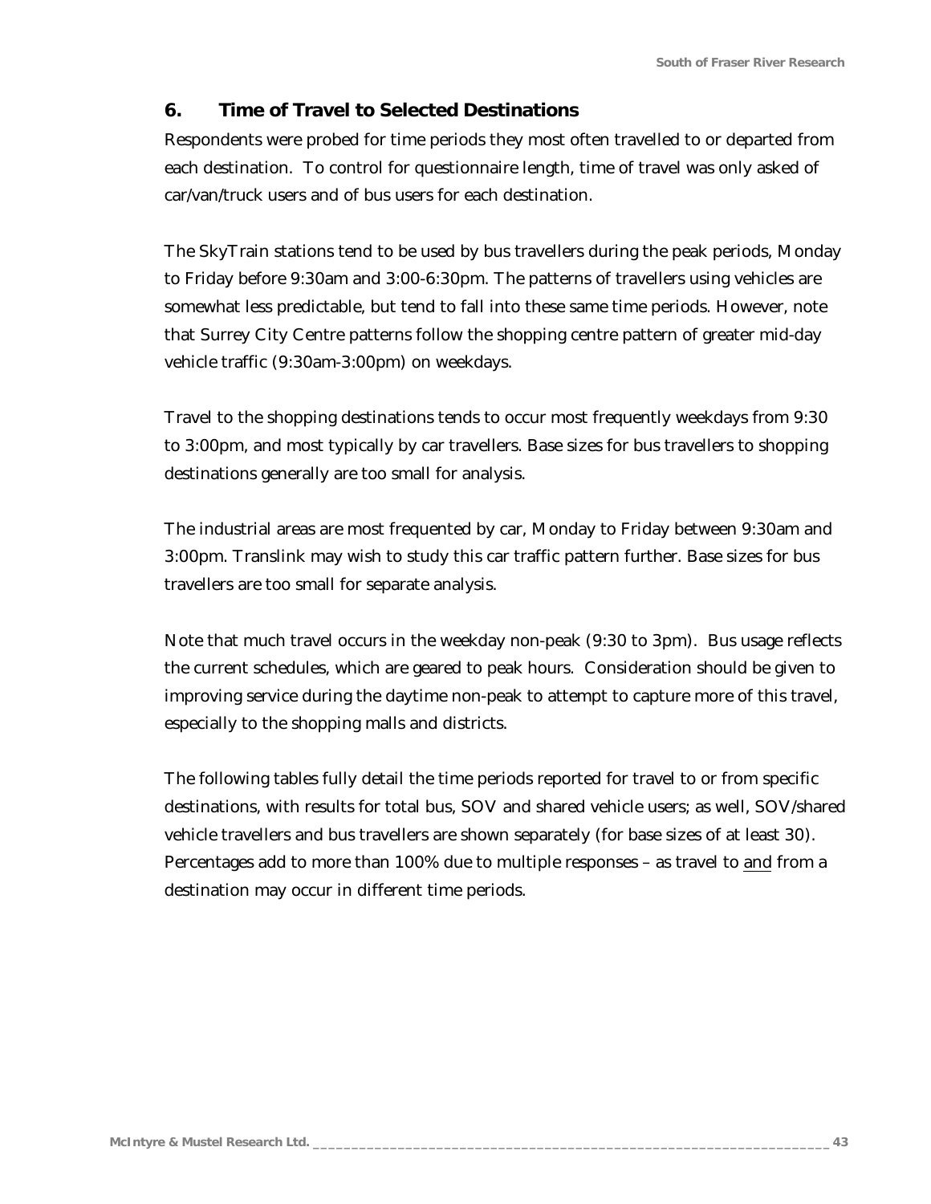## 6. Time of Travel to Selected Destinations

Respondents were probed for time periods they most often travelled to or departed from each destination. To control for questionnaire length, time of travel was only asked of car/van/truck users and of bus users for each destination.

The SkyTrain stations tend to be used by bus travellers during the peak periods, Monday to Friday before 9:30am and 3:00-6:30pm. The patterns of travellers using vehicles are somewhat less predictable, but tend to fall into these same time periods. However, note that Surrey City Centre patterns follow the shopping centre pattern of greater mid-day vehicle traffic (9:30am-3:00pm) on weekdays.

Travel to the shopping destinations tends to occur most frequently weekdays from 9:30 to 3:00pm, and most typically by car travellers. Base sizes for bus travellers to shopping destinations generally are too small for analysis.

The industrial areas are most frequented by car, Monday to Friday between 9:30am and 3:00pm. Translink may wish to study this car traffic pattern further. Base sizes for bus travellers are too small for separate analysis.

Note that much travel occurs in the weekday non-peak (9:30 to 3pm). Bus usage reflects the current schedules, which are geared to peak hours. Consideration should be given to improving service during the daytime non-peak to attempt to capture more of this travel, especially to the shopping malls and districts.

The following tables fully detail the time periods reported for travel to or from specific destinations, with results for total bus, SOV and shared vehicle users; as well, SOV/shared vehicle travellers and bus travellers are shown separately (for base sizes of at least 30). Percentages add to more than 100% due to multiple responses – as travel to <u>and</u> from a destination may occur in different time periods.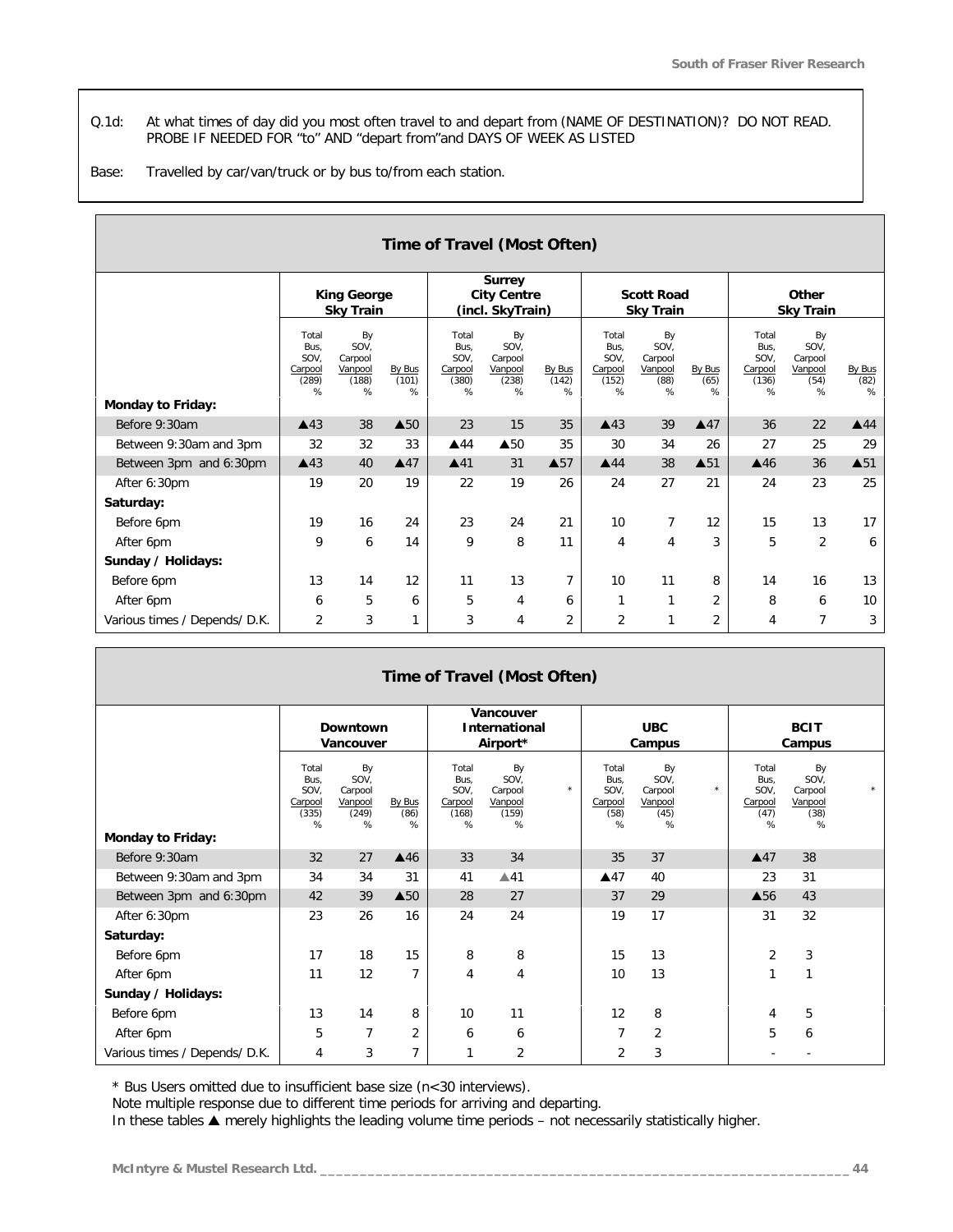Q.1d: At what times of day did you most often travel to and depart from (NAME OF DESTINATION)? DO NOT READ. PROBE IF NEEDED FOR "to" AND "depart from" and DAYS OF WEEK AS LISTED

Base: Travelled by car/van/truck or by bus to/from each station.

**Time of Travel (Most Often)**

| | King George Sky Train | | | Surrey City Centre (incl. SkyTrain) | | | Scott Road Sky Train | | | Other Sky Train | | |
|---|---|---|---|---|---|---|---|---|---|---|---|---|
| | Total Bus, SOV, Carpool (289) % | By SOV, Carpool Vanpool (188) % | By Bus (101) % | Total Bus, SOV, Carpool (380) % | By SOV, Carpool Vanpool (238) % | By Bus (142) % | Total Bus, SOV, Carpool (152) % | By SOV, Carpool Vanpool (88) % | By Bus (65) % | Total Bus, SOV, Carpool (136) % | By SOV, Carpool Vanpool (54) % | By Bus (82) % |
| **Monday to Friday:** | | | | | | | | | | | | |
| Before 9:30am | ▲43 | 38 | ▲50 | 23 | 15 | 35 | ▲43 | 39 | ▲47 | 36 | 22 | ▲44 |
| Between 9:30am and 3pm | 32 | 32 | 33 | ▲44 | ▲50 | 35 | 30 | 34 | 26 | 27 | 25 | 29 |
| Between 3pm and 6:30pm | ▲43 | 40 | ▲47 | ▲41 | 31 | ▲57 | ▲44 | 38 | ▲51 | ▲46 | 36 | ▲51 |
| After 6:30pm | 19 | 20 | 19 | 22 | 19 | 26 | 24 | 27 | 21 | 24 | 23 | 25 |
| **Saturday:** | | | | | | | | | | | | |
| Before 6pm | 19 | 16 | 24 | 23 | 24 | 21 | 10 | 7 | 12 | 15 | 13 | 17 |
| After 6pm | 9 | 6 | 14 | 9 | 8 | 11 | 4 | 4 | 3 | 5 | 2 | 6 |
| **Sunday / Holidays:** | | | | | | | | | | | | |
| Before 6pm | 13 | 14 | 12 | 11 | 13 | 7 | 10 | 11 | 8 | 14 | 16 | 13 |
| After 6pm | 6 | 5 | 6 | 5 | 4 | 6 | 1 | 1 | 2 | 8 | 6 | 10 |
| Various times / Depends/ D.K. | 2 | 3 | 1 | 3 | 4 | 2 | 2 | 1 | 2 | 4 | 7 | 3 |

**Time of Travel (Most Often)**

| | Downtown Vancouver | | | Vancouver International Airport* | | | UBC Campus | | | BCIT Campus | | |
|---|---|---|---|---|---|---|---|---|---|---|---|---|
| | Total Bus, SOV, Carpool (335) % | By SOV, Carpool Vanpool (249) % | By Bus (86) % | Total Bus, SOV, Carpool (168) % | By SOV, Carpool Vanpool (159) % | * | Total Bus, SOV, Carpool (58) % | By SOV, Carpool Vanpool (45) % | * | Total Bus, SOV, Carpool (47) % | By SOV, Carpool Vanpool (38) % | * |
| **Monday to Friday:** | | | | | | | | | | | | |
| Before 9:30am | 32 | 27 | ▲46 | 33 | 34 | | 35 | 37 | | ▲47 | 38 | |
| Between 9:30am and 3pm | 34 | 34 | 31 | 41 | ▲41 | | ▲47 | 40 | | 23 | 31 | |
| Between 3pm and 6:30pm | 42 | 39 | ▲50 | 28 | 27 | | 37 | 29 | | ▲56 | 43 | |
| After 6:30pm | 23 | 26 | 16 | 24 | 24 | | 19 | 17 | | 31 | 32 | |
| **Saturday:** | | | | | | | | | | | | |
| Before 6pm | 17 | 18 | 15 | 8 | 8 | | 15 | 13 | | 2 | 3 | |
| After 6pm | 11 | 12 | 7 | 4 | 4 | | 10 | 13 | | 1 | 1 | |
| **Sunday / Holidays:** | | | | | | | | | | | | |
| Before 6pm | 13 | 14 | 8 | 10 | 11 | | 12 | 8 | | 4 | 5 | |
| After 6pm | 5 | 7 | 2 | 6 | 6 | | 7 | 2 | | 5 | 6 | |
| Various times / Depends/ D.K. | 4 | 3 | 7 | 1 | 2 | | 2 | 3 | | - | - | |

\* Bus Users omitted due to insufficient base size (n<30 interviews).

Note multiple response due to different time periods for arriving and departing.

In these tables ▲ merely highlights the leading volume time periods – not necessarily statistically higher.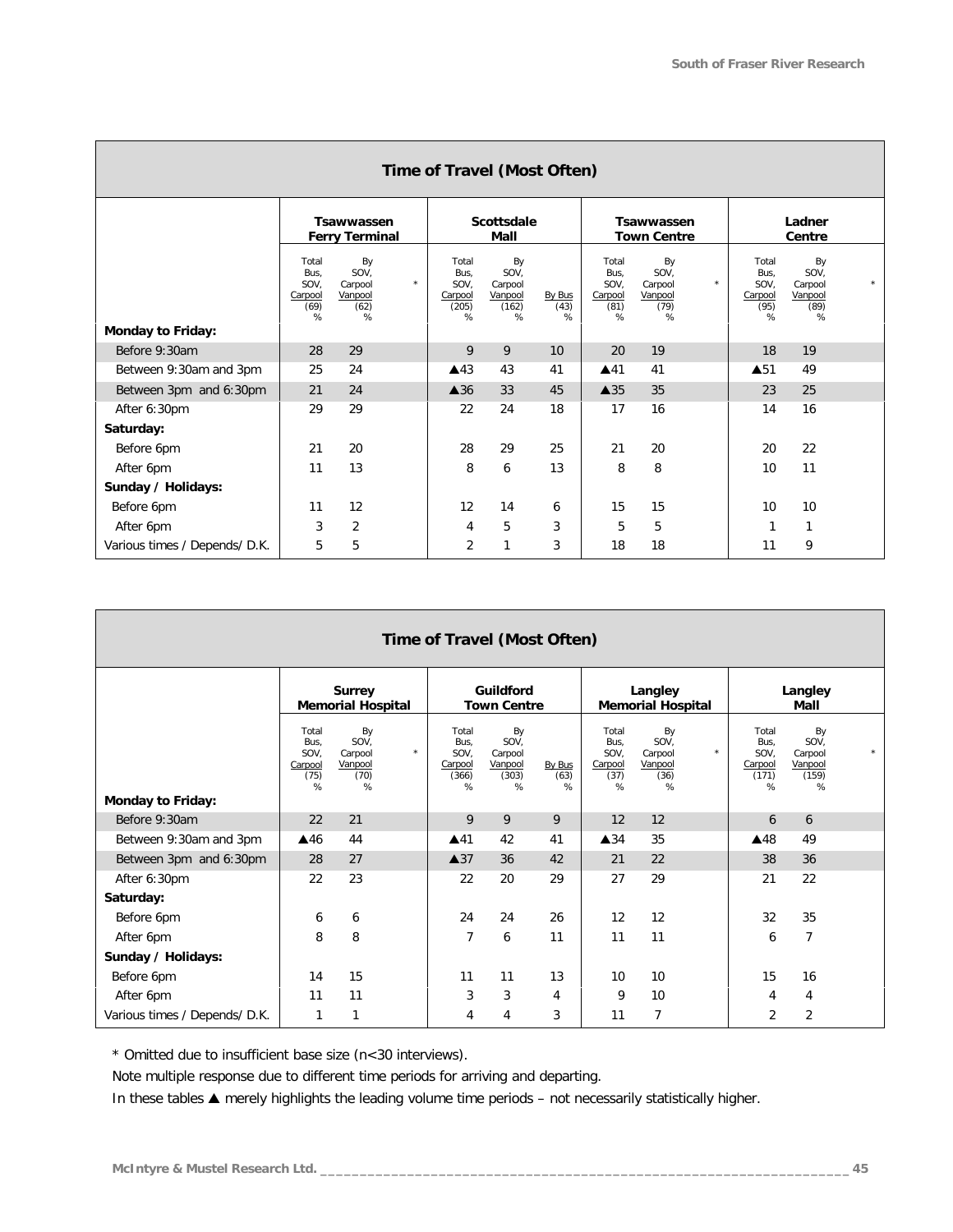## Time of Travel (Most Often)

| | Tsawwassen Ferry Terminal | | | Scottsdale Mall | | | Tsawwassen Town Centre | | | Ladner Centre | | |
|---|---|---|---|---|---|---|---|---|---|---|---|---|
| | Total Bus, SOV, Carpool (69) % | By SOV, Carpool Vanpool (62) % | * | Total Bus, SOV, Carpool (205) % | By SOV, Carpool Vanpool (162) % | By Bus (43) % | Total Bus, SOV, Carpool (81) % | By SOV, Carpool Vanpool (79) % | * | Total Bus, SOV, Carpool (95) % | By SOV, Carpool Vanpool (89) % | * |
| **Monday to Friday:** | | | | | | | | | | | | |
| Before 9:30am | 28 | 29 | | 9 | 9 | 10 | 20 | 19 | | 18 | 19 | |
| Between 9:30am and 3pm | 25 | 24 | | ▲43 | 43 | 41 | ▲41 | 41 | | ▲51 | 49 | |
| Between 3pm and 6:30pm | 21 | 24 | | ▲36 | 33 | 45 | ▲35 | 35 | | 23 | 25 | |
| After 6:30pm | 29 | 29 | | 22 | 24 | 18 | 17 | 16 | | 14 | 16 | |
| **Saturday:** | | | | | | | | | | | | |
| Before 6pm | 21 | 20 | | 28 | 29 | 25 | 21 | 20 | | 20 | 22 | |
| After 6pm | 11 | 13 | | 8 | 6 | 13 | 8 | 8 | | 10 | 11 | |
| **Sunday / Holidays:** | | | | | | | | | | | | |
| Before 6pm | 11 | 12 | | 12 | 14 | 6 | 15 | 15 | | 10 | 10 | |
| After 6pm | 3 | 2 | | 4 | 5 | 3 | 5 | 5 | | 1 | 1 | |
| Various times / Depends/ D.K. | 5 | 5 | | 2 | 1 | 3 | 18 | 18 | | 11 | 9 | |

## Time of Travel (Most Often)

| | Surrey Memorial Hospital | | | Guildford Town Centre | | | Langley Memorial Hospital | | | Langley Mall | | |
|---|---|---|---|---|---|---|---|---|---|---|---|---|
| | Total Bus, SOV, Carpool (75) % | By SOV, Carpool Vanpool (70) % | * | Total Bus, SOV, Carpool (366) % | By SOV, Carpool Vanpool (303) % | By Bus (63) % | Total Bus, SOV, Carpool (37) % | By SOV, Carpool Vanpool (36) % | * | Total Bus, SOV, Carpool (171) % | By SOV, Carpool Vanpool (159) % | * |
| **Monday to Friday:** | | | | | | | | | | | | |
| Before 9:30am | 22 | 21 | | 9 | 9 | 9 | 12 | 12 | | 6 | 6 | |
| Between 9:30am and 3pm | ▲46 | 44 | | ▲41 | 42 | 41 | ▲34 | 35 | | ▲48 | 49 | |
| Between 3pm and 6:30pm | 28 | 27 | | ▲37 | 36 | 42 | 21 | 22 | | 38 | 36 | |
| After 6:30pm | 22 | 23 | | 22 | 20 | 29 | 27 | 29 | | 21 | 22 | |
| **Saturday:** | | | | | | | | | | | | |
| Before 6pm | 6 | 6 | | 24 | 24 | 26 | 12 | 12 | | 32 | 35 | |
| After 6pm | 8 | 8 | | 7 | 6 | 11 | 11 | 11 | | 6 | 7 | |
| **Sunday / Holidays:** | | | | | | | | | | | | |
| Before 6pm | 14 | 15 | | 11 | 11 | 13 | 10 | 10 | | 15 | 16 | |
| After 6pm | 11 | 11 | | 3 | 3 | 4 | 9 | 10 | | 4 | 4 | |
| Various times / Depends/ D.K. | 1 | 1 | | 4 | 4 | 3 | 11 | 7 | | 2 | 2 | |

* Omitted due to insufficient base size (n<30 interviews).

Note multiple response due to different time periods for arriving and departing.

In these tables ▲ merely highlights the leading volume time periods – not necessarily statistically higher.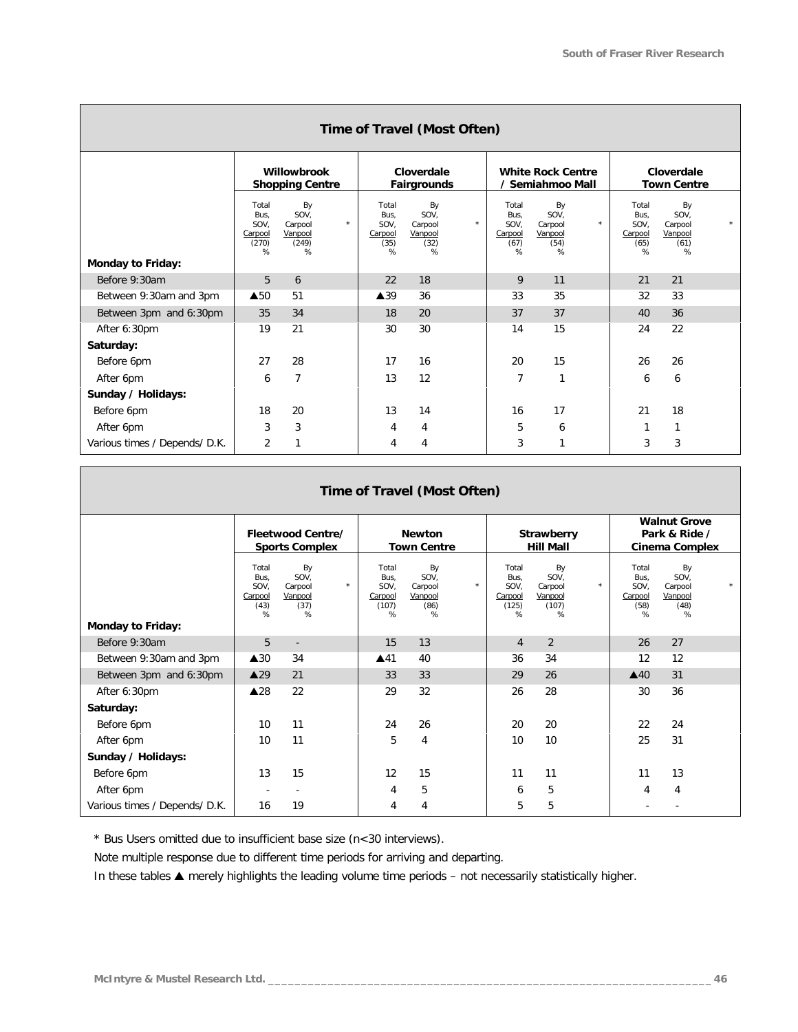| Time of Travel (Most Often) | Willowbrook Shopping Centre | | | Cloverdale Fairgrounds | | | White Rock Centre / Semiahmoo Mall | | | Cloverdale Town Centre | | |
|---|---|---|---|---|---|---|---|---|---|---|---|---|
| | Total Bus, SOV, Carpool (270) % | By SOV, Carpool Vanpool (249) % | * | Total Bus, SOV, Carpool (35) % | By SOV, Carpool Vanpool (32) % | * | Total Bus, SOV, Carpool (67) % | By SOV, Carpool Vanpool (54) % | * | Total Bus, SOV, Carpool (65) % | By SOV, Carpool Vanpool (61) % | * |
| **Monday to Friday:** | | | | | | | | | | | | |
| Before 9:30am | 5 | 6 | | 22 | 18 | | 9 | 11 | | 21 | 21 | |
| Between 9:30am and 3pm | ▲50 | 51 | | ▲39 | 36 | | 33 | 35 | | 32 | 33 | |
| Between 3pm and 6:30pm | 35 | 34 | | 18 | 20 | | 37 | 37 | | 40 | 36 | |
| After 6:30pm | 19 | 21 | | 30 | 30 | | 14 | 15 | | 24 | 22 | |
| **Saturday:** | | | | | | | | | | | | |
| Before 6pm | 27 | 28 | | 17 | 16 | | 20 | 15 | | 26 | 26 | |
| After 6pm | 6 | 7 | | 13 | 12 | | 7 | 1 | | 6 | 6 | |
| **Sunday / Holidays:** | | | | | | | | | | | | |
| Before 6pm | 18 | 20 | | 13 | 14 | | 16 | 17 | | 21 | 18 | |
| After 6pm | 3 | 3 | | 4 | 4 | | 5 | 6 | | 1 | 1 | |
| Various times / Depends/ D.K. | 2 | 1 | | 4 | 4 | | 3 | 1 | | 3 | 3 | |

| Time of Travel (Most Often) | Fleetwood Centre/ Sports Complex | | | Newton Town Centre | | | Strawberry Hill Mall | | | Walnut Grove Park & Ride / Cinema Complex | | |
|---|---|---|---|---|---|---|---|---|---|---|---|---|
| | Total Bus, SOV, Carpool (43) % | By SOV, Carpool Vanpool (37) % | * | Total Bus, SOV, Carpool (107) % | By SOV, Carpool Vanpool (86) % | * | Total Bus, SOV, Carpool (125) % | By SOV, Carpool Vanpool (107) % | * | Total Bus, SOV, Carpool (58) % | By SOV, Carpool Vanpool (48) % | * |
| **Monday to Friday:** | | | | | | | | | | | | |
| Before 9:30am | 5 | - | | 15 | 13 | | 4 | 2 | | 26 | 27 | |
| Between 9:30am and 3pm | ▲30 | 34 | | ▲41 | 40 | | 36 | 34 | | 12 | 12 | |
| Between 3pm and 6:30pm | ▲29 | 21 | | 33 | 33 | | 29 | 26 | | ▲40 | 31 | |
| After 6:30pm | ▲28 | 22 | | 29 | 32 | | 26 | 28 | | 30 | 36 | |
| **Saturday:** | | | | | | | | | | | | |
| Before 6pm | 10 | 11 | | 24 | 26 | | 20 | 20 | | 22 | 24 | |
| After 6pm | 10 | 11 | | 5 | 4 | | 10 | 10 | | 25 | 31 | |
| **Sunday / Holidays:** | | | | | | | | | | | | |
| Before 6pm | 13 | 15 | | 12 | 15 | | 11 | 11 | | 11 | 13 | |
| After 6pm | - | - | | 4 | 5 | | 6 | 5 | | 4 | 4 | |
| Various times / Depends/ D.K. | 16 | 19 | | 4 | 4 | | 5 | 5 | | - | - | |

* Bus Users omitted due to insufficient base size (n<30 interviews).

Note multiple response due to different time periods for arriving and departing.

In these tables ▲ merely highlights the leading volume time periods – not necessarily statistically higher.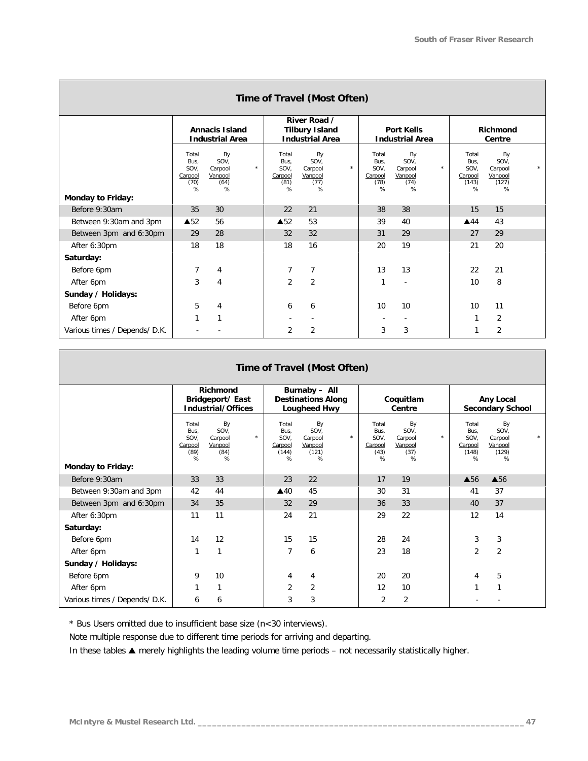## Time of Travel (Most Often)

| | Annacis Island Industrial Area | | | River Road / Tilbury Island Industrial Area | | | Port Kells Industrial Area | | | Richmond Centre | | |
|---|---|---|---|---|---|---|---|---|---|---|---|---|
| | Total Bus, SOV, Carpool (70) % | By SOV, Carpool Vanpool (64) % | * | Total Bus, SOV, Carpool (81) % | By SOV, Carpool Vanpool (77) % | * | Total Bus, SOV, Carpool (78) % | By SOV, Carpool Vanpool (74) % | * | Total Bus, SOV, Carpool (143) % | By SOV, Carpool Vanpool (127) % | * |
| **Monday to Friday:** | | | | | | | | | | | | |
| Before 9:30am | 35 | 30 | | 22 | 21 | | 38 | 38 | | 15 | 15 | |
| Between 9:30am and 3pm | ▲52 | 56 | | ▲52 | 53 | | 39 | 40 | | ▲44 | 43 | |
| Between 3pm and 6:30pm | 29 | 28 | | 32 | 32 | | 31 | 29 | | 27 | 29 | |
| After 6:30pm | 18 | 18 | | 18 | 16 | | 20 | 19 | | 21 | 20 | |
| **Saturday:** | | | | | | | | | | | | |
| Before 6pm | 7 | 4 | | 7 | 7 | | 13 | 13 | | 22 | 21 | |
| After 6pm | 3 | 4 | | 2 | 2 | | 1 | - | | 10 | 8 | |
| **Sunday / Holidays:** | | | | | | | | | | | | |
| Before 6pm | 5 | 4 | | 6 | 6 | | 10 | 10 | | 10 | 11 | |
| After 6pm | 1 | 1 | | - | - | | - | - | | 1 | 2 | |
| Various times / Depends/ D.K. | - | - | | 2 | 2 | | 3 | 3 | | 1 | 2 | |

## Time of Travel (Most Often)

| | Richmond Bridgeport/ East Industrial/Offices | | | Burnaby – All Destinations Along Lougheed Hwy | | | Coquitlam Centre | | | Any Local Secondary School | | |
|---|---|---|---|---|---|---|---|---|---|---|---|---|
| | Total Bus, SOV, Carpool (89) % | By SOV, Carpool Vanpool (84) % | * | Total Bus, SOV, Carpool (144) % | By SOV, Carpool Vanpool (121) % | * | Total Bus, SOV, Carpool (43) % | By SOV, Carpool Vanpool (37) % | * | Total Bus, SOV, Carpool (148) % | By SOV, Carpool Vanpool (129) % | * |
| **Monday to Friday:** | | | | | | | | | | | | |
| Before 9:30am | 33 | 33 | | 23 | 22 | | 17 | 19 | | ▲56 | ▲56 | |
| Between 9:30am and 3pm | 42 | 44 | | ▲40 | 45 | | 30 | 31 | | 41 | 37 | |
| Between 3pm and 6:30pm | 34 | 35 | | 32 | 29 | | 36 | 33 | | 40 | 37 | |
| After 6:30pm | 11 | 11 | | 24 | 21 | | 29 | 22 | | 12 | 14 | |
| **Saturday:** | | | | | | | | | | | | |
| Before 6pm | 14 | 12 | | 15 | 15 | | 28 | 24 | | 3 | 3 | |
| After 6pm | 1 | 1 | | 7 | 6 | | 23 | 18 | | 2 | 2 | |
| **Sunday / Holidays:** | | | | | | | | | | | | |
| Before 6pm | 9 | 10 | | 4 | 4 | | 20 | 20 | | 4 | 5 | |
| After 6pm | 1 | 1 | | 2 | 2 | | 12 | 10 | | 1 | 1 | |
| Various times / Depends/ D.K. | 6 | 6 | | 3 | 3 | | 2 | 2 | | - | - | |

* Bus Users omitted due to insufficient base size (n<30 interviews).

Note multiple response due to different time periods for arriving and departing.

In these tables ▲ merely highlights the leading volume time periods – not necessarily statistically higher.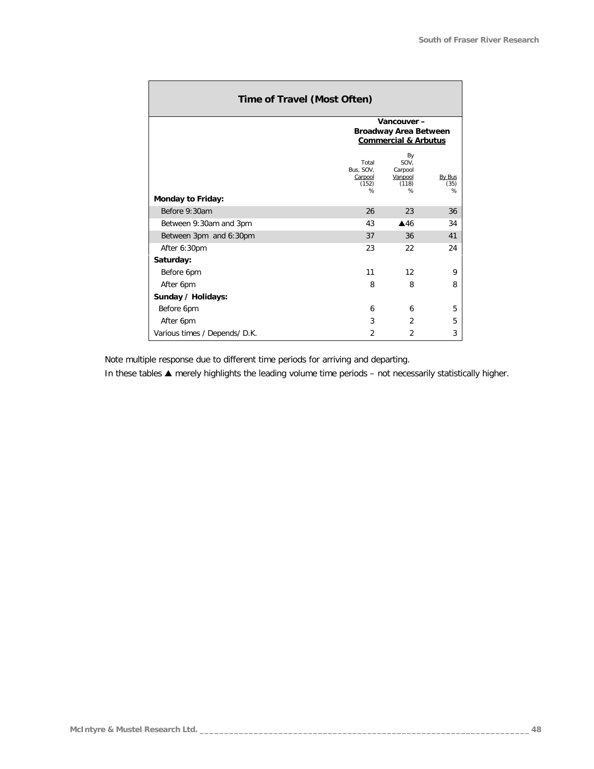| Time of Travel (Most Often) | | | |
|---|---|---|---|
| | Vancouver – Broadway Area Between Commercial & Arbutus | | |
| | Total Bus, SOV, Carpool (152) % | By SOV, Carpool Vanpool (118) % | By Bus (35) % |
| **Monday to Friday:** | | | |
| Before 9:30am | 26 | 23 | 36 |
| Between 9:30am and 3pm | 43 | ▲46 | 34 |
| Between 3pm and 6:30pm | 37 | 36 | 41 |
| After 6:30pm | 23 | 22 | 24 |
| **Saturday:** | | | |
| Before 6pm | 11 | 12 | 9 |
| After 6pm | 8 | 8 | 8 |
| **Sunday / Holidays:** | | | |
| Before 6pm | 6 | 6 | 5 |
| After 6pm | 3 | 2 | 5 |
| Various times / Depends/ D.K. | 2 | 2 | 3 |

Note multiple response due to different time periods for arriving and departing.

In these tables ▲ merely highlights the leading volume time periods – not necessarily statistically higher.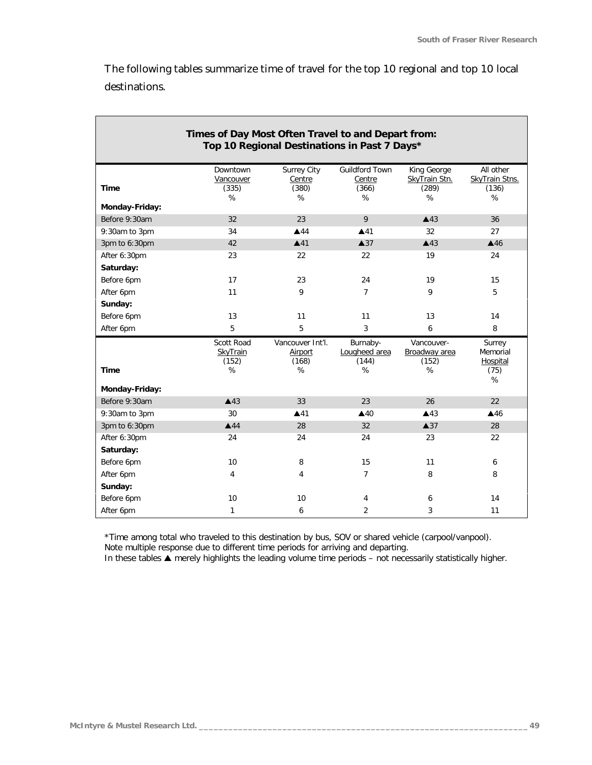The following tables summarize time of travel for the top 10 regional and top 10 local destinations.

**Times of Day Most Often Travel to and Depart from: Top 10 Regional Destinations in Past 7 Days***

| Time | Downtown Vancouver (335) % | Surrey City Centre (380) % | Guildford Town Centre (366) % | King George SkyTrain Stn. (289) % | All other SkyTrain Stns. (136) % |
|---|---|---|---|---|---|
| **Monday-Friday:** | | | | | |
| Before 9:30am | 32 | 23 | 9 | ▲43 | 36 |
| 9:30am to 3pm | 34 | ▲44 | ▲41 | 32 | 27 |
| 3pm to 6:30pm | 42 | ▲41 | ▲37 | ▲43 | ▲46 |
| After 6:30pm | 23 | 22 | 22 | 19 | 24 |
| **Saturday:** | | | | | |
| Before 6pm | 17 | 23 | 24 | 19 | 15 |
| After 6pm | 11 | 9 | 7 | 9 | 5 |
| **Sunday:** | | | | | |
| Before 6pm | 13 | 11 | 11 | 13 | 14 |
| After 6pm | 5 | 5 | 3 | 6 | 8 |

| Time | Scott Road SkyTrain (152) % | Vancouver Int'l. Airport (168) % | Burnaby-Lougheed area (144) % | Vancouver-Broadway area (152) % | Surrey Memorial Hospital (75) % |
|---|---|---|---|---|---|
| **Monday-Friday:** | | | | | |
| Before 9:30am | ▲43 | 33 | 23 | 26 | 22 |
| 9:30am to 3pm | 30 | ▲41 | ▲40 | ▲43 | ▲46 |
| 3pm to 6:30pm | ▲44 | 28 | 32 | ▲37 | 28 |
| After 6:30pm | 24 | 24 | 24 | 23 | 22 |
| **Saturday:** | | | | | |
| Before 6pm | 10 | 8 | 15 | 11 | 6 |
| After 6pm | 4 | 4 | 7 | 8 | 8 |
| **Sunday:** | | | | | |
| Before 6pm | 10 | 10 | 4 | 6 | 14 |
| After 6pm | 1 | 6 | 2 | 3 | 11 |

*Time among total who traveled to this destination by bus, SOV or shared vehicle (carpool/vanpool).
Note multiple response due to different time periods for arriving and departing.
In these tables ▲ merely highlights the leading volume time periods – not necessarily statistically higher.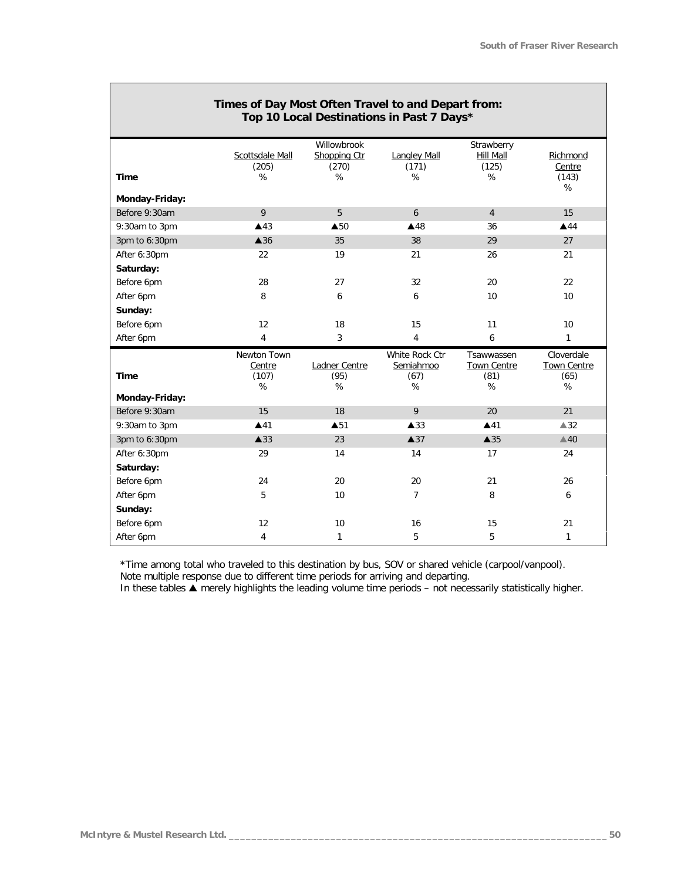### Times of Day Most Often Travel to and Depart from: Top 10 Local Destinations in Past 7 Days*

| Time | Scottsdale Mall (205) % | Willowbrook Shopping Ctr (270) % | Langley Mall (171) % | Strawberry Hill Mall (125) % | Richmond Centre (143) % |
|---|---|---|---|---|---|
| **Monday-Friday:** | | | | | |
| Before 9:30am | 9 | 5 | 6 | 4 | 15 |
| 9:30am to 3pm | ▲43 | ▲50 | ▲48 | 36 | ▲44 |
| 3pm to 6:30pm | ▲36 | 35 | 38 | 29 | 27 |
| After 6:30pm | 22 | 19 | 21 | 26 | 21 |
| **Saturday:** | | | | | |
| Before 6pm | 28 | 27 | 32 | 20 | 22 |
| After 6pm | 8 | 6 | 6 | 10 | 10 |
| **Sunday:** | | | | | |
| Before 6pm | 12 | 18 | 15 | 11 | 10 |
| After 6pm | 4 | 3 | 4 | 6 | 1 |

| Time | Newton Town Centre (107) % | Ladner Centre (95) % | White Rock Ctr Semiahmoo (67) % | Tsawwassen Town Centre (81) % | Cloverdale Town Centre (65) % |
|---|---|---|---|---|---|
| **Monday-Friday:** | | | | | |
| Before 9:30am | 15 | 18 | 9 | 20 | 21 |
| 9:30am to 3pm | ▲41 | ▲51 | ▲33 | ▲41 | ▲32 |
| 3pm to 6:30pm | ▲33 | 23 | ▲37 | ▲35 | ▲40 |
| After 6:30pm | 29 | 14 | 14 | 17 | 24 |
| **Saturday:** | | | | | |
| Before 6pm | 24 | 20 | 20 | 21 | 26 |
| After 6pm | 5 | 10 | 7 | 8 | 6 |
| **Sunday:** | | | | | |
| Before 6pm | 12 | 10 | 16 | 15 | 21 |
| After 6pm | 4 | 1 | 5 | 5 | 1 |

*Time among total who traveled to this destination by bus, SOV or shared vehicle (carpool/vanpool).
Note multiple response due to different time periods for arriving and departing.
In these tables ▲ merely highlights the leading volume time periods – not necessarily statistically higher.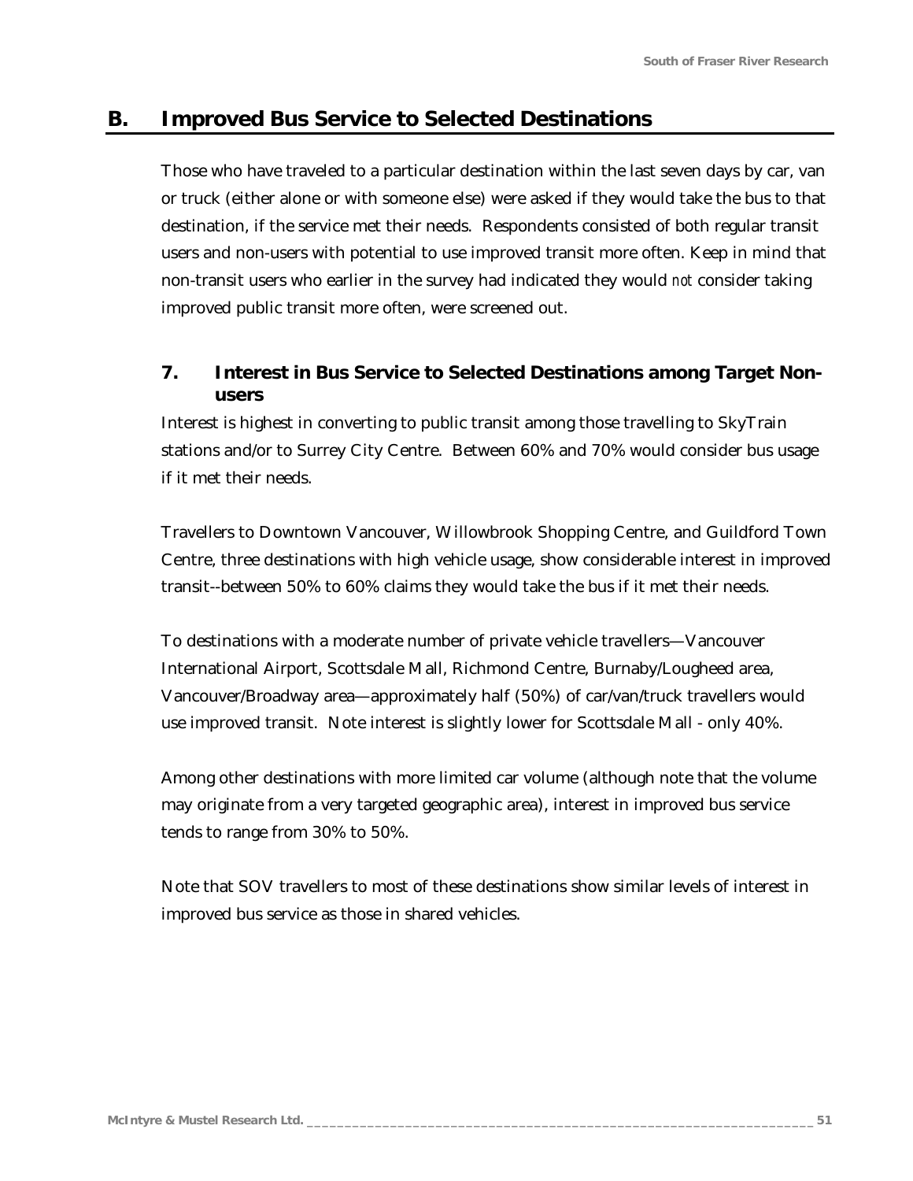## B. Improved Bus Service to Selected Destinations

Those who have traveled to a particular destination within the last seven days by car, van or truck (either alone or with someone else) were asked if they would take the bus to that destination, if the service met their needs. Respondents consisted of both regular transit users and non-users with potential to use improved transit more often. Keep in mind that non-transit users who earlier in the survey had indicated they would *not* consider taking improved public transit more often, were screened out.

### 7. Interest in Bus Service to Selected Destinations among Target Non-users

Interest is highest in converting to public transit among those travelling to SkyTrain stations and/or to Surrey City Centre. Between 60% and 70% would consider bus usage if it met their needs.

Travellers to Downtown Vancouver, Willowbrook Shopping Centre, and Guildford Town Centre, three destinations with high vehicle usage, show considerable interest in improved transit--between 50% to 60% claims they would take the bus if it met their needs.

To destinations with a moderate number of private vehicle travellers—Vancouver International Airport, Scottsdale Mall, Richmond Centre, Burnaby/Lougheed area, Vancouver/Broadway area—approximately half (50%) of car/van/truck travellers would use improved transit. Note interest is slightly lower for Scottsdale Mall - only 40%.

Among other destinations with more limited car volume (although note that the volume may originate from a very targeted geographic area), interest in improved bus service tends to range from 30% to 50%.

Note that SOV travellers to most of these destinations show similar levels of interest in improved bus service as those in shared vehicles.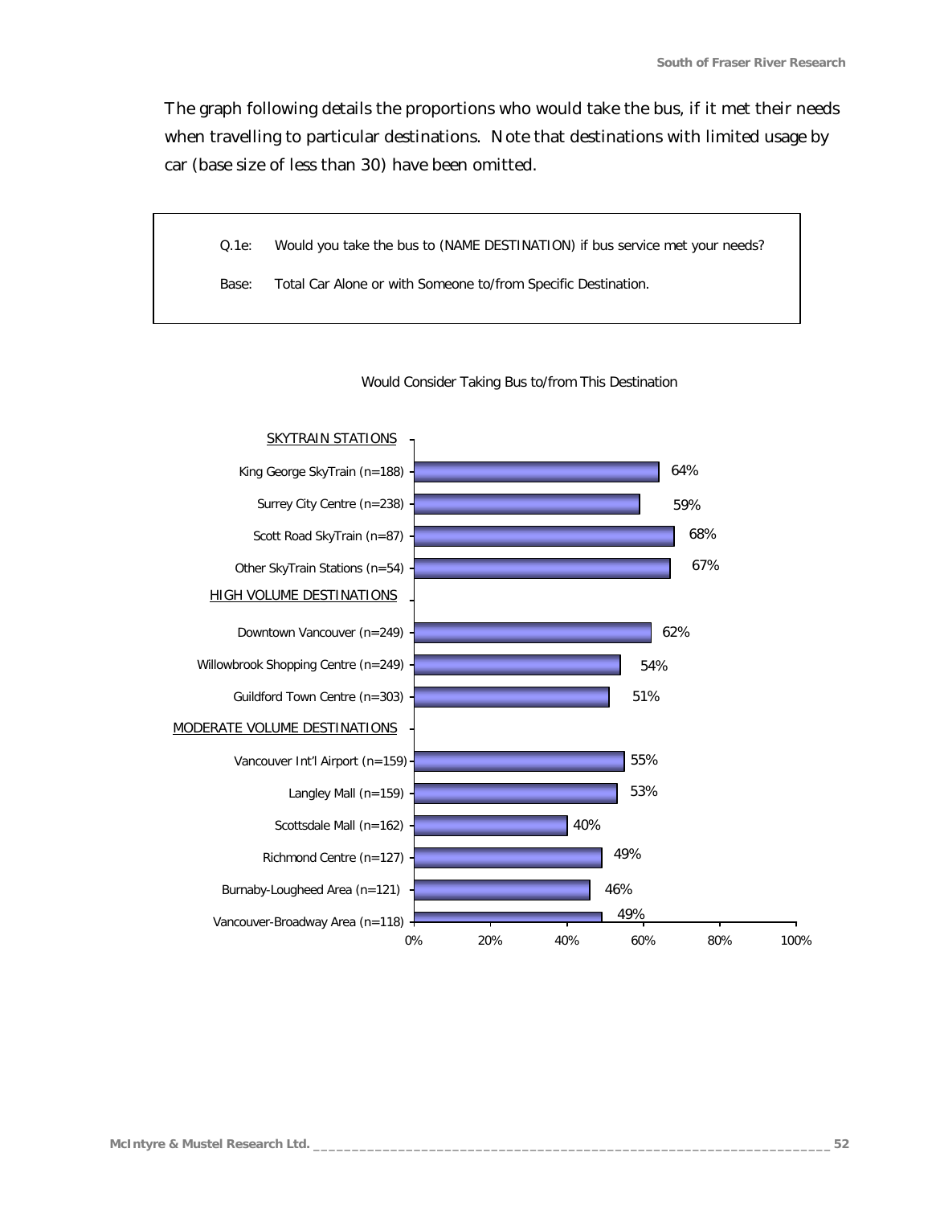The graph following details the proportions who would take the bus, if it met their needs when travelling to particular destinations. Note that destinations with limited usage by car (base size of less than 30) have been omitted.

| | |
|---|---|
| Q.1e: | Would you take the bus to (NAME DESTINATION) if bus service met your needs? |
| Base: | Total Car Alone or with Someone to/from Specific Destination. |

Would Consider Taking Bus to/from This Destination

| Destination | % |
|---|---|
| **SKYTRAIN STATIONS** | |
| King George SkyTrain (n=188) | 64% |
| Surrey City Centre (n=238) | 59% |
| Scott Road SkyTrain (n=87) | 68% |
| Other SkyTrain Stations (n=54) | 67% |
| **HIGH VOLUME DESTINATIONS** | |
| Downtown Vancouver (n=249) | 62% |
| Willowbrook Shopping Centre (n=249) | 54% |
| Guildford Town Centre (n=303) | 51% |
| **MODERATE VOLUME DESTINATIONS** | |
| Vancouver Int'l Airport (n=159) | 55% |
| Langley Mall (n=159) | 53% |
| Scottsdale Mall (n=162) | 40% |
| Richmond Centre (n=127) | 49% |
| Burnaby-Lougheed Area (n=121) | 46% |
| Vancouver-Broadway Area (n=118) | 49% |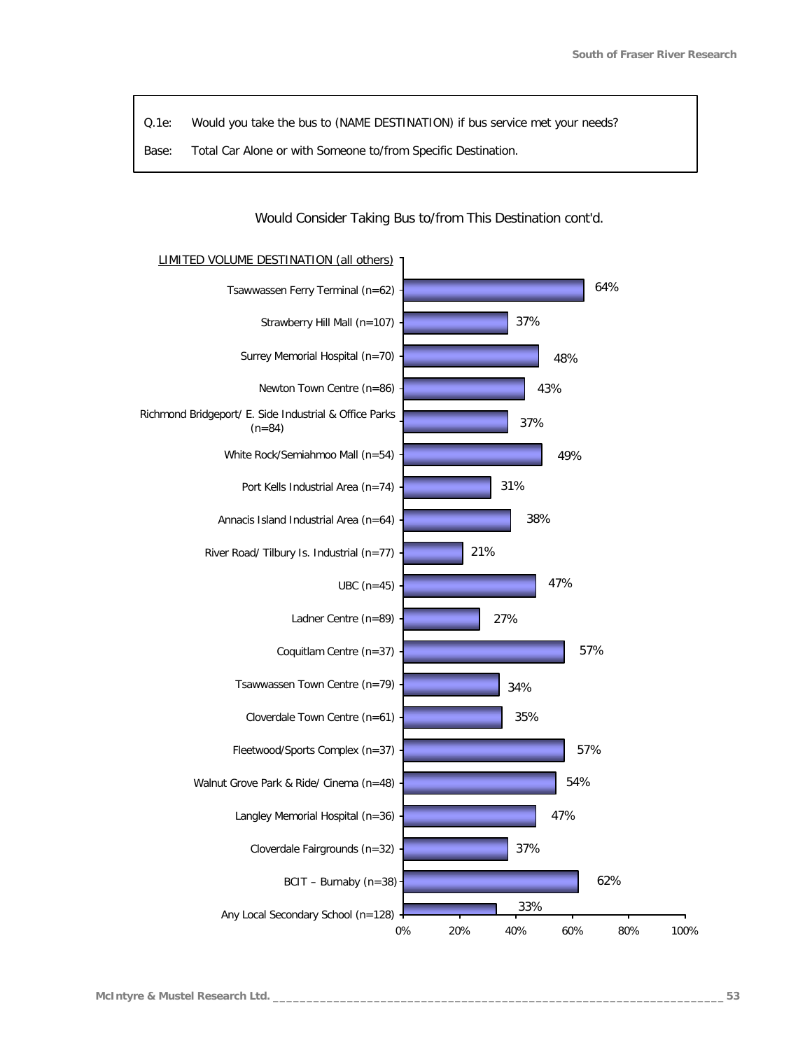| | |
|---|---|
| Q.1e: | Would you take the bus to (NAME DESTINATION) if bus service met your needs? |
| Base: | Total Car Alone or with Someone to/from Specific Destination. |

Would Consider Taking Bus to/from This Destination cont'd.

| LIMITED VOLUME DESTINATION (all others) | % |
|---|---|
| Tsawwassen Ferry Terminal (n=62) | 64% |
| Strawberry Hill Mall (n=107) | 37% |
| Surrey Memorial Hospital (n=70) | 48% |
| Newton Town Centre (n=86) | 43% |
| Richmond Bridgeport/ E. Side Industrial & Office Parks (n=84) | 37% |
| White Rock/Semiahmoo Mall (n=54) | 49% |
| Port Kells Industrial Area (n=74) | 31% |
| Annacis Island Industrial Area (n=64) | 38% |
| River Road/ Tilbury Is. Industrial (n=77) | 21% |
| UBC (n=45) | 47% |
| Ladner Centre (n=89) | 27% |
| Coquitlam Centre (n=37) | 57% |
| Tsawwassen Town Centre (n=79) | 34% |
| Cloverdale Town Centre (n=61) | 35% |
| Fleetwood/Sports Complex (n=37) | 57% |
| Walnut Grove Park & Ride/ Cinema (n=48) | 54% |
| Langley Memorial Hospital (n=36) | 47% |
| Cloverdale Fairgrounds (n=32) | 37% |
| BCIT – Burnaby (n=38) | 62% |
| Any Local Secondary School (n=128) | 33% |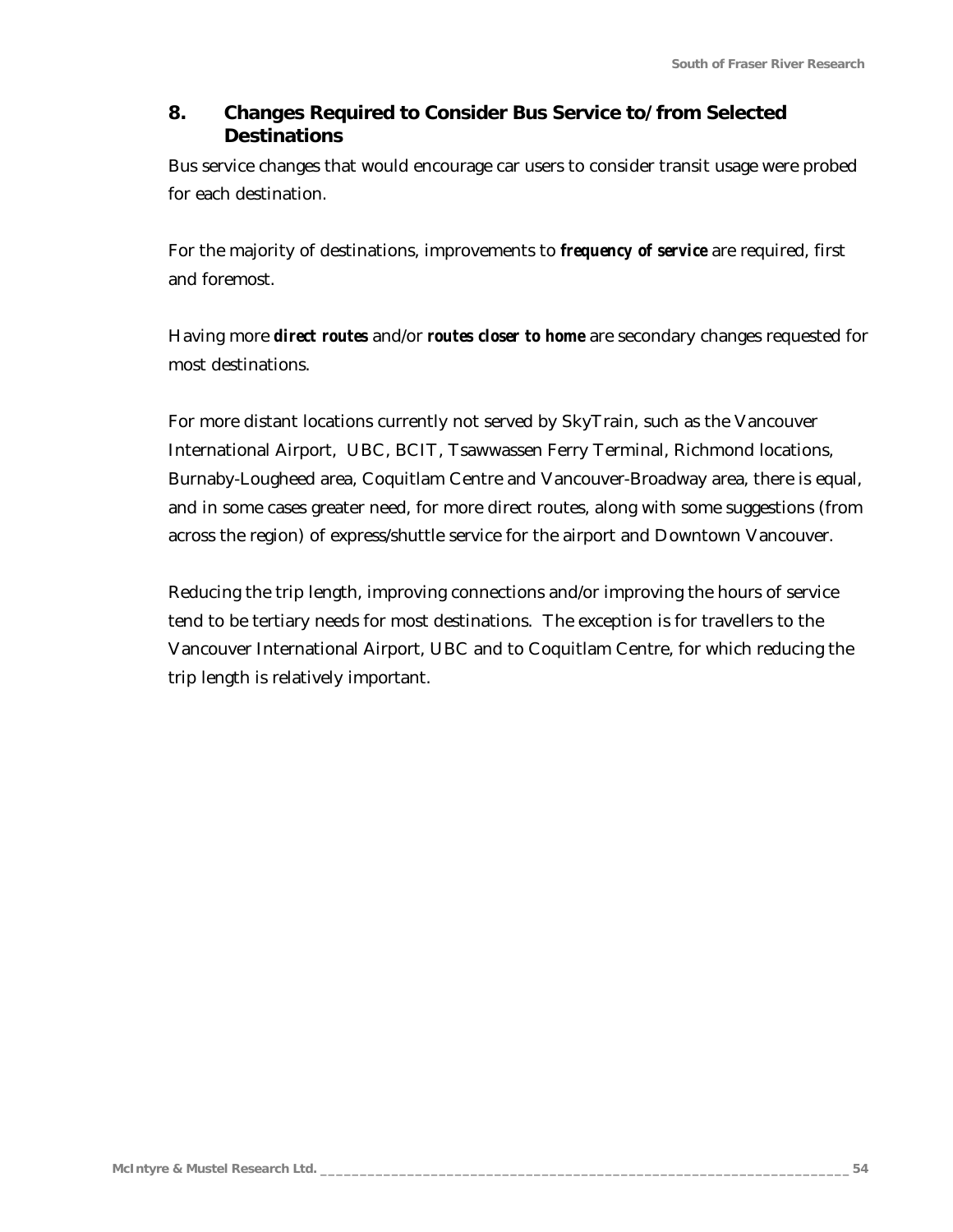## 8. Changes Required to Consider Bus Service to/from Selected Destinations

Bus service changes that would encourage car users to consider transit usage were probed for each destination.

For the majority of destinations, improvements to ***frequency of service*** are required, first and foremost.

Having more ***direct routes*** and/or ***routes closer to home*** are secondary changes requested for most destinations.

For more distant locations currently not served by SkyTrain, such as the Vancouver International Airport, UBC, BCIT, Tsawwassen Ferry Terminal, Richmond locations, Burnaby-Lougheed area, Coquitlam Centre and Vancouver-Broadway area, there is equal, and in some cases greater need, for more direct routes, along with some suggestions (from across the region) of express/shuttle service for the airport and Downtown Vancouver.

Reducing the trip length, improving connections and/or improving the hours of service tend to be tertiary needs for most destinations. The exception is for travellers to the Vancouver International Airport, UBC and to Coquitlam Centre, for which reducing the trip length is relatively important.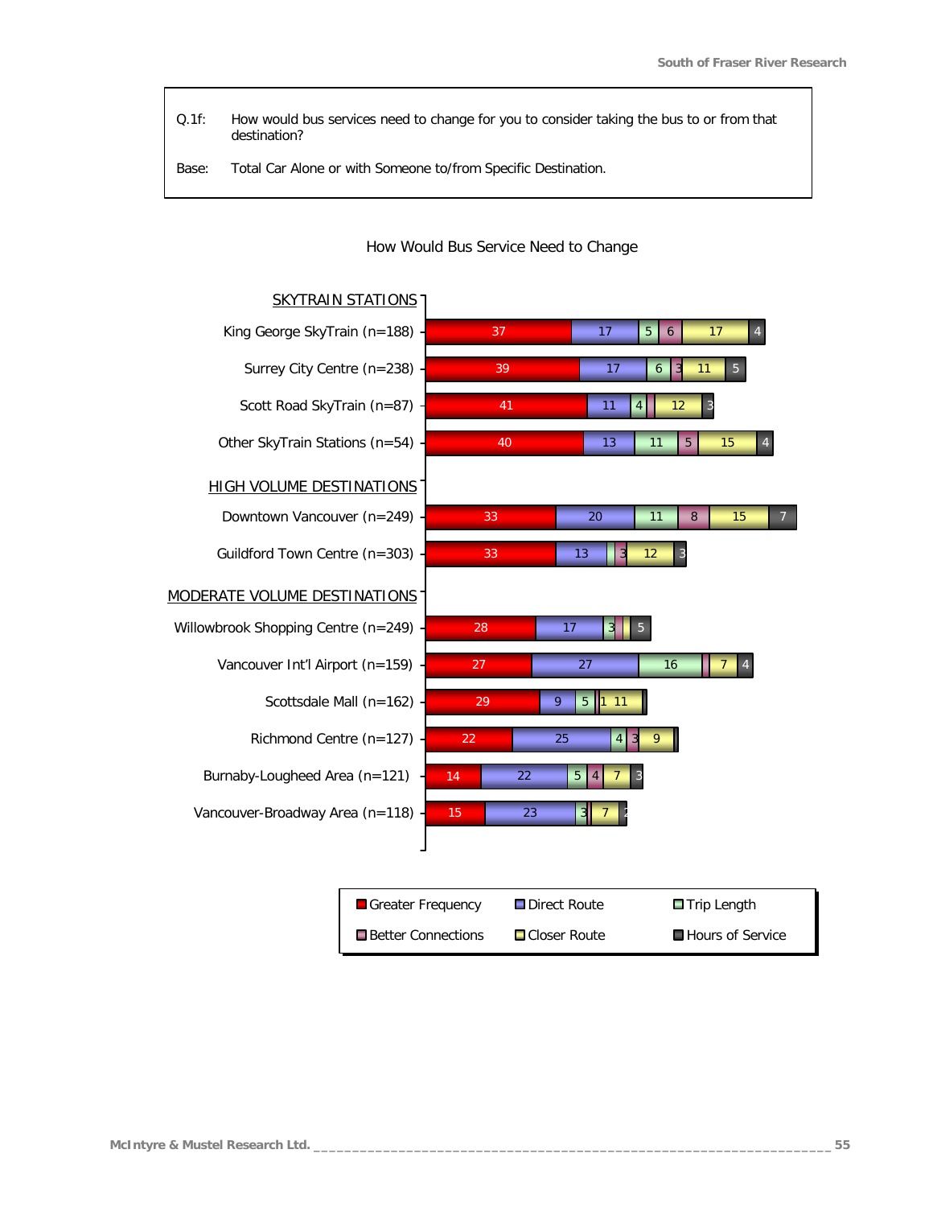Q.1f: How would bus services need to change for you to consider taking the bus to or from that destination?

Base: Total Car Alone or with Someone to/from Specific Destination.

**How Would Bus Service Need to Change**

| Destination | Greater Frequency | Direct Route | Trip Length | Better Connections | Closer Route | Hours of Service |
|---|---|---|---|---|---|---|
| **SKYTRAIN STATIONS** | | | | | | |
| King George SkyTrain (n=188) | 37 | 17 | 5 | 6 | 17 | 4 |
| Surrey City Centre (n=238) | 39 | 17 | 6 | 3 | 11 | 5 |
| Scott Road SkyTrain (n=87) | 41 | 11 | 4 | | 12 | 3 |
| Other SkyTrain Stations (n=54) | 40 | 13 | 11 | 5 | 15 | 4 |
| **HIGH VOLUME DESTINATIONS** | | | | | | |
| Downtown Vancouver (n=249) | 33 | 20 | 11 | 8 | 15 | 7 |
| Guildford Town Centre (n=303) | 33 | 13 | | 3 | 12 | 3 |
| **MODERATE VOLUME DESTINATIONS** | | | | | | |
| Willowbrook Shopping Centre (n=249) | 28 | 17 | 3 | | | 5 |
| Vancouver Int'l Airport (n=159) | 27 | 27 | 16 | | 7 | 4 |
| Scottsdale Mall (n=162) | 29 | 9 | 5 | 1 | 11 | |
| Richmond Centre (n=127) | 22 | 25 | 4 | 3 | 9 | |
| Burnaby-Lougheed Area (n=121) | 14 | 22 | 5 | 4 | 7 | 3 |
| Vancouver-Broadway Area (n=118) | 15 | 23 | 3 | | 7 | 2 |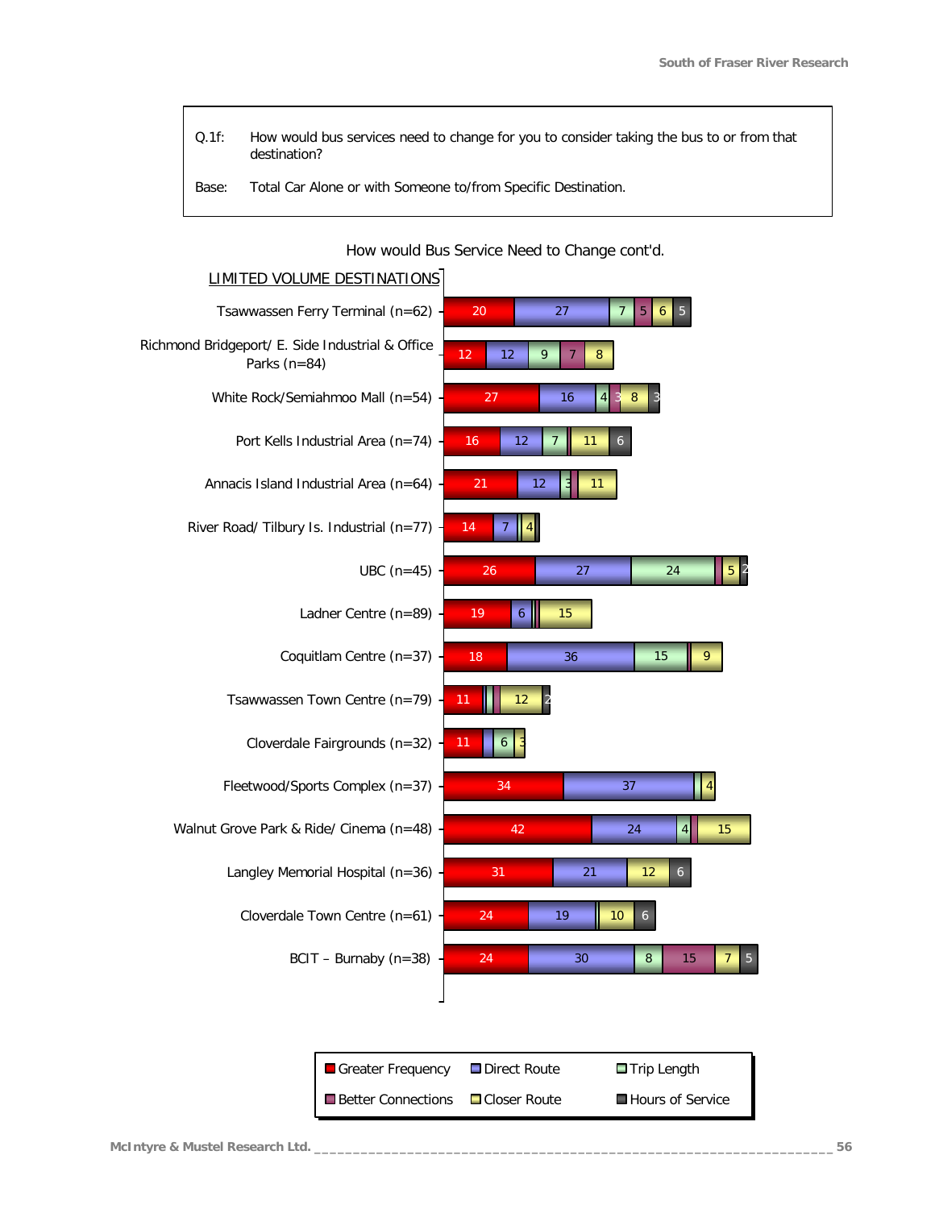Q.1f: How would bus services need to change for you to consider taking the bus to or from that destination?

Base: Total Car Alone or with Someone to/from Specific Destination.

How would Bus Service Need to Change cont'd.

LIMITED VOLUME DESTINATIONS

| Destination | Greater Frequency | Direct Route | Trip Length | Better Connections | Closer Route | Hours of Service |
|---|---|---|---|---|---|---|
| Tsawwassen Ferry Terminal (n=62) | 20 | 27 | 7 | 5 | 6 | 5 |
| Richmond Bridgeport/ E. Side Industrial & Office Parks (n=84) | 12 | 12 | 9 | 7 | 8 | |
| White Rock/Semiahmoo Mall (n=54) | 27 | 16 | 4 | 3 | 8 | 3 |
| Port Kells Industrial Area (n=74) | 16 | 12 | 7 | | 11 | 6 |
| Annacis Island Industrial Area (n=64) | 21 | 12 | 3 | | 11 | |
| River Road/ Tilbury Is. Industrial (n=77) | 14 | 7 | | | 4 | |
| UBC (n=45) | 26 | 27 | 24 | | 5 | 2 |
| Ladner Centre (n=89) | 19 | 6 | | | 15 | |
| Coquitlam Centre (n=37) | 18 | 36 | 15 | | 9 | |
| Tsawwassen Town Centre (n=79) | 11 | | | | 12 | 2 |
| Cloverdale Fairgrounds (n=32) | 11 | | 6 | | 3 | |
| Fleetwood/Sports Complex (n=37) | 34 | 37 | | | 4 | |
| Walnut Grove Park & Ride/ Cinema (n=48) | 42 | 24 | 4 | | 15 | |
| Langley Memorial Hospital (n=36) | 31 | 21 | | | 12 | 6 |
| Cloverdale Town Centre (n=61) | 24 | 19 | | | 10 | 6 |
| BCIT – Burnaby (n=38) | 24 | 30 | 8 | 15 | 7 | 5 |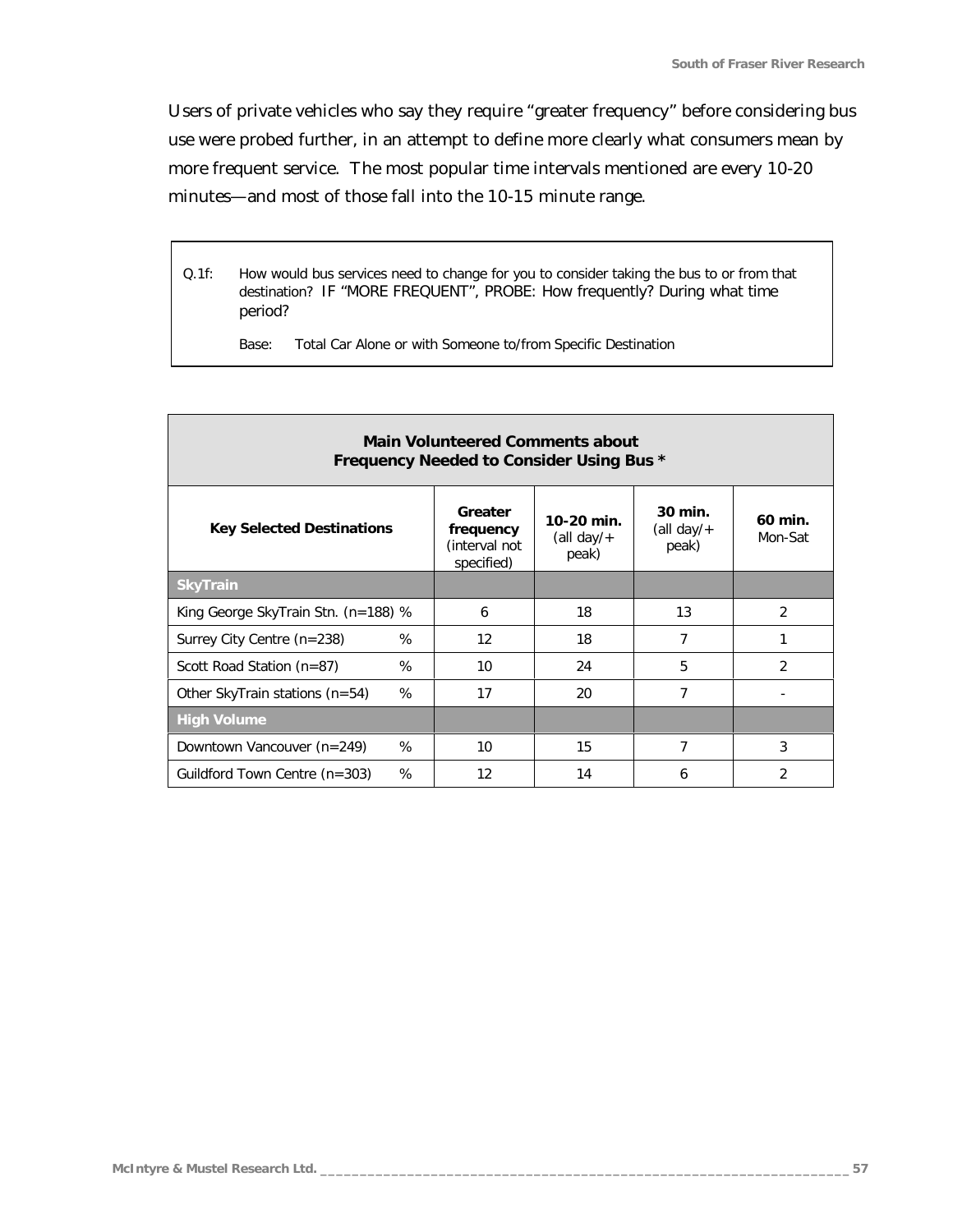Users of private vehicles who say they require "greater frequency" before considering bus use were probed further, in an attempt to define more clearly what consumers mean by more frequent service. The most popular time intervals mentioned are every 10-20 minutes—and most of those fall into the 10-15 minute range.

> Q.1f: How would bus services need to change for you to consider taking the bus to or from that destination? IF "MORE FREQUENT", PROBE: How frequently? During what time period?
>
> Base: Total Car Alone or with Someone to/from Specific Destination

**Main Volunteered Comments about Frequency Needed to Consider Using Bus \***

| Key Selected Destinations | | Greater frequency (interval not specified) | 10-20 min. (all day/+ peak) | 30 min. (all day/+ peak) | 60 min. Mon-Sat |
|---|---|---|---|---|---|
| **SkyTrain** | | | | | |
| King George SkyTrain Stn. (n=188) | % | 6 | 18 | 13 | 2 |
| Surrey City Centre (n=238) | % | 12 | 18 | 7 | 1 |
| Scott Road Station (n=87) | % | 10 | 24 | 5 | 2 |
| Other SkyTrain stations (n=54) | % | 17 | 20 | 7 | - |
| **High Volume** | | | | | |
| Downtown Vancouver (n=249) | % | 10 | 15 | 7 | 3 |
| Guildford Town Centre (n=303) | % | 12 | 14 | 6 | 2 |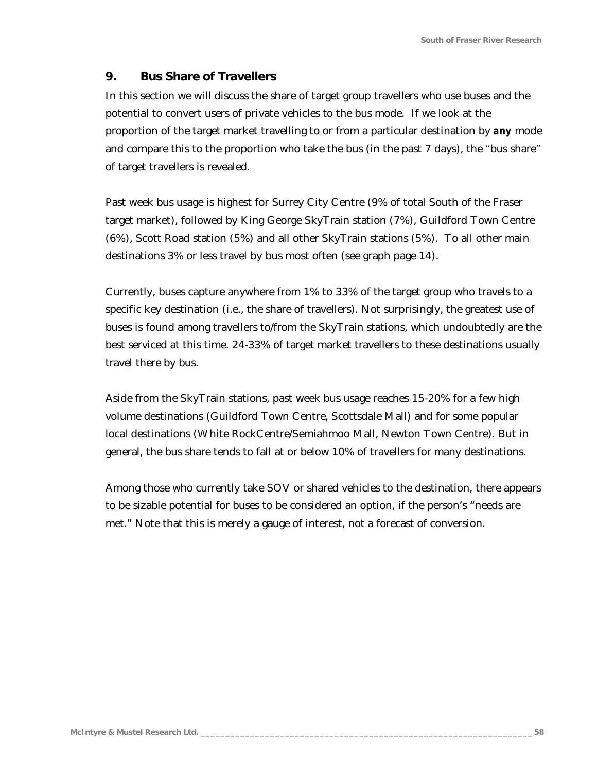## 9. Bus Share of Travellers

In this section we will discuss the share of target group travellers who use buses and the potential to convert users of private vehicles to the bus mode. If we look at the proportion of the target market travelling to or from a particular destination by ***any*** mode and compare this to the proportion who take the bus (in the past 7 days), the "bus share" of target travellers is revealed.

Past week bus usage is highest for Surrey City Centre (9% of total South of the Fraser target market), followed by King George SkyTrain station (7%), Guildford Town Centre (6%), Scott Road station (5%) and all other SkyTrain stations (5%). To all other main destinations 3% or less travel by bus most often (see graph page 14).

Currently, buses capture anywhere from 1% to 33% of the target group who travels to a specific key destination (i.e., the share of travellers). Not surprisingly, the greatest use of buses is found among travellers to/from the SkyTrain stations, which undoubtedly are the best serviced at this time. 24-33% of target market travellers to these destinations usually travel there by bus.

Aside from the SkyTrain stations, past week bus usage reaches 15-20% for a few high volume destinations (Guildford Town Centre, Scottsdale Mall) and for some popular local destinations (White RockCentre/Semiahmoo Mall, Newton Town Centre). But in general, the bus share tends to fall at or below 10% of travellers for many destinations.

Among those who currently take SOV or shared vehicles to the destination, there appears to be sizable potential for buses to be considered an option, if the person's "needs are met." Note that this is merely a gauge of interest, not a forecast of conversion.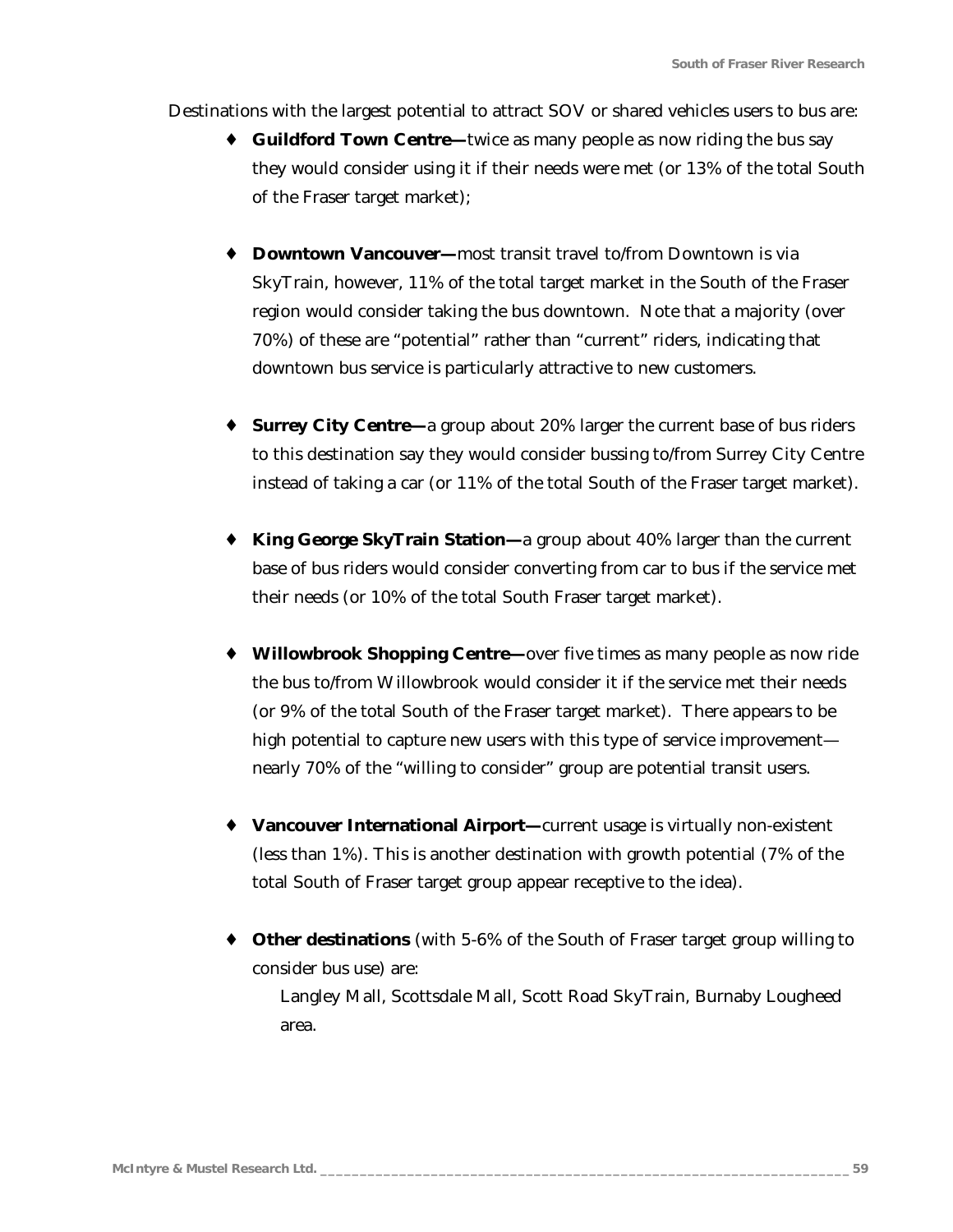Destinations with the largest potential to attract SOV or shared vehicles users to bus are:

- **Guildford Town Centre—**twice as many people as now riding the bus say they would consider using it if their needs were met (or 13% of the total South of the Fraser target market);

- **Downtown Vancouver—**most transit travel to/from Downtown is via SkyTrain, however, 11% of the total target market in the South of the Fraser region would consider taking the bus downtown. Note that a majority (over 70%) of these are "potential" rather than "current" riders, indicating that downtown bus service is particularly attractive to new customers.

- **Surrey City Centre—**a group about 20% larger the current base of bus riders to this destination say they would consider bussing to/from Surrey City Centre instead of taking a car (or 11% of the total South of the Fraser target market).

- **King George SkyTrain Station—**a group about 40% larger than the current base of bus riders would consider converting from car to bus if the service met their needs (or 10% of the total South Fraser target market).

- **Willowbrook Shopping Centre—**over five times as many people as now ride the bus to/from Willowbrook would consider it if the service met their needs (or 9% of the total South of the Fraser target market). There appears to be high potential to capture new users with this type of service improvement—nearly 70% of the "willing to consider" group are potential transit users.

- **Vancouver International Airport—**current usage is virtually non-existent (less than 1%). This is another destination with growth potential (7% of the total South of Fraser target group appear receptive to the idea).

- **Other destinations** (with 5-6% of the South of Fraser target group willing to consider bus use) are:

  Langley Mall, Scottsdale Mall, Scott Road SkyTrain, Burnaby Lougheed area.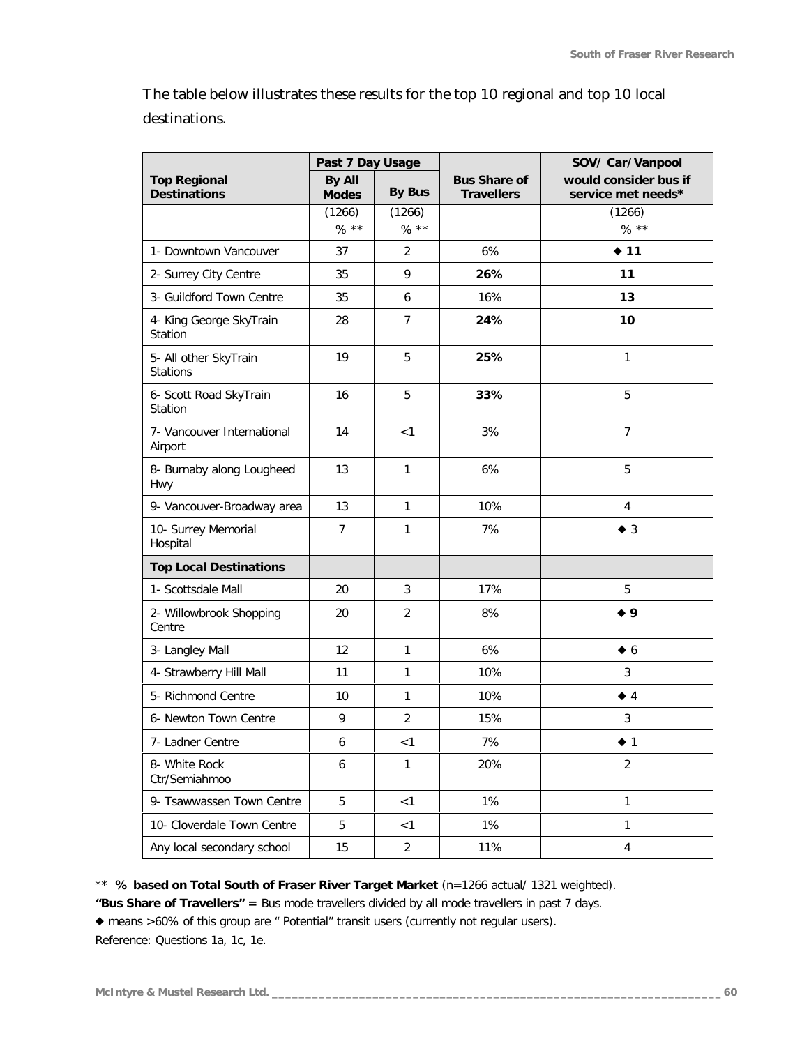The table below illustrates these results for the top 10 regional and top 10 local destinations.

| Top Regional Destinations | Past 7 Day Usage | | Bus Share of Travellers | SOV/ Car/Vanpool would consider bus if service met needs* |
|---|---|---|---|---|
| | By All Modes | By Bus | | |
| | (1266) % ** | (1266) % ** | | (1266) % ** |
| 1- Downtown Vancouver | 37 | 2 | 6% | ◆ **11** |
| 2- Surrey City Centre | 35 | 9 | **26%** | **11** |
| 3- Guildford Town Centre | 35 | 6 | 16% | **13** |
| 4- King George SkyTrain Station | 28 | 7 | **24%** | **10** |
| 5- All other SkyTrain Stations | 19 | 5 | **25%** | 1 |
| 6- Scott Road SkyTrain Station | 16 | 5 | **33%** | 5 |
| 7- Vancouver International Airport | 14 | <1 | 3% | 7 |
| 8- Burnaby along Lougheed Hwy | 13 | 1 | 6% | 5 |
| 9- Vancouver-Broadway area | 13 | 1 | 10% | 4 |
| 10- Surrey Memorial Hospital | 7 | 1 | 7% | ◆ 3 |
| **Top Local Destinations** | | | | |
| 1- Scottsdale Mall | 20 | 3 | 17% | 5 |
| 2- Willowbrook Shopping Centre | 20 | 2 | 8% | ◆ **9** |
| 3- Langley Mall | 12 | 1 | 6% | ◆ 6 |
| 4- Strawberry Hill Mall | 11 | 1 | 10% | 3 |
| 5- Richmond Centre | 10 | 1 | 10% | ◆ 4 |
| 6- Newton Town Centre | 9 | 2 | 15% | 3 |
| 7- Ladner Centre | 6 | <1 | 7% | ◆ 1 |
| 8- White Rock Ctr/Semiahmoo | 6 | 1 | 20% | 2 |
| 9- Tsawwassen Town Centre | 5 | <1 | 1% | 1 |
| 10- Cloverdale Town Centre | 5 | <1 | 1% | 1 |
| Any local secondary school | 15 | 2 | 11% | 4 |

** **% based on Total South of Fraser River Target Market** (n=1266 actual/ 1321 weighted).

**"Bus Share of Travellers" =** Bus mode travellers divided by all mode travellers in past 7 days.

◆ means >60% of this group are " Potential" transit users (currently not regular users).

Reference: Questions 1a, 1c, 1e.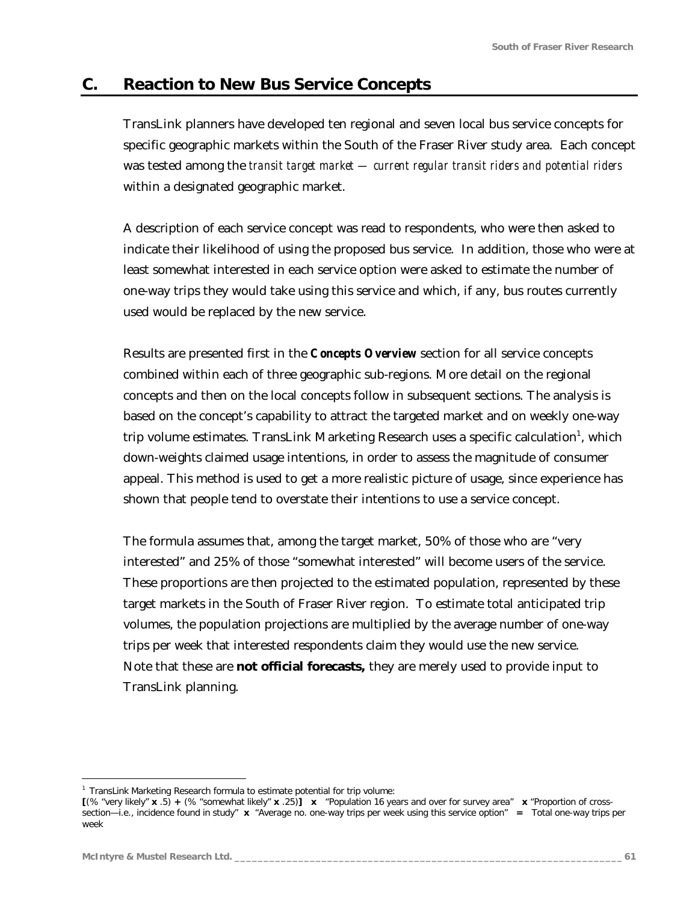## C. Reaction to New Bus Service Concepts

TransLink planners have developed ten regional and seven local bus service concepts for specific geographic markets within the South of the Fraser River study area. Each concept was tested among the *transit target market — current regular transit riders and potential riders* within a designated geographic market.

A description of each service concept was read to respondents, who were then asked to indicate their likelihood of using the proposed bus service. In addition, those who were at least somewhat interested in each service option were asked to estimate the number of one-way trips they would take using this service and which, if any, bus routes currently used would be replaced by the new service.

Results are presented first in the ***Concepts Overview*** section for all service concepts combined within each of three geographic sub-regions. More detail on the regional concepts and then on the local concepts follow in subsequent sections. The analysis is based on the concept's capability to attract the targeted market and on weekly one-way trip volume estimates. TransLink Marketing Research uses a specific calculation[1], which down-weights claimed usage intentions, in order to assess the magnitude of consumer appeal. This method is used to get a more realistic picture of usage, since experience has shown that people tend to overstate their intentions to use a service concept.

The formula assumes that, among the target market, 50% of those who are "very interested" and 25% of those "somewhat interested" will become users of the service. These proportions are then projected to the estimated population, represented by these target markets in the South of Fraser River region. To estimate total anticipated trip volumes, the population projections are multiplied by the average number of one-way trips per week that interested respondents claim they would use the new service. Note that these are **not official forecasts,** they are merely used to provide input to TransLink planning.

---

[1] TransLink Marketing Research formula to estimate potential for trip volume:
**[**(% "very likely" **x** .5) **+** (% "somewhat likely" **x** .25)**]** **x** "Population 16 years and over for survey area" **x** "Proportion of cross-section—i.e., incidence found in study" **x** "Average no. one-way trips per week using this service option" **=** Total one-way trips per week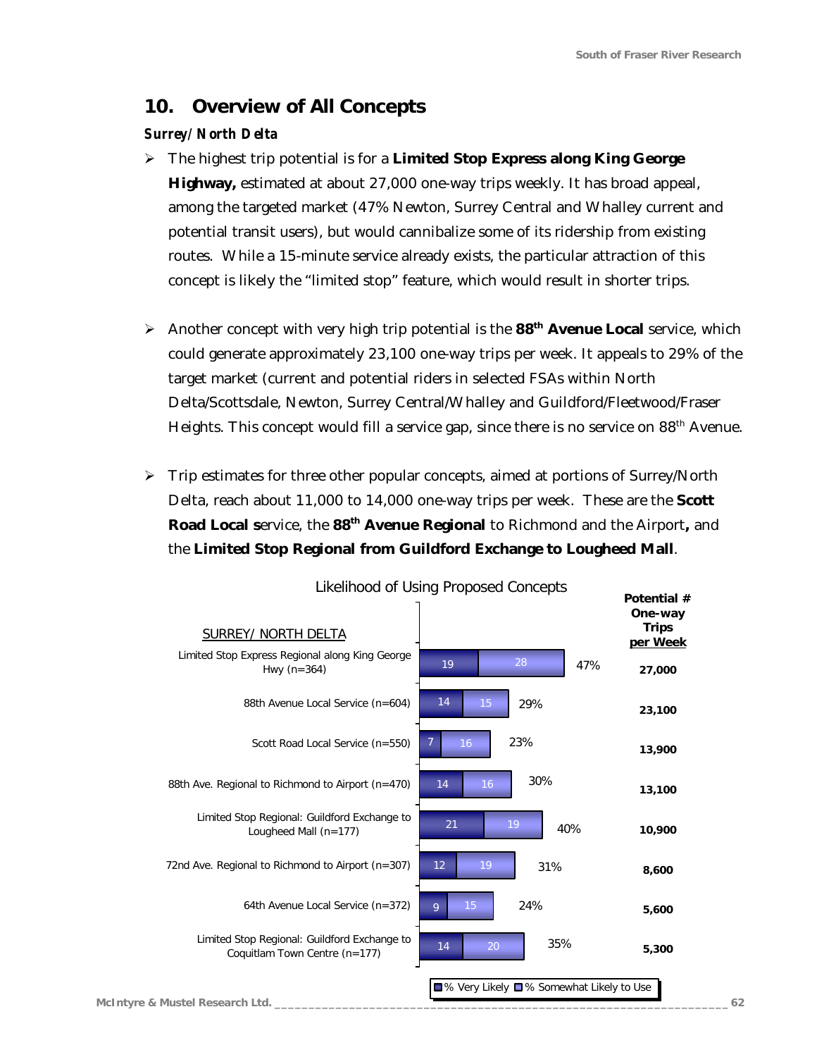## 10. Overview of All Concepts

***Surrey/ North Delta***

- The highest trip potential is for a **Limited Stop Express along King George Highway,** estimated at about 27,000 one-way trips weekly. It has broad appeal, among the targeted market (47% Newton, Surrey Central and Whalley current and potential transit users), but would cannibalize some of its ridership from existing routes. While a 15-minute service already exists, the particular attraction of this concept is likely the "limited stop" feature, which would result in shorter trips.

- Another concept with very high trip potential is the **88th Avenue Local** service, which could generate approximately 23,100 one-way trips per week. It appeals to 29% of the target market (current and potential riders in selected FSAs within North Delta/Scottsdale, Newton, Surrey Central/Whalley and Guildford/Fleetwood/Fraser Heights. This concept would fill a service gap, since there is no service on 88th Avenue.

- Trip estimates for three other popular concepts, aimed at portions of Surrey/North Delta, reach about 11,000 to 14,000 one-way trips per week. These are the **Scott Road Local s**ervice, the **88th Avenue Regional** to Richmond and the Airport**,** and the **Limited Stop Regional from Guildford Exchange to Lougheed Mall**.

Likelihood of Using Proposed Concepts

| SURREY/ NORTH DELTA | % Very Likely | % Somewhat Likely to Use | Total | Potential # One-way Trips per Week |
|---|---|---|---|---|
| Limited Stop Express Regional along King George Hwy (n=364) | 19 | 28 | 47% | 27,000 |
| 88th Avenue Local Service (n=604) | 14 | 15 | 29% | 23,100 |
| Scott Road Local Service (n=550) | 7 | 16 | 23% | 13,900 |
| 88th Ave. Regional to Richmond to Airport (n=470) | 14 | 16 | 30% | 13,100 |
| Limited Stop Regional: Guildford Exchange to Lougheed Mall (n=177) | 21 | 19 | 40% | 10,900 |
| 72nd Ave. Regional to Richmond to Airport (n=307) | 12 | 19 | 31% | 8,600 |
| 64th Avenue Local Service (n=372) | 9 | 15 | 24% | 5,600 |
| Limited Stop Regional: Guildford Exchange to Coquitlam Town Centre (n=177) | 14 | 20 | 35% | 5,300 |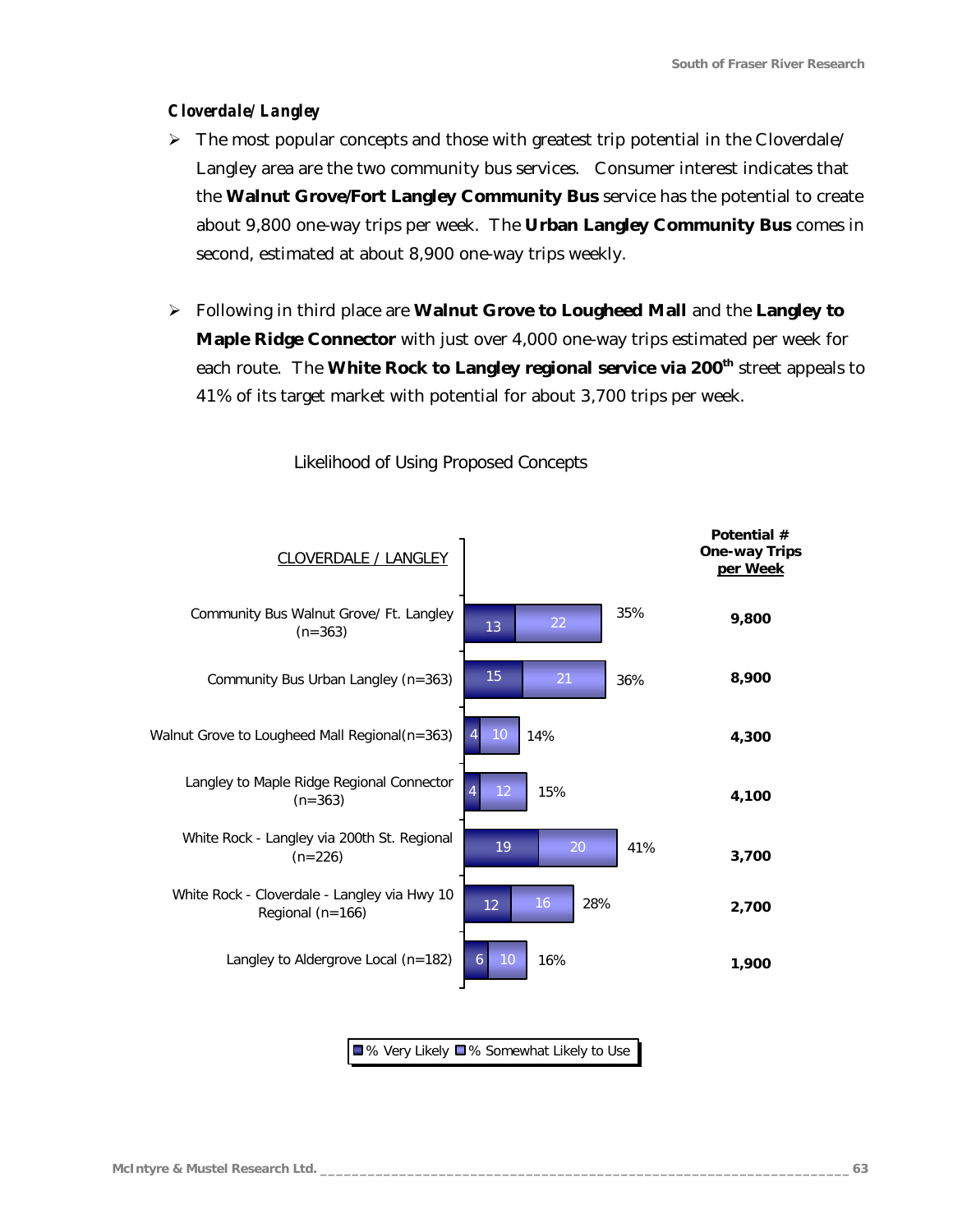***Cloverdale/ Langley***

- The most popular concepts and those with greatest trip potential in the Cloverdale/ Langley area are the two community bus services. Consumer interest indicates that the **Walnut Grove/Fort Langley Community Bus** service has the potential to create about 9,800 one-way trips per week. The **Urban Langley Community Bus** comes in second, estimated at about 8,900 one-way trips weekly.

- Following in third place are **Walnut Grove to Lougheed Mall** and the **Langley to Maple Ridge Connector** with just over 4,000 one-way trips estimated per week for each route. The **White Rock to Langley regional service via 200th** street appeals to 41% of its target market with potential for about 3,700 trips per week.

Likelihood of Using Proposed Concepts

| CLOVERDALE / LANGLEY | % Very Likely | % Somewhat Likely to Use | Total | Potential # One-way Trips per Week |
|---|---|---|---|---|
| Community Bus Walnut Grove/ Ft. Langley (n=363) | 13 | 22 | 35% | 9,800 |
| Community Bus Urban Langley (n=363) | 15 | 21 | 36% | 8,900 |
| Walnut Grove to Lougheed Mall Regional(n=363) | 4 | 10 | 14% | 4,300 |
| Langley to Maple Ridge Regional Connector (n=363) | 4 | 12 | 15% | 4,100 |
| White Rock - Langley via 200th St. Regional (n=226) | 19 | 20 | 41% | 3,700 |
| White Rock - Cloverdale - Langley via Hwy 10 Regional (n=166) | 12 | 16 | 28% | 2,700 |
| Langley to Aldergrove Local (n=182) | 6 | 10 | 16% | 1,900 |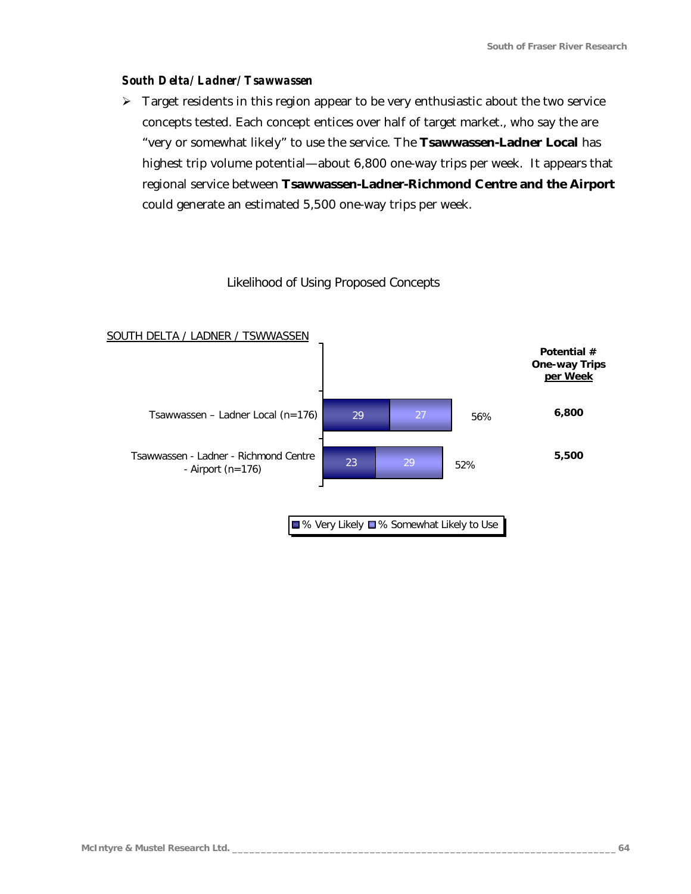### *South Delta/Ladner/Tsawwassen*

- Target residents in this region appear to be very enthusiastic about the two service concepts tested. Each concept entices over half of target market., who say the are "very or somewhat likely" to use the service. The **Tsawwassen-Ladner Local** has highest trip volume potential—about 6,800 one-way trips per week. It appears that regional service between **Tsawwassen-Ladner-Richmond Centre and the Airport** could generate an estimated 5,500 one-way trips per week.

Likelihood of Using Proposed Concepts

SOUTH DELTA / LADNER / TSWWASSEN

| | % Very Likely | % Somewhat Likely to Use | Total | Potential # One-way Trips per Week |
|---|---|---|---|---|
| Tsawwassen – Ladner Local (n=176) | 29 | 27 | 56% | 6,800 |
| Tsawwassen - Ladner - Richmond Centre - Airport (n=176) | 23 | 29 | 52% | 5,500 |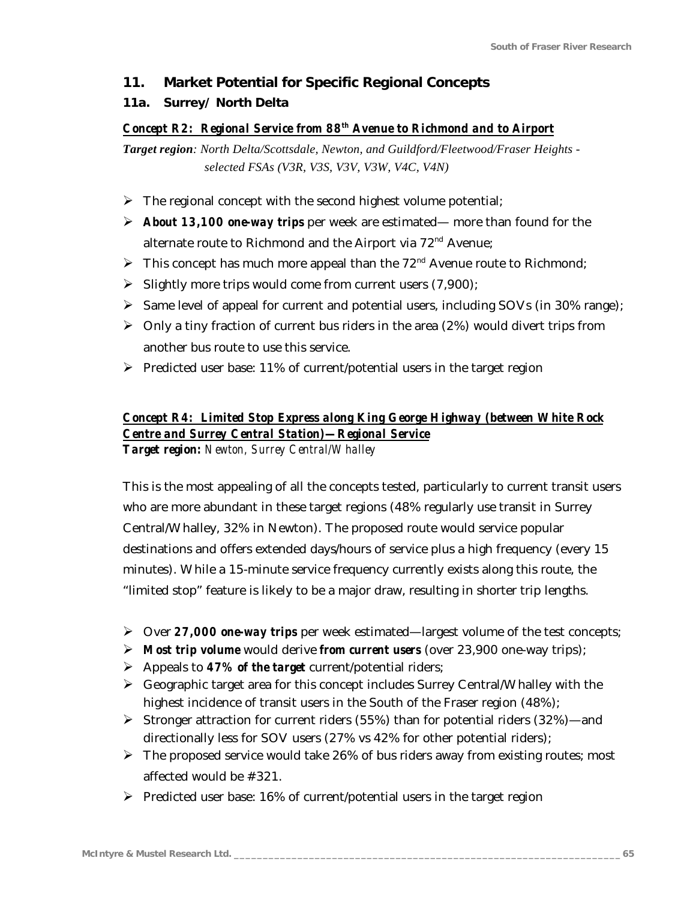## 11. Market Potential for Specific Regional Concepts

### 11a. Surrey/ North Delta

***Concept R2: Regional Service from 88th Avenue to Richmond and to Airport***

***Target region**: North Delta/Scottsdale, Newton, and Guildford/Fleetwood/Fraser Heights - selected FSAs (V3R, V3S, V3V, V3W, V4C, V4N)*

- The regional concept with the second highest volume potential;
- ***About 13,100 one-way trips*** per week are estimated— more than found for the alternate route to Richmond and the Airport via 72nd Avenue;
- This concept has much more appeal than the 72nd Avenue route to Richmond;
- Slightly more trips would come from current users (7,900);
- Same level of appeal for current and potential users, including SOVs (in 30% range);
- Only a tiny fraction of current bus riders in the area (2%) would divert trips from another bus route to use this service.
- Predicted user base: 11% of current/potential users in the target region

***Concept R4: Limited Stop Express along King George Highway (between White Rock Centre and Surrey Central Station)—Regional Service***
***Target region:** Newton, Surrey Central/Whalley*

This is the most appealing of all the concepts tested, particularly to current transit users who are more abundant in these target regions (48% regularly use transit in Surrey Central/Whalley, 32% in Newton). The proposed route would service popular destinations and offers extended days/hours of service plus a high frequency (every 15 minutes). While a 15-minute service frequency currently exists along this route, the "limited stop" feature is likely to be a major draw, resulting in shorter trip lengths.

- Over ***27,000 one-way trips*** per week estimated—largest volume of the test concepts;
- ***Most trip volume*** would derive ***from current users*** (over 23,900 one-way trips);
- Appeals to ***47% of the target*** current/potential riders;
- Geographic target area for this concept includes Surrey Central/Whalley with the highest incidence of transit users in the South of the Fraser region (48%);
- Stronger attraction for current riders (55%) than for potential riders (32%)—and directionally less for SOV users (27% vs 42% for other potential riders);
- The proposed service would take 26% of bus riders away from existing routes; most affected would be #321.
- Predicted user base: 16% of current/potential users in the target region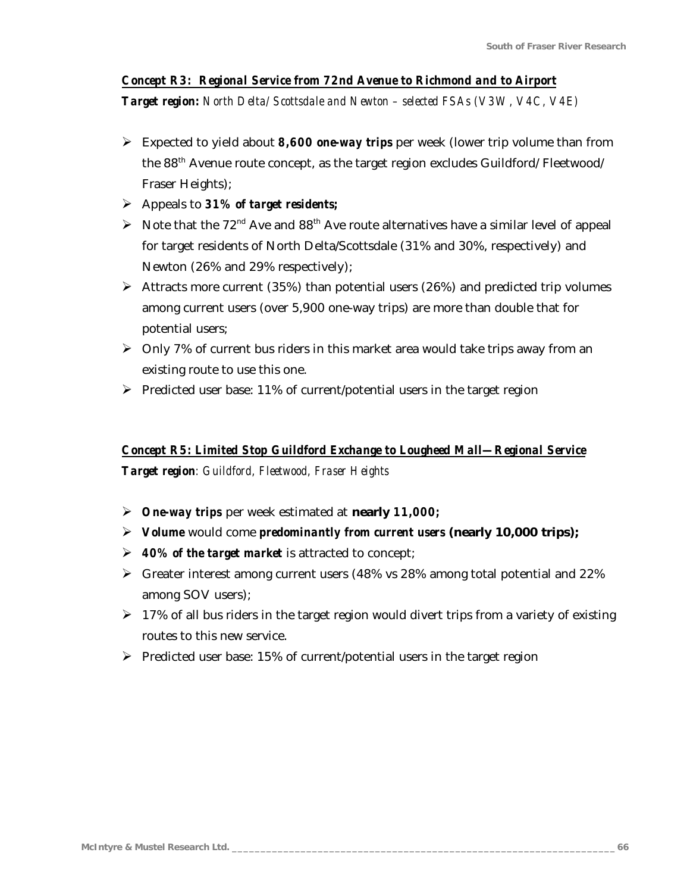### Concept R3: Regional Service from 72nd Avenue to Richmond and to Airport

**Target region:** *North Delta/ Scottsdale and Newton – selected FSAs (V3W, V4C, V4E)*

- Expected to yield about ***8,600 one-way trips*** per week (lower trip volume than from the 88th Avenue route concept, as the target region excludes Guildford/ Fleetwood/ Fraser Heights);
- Appeals to ***31% of target residents;***
- Note that the 72nd Ave and 88th Ave route alternatives have a similar level of appeal for target residents of North Delta/Scottsdale (31% and 30%, respectively) and Newton (26% and 29% respectively);
- Attracts more current (35%) than potential users (26%) and predicted trip volumes among current users (over 5,900 one-way trips) are more than double that for potential users;
- Only 7% of current bus riders in this market area would take trips away from an existing route to use this one.
- Predicted user base: 11% of current/potential users in the target region

### Concept R5: Limited Stop Guildford Exchange to Lougheed Mall—Regional Service

**Target region**: *Guildford, Fleetwood, Fraser Heights*

- ***One-way trips*** per week estimated at **nearly 11,000;**
- ***Volume*** would come ***predominantly from current users*** **(nearly 10,000 trips);**
- ***40% of the target market*** is attracted to concept;
- Greater interest among current users (48% vs 28% among total potential and 22% among SOV users);
- 17% of all bus riders in the target region would divert trips from a variety of existing routes to this new service.
- Predicted user base: 15% of current/potential users in the target region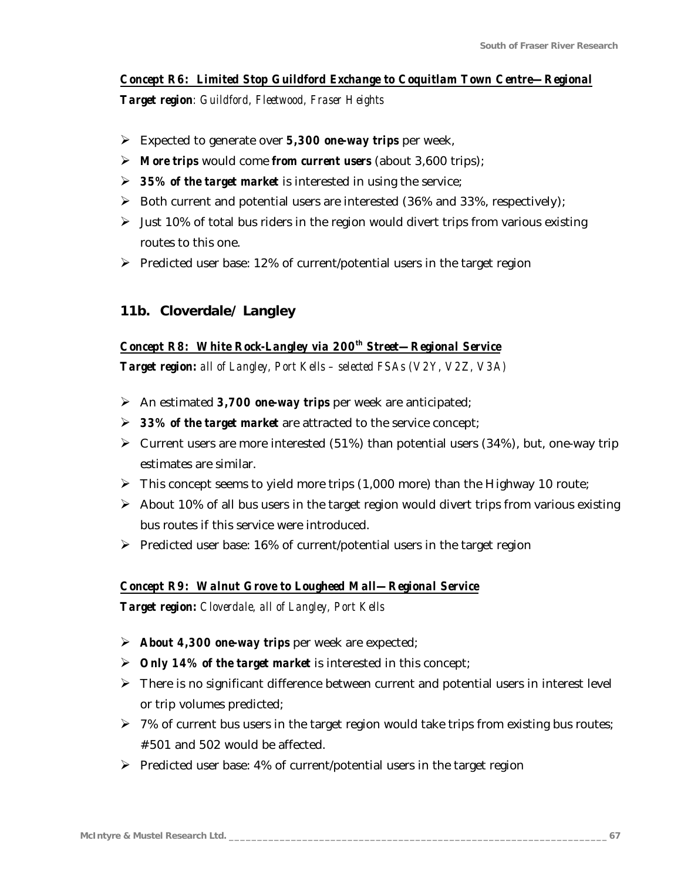***Concept R6: Limited Stop Guildford Exchange to Coquitlam Town Centre—Regional***

***Target region**: Guildford, Fleetwood, Fraser Heights*

- Expected to generate over ***5,300 one-way trips*** per week,
- ***More trips*** would come ***from current users*** (about 3,600 trips);
- ***35% of the target market*** is interested in using the service;
- Both current and potential users are interested (36% and 33%, respectively);
- Just 10% of total bus riders in the region would divert trips from various existing routes to this one.
- Predicted user base: 12% of current/potential users in the target region

## 11b. Cloverdale/ Langley

***Concept R8: White Rock-Langley via 200th Street—Regional Service***

***Target region:** all of Langley, Port Kells – selected FSAs (V2Y, V2Z, V3A)*

- An estimated ***3,700 one-way trips*** per week are anticipated;
- ***33% of the target market*** are attracted to the service concept;
- Current users are more interested (51%) than potential users (34%), but, one-way trip estimates are similar.
- This concept seems to yield more trips (1,000 more) than the Highway 10 route;
- About 10% of all bus users in the target region would divert trips from various existing bus routes if this service were introduced.
- Predicted user base: 16% of current/potential users in the target region

***Concept R9: Walnut Grove to Lougheed Mall—Regional Service***

***Target region:** Cloverdale, all of Langley, Port Kells*

- ***About 4,300 one-way trips*** per week are expected;
- ***Only 14% of the target market*** is interested in this concept;
- There is no significant difference between current and potential users in interest level or trip volumes predicted;
- 7% of current bus users in the target region would take trips from existing bus routes; #501 and 502 would be affected.
- Predicted user base: 4% of current/potential users in the target region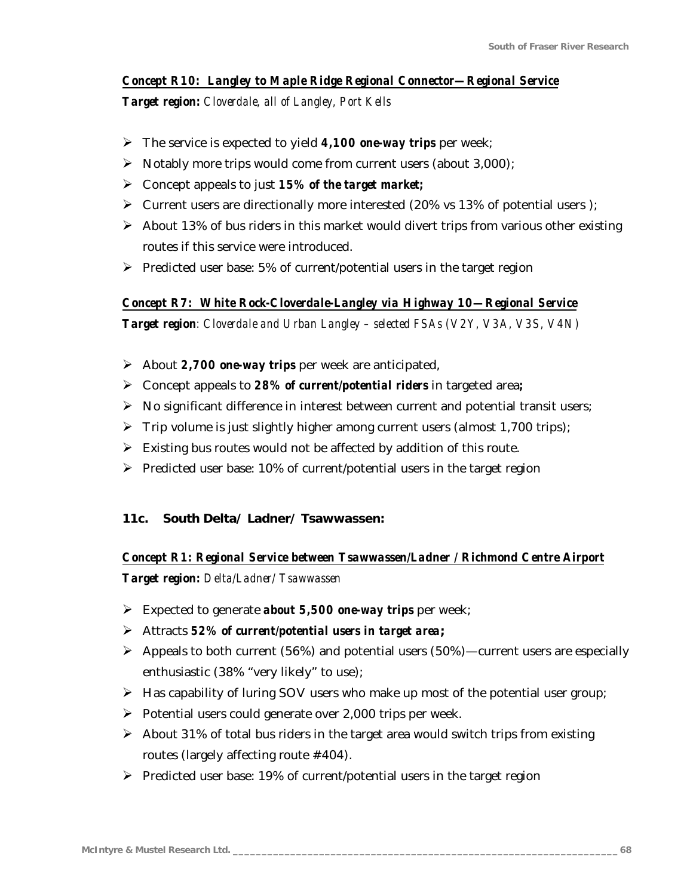***Concept R10: Langley to Maple Ridge Regional Connector—Regional Service***

***Target region:*** *Cloverdale, all of Langley, Port Kells*

- The service is expected to yield ***4,100 one-way trips*** per week;
- Notably more trips would come from current users (about 3,000);
- Concept appeals to just ***15% of the target market;***
- Current users are directionally more interested (20% vs 13% of potential users );
- About 13% of bus riders in this market would divert trips from various other existing routes if this service were introduced.
- Predicted user base: 5% of current/potential users in the target region

***Concept R7: White Rock-Cloverdale-Langley via Highway 10—Regional Service***

***Target region***: *Cloverdale and Urban Langley – selected FSAs (V2Y, V3A, V3S, V4N)*

- About ***2,700 one-way trips*** per week are anticipated,
- Concept appeals to ***28% of current/potential riders*** in targeted area***;***
- No significant difference in interest between current and potential transit users;
- Trip volume is just slightly higher among current users (almost 1,700 trips);
- Existing bus routes would not be affected by addition of this route.
- Predicted user base: 10% of current/potential users in the target region

### 11c. South Delta/ Ladner/ Tsawwassen:

***Concept R1: Regional Service between Tsawwassen/Ladner / Richmond Centre Airport***

***Target region:*** *Delta/Ladner/ Tsawwassen*

- Expected to generate ***about 5,500 one-way trips*** per week;
- Attracts ***52% of current/potential users in target area;***
- Appeals to both current (56%) and potential users (50%)—current users are especially enthusiastic (38% "very likely" to use);
- Has capability of luring SOV users who make up most of the potential user group;
- Potential users could generate over 2,000 trips per week.
- About 31% of total bus riders in the target area would switch trips from existing routes (largely affecting route #404).
- Predicted user base: 19% of current/potential users in the target region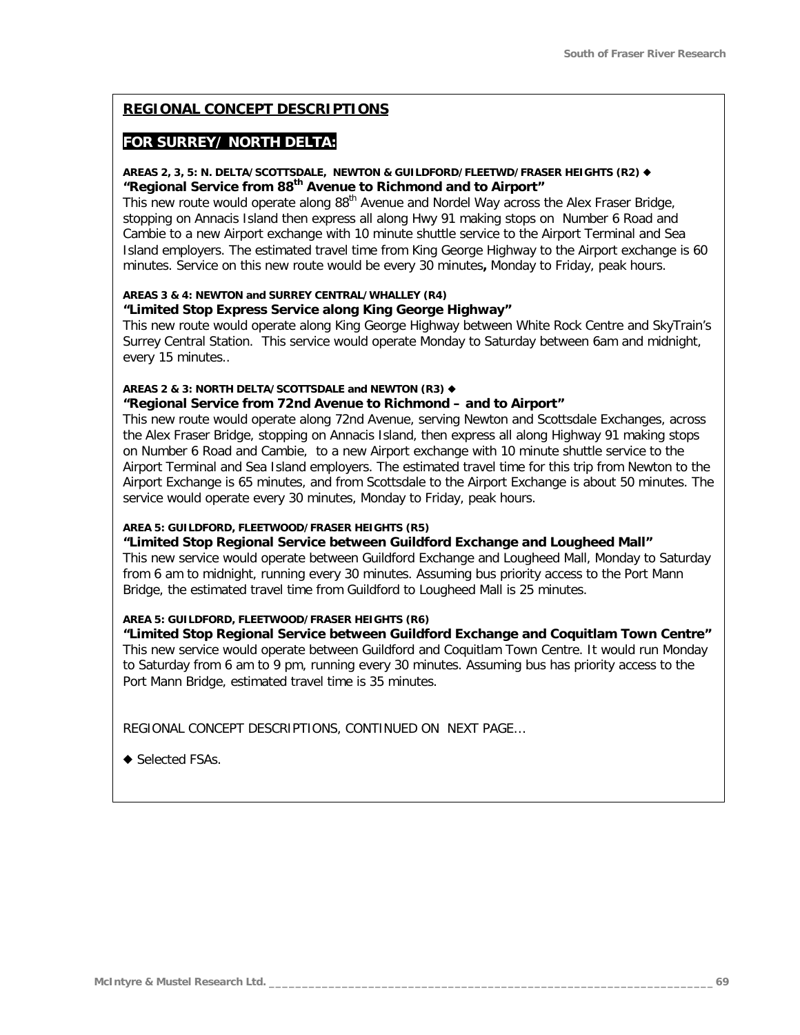## REGIONAL CONCEPT DESCRIPTIONS

## FOR SURREY/ NORTH DELTA:

**AREAS 2, 3, 5: N. DELTA/SCOTTSDALE, NEWTON & GUILDFORD/FLEETWD/FRASER HEIGHTS (R2) ◆**
**"Regional Service from 88th Avenue to Richmond and to Airport"**
This new route would operate along 88th Avenue and Nordel Way across the Alex Fraser Bridge, stopping on Annacis Island then express all along Hwy 91 making stops on Number 6 Road and Cambie to a new Airport exchange with 10 minute shuttle service to the Airport Terminal and Sea Island employers. The estimated travel time from King George Highway to the Airport exchange is 60 minutes. Service on this new route would be every 30 minutes**,** Monday to Friday, peak hours.

**AREAS 3 & 4: NEWTON and SURREY CENTRAL/WHALLEY (R4)**
**"Limited Stop Express Service along King George Highway"**
This new route would operate along King George Highway between White Rock Centre and SkyTrain's Surrey Central Station. This service would operate Monday to Saturday between 6am and midnight, every 15 minutes..

**AREAS 2 & 3: NORTH DELTA/SCOTTSDALE and NEWTON (R3) ◆**
**"Regional Service from 72nd Avenue to Richmond – and to Airport"**
This new route would operate along 72nd Avenue, serving Newton and Scottsdale Exchanges, across the Alex Fraser Bridge, stopping on Annacis Island, then express all along Highway 91 making stops on Number 6 Road and Cambie, to a new Airport exchange with 10 minute shuttle service to the Airport Terminal and Sea Island employers. The estimated travel time for this trip from Newton to the Airport Exchange is 65 minutes, and from Scottsdale to the Airport Exchange is about 50 minutes. The service would operate every 30 minutes, Monday to Friday, peak hours.

**AREA 5: GUILDFORD, FLEETWOOD/FRASER HEIGHTS (R5)**
**"Limited Stop Regional Service between Guildford Exchange and Lougheed Mall"**
This new service would operate between Guildford Exchange and Lougheed Mall, Monday to Saturday from 6 am to midnight, running every 30 minutes. Assuming bus priority access to the Port Mann Bridge, the estimated travel time from Guildford to Lougheed Mall is 25 minutes.

**AREA 5: GUILDFORD, FLEETWOOD/FRASER HEIGHTS (R6)**
**"Limited Stop Regional Service between Guildford Exchange and Coquitlam Town Centre"**
This new service would operate between Guildford and Coquitlam Town Centre. It would run Monday to Saturday from 6 am to 9 pm, running every 30 minutes. Assuming bus has priority access to the Port Mann Bridge, estimated travel time is 35 minutes.

REGIONAL CONCEPT DESCRIPTIONS, CONTINUED ON NEXT PAGE…

◆ Selected FSAs.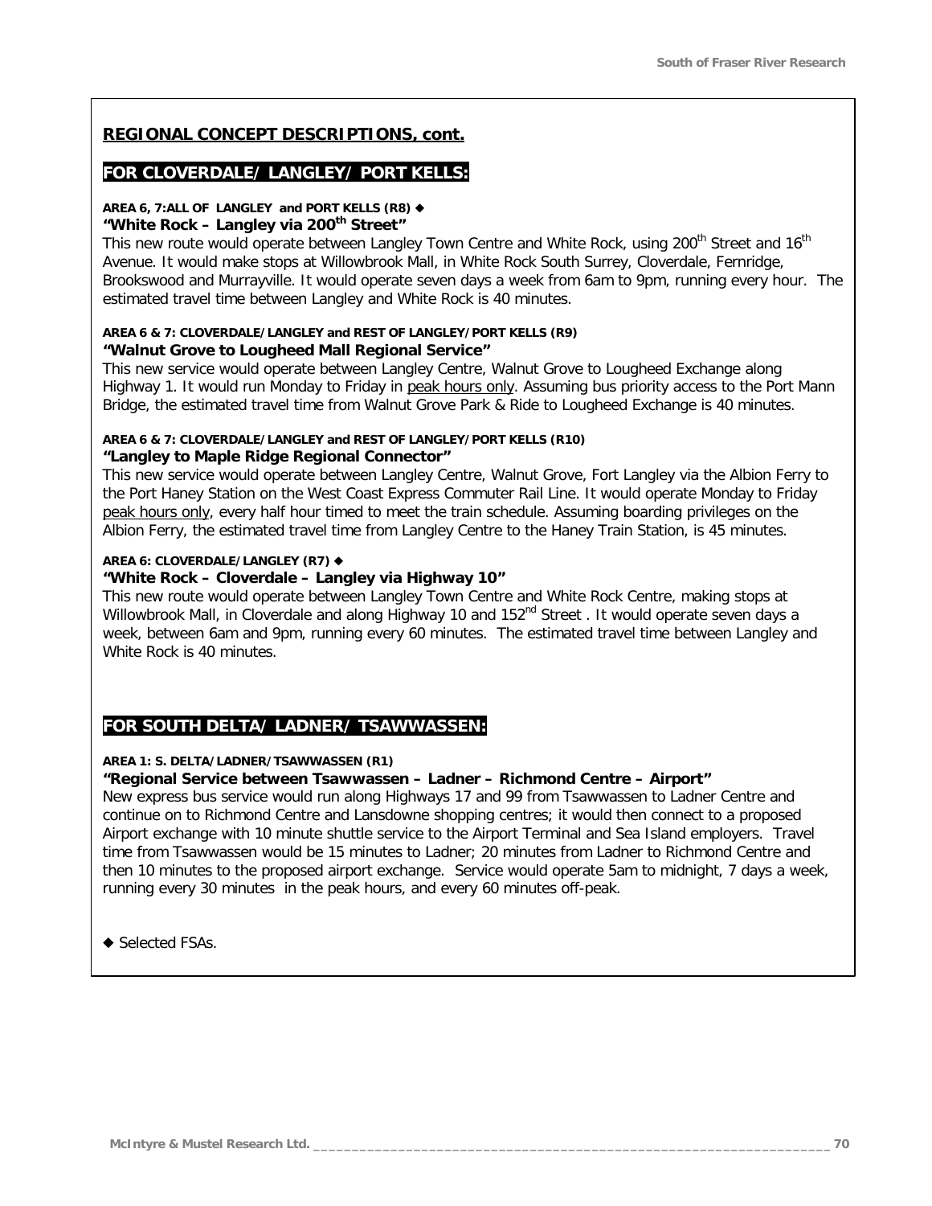## REGIONAL CONCEPT DESCRIPTIONS, cont.

### FOR CLOVERDALE/ LANGLEY/ PORT KELLS:

**AREA 6, 7:ALL OF LANGLEY and PORT KELLS (R8) ◆**
**"White Rock – Langley via 200th Street"**
This new route would operate between Langley Town Centre and White Rock, using 200th Street and 16th Avenue. It would make stops at Willowbrook Mall, in White Rock South Surrey, Cloverdale, Fernridge, Brookswood and Murrayville. It would operate seven days a week from 6am to 9pm, running every hour. The estimated travel time between Langley and White Rock is 40 minutes.

**AREA 6 & 7: CLOVERDALE/LANGLEY and REST OF LANGLEY/PORT KELLS (R9)**
**"Walnut Grove to Lougheed Mall Regional Service"**
This new service would operate between Langley Centre, Walnut Grove to Lougheed Exchange along Highway 1. It would run Monday to Friday in peak hours only. Assuming bus priority access to the Port Mann Bridge, the estimated travel time from Walnut Grove Park & Ride to Lougheed Exchange is 40 minutes.

**AREA 6 & 7: CLOVERDALE/LANGLEY and REST OF LANGLEY/PORT KELLS (R10)**
**"Langley to Maple Ridge Regional Connector"**
This new service would operate between Langley Centre, Walnut Grove, Fort Langley via the Albion Ferry to the Port Haney Station on the West Coast Express Commuter Rail Line. It would operate Monday to Friday peak hours only, every half hour timed to meet the train schedule. Assuming boarding privileges on the Albion Ferry, the estimated travel time from Langley Centre to the Haney Train Station, is 45 minutes.

**AREA 6: CLOVERDALE/LANGLEY (R7) ◆**
**"White Rock – Cloverdale – Langley via Highway 10"**
This new route would operate between Langley Town Centre and White Rock Centre, making stops at Willowbrook Mall, in Cloverdale and along Highway 10 and 152nd Street . It would operate seven days a week, between 6am and 9pm, running every 60 minutes. The estimated travel time between Langley and White Rock is 40 minutes.

### FOR SOUTH DELTA/ LADNER/ TSAWWASSEN:

**AREA 1: S. DELTA/LADNER/TSAWWASSEN (R1)**
**"Regional Service between Tsawwassen – Ladner – Richmond Centre – Airport"**
New express bus service would run along Highways 17 and 99 from Tsawwassen to Ladner Centre and continue on to Richmond Centre and Lansdowne shopping centres; it would then connect to a proposed Airport exchange with 10 minute shuttle service to the Airport Terminal and Sea Island employers. Travel time from Tsawwassen would be 15 minutes to Ladner; 20 minutes from Ladner to Richmond Centre and then 10 minutes to the proposed airport exchange. Service would operate 5am to midnight, 7 days a week, running every 30 minutes in the peak hours, and every 60 minutes off-peak.

◆ Selected FSAs.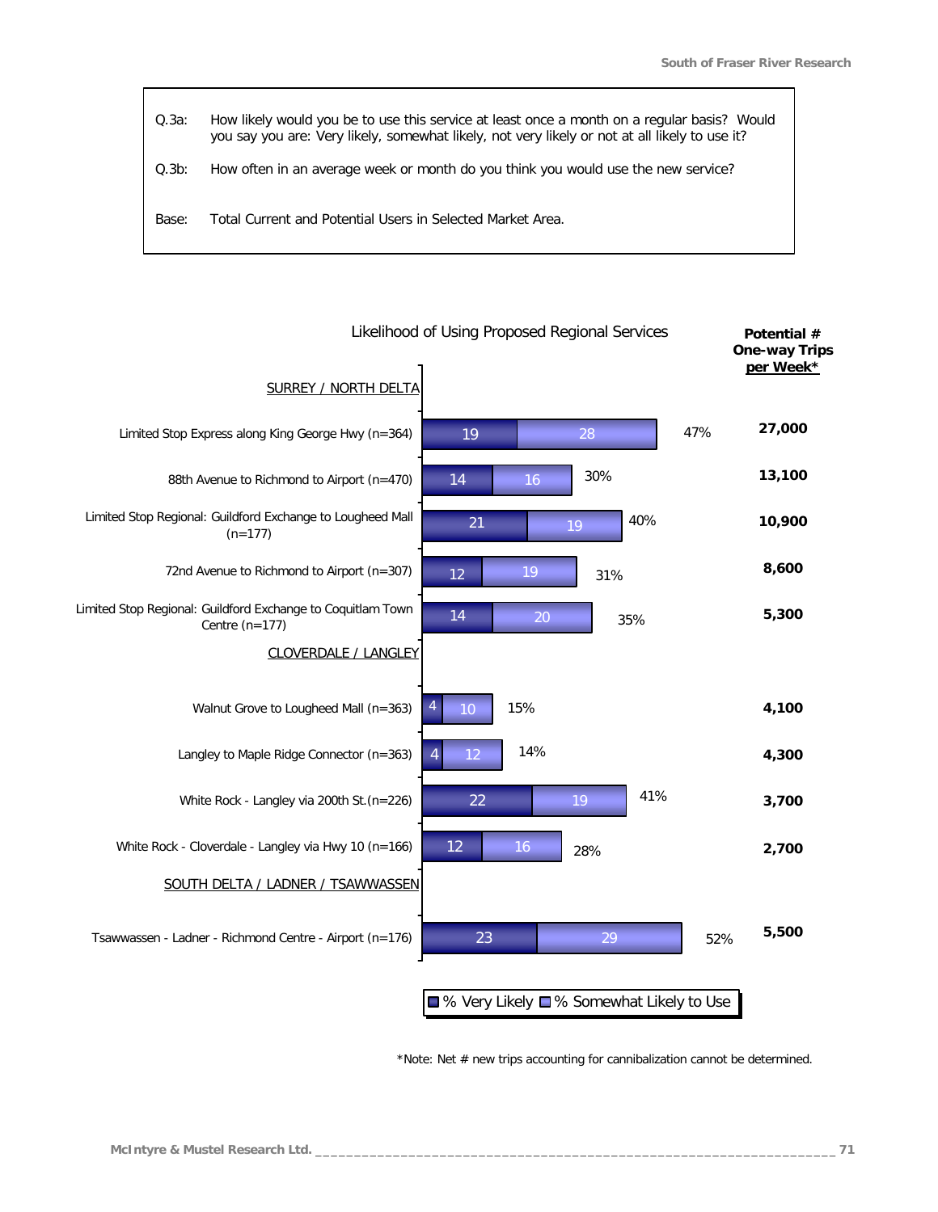| | |
|---|---|
| Q.3a: | How likely would you be to use this service at least once a month on a regular basis? Would you say you are: Very likely, somewhat likely, not very likely or not at all likely to use it? |
| Q.3b: | How often in an average week or month do you think you would use the new service? |
| Base: | Total Current and Potential Users in Selected Market Area. |

**Likelihood of Using Proposed Regional Services**

| | % Very Likely | % Somewhat Likely to Use | Total | Potential # One-way Trips per Week* |
|---|---|---|---|---|
| **SURREY / NORTH DELTA** | | | | |
| Limited Stop Express along King George Hwy (n=364) | 19 | 28 | 47% | 27,000 |
| 88th Avenue to Richmond to Airport (n=470) | 14 | 16 | 30% | 13,100 |
| Limited Stop Regional: Guildford Exchange to Lougheed Mall (n=177) | 21 | 19 | 40% | 10,900 |
| 72nd Avenue to Richmond to Airport (n=307) | 12 | 19 | 31% | 8,600 |
| Limited Stop Regional: Guildford Exchange to Coquitlam Town Centre (n=177) | 14 | 20 | 35% | 5,300 |
| **CLOVERDALE / LANGLEY** | | | | |
| Walnut Grove to Lougheed Mall (n=363) | 4 | 10 | 15% | 4,100 |
| Langley to Maple Ridge Connector (n=363) | 4 | 12 | 14% | 4,300 |
| White Rock - Langley via 200th St.(n=226) | 22 | 19 | 41% | 3,700 |
| White Rock - Cloverdale - Langley via Hwy 10 (n=166) | 12 | 16 | 28% | 2,700 |
| **SOUTH DELTA / LADNER / TSAWWASSEN** | | | | |
| Tsawwassen - Ladner - Richmond Centre - Airport (n=176) | 23 | 29 | 52% | 5,500 |

*Note: Net # new trips accounting for cannibalization cannot be determined.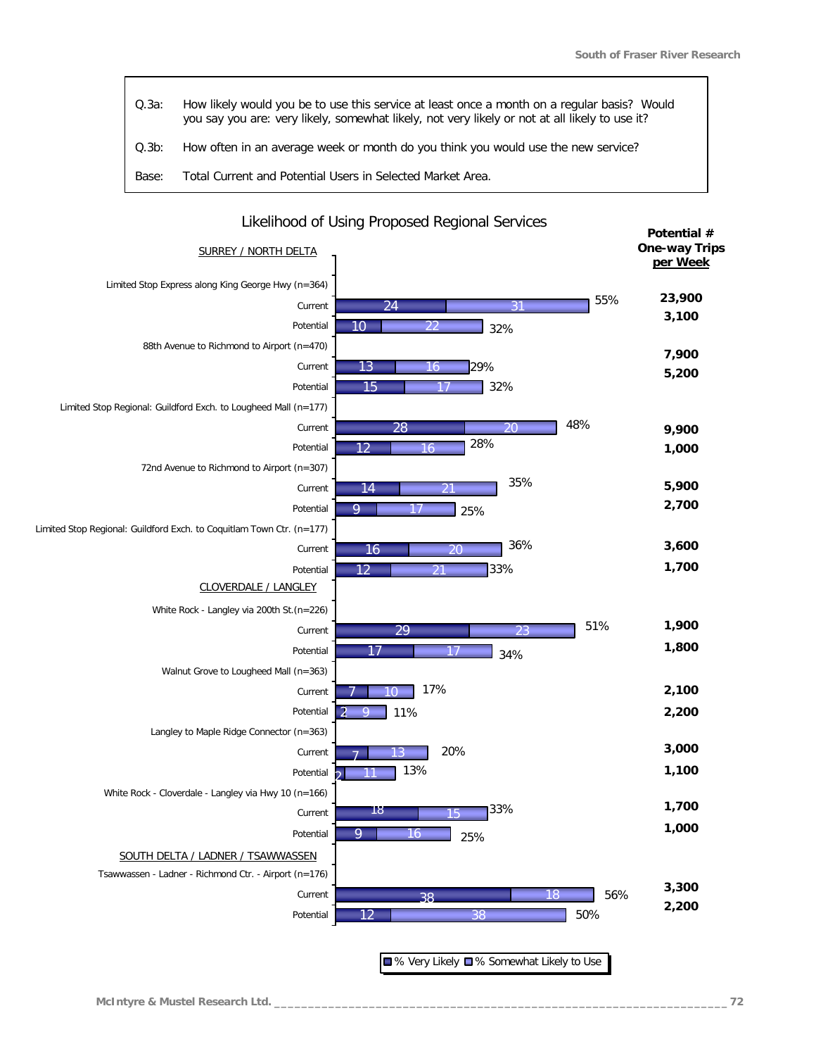Q.3a: How likely would you be to use this service at least once a month on a regular basis? Would you say you are: very likely, somewhat likely, not very likely or not at all likely to use it?

Q.3b: How often in an average week or month do you think you would use the new service?

Base: Total Current and Potential Users in Selected Market Area.

## Likelihood of Using Proposed Regional Services

| Service | User Type | % Very Likely | % Somewhat Likely to Use | Total | Potential # One-way Trips per Week |
|---|---|---|---|---|---|
| **SURREY / NORTH DELTA** | | | | | |
| Limited Stop Express along King George Hwy (n=364) | Current | 24 | 31 | 55% | 23,900 |
| | Potential | 10 | 22 | 32% | 3,100 |
| 88th Avenue to Richmond to Airport (n=470) | Current | 13 | 16 | 29% | 7,900 |
| | Potential | 15 | 17 | 32% | 5,200 |
| Limited Stop Regional: Guildford Exch. to Lougheed Mall (n=177) | Current | 28 | 20 | 48% | 9,900 |
| | Potential | 12 | 16 | 28% | 1,000 |
| 72nd Avenue to Richmond to Airport (n=307) | Current | 14 | 21 | 35% | 5,900 |
| | Potential | 9 | 17 | 25% | 2,700 |
| Limited Stop Regional: Guildford Exch. to Coquitlam Town Ctr. (n=177) | Current | 16 | 20 | 36% | 3,600 |
| | Potential | 12 | 21 | 33% | 1,700 |
| **CLOVERDALE / LANGLEY** | | | | | |
| White Rock - Langley via 200th St.(n=226) | Current | 29 | 23 | 51% | 1,900 |
| | Potential | 17 | 17 | 34% | 1,800 |
| Walnut Grove to Lougheed Mall (n=363) | Current | 7 | 10 | 17% | 2,100 |
| | Potential | 2 | 9 | 11% | 2,200 |
| Langley to Maple Ridge Connector (n=363) | Current | 7 | 13 | 20% | 3,000 |
| | Potential | 2 | 11 | 13% | 1,100 |
| White Rock - Cloverdale - Langley via Hwy 10 (n=166) | Current | 18 | 15 | 33% | 1,700 |
| | Potential | 9 | 16 | 25% | 1,000 |
| **SOUTH DELTA / LADNER / TSAWWASSEN** | | | | | |
| Tsawwassen - Ladner - Richmond Ctr. - Airport (n=176) | Current | 38 | 18 | 56% | 3,300 |
| | Potential | 12 | 38 | 50% | 2,200 |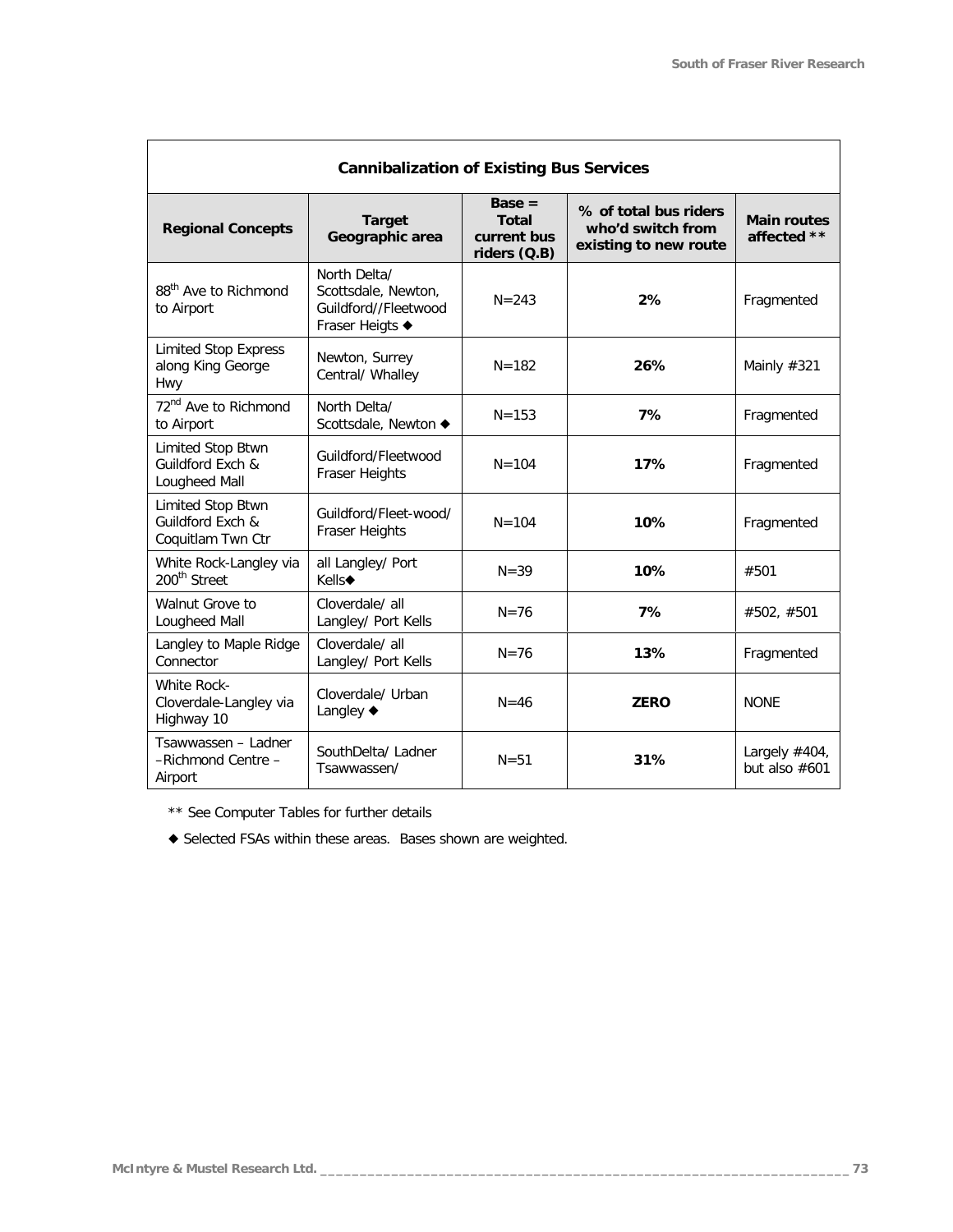| Cannibalization of Existing Bus Services | | | | |
|---|---|---|---|---|
| **Regional Concepts** | **Target Geographic area** | **Base = Total current bus riders (Q.B)** | **% of total bus riders who'd switch from existing to new route** | **Main routes affected \*\*** |
| 88th Ave to Richmond to Airport | North Delta/ Scottsdale, Newton, Guildford//Fleetwood Fraser Heigts ◆ | N=243 | **2%** | Fragmented |
| Limited Stop Express along King George Hwy | Newton, Surrey Central/ Whalley | N=182 | **26%** | Mainly #321 |
| 72nd Ave to Richmond to Airport | North Delta/ Scottsdale, Newton ◆ | N=153 | **7%** | Fragmented |
| Limited Stop Btwn Guildford Exch & Lougheed Mall | Guildford/Fleetwood Fraser Heights | N=104 | **17%** | Fragmented |
| Limited Stop Btwn Guildford Exch & Coquitlam Twn Ctr | Guildford/Fleet-wood/ Fraser Heights | N=104 | **10%** | Fragmented |
| White Rock-Langley via 200th Street | all Langley/ Port Kells◆ | N=39 | **10%** | #501 |
| Walnut Grove to Lougheed Mall | Cloverdale/ all Langley/ Port Kells | N=76 | **7%** | #502, #501 |
| Langley to Maple Ridge Connector | Cloverdale/ all Langley/ Port Kells | N=76 | **13%** | Fragmented |
| White Rock-Cloverdale-Langley via Highway 10 | Cloverdale/ Urban Langley ◆ | N=46 | **ZERO** | NONE |
| Tsawwassen – Ladner –Richmond Centre – Airport | SouthDelta/ Ladner Tsawwassen/ | N=51 | **31%** | Largely #404, but also #601 |

** See Computer Tables for further details

◆ Selected FSAs within these areas. Bases shown are weighted.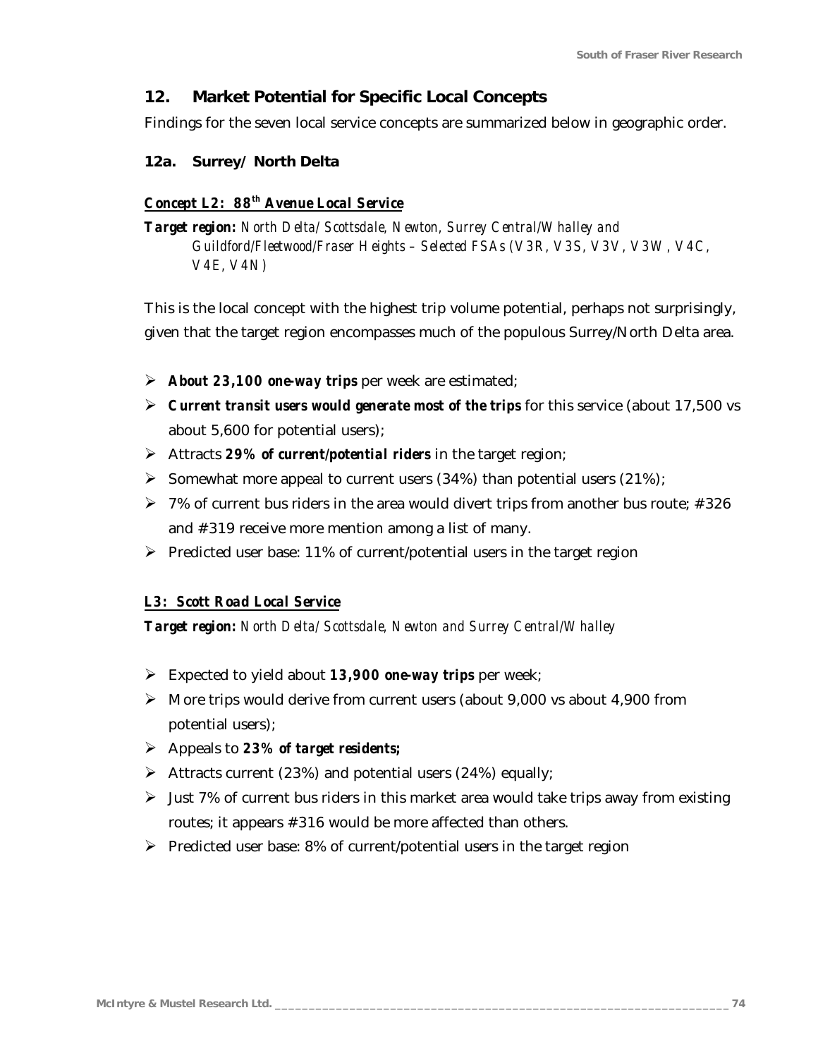## 12. Market Potential for Specific Local Concepts

Findings for the seven local service concepts are summarized below in geographic order.

### 12a. Surrey/ North Delta

***Concept L2: 88th Avenue Local Service***

***Target region:*** *North Delta/ Scottsdale, Newton, Surrey Central/Whalley and Guildford/Fleetwood/Fraser Heights – Selected FSAs (V3R, V3S, V3V, V3W, V4C, V4E, V4N)*

This is the local concept with the highest trip volume potential, perhaps not surprisingly, given that the target region encompasses much of the populous Surrey/North Delta area.

- ***About 23,100 one-way trips*** per week are estimated;
- ***Current transit users would generate most of the trips*** for this service (about 17,500 vs about 5,600 for potential users);
- Attracts ***29% of current/potential riders*** in the target region;
- Somewhat more appeal to current users (34%) than potential users (21%);
- 7% of current bus riders in the area would divert trips from another bus route; #326 and #319 receive more mention among a list of many.
- Predicted user base: 11% of current/potential users in the target region

***L3: Scott Road Local Service***

***Target region:*** *North Delta/ Scottsdale, Newton and Surrey Central/Whalley*

- Expected to yield about ***13,900 one-way trips*** per week;
- More trips would derive from current users (about 9,000 vs about 4,900 from potential users);
- Appeals to ***23% of target residents;***
- Attracts current (23%) and potential users (24%) equally;
- Just 7% of current bus riders in this market area would take trips away from existing routes; it appears #316 would be more affected than others.
- Predicted user base: 8% of current/potential users in the target region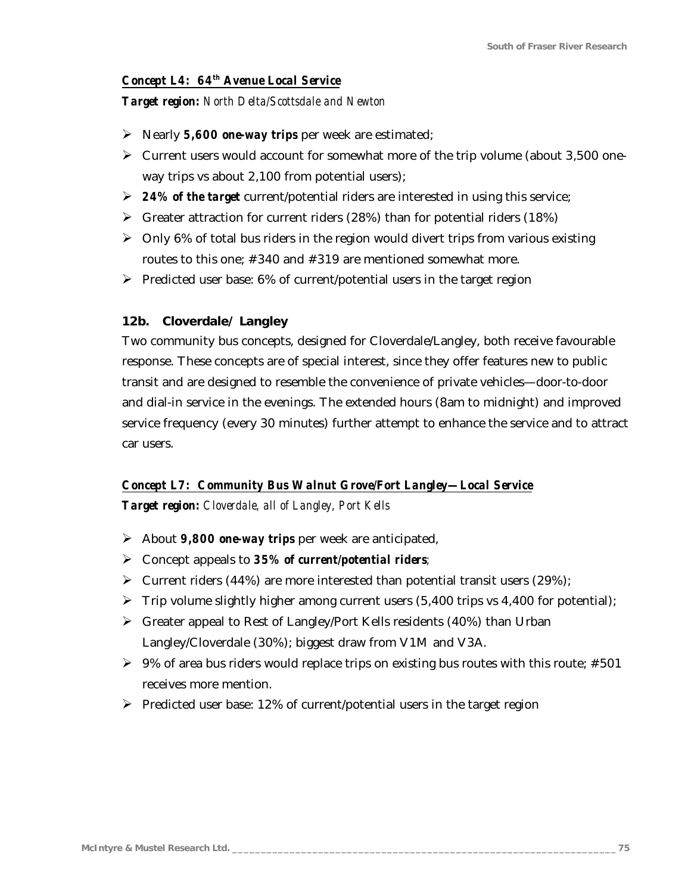***Concept L4: 64th Avenue Local Service***

***Target region:*** *North Delta/Scottsdale and Newton*

- Nearly ***5,600 one-way trips*** per week are estimated;
- Current users would account for somewhat more of the trip volume (about 3,500 one-way trips vs about 2,100 from potential users);
- ***24% of the target*** current/potential riders are interested in using this service;
- Greater attraction for current riders (28%) than for potential riders (18%)
- Only 6% of total bus riders in the region would divert trips from various existing routes to this one; #340 and #319 are mentioned somewhat more.
- Predicted user base: 6% of current/potential users in the target region

### 12b. Cloverdale/ Langley

Two community bus concepts, designed for Cloverdale/Langley, both receive favourable response. These concepts are of special interest, since they offer features new to public transit and are designed to resemble the convenience of private vehicles—door-to-door and dial-in service in the evenings. The extended hours (8am to midnight) and improved service frequency (every 30 minutes) further attempt to enhance the service and to attract car users.

***Concept L7: Community Bus Walnut Grove/Fort Langley—Local Service***

***Target region:*** *Cloverdale, all of Langley, Port Kells*

- About ***9,800 one-way trips*** per week are anticipated,
- Concept appeals to ***35% of current/potential riders***;
- Current riders (44%) are more interested than potential transit users (29%);
- Trip volume slightly higher among current users (5,400 trips vs 4,400 for potential);
- Greater appeal to Rest of Langley/Port Kells residents (40%) than Urban Langley/Cloverdale (30%); biggest draw from V1M and V3A.
- 9% of area bus riders would replace trips on existing bus routes with this route; #501 receives more mention.
- Predicted user base: 12% of current/potential users in the target region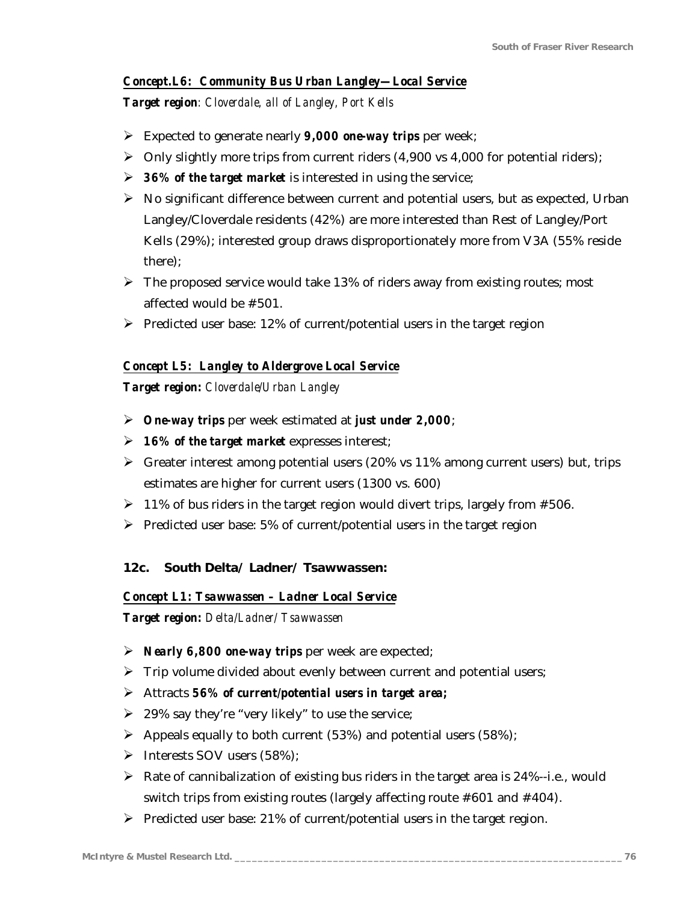#### *Concept.L6: Community Bus Urban Langley—Local Service*

***Target region**: Cloverdale, all of Langley, Port Kells*

- Expected to generate nearly ***9,000 one-way trips*** per week;
- Only slightly more trips from current riders (4,900 vs 4,000 for potential riders);
- ***36% of the target market*** is interested in using the service;
- No significant difference between current and potential users, but as expected, Urban Langley/Cloverdale residents (42%) are more interested than Rest of Langley/Port Kells (29%); interested group draws disproportionately more from V3A (55% reside there);
- The proposed service would take 13% of riders away from existing routes; most affected would be #501.
- Predicted user base: 12% of current/potential users in the target region

#### *Concept L5: Langley to Aldergrove Local Service*

***Target region:** Cloverdale/Urban Langley*

- ***One-way trips*** per week estimated at ***just under 2,000***;
- ***16% of the target market*** expresses interest;
- Greater interest among potential users (20% vs 11% among current users) but, trips estimates are higher for current users (1300 vs. 600)
- 11% of bus riders in the target region would divert trips, largely from #506.
- Predicted user base: 5% of current/potential users in the target region

### 12c. South Delta/ Ladner/ Tsawwassen:

#### *Concept L1: Tsawwassen – Ladner Local Service*

***Target region:** Delta/Ladner/ Tsawwassen*

- ***Nearly 6,800 one-way trips*** per week are expected;
- Trip volume divided about evenly between current and potential users;
- Attracts ***56% of current/potential users in target area;***
- 29% say they're "very likely" to use the service;
- Appeals equally to both current (53%) and potential users (58%);
- Interests SOV users (58%);
- Rate of cannibalization of existing bus riders in the target area is 24%--i.e., would switch trips from existing routes (largely affecting route #601 and #404).
- Predicted user base: 21% of current/potential users in the target region.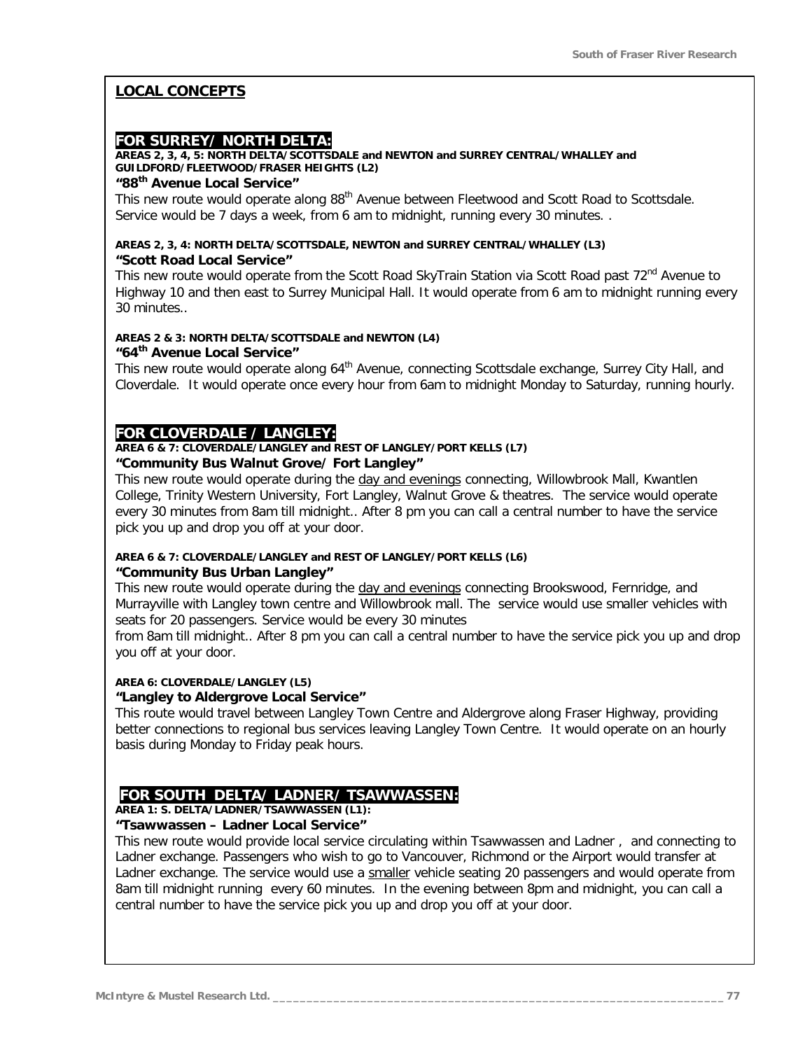## LOCAL CONCEPTS

### FOR SURREY/ NORTH DELTA:

**AREAS 2, 3, 4, 5: NORTH DELTA/SCOTTSDALE and NEWTON and SURREY CENTRAL/WHALLEY and GUILDFORD/FLEETWOOD/FRASER HEIGHTS (L2)**

**"88th Avenue Local Service"**

This new route would operate along 88th Avenue between Fleetwood and Scott Road to Scottsdale. Service would be 7 days a week, from 6 am to midnight, running every 30 minutes. .

**AREAS 2, 3, 4: NORTH DELTA/SCOTTSDALE, NEWTON and SURREY CENTRAL/WHALLEY (L3)**

**"Scott Road Local Service"**

This new route would operate from the Scott Road SkyTrain Station via Scott Road past 72nd Avenue to Highway 10 and then east to Surrey Municipal Hall. It would operate from 6 am to midnight running every 30 minutes..

**AREAS 2 & 3: NORTH DELTA/SCOTTSDALE and NEWTON (L4)**

**"64th Avenue Local Service"**

This new route would operate along 64th Avenue, connecting Scottsdale exchange, Surrey City Hall, and Cloverdale. It would operate once every hour from 6am to midnight Monday to Saturday, running hourly.

### FOR CLOVERDALE / LANGLEY:

**AREA 6 & 7: CLOVERDALE/LANGLEY and REST OF LANGLEY/PORT KELLS (L7)**

**"Community Bus Walnut Grove/ Fort Langley"**

This new route would operate during the day and evenings connecting, Willowbrook Mall, Kwantlen College, Trinity Western University, Fort Langley, Walnut Grove & theatres. The service would operate every 30 minutes from 8am till midnight.. After 8 pm you can call a central number to have the service pick you up and drop you off at your door.

**AREA 6 & 7: CLOVERDALE/LANGLEY and REST OF LANGLEY/PORT KELLS (L6)**

**"Community Bus Urban Langley"**

This new route would operate during the day and evenings connecting Brookswood, Fernridge, and Murrayville with Langley town centre and Willowbrook mall. The service would use smaller vehicles with seats for 20 passengers. Service would be every 30 minutes from 8am till midnight.. After 8 pm you can call a central number to have the service pick you up and drop you off at your door.

**AREA 6: CLOVERDALE/LANGLEY (L5)**

**"Langley to Aldergrove Local Service"**

This route would travel between Langley Town Centre and Aldergrove along Fraser Highway, providing better connections to regional bus services leaving Langley Town Centre. It would operate on an hourly basis during Monday to Friday peak hours.

### FOR SOUTH DELTA/ LADNER/ TSAWWASSEN:

**AREA 1: S. DELTA/LADNER/TSAWWASSEN (L1):**

**"Tsawwassen – Ladner Local Service"**

This new route would provide local service circulating within Tsawwassen and Ladner , and connecting to Ladner exchange. Passengers who wish to go to Vancouver, Richmond or the Airport would transfer at Ladner exchange. The service would use a smaller vehicle seating 20 passengers and would operate from 8am till midnight running every 60 minutes. In the evening between 8pm and midnight, you can call a central number to have the service pick you up and drop you off at your door.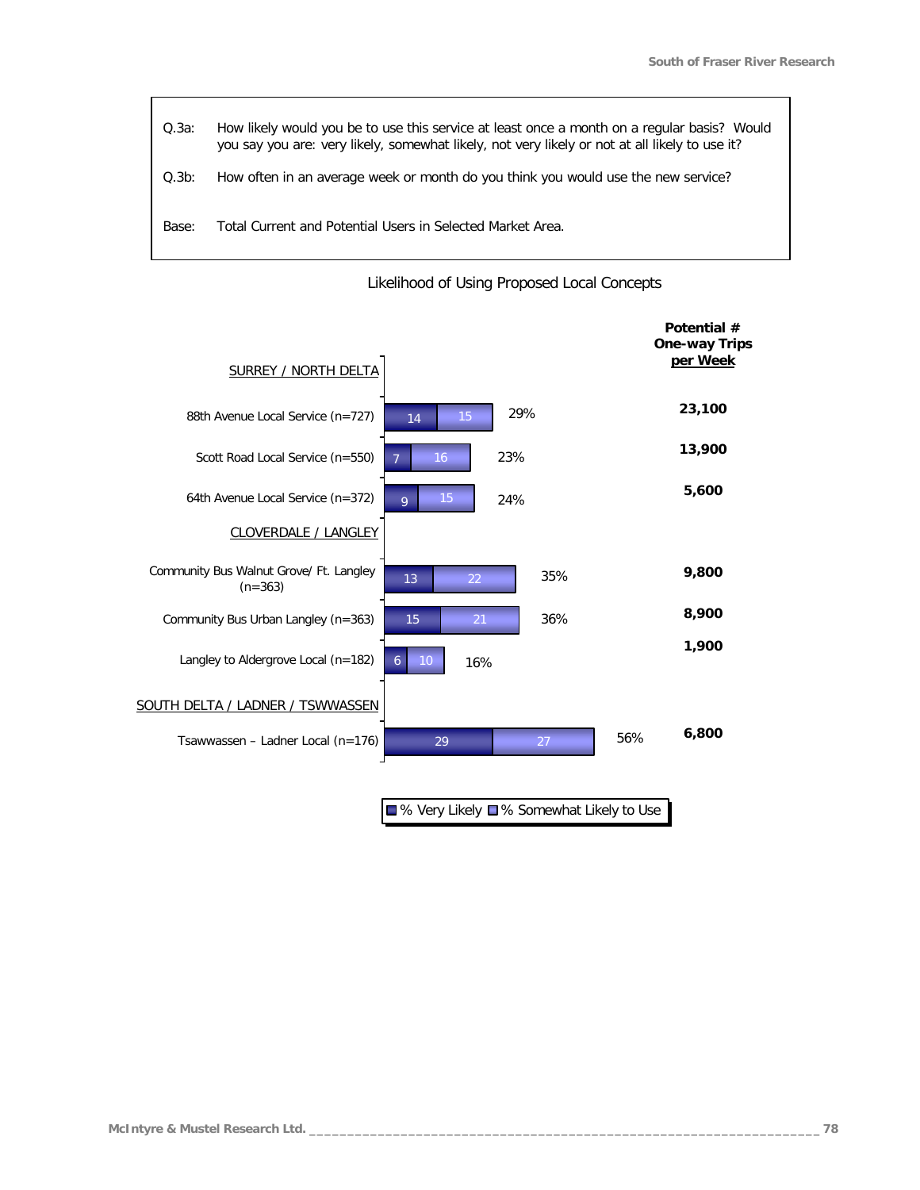Q.3a: How likely would you be to use this service at least once a month on a regular basis? Would you say you are: very likely, somewhat likely, not very likely or not at all likely to use it?

Q.3b: How often in an average week or month do you think you would use the new service?

Base: Total Current and Potential Users in Selected Market Area.

Likelihood of Using Proposed Local Concepts

Potential # One-way Trips per Week

SURREY / NORTH DELTA

88th Avenue Local Service (n=727) 14 15 29% 23,100

Scott Road Local Service (n=550) 7 16 23% 13,900

64th Avenue Local Service (n=372) 9 15 24% 5,600

CLOVERDALE / LANGLEY

Community Bus Walnut Grove/ Ft. Langley (n=363) 13 22 35% 9,800

Community Bus Urban Langley (n=363) 15 21 36% 8,900

Langley to Aldergrove Local (n=182) 6 10 16% 1,900

SOUTH DELTA / LADNER / TSWWASSEN

Tsawwassen – Ladner Local (n=176) 29 27 56% 6,800

% Very Likely
% Somewhat Likely to Use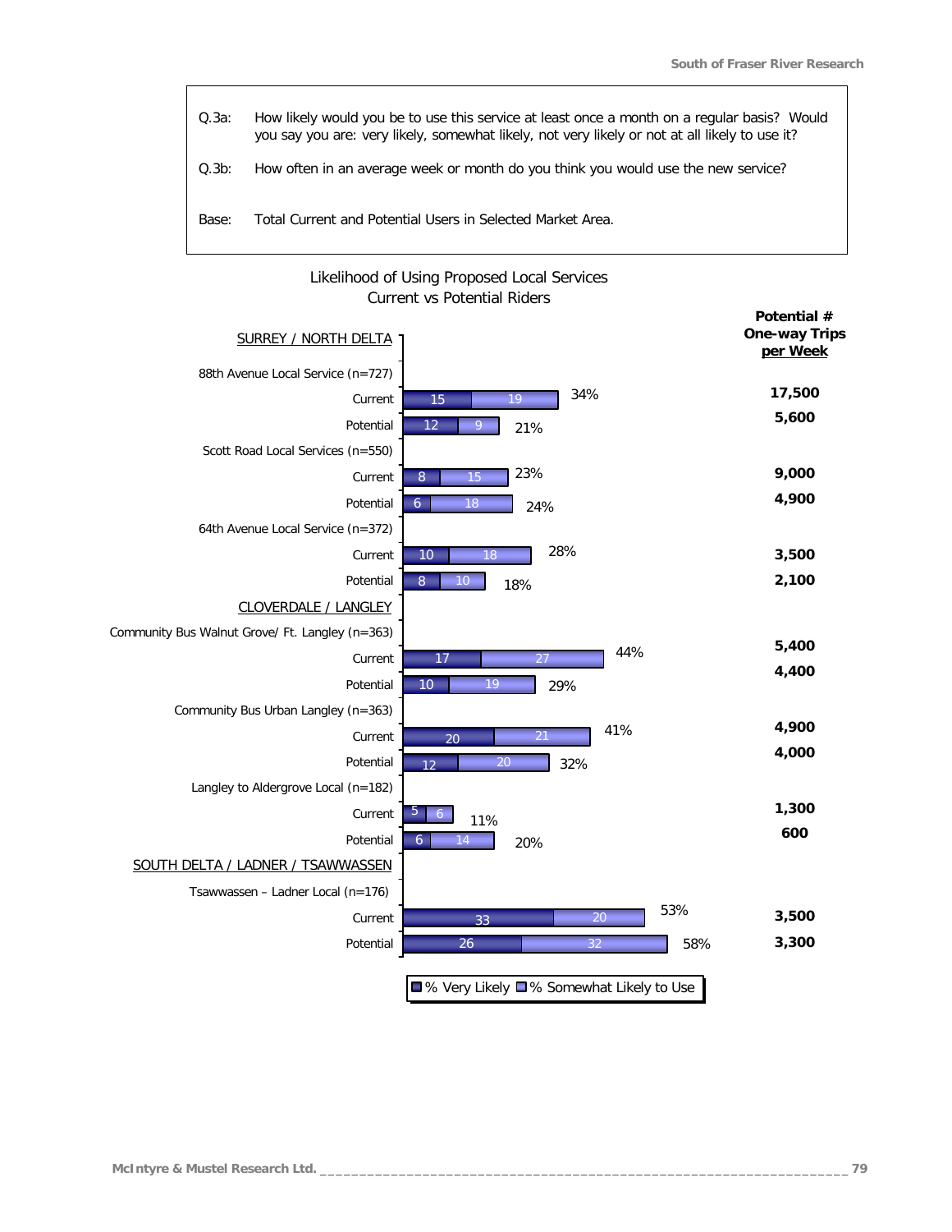Q.3a: How likely would you be to use this service at least once a month on a regular basis? Would you say you are: very likely, somewhat likely, not very likely or not at all likely to use it?

Q.3b: How often in an average week or month do you think you would use the new service?

Base: Total Current and Potential Users in Selected Market Area.

Likelihood of Using Proposed Local Services
Current vs Potential Riders

Potential # One-way Trips per Week

SURREY / NORTH DELTA

88th Avenue Local Service (n=727)
Current 15 19 34% 17,500
Potential 12 9 21% 5,600

Scott Road Local Services (n=550)
Current 8 15 23% 9,000
Potential 6 18 24% 4,900

64th Avenue Local Service (n=372)
Current 10 18 28% 3,500
Potential 8 10 18% 2,100

CLOVERDALE / LANGLEY

Community Bus Walnut Grove/ Ft. Langley (n=363)
Current 17 27 44% 5,400
Potential 10 19 29% 4,400

Community Bus Urban Langley (n=363)
Current 20 21 41% 4,900
Potential 12 20 32% 4,000

Langley to Aldergrove Local (n=182)
Current 5 6 11% 1,300
Potential 6 14 20% 600

SOUTH DELTA / LADNER / TSAWWASSEN

Tsawwassen – Ladner Local (n=176)
Current 33 20 53% 3,500
Potential 26 32 58% 3,300

% Very Likely % Somewhat Likely to Use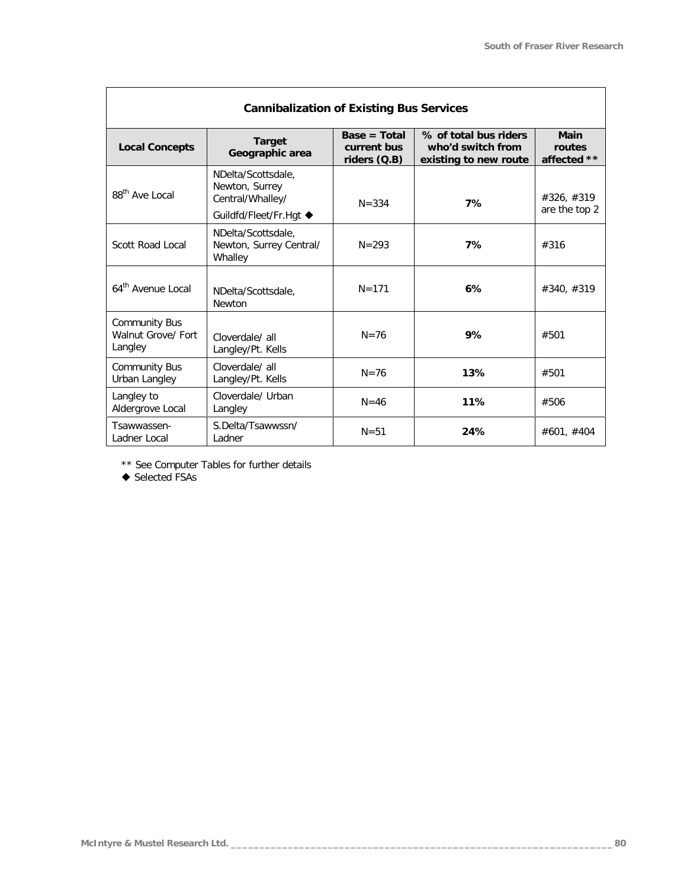| Cannibalization of Existing Bus Services | | | | |
|---|---|---|---|---|
| **Local Concepts** | **Target Geographic area** | **Base = Total current bus riders (Q.B)** | **% of total bus riders who'd switch from existing to new route** | **Main routes affected \*\*** |
| 88th Ave Local | NDelta/Scottsdale, Newton, Surrey Central/Whalley/ Guildfd/Fleet/Fr.Hgt ◆ | N=334 | **7%** | #326, #319 are the top 2 |
| Scott Road Local | NDelta/Scottsdale, Newton, Surrey Central/ Whalley | N=293 | **7%** | #316 |
| 64th Avenue Local | NDelta/Scottsdale, Newton | N=171 | **6%** | #340, #319 |
| Community Bus Walnut Grove/ Fort Langley | Cloverdale/ all Langley/Pt. Kells | N=76 | **9%** | #501 |
| Community Bus Urban Langley | Cloverdale/ all Langley/Pt. Kells | N=76 | **13%** | #501 |
| Langley to Aldergrove Local | Cloverdale/ Urban Langley | N=46 | **11%** | #506 |
| Tsawwassen-Ladner Local | S.Delta/Tsawwssn/ Ladner | N=51 | **24%** | #601, #404 |

** See Computer Tables for further details

◆ Selected FSAs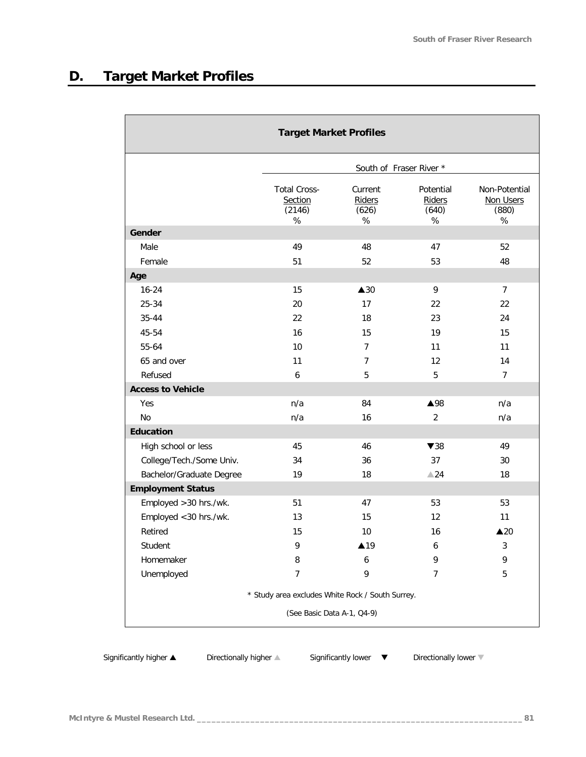## D. Target Market Profiles

| Target Market Profiles | | | | |
|---|---|---|---|---|
| | South of Fraser River * | | | |
| | Total Cross-Section (2146) % | Current Riders (626) % | Potential Riders (640) % | Non-Potential Non Users (880) % |
| **Gender** | | | | |
| Male | 49 | 48 | 47 | 52 |
| Female | 51 | 52 | 53 | 48 |
| **Age** | | | | |
| 16-24 | 15 | ▲30 | 9 | 7 |
| 25-34 | 20 | 17 | 22 | 22 |
| 35-44 | 22 | 18 | 23 | 24 |
| 45-54 | 16 | 15 | 19 | 15 |
| 55-64 | 10 | 7 | 11 | 11 |
| 65 and over | 11 | 7 | 12 | 14 |
| Refused | 6 | 5 | 5 | 7 |
| **Access to Vehicle** | | | | |
| Yes | n/a | 84 | ▲98 | n/a |
| No | n/a | 16 | 2 | n/a |
| **Education** | | | | |
| High school or less | 45 | 46 | ▼38 | 49 |
| College/Tech./Some Univ. | 34 | 36 | 37 | 30 |
| Bachelor/Graduate Degree | 19 | 18 | ▲24 | 18 |
| **Employment Status** | | | | |
| Employed >30 hrs./wk. | 51 | 47 | 53 | 53 |
| Employed <30 hrs./wk. | 13 | 15 | 12 | 11 |
| Retired | 15 | 10 | 16 | ▲20 |
| Student | 9 | ▲19 | 6 | 3 |
| Homemaker | 8 | 6 | 9 | 9 |
| Unemployed | 7 | 9 | 7 | 5 |

* Study area excludes White Rock / South Surrey.

(See Basic Data A-1, Q4-9)

Significantly higher ▲ Directionally higher ▲ Significantly lower ▼ Directionally lower ▼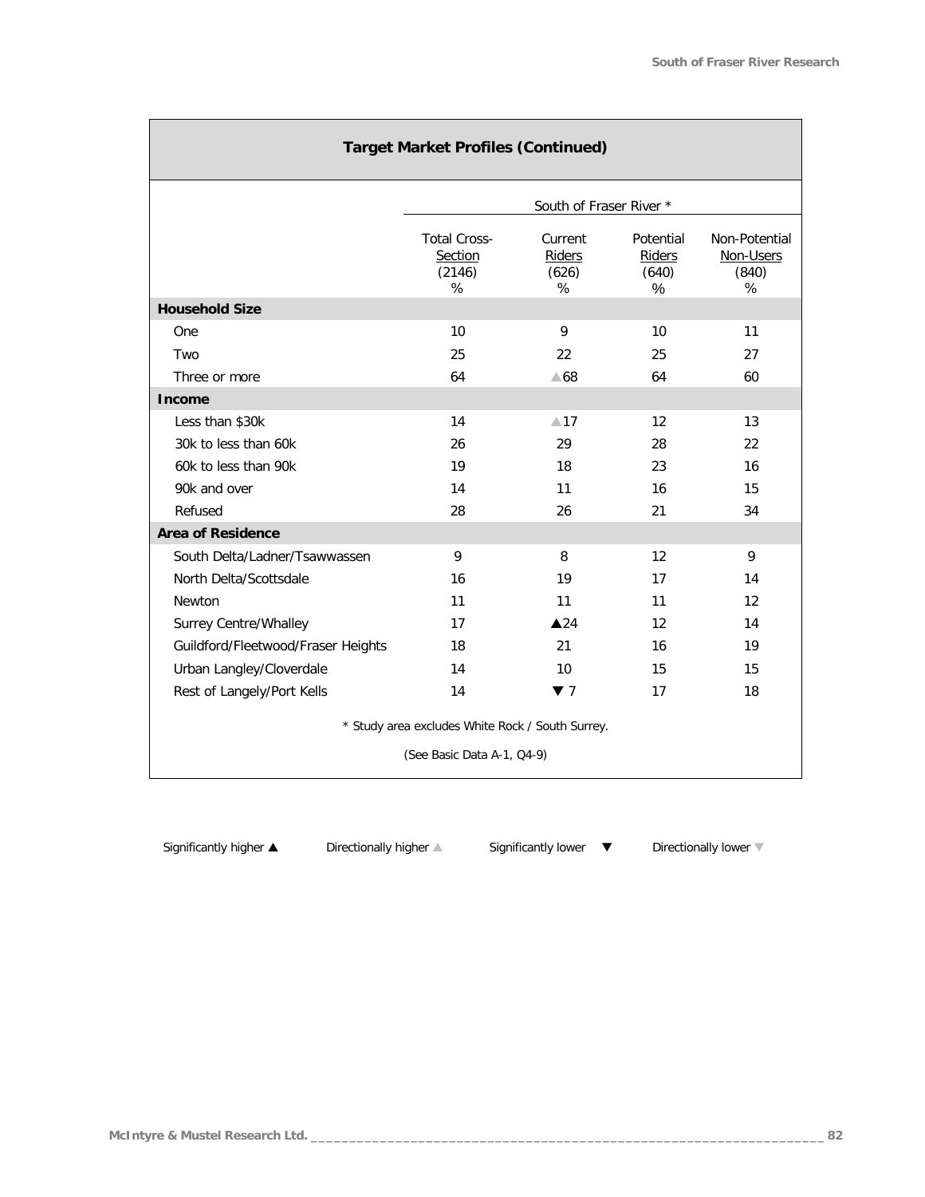## Target Market Profiles (Continued)

| | South of Fraser River * | | | |
|---|---|---|---|---|
| | Total Cross-Section (2146) % | Current Riders (626) % | Potential Riders (640) % | Non-Potential Non-Users (840) % |
| **Household Size** | | | | |
| One | 10 | 9 | 10 | 11 |
| Two | 25 | 22 | 25 | 27 |
| Three or more | 64 | ▲68 | 64 | 60 |
| **Income** | | | | |
| Less than $30k | 14 | ▲17 | 12 | 13 |
| 30k to less than 60k | 26 | 29 | 28 | 22 |
| 60k to less than 90k | 19 | 18 | 23 | 16 |
| 90k and over | 14 | 11 | 16 | 15 |
| Refused | 28 | 26 | 21 | 34 |
| **Area of Residence** | | | | |
| South Delta/Ladner/Tsawwassen | 9 | 8 | 12 | 9 |
| North Delta/Scottsdale | 16 | 19 | 17 | 14 |
| Newton | 11 | 11 | 11 | 12 |
| Surrey Centre/Whalley | 17 | ▲24 | 12 | 14 |
| Guildford/Fleetwood/Fraser Heights | 18 | 21 | 16 | 19 |
| Urban Langley/Cloverdale | 14 | 10 | 15 | 15 |
| Rest of Langely/Port Kells | 14 | ▼7 | 17 | 18 |

* Study area excludes White Rock / South Surrey.

(See Basic Data A-1, Q4-9)

Significantly higher ▲ Directionally higher ▲ Significantly lower ▼ Directionally lower ▼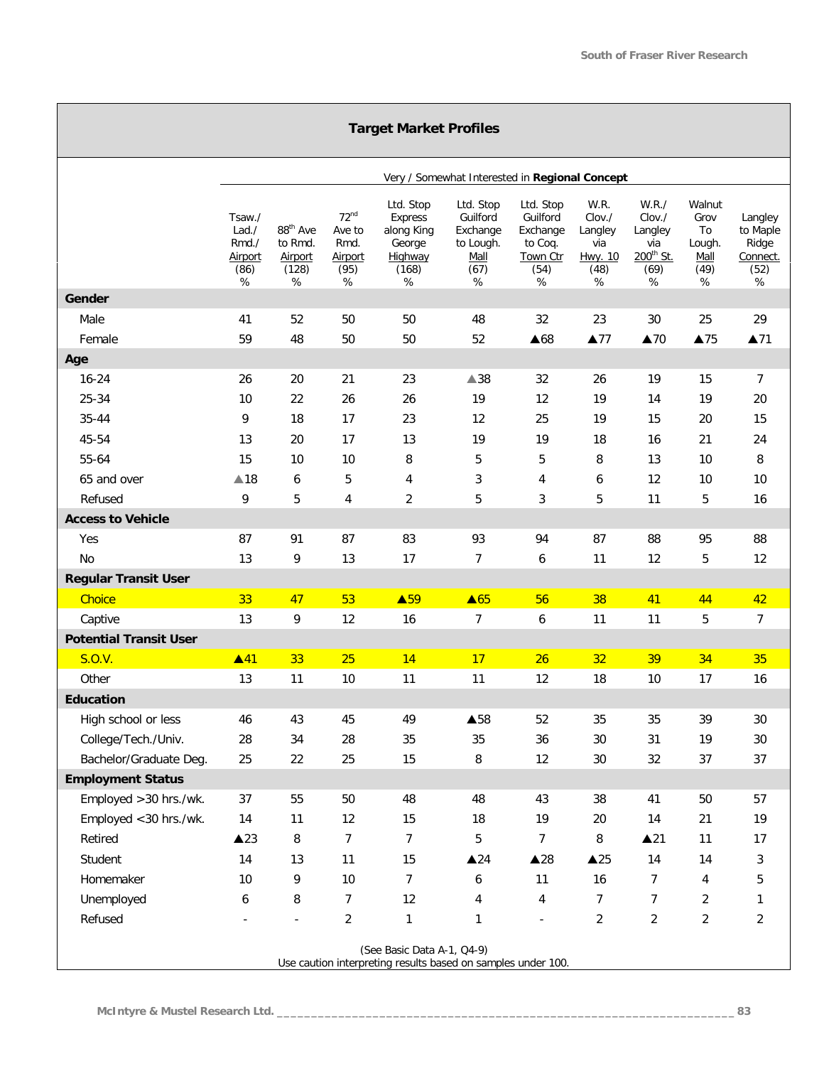## Target Market Profiles

| | Very / Somewhat Interested in **Regional Concept** | | | | | | | | | |
|---|---|---|---|---|---|---|---|---|---|---|
| | Tsaw./ Lad./ Rmd./ Airport (86) % | 88th Ave to Rmd. Airport (128) % | 72nd Ave to Rmd. Airport (95) % | Ltd. Stop Express along King George Highway (168) % | Ltd. Stop Guilford Exchange to Lough. Mall (67) % | Ltd. Stop Guilford Exchange to Coq. Town Ctr (54) % | W.R. Clov./ Langley via Hwy. 10 (48) % | W.R./ Clov./ Langley via 200th St. (69) % | Walnut Grov To Lough. Mall (49) % | Langley to Maple Ridge Connect. (52) % |
| **Gender** | | | | | | | | | | |
| Male | 41 | 52 | 50 | 50 | 48 | 32 | 23 | 30 | 25 | 29 |
| Female | 59 | 48 | 50 | 50 | 52 | ▲68 | ▲77 | ▲70 | ▲75 | ▲71 |
| **Age** | | | | | | | | | | |
| 16-24 | 26 | 20 | 21 | 23 | ▲38 | 32 | 26 | 19 | 15 | 7 |
| 25-34 | 10 | 22 | 26 | 26 | 19 | 12 | 19 | 14 | 19 | 20 |
| 35-44 | 9 | 18 | 17 | 23 | 12 | 25 | 19 | 15 | 20 | 15 |
| 45-54 | 13 | 20 | 17 | 13 | 19 | 19 | 18 | 16 | 21 | 24 |
| 55-64 | 15 | 10 | 10 | 8 | 5 | 5 | 8 | 13 | 10 | 8 |
| 65 and over | ▲18 | 6 | 5 | 4 | 3 | 4 | 6 | 12 | 10 | 10 |
| Refused | 9 | 5 | 4 | 2 | 5 | 3 | 5 | 11 | 5 | 16 |
| **Access to Vehicle** | | | | | | | | | | |
| Yes | 87 | 91 | 87 | 83 | 93 | 94 | 87 | 88 | 95 | 88 |
| No | 13 | 9 | 13 | 17 | 7 | 6 | 11 | 12 | 5 | 12 |
| **Regular Transit User** | | | | | | | | | | |
| Choice | 33 | 47 | 53 | ▲59 | ▲65 | 56 | 38 | 41 | 44 | 42 |
| Captive | 13 | 9 | 12 | 16 | 7 | 6 | 11 | 11 | 5 | 7 |
| **Potential Transit User** | | | | | | | | | | |
| S.O.V. | ▲41 | 33 | 25 | 14 | 17 | 26 | 32 | 39 | 34 | 35 |
| Other | 13 | 11 | 10 | 11 | 11 | 12 | 18 | 10 | 17 | 16 |
| **Education** | | | | | | | | | | |
| High school or less | 46 | 43 | 45 | 49 | ▲58 | 52 | 35 | 35 | 39 | 30 |
| College/Tech./Univ. | 28 | 34 | 28 | 35 | 35 | 36 | 30 | 31 | 19 | 30 |
| Bachelor/Graduate Deg. | 25 | 22 | 25 | 15 | 8 | 12 | 30 | 32 | 37 | 37 |
| **Employment Status** | | | | | | | | | | |
| Employed >30 hrs./wk. | 37 | 55 | 50 | 48 | 48 | 43 | 38 | 41 | 50 | 57 |
| Employed <30 hrs./wk. | 14 | 11 | 12 | 15 | 18 | 19 | 20 | 14 | 21 | 19 |
| Retired | ▲23 | 8 | 7 | 7 | 5 | 7 | 8 | ▲21 | 11 | 17 |
| Student | 14 | 13 | 11 | 15 | ▲24 | ▲28 | ▲25 | 14 | 14 | 3 |
| Homemaker | 10 | 9 | 10 | 7 | 6 | 11 | 16 | 7 | 4 | 5 |
| Unemployed | 6 | 8 | 7 | 12 | 4 | 4 | 7 | 7 | 2 | 1 |
| Refused | - | - | 2 | 1 | 1 | - | 2 | 2 | 2 | 2 |

(See Basic Data A-1, Q4-9)
Use caution interpreting results based on samples under 100.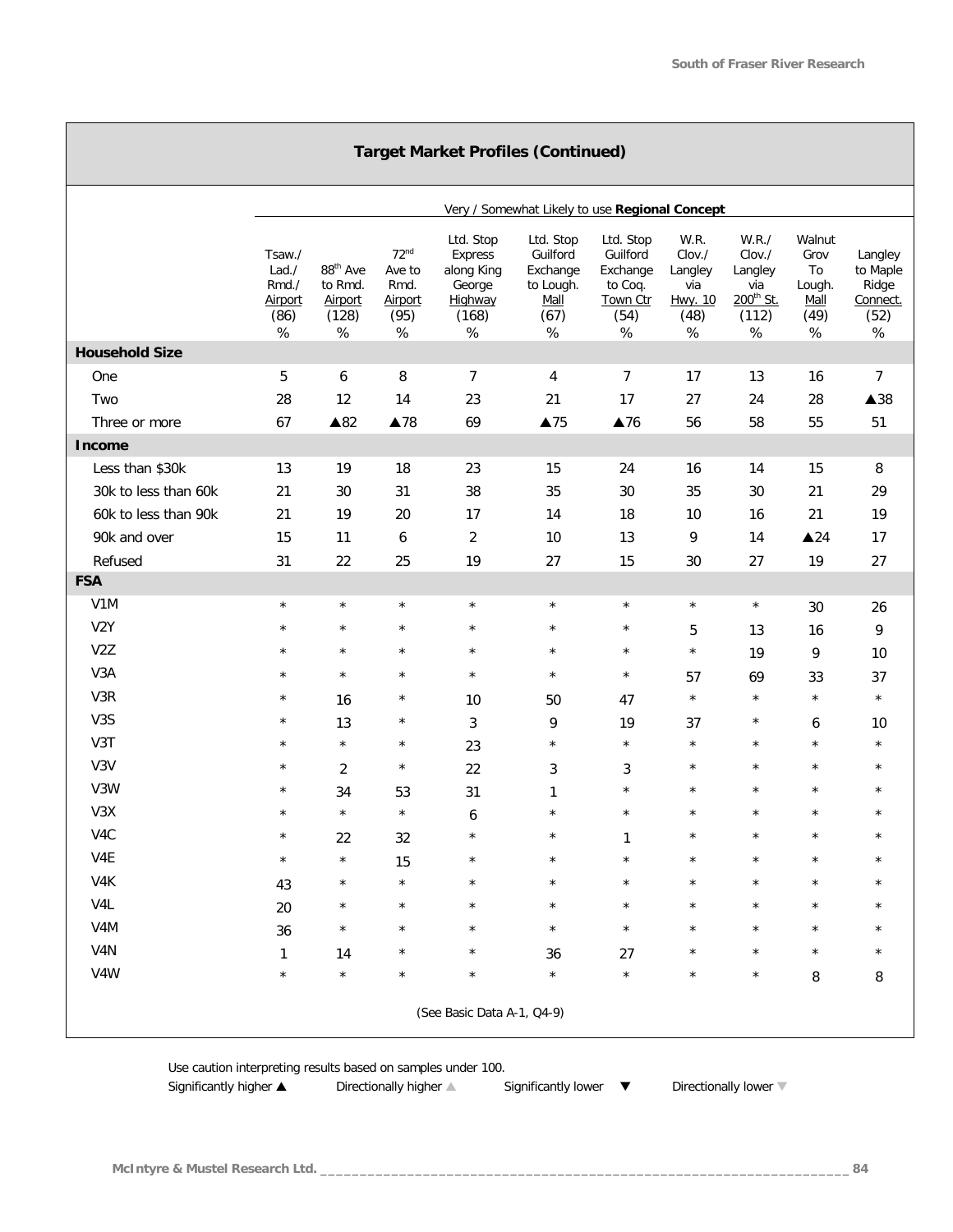## Target Market Profiles (Continued)

| | Very / Somewhat Likely to use **Regional Concept** | | | | | | | | | |
|---|---|---|---|---|---|---|---|---|---|---|
| | Tsaw./ Lad./ Rmd./ Airport (86) % | 88th Ave to Rmd. Airport (128) % | 72nd Ave to Rmd. Airport (95) % | Ltd. Stop Express along King George Highway (168) % | Ltd. Stop Guilford Exchange to Lough. Mall (67) % | Ltd. Stop Guilford Exchange to Coq. Town Ctr (54) % | W.R. Clov./ Langley via Hwy. 10 (48) % | W.R./ Clov./ Langley via 200th St. (112) % | Walnut Grov To Lough. Mall (49) % | Langley to Maple Ridge Connect. (52) % |
| **Household Size** | | | | | | | | | | |
| One | 5 | 6 | 8 | 7 | 4 | 7 | 17 | 13 | 16 | 7 |
| Two | 28 | 12 | 14 | 23 | 21 | 17 | 27 | 24 | 28 | ▲38 |
| Three or more | 67 | ▲82 | ▲78 | 69 | ▲75 | ▲76 | 56 | 58 | 55 | 51 |
| **Income** | | | | | | | | | | |
| Less than $30k | 13 | 19 | 18 | 23 | 15 | 24 | 16 | 14 | 15 | 8 |
| 30k to less than 60k | 21 | 30 | 31 | 38 | 35 | 30 | 35 | 30 | 21 | 29 |
| 60k to less than 90k | 21 | 19 | 20 | 17 | 14 | 18 | 10 | 16 | 21 | 19 |
| 90k and over | 15 | 11 | 6 | 2 | 10 | 13 | 9 | 14 | ▲24 | 17 |
| Refused | 31 | 22 | 25 | 19 | 27 | 15 | 30 | 27 | 19 | 27 |
| **FSA** | | | | | | | | | | |
| V1M | * | * | * | * | * | * | * | * | 30 | 26 |
| V2Y | * | * | * | * | * | * | 5 | 13 | 16 | 9 |
| V2Z | * | * | * | * | * | * | * | 19 | 9 | 10 |
| V3A | * | * | * | * | * | * | 57 | 69 | 33 | 37 |
| V3R | * | 16 | * | 10 | 50 | 47 | * | * | * | * |
| V3S | * | 13 | * | 3 | 9 | 19 | 37 | * | 6 | 10 |
| V3T | * | * | * | 23 | * | * | * | * | * | * |
| V3V | * | 2 | * | 22 | 3 | 3 | * | * | * | * |
| V3W | * | 34 | 53 | 31 | 1 | * | * | * | * | * |
| V3X | * | * | * | 6 | * | * | * | * | * | * |
| V4C | * | 22 | 32 | * | * | 1 | * | * | * | * |
| V4E | * | * | 15 | * | * | * | * | * | * | * |
| V4K | 43 | * | * | * | * | * | * | * | * | * |
| V4L | 20 | * | * | * | * | * | * | * | * | * |
| V4M | 36 | * | * | * | * | * | * | * | * | * |
| V4N | 1 | 14 | * | * | 36 | 27 | * | * | * | * |
| V4W | * | * | * | * | * | * | * | * | 8 | 8 |

(See Basic Data A-1, Q4-9)

Use caution interpreting results based on samples under 100.

Significantly higher ▲ Directionally higher ▲ Significantly lower ▼ Directionally lower ▼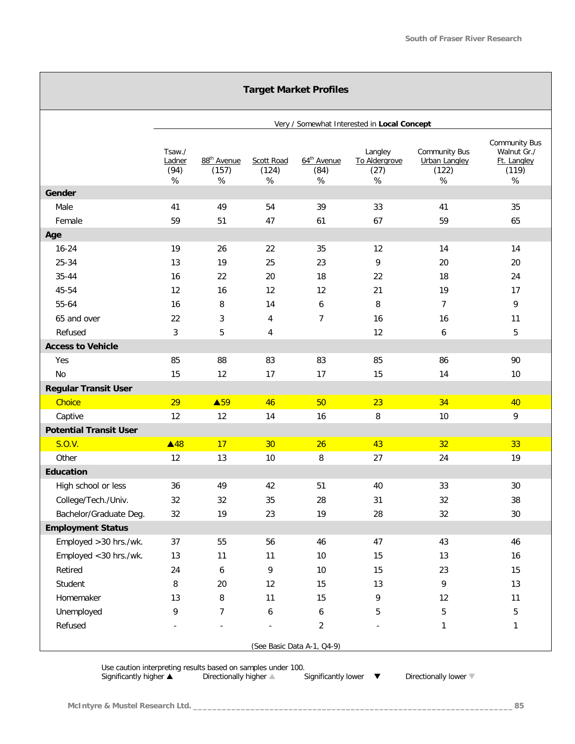## Target Market Profiles

| | Very / Somewhat Interested in **Local Concept** | | | | | | |
|---|---|---|---|---|---|---|---|
| | Tsaw./ Ladner (94) % | 88th Avenue (157) % | Scott Road (124) % | 64th Avenue (84) % | Langley To Aldergrove (27) % | Community Bus Urban Langley (122) % | Community Bus Walnut Gr./ Ft. Langley (119) % |
| **Gender** | | | | | | | |
| Male | 41 | 49 | 54 | 39 | 33 | 41 | 35 |
| Female | 59 | 51 | 47 | 61 | 67 | 59 | 65 |
| **Age** | | | | | | | |
| 16-24 | 19 | 26 | 22 | 35 | 12 | 14 | 14 |
| 25-34 | 13 | 19 | 25 | 23 | 9 | 20 | 20 |
| 35-44 | 16 | 22 | 20 | 18 | 22 | 18 | 24 |
| 45-54 | 12 | 16 | 12 | 12 | 21 | 19 | 17 |
| 55-64 | 16 | 8 | 14 | 6 | 8 | 7 | 9 |
| 65 and over | 22 | 3 | 4 | 7 | 16 | 16 | 11 |
| Refused | 3 | 5 | 4 | | 12 | 6 | 5 |
| **Access to Vehicle** | | | | | | | |
| Yes | 85 | 88 | 83 | 83 | 85 | 86 | 90 |
| No | 15 | 12 | 17 | 17 | 15 | 14 | 10 |
| **Regular Transit User** | | | | | | | |
| Choice | 29 | ▲59 | 46 | 50 | 23 | 34 | 40 |
| Captive | 12 | 12 | 14 | 16 | 8 | 10 | 9 |
| **Potential Transit User** | | | | | | | |
| S.O.V. | ▲48 | 17 | 30 | 26 | 43 | 32 | 33 |
| Other | 12 | 13 | 10 | 8 | 27 | 24 | 19 |
| **Education** | | | | | | | |
| High school or less | 36 | 49 | 42 | 51 | 40 | 33 | 30 |
| College/Tech./Univ. | 32 | 32 | 35 | 28 | 31 | 32 | 38 |
| Bachelor/Graduate Deg. | 32 | 19 | 23 | 19 | 28 | 32 | 30 |
| **Employment Status** | | | | | | | |
| Employed >30 hrs./wk. | 37 | 55 | 56 | 46 | 47 | 43 | 46 |
| Employed <30 hrs./wk. | 13 | 11 | 11 | 10 | 15 | 13 | 16 |
| Retired | 24 | 6 | 9 | 10 | 15 | 23 | 15 |
| Student | 8 | 20 | 12 | 15 | 13 | 9 | 13 |
| Homemaker | 13 | 8 | 11 | 15 | 9 | 12 | 11 |
| Unemployed | 9 | 7 | 6 | 6 | 5 | 5 | 5 |
| Refused | - | - | - | 2 | - | 1 | 1 |

(See Basic Data A-1, Q4-9)

Use caution interpreting results based on samples under 100.
Significantly higher ▲ Directionally higher ▲ Significantly lower ▼ Directionally lower ▼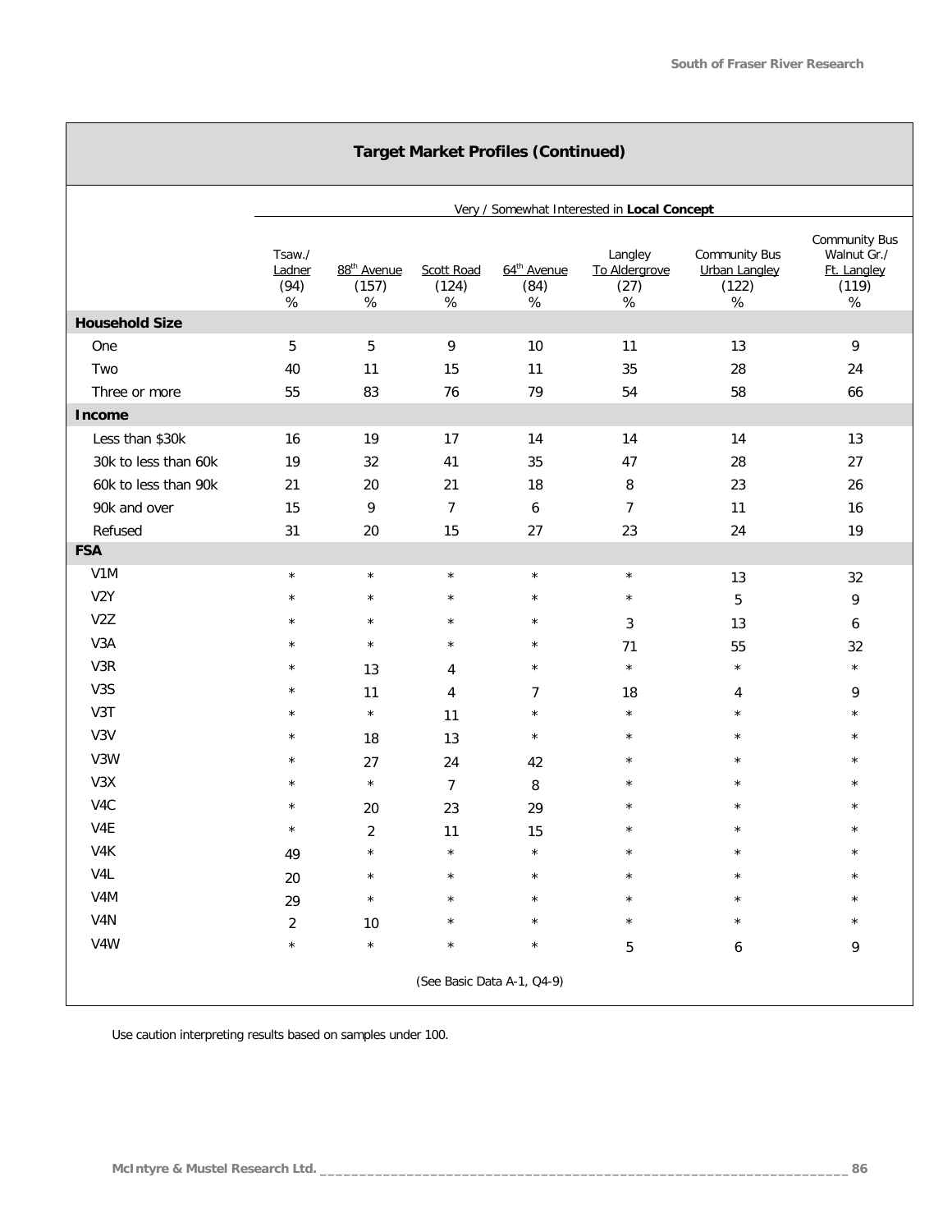## Target Market Profiles (Continued)

| | Very / Somewhat Interested in **Local Concept** | | | | | | |
|---|---|---|---|---|---|---|---|
| | Tsaw./ Ladner (94) % | 88th Avenue (157) % | Scott Road (124) % | 64th Avenue (84) % | Langley To Aldergrove (27) % | Community Bus Urban Langley (122) % | Community Bus Walnut Gr./ Ft. Langley (119) % |
| **Household Size** | | | | | | | |
| One | 5 | 5 | 9 | 10 | 11 | 13 | 9 |
| Two | 40 | 11 | 15 | 11 | 35 | 28 | 24 |
| Three or more | 55 | 83 | 76 | 79 | 54 | 58 | 66 |
| **Income** | | | | | | | |
| Less than $30k | 16 | 19 | 17 | 14 | 14 | 14 | 13 |
| 30k to less than 60k | 19 | 32 | 41 | 35 | 47 | 28 | 27 |
| 60k to less than 90k | 21 | 20 | 21 | 18 | 8 | 23 | 26 |
| 90k and over | 15 | 9 | 7 | 6 | 7 | 11 | 16 |
| Refused | 31 | 20 | 15 | 27 | 23 | 24 | 19 |
| **FSA** | | | | | | | |
| V1M | * | * | * | * | * | 13 | 32 |
| V2Y | * | * | * | * | * | 5 | 9 |
| V2Z | * | * | * | * | 3 | 13 | 6 |
| V3A | * | * | * | * | 71 | 55 | 32 |
| V3R | * | 13 | 4 | * | * | * | * |
| V3S | * | 11 | 4 | 7 | 18 | 4 | 9 |
| V3T | * | * | 11 | * | * | * | * |
| V3V | * | 18 | 13 | * | * | * | * |
| V3W | * | 27 | 24 | 42 | * | * | * |
| V3X | * | * | 7 | 8 | * | * | * |
| V4C | * | 20 | 23 | 29 | * | * | * |
| V4E | * | 2 | 11 | 15 | * | * | * |
| V4K | 49 | * | * | * | * | * | * |
| V4L | 20 | * | * | * | * | * | * |
| V4M | 29 | * | * | * | * | * | * |
| V4N | 2 | 10 | * | * | * | * | * |
| V4W | * | * | * | * | 5 | 6 | 9 |

(See Basic Data A-1, Q4-9)

Use caution interpreting results based on samples under 100.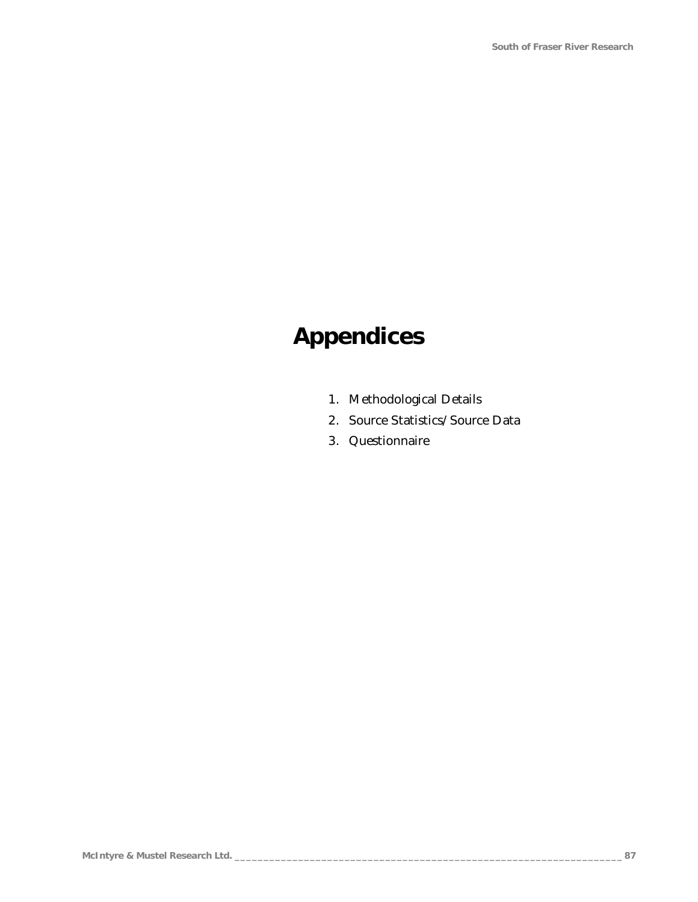# Appendices

1. Methodological Details
2. Source Statistics/Source Data
3. Questionnaire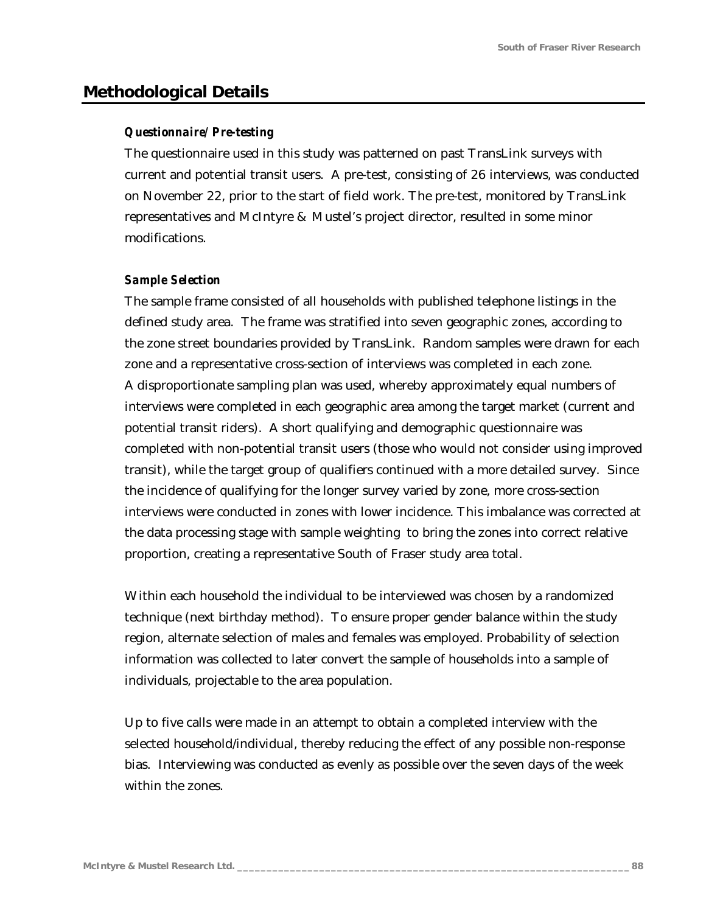## Methodological Details

***Questionnaire/Pre-testing***

The questionnaire used in this study was patterned on past TransLink surveys with current and potential transit users. A pre-test, consisting of 26 interviews, was conducted on November 22, prior to the start of field work. The pre-test, monitored by TransLink representatives and McIntyre & Mustel's project director, resulted in some minor modifications.

***Sample Selection***

The sample frame consisted of all households with published telephone listings in the defined study area. The frame was stratified into seven geographic zones, according to the zone street boundaries provided by TransLink. Random samples were drawn for each zone and a representative cross-section of interviews was completed in each zone. A disproportionate sampling plan was used, whereby approximately equal numbers of interviews were completed in each geographic area among the target market (current and potential transit riders). A short qualifying and demographic questionnaire was completed with non-potential transit users (those who would not consider using improved transit), while the target group of qualifiers continued with a more detailed survey. Since the incidence of qualifying for the longer survey varied by zone, more cross-section interviews were conducted in zones with lower incidence. This imbalance was corrected at the data processing stage with sample weighting to bring the zones into correct relative proportion, creating a representative South of Fraser study area total.

Within each household the individual to be interviewed was chosen by a randomized technique (next birthday method). To ensure proper gender balance within the study region, alternate selection of males and females was employed. Probability of selection information was collected to later convert the sample of households into a sample of individuals, projectable to the area population.

Up to five calls were made in an attempt to obtain a completed interview with the selected household/individual, thereby reducing the effect of any possible non-response bias. Interviewing was conducted as evenly as possible over the seven days of the week within the zones.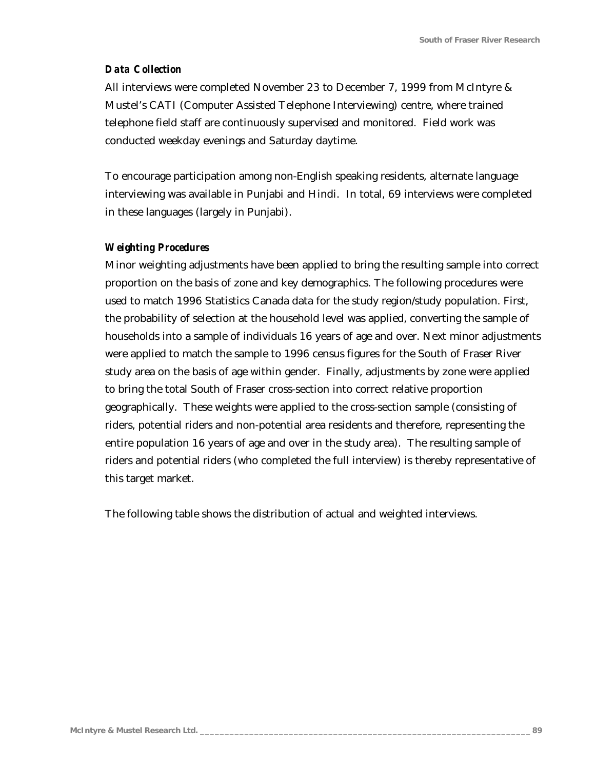### *Data Collection*

All interviews were completed November 23 to December 7, 1999 from McIntyre & Mustel's CATI (Computer Assisted Telephone Interviewing) centre, where trained telephone field staff are continuously supervised and monitored. Field work was conducted weekday evenings and Saturday daytime.

To encourage participation among non-English speaking residents, alternate language interviewing was available in Punjabi and Hindi. In total, 69 interviews were completed in these languages (largely in Punjabi).

### *Weighting Procedures*

Minor weighting adjustments have been applied to bring the resulting sample into correct proportion on the basis of zone and key demographics. The following procedures were used to match 1996 Statistics Canada data for the study region/study population. First, the probability of selection at the household level was applied, converting the sample of households into a sample of individuals 16 years of age and over. Next minor adjustments were applied to match the sample to 1996 census figures for the South of Fraser River study area on the basis of age within gender. Finally, adjustments by zone were applied to bring the total South of Fraser cross-section into correct relative proportion geographically. These weights were applied to the cross-section sample (consisting of riders, potential riders and non-potential area residents and therefore, representing the entire population 16 years of age and over in the study area). The resulting sample of riders and potential riders (who completed the full interview) is thereby representative of this target market.

The following table shows the distribution of actual and weighted interviews.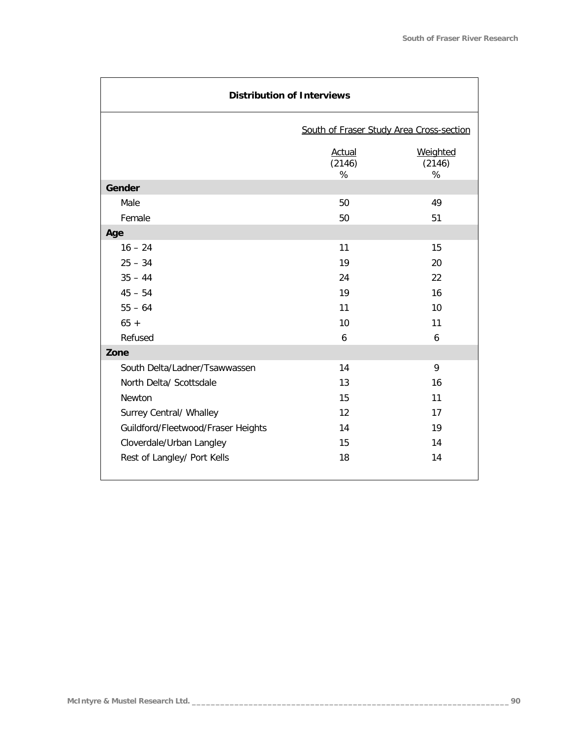**Distribution of Interviews**

| | South of Fraser Study Area Cross-section | |
|---|---|---|
| | Actual (2146) % | Weighted (2146) % |
| **Gender** | | |
| Male | 50 | 49 |
| Female | 50 | 51 |
| **Age** | | |
| 16 – 24 | 11 | 15 |
| 25 – 34 | 19 | 20 |
| 35 – 44 | 24 | 22 |
| 45 – 54 | 19 | 16 |
| 55 – 64 | 11 | 10 |
| 65 + | 10 | 11 |
| Refused | 6 | 6 |
| **Zone** | | |
| South Delta/Ladner/Tsawwassen | 14 | 9 |
| North Delta/ Scottsdale | 13 | 16 |
| Newton | 15 | 11 |
| Surrey Central/ Whalley | 12 | 17 |
| Guildford/Fleetwood/Fraser Heights | 14 | 19 |
| Cloverdale/Urban Langley | 15 | 14 |
| Rest of Langley/ Port Kells | 18 | 14 |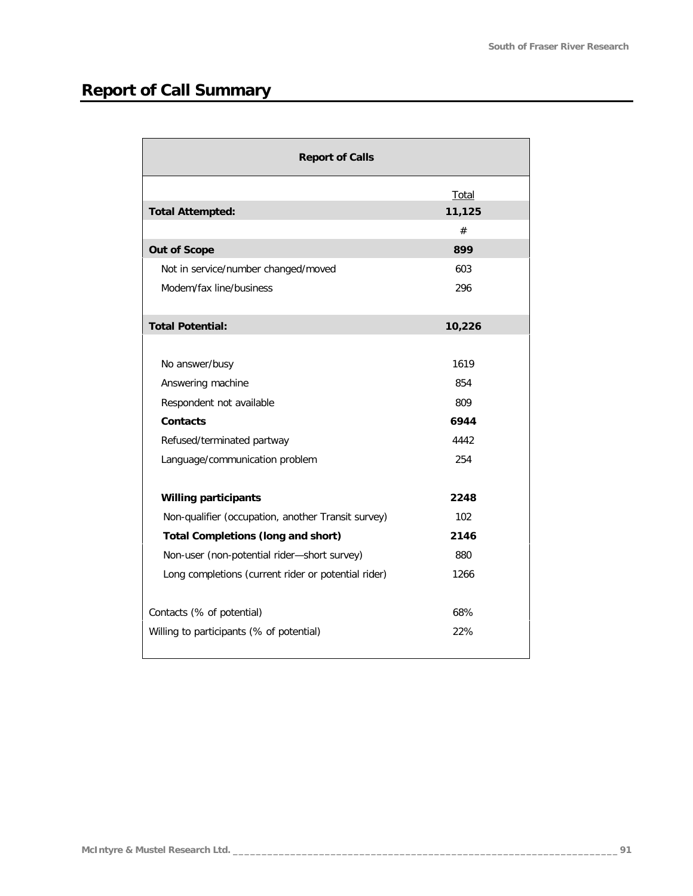# Report of Call Summary

| Report of Calls | |
|---|---|
| | Total |
| **Total Attempted:** | **11,125** |
| | # |
| **Out of Scope** | **899** |
| Not in service/number changed/moved | 603 |
| Modem/fax line/business | 296 |
| **Total Potential:** | **10,226** |
| No answer/busy | 1619 |
| Answering machine | 854 |
| Respondent not available | 809 |
| **Contacts** | **6944** |
| Refused/terminated partway | 4442 |
| Language/communication problem | 254 |
| **Willing participants** | **2248** |
| Non-qualifier (occupation, another Transit survey) | 102 |
| **Total Completions (long and short)** | **2146** |
| Non-user (non-potential rider—short survey) | 880 |
| Long completions (current rider or potential rider) | 1266 |
| Contacts (% of potential) | 68% |
| Willing to participants (% of potential) | 22% |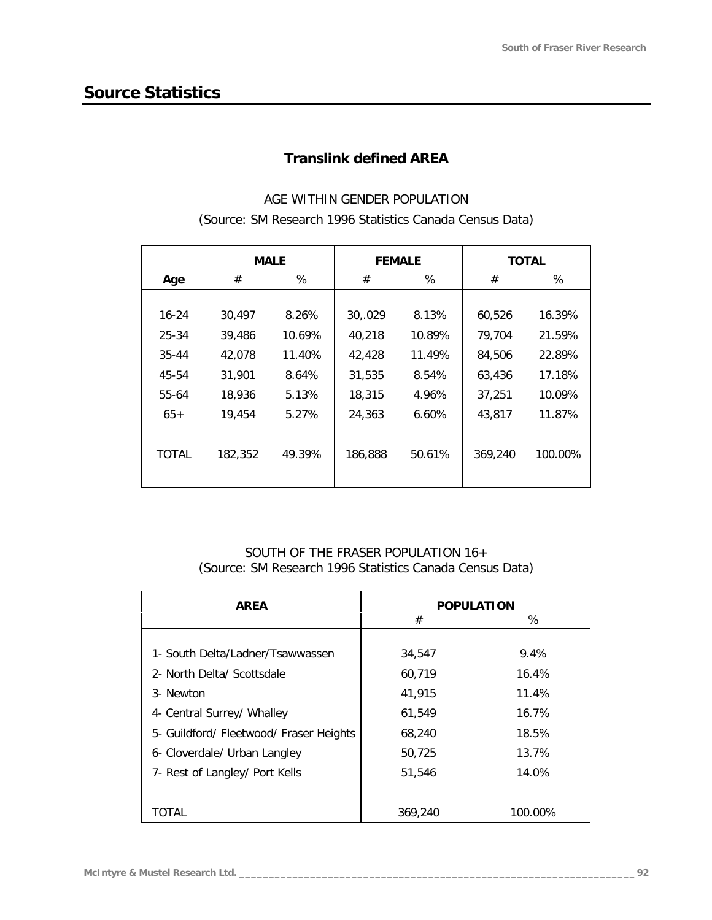# Source Statistics

## Translink defined AREA

AGE WITHIN GENDER POPULATION

(Source: SM Research 1996 Statistics Canada Census Data)

| | MALE | | FEMALE | | TOTAL | |
|---|---|---|---|---|---|---|
| **Age** | # | % | # | % | # | % |
| 16-24 | 30,497 | 8.26% | 30,.029 | 8.13% | 60,526 | 16.39% |
| 25-34 | 39,486 | 10.69% | 40,218 | 10.89% | 79,704 | 21.59% |
| 35-44 | 42,078 | 11.40% | 42,428 | 11.49% | 84,506 | 22.89% |
| 45-54 | 31,901 | 8.64% | 31,535 | 8.54% | 63,436 | 17.18% |
| 55-64 | 18,936 | 5.13% | 18,315 | 4.96% | 37,251 | 10.09% |
| 65+ | 19,454 | 5.27% | 24,363 | 6.60% | 43,817 | 11.87% |
| TOTAL | 182,352 | 49.39% | 186,888 | 50.61% | 369,240 | 100.00% |

SOUTH OF THE FRASER POPULATION 16+

(Source: SM Research 1996 Statistics Canada Census Data)

| AREA | POPULATION | |
|---|---|---|
| | # | % |
| 1- South Delta/Ladner/Tsawwassen | 34,547 | 9.4% |
| 2- North Delta/ Scottsdale | 60,719 | 16.4% |
| 3- Newton | 41,915 | 11.4% |
| 4- Central Surrey/ Whalley | 61,549 | 16.7% |
| 5- Guildford/ Fleetwood/ Fraser Heights | 68,240 | 18.5% |
| 6- Cloverdale/ Urban Langley | 50,725 | 13.7% |
| 7- Rest of Langley/ Port Kells | 51,546 | 14.0% |
| TOTAL | 369,240 | 100.00% |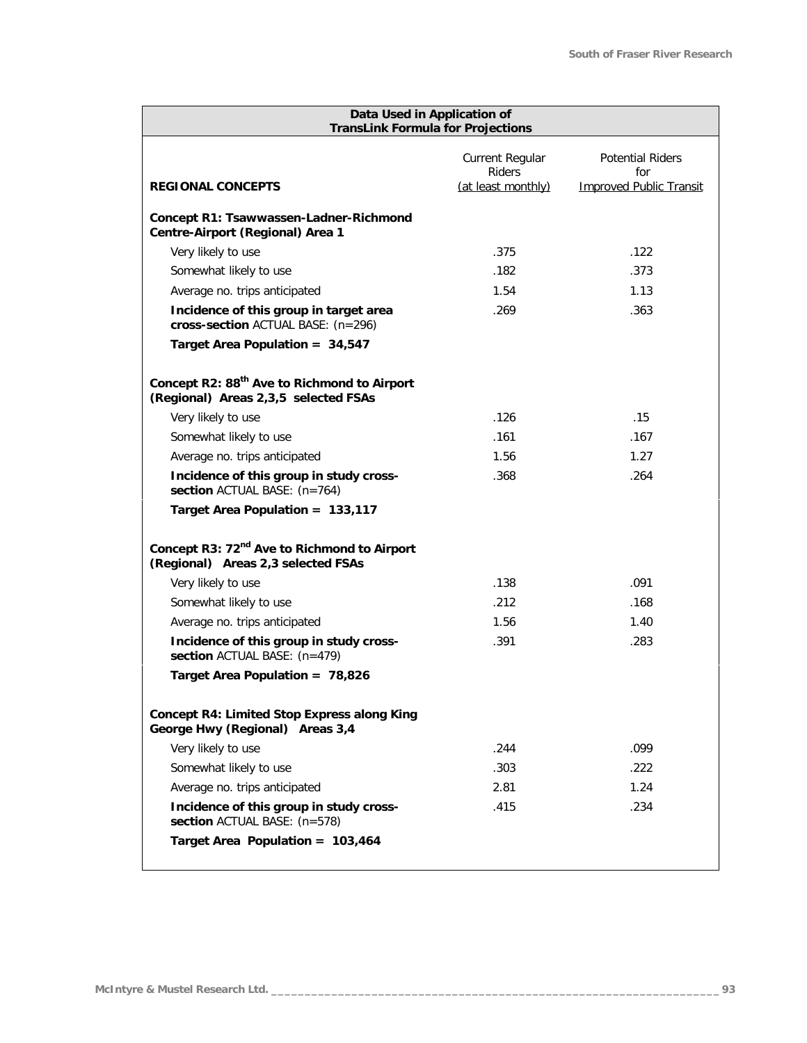| Data Used in Application of TransLink Formula for Projections | | |
|---|---|---|
| **REGIONAL CONCEPTS** | Current Regular Riders (at least monthly) | Potential Riders for Improved Public Transit |
| **Concept R1: Tsawwassen-Ladner-Richmond Centre-Airport (Regional) Area 1** | | |
| Very likely to use | .375 | .122 |
| Somewhat likely to use | .182 | .373 |
| Average no. trips anticipated | 1.54 | 1.13 |
| **Incidence of this group in target area cross-section** ACTUAL BASE: (n=296) | .269 | .363 |
| **Target Area Population = 34,547** | | |
| **Concept R2: 88th Ave to Richmond to Airport (Regional) Areas 2,3,5 selected FSAs** | | |
| Very likely to use | .126 | .15 |
| Somewhat likely to use | .161 | .167 |
| Average no. trips anticipated | 1.56 | 1.27 |
| **Incidence of this group in study cross-section** ACTUAL BASE: (n=764) | .368 | .264 |
| **Target Area Population = 133,117** | | |
| **Concept R3: 72nd Ave to Richmond to Airport (Regional) Areas 2,3 selected FSAs** | | |
| Very likely to use | .138 | .091 |
| Somewhat likely to use | .212 | .168 |
| Average no. trips anticipated | 1.56 | 1.40 |
| **Incidence of this group in study cross-section** ACTUAL BASE: (n=479) | .391 | .283 |
| **Target Area Population = 78,826** | | |
| **Concept R4: Limited Stop Express along King George Hwy (Regional) Areas 3,4** | | |
| Very likely to use | .244 | .099 |
| Somewhat likely to use | .303 | .222 |
| Average no. trips anticipated | 2.81 | 1.24 |
| **Incidence of this group in study cross-section** ACTUAL BASE: (n=578) | .415 | .234 |
| **Target Area Population = 103,464** | | |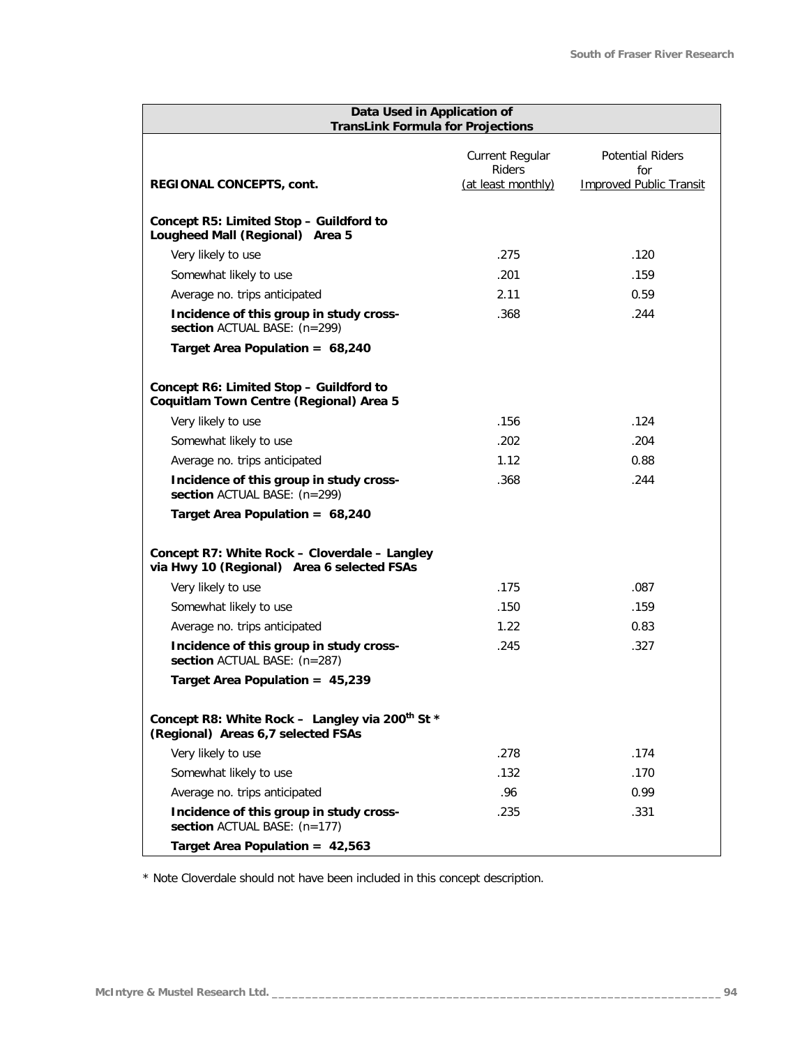| Data Used in Application of TransLink Formula for Projections | | |
|---|---|---|
| **REGIONAL CONCEPTS, cont.** | Current Regular Riders (at least monthly) | Potential Riders for Improved Public Transit |
| **Concept R5: Limited Stop – Guildford to Lougheed Mall (Regional) Area 5** | | |
| Very likely to use | .275 | .120 |
| Somewhat likely to use | .201 | .159 |
| Average no. trips anticipated | 2.11 | 0.59 |
| **Incidence of this group in study cross-section** ACTUAL BASE: (n=299) | .368 | .244 |
| **Target Area Population = 68,240** | | |
| **Concept R6: Limited Stop – Guildford to Coquitlam Town Centre (Regional) Area 5** | | |
| Very likely to use | .156 | .124 |
| Somewhat likely to use | .202 | .204 |
| Average no. trips anticipated | 1.12 | 0.88 |
| **Incidence of this group in study cross-section** ACTUAL BASE: (n=299) | .368 | .244 |
| **Target Area Population = 68,240** | | |
| **Concept R7: White Rock – Cloverdale – Langley via Hwy 10 (Regional) Area 6 selected FSAs** | | |
| Very likely to use | .175 | .087 |
| Somewhat likely to use | .150 | .159 |
| Average no. trips anticipated | 1.22 | 0.83 |
| **Incidence of this group in study cross-section** ACTUAL BASE: (n=287) | .245 | .327 |
| **Target Area Population = 45,239** | | |
| **Concept R8: White Rock – Langley via 200th St * (Regional) Areas 6,7 selected FSAs** | | |
| Very likely to use | .278 | .174 |
| Somewhat likely to use | .132 | .170 |
| Average no. trips anticipated | .96 | 0.99 |
| **Incidence of this group in study cross-section** ACTUAL BASE: (n=177) | .235 | .331 |
| **Target Area Population = 42,563** | | |

* Note Cloverdale should not have been included in this concept description.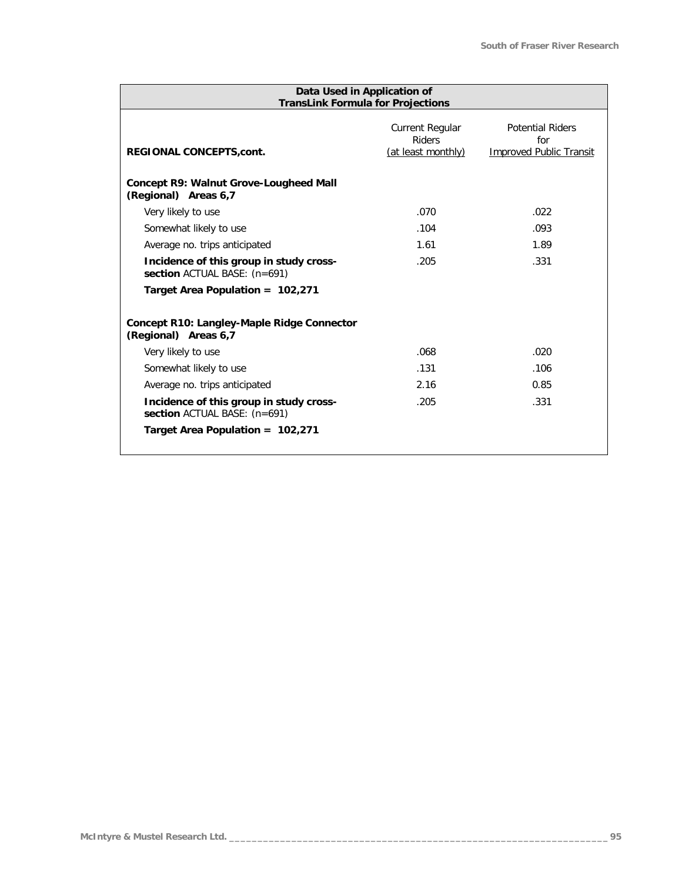| Data Used in Application of TransLink Formula for Projections | | |
|---|---|---|
| **REGIONAL CONCEPTS,cont.** | Current Regular Riders (at least monthly) | Potential Riders for Improved Public Transit |
| **Concept R9: Walnut Grove-Lougheed Mall (Regional) Areas 6,7** | | |
| Very likely to use | .070 | .022 |
| Somewhat likely to use | .104 | .093 |
| Average no. trips anticipated | 1.61 | 1.89 |
| **Incidence of this group in study cross-section** ACTUAL BASE: (n=691) | .205 | .331 |
| **Target Area Population = 102,271** | | |
| **Concept R10: Langley-Maple Ridge Connector (Regional) Areas 6,7** | | |
| Very likely to use | .068 | .020 |
| Somewhat likely to use | .131 | .106 |
| Average no. trips anticipated | 2.16 | 0.85 |
| **Incidence of this group in study cross-section** ACTUAL BASE: (n=691) | .205 | .331 |
| **Target Area Population = 102,271** | | |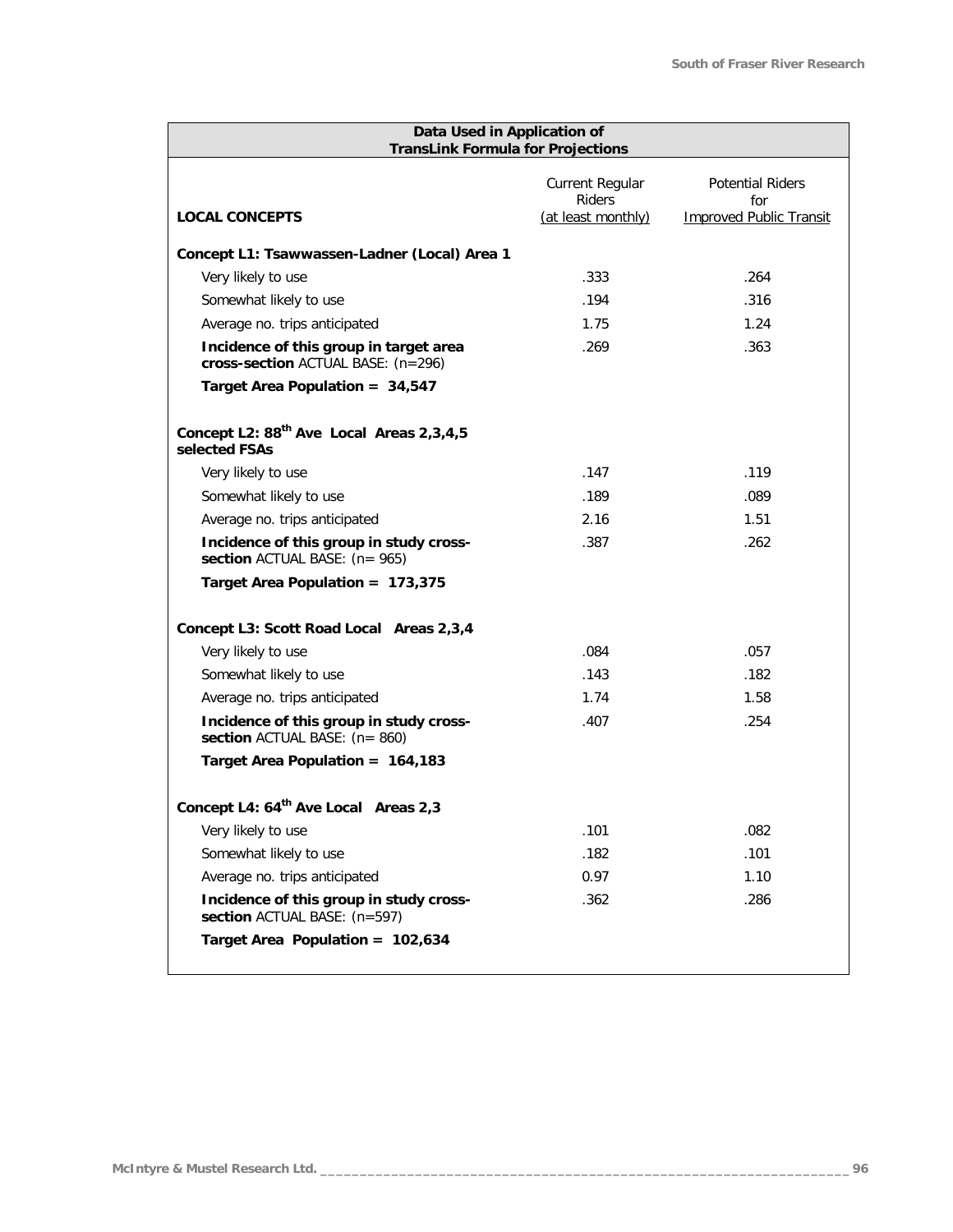| Data Used in Application of TransLink Formula for Projections | | |
|---|---|---|
| **LOCAL CONCEPTS** | Current Regular Riders (at least monthly) | Potential Riders for Improved Public Transit |
| **Concept L1: Tsawwassen-Ladner (Local) Area 1** | | |
| Very likely to use | .333 | .264 |
| Somewhat likely to use | .194 | .316 |
| Average no. trips anticipated | 1.75 | 1.24 |
| **Incidence of this group in target area cross-section** ACTUAL BASE: (n=296) | .269 | .363 |
| **Target Area Population = 34,547** | | |
| **Concept L2: 88th Ave Local Areas 2,3,4,5 selected FSAs** | | |
| Very likely to use | .147 | .119 |
| Somewhat likely to use | .189 | .089 |
| Average no. trips anticipated | 2.16 | 1.51 |
| **Incidence of this group in study cross-section** ACTUAL BASE: (n= 965) | .387 | .262 |
| **Target Area Population = 173,375** | | |
| **Concept L3: Scott Road Local Areas 2,3,4** | | |
| Very likely to use | .084 | .057 |
| Somewhat likely to use | .143 | .182 |
| Average no. trips anticipated | 1.74 | 1.58 |
| **Incidence of this group in study cross-section** ACTUAL BASE: (n= 860) | .407 | .254 |
| **Target Area Population = 164,183** | | |
| **Concept L4: 64th Ave Local Areas 2,3** | | |
| Very likely to use | .101 | .082 |
| Somewhat likely to use | .182 | .101 |
| Average no. trips anticipated | 0.97 | 1.10 |
| **Incidence of this group in study cross-section** ACTUAL BASE: (n=597) | .362 | .286 |
| **Target Area Population = 102,634** | | |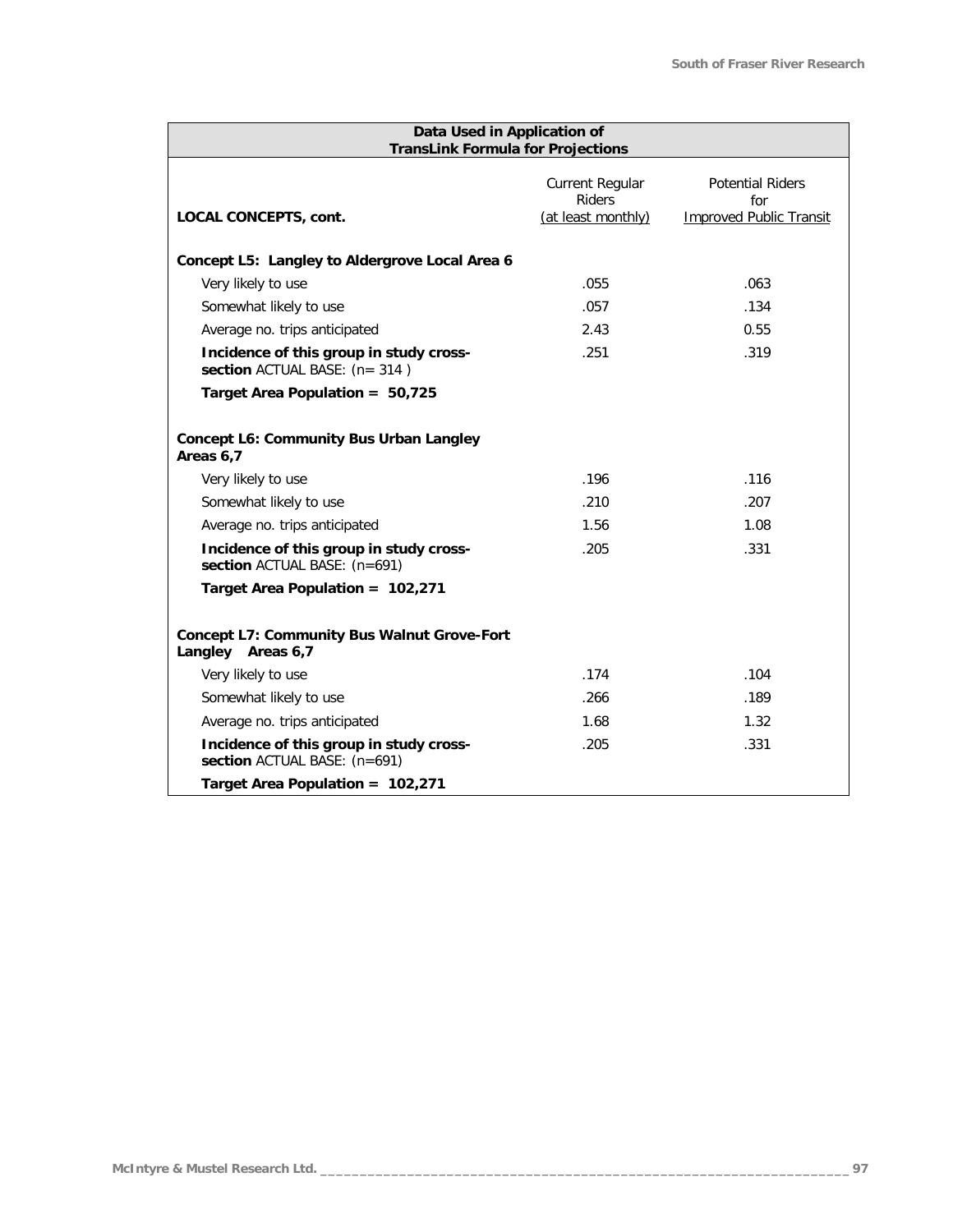| Data Used in Application of TransLink Formula for Projections | | |
|---|---|---|
| **LOCAL CONCEPTS, cont.** | Current Regular Riders (at least monthly) | Potential Riders for Improved Public Transit |
| **Concept L5: Langley to Aldergrove Local Area 6** | | |
| Very likely to use | .055 | .063 |
| Somewhat likely to use | .057 | .134 |
| Average no. trips anticipated | 2.43 | 0.55 |
| **Incidence of this group in study cross-section** ACTUAL BASE: (n= 314 ) | .251 | .319 |
| **Target Area Population = 50,725** | | |
| **Concept L6: Community Bus Urban Langley Areas 6,7** | | |
| Very likely to use | .196 | .116 |
| Somewhat likely to use | .210 | .207 |
| Average no. trips anticipated | 1.56 | 1.08 |
| **Incidence of this group in study cross-section** ACTUAL BASE: (n=691) | .205 | .331 |
| **Target Area Population = 102,271** | | |
| **Concept L7: Community Bus Walnut Grove-Fort Langley Areas 6,7** | | |
| Very likely to use | .174 | .104 |
| Somewhat likely to use | .266 | .189 |
| Average no. trips anticipated | 1.68 | 1.32 |
| **Incidence of this group in study cross-section** ACTUAL BASE: (n=691) | .205 | .331 |
| **Target Area Population = 102,271** | | |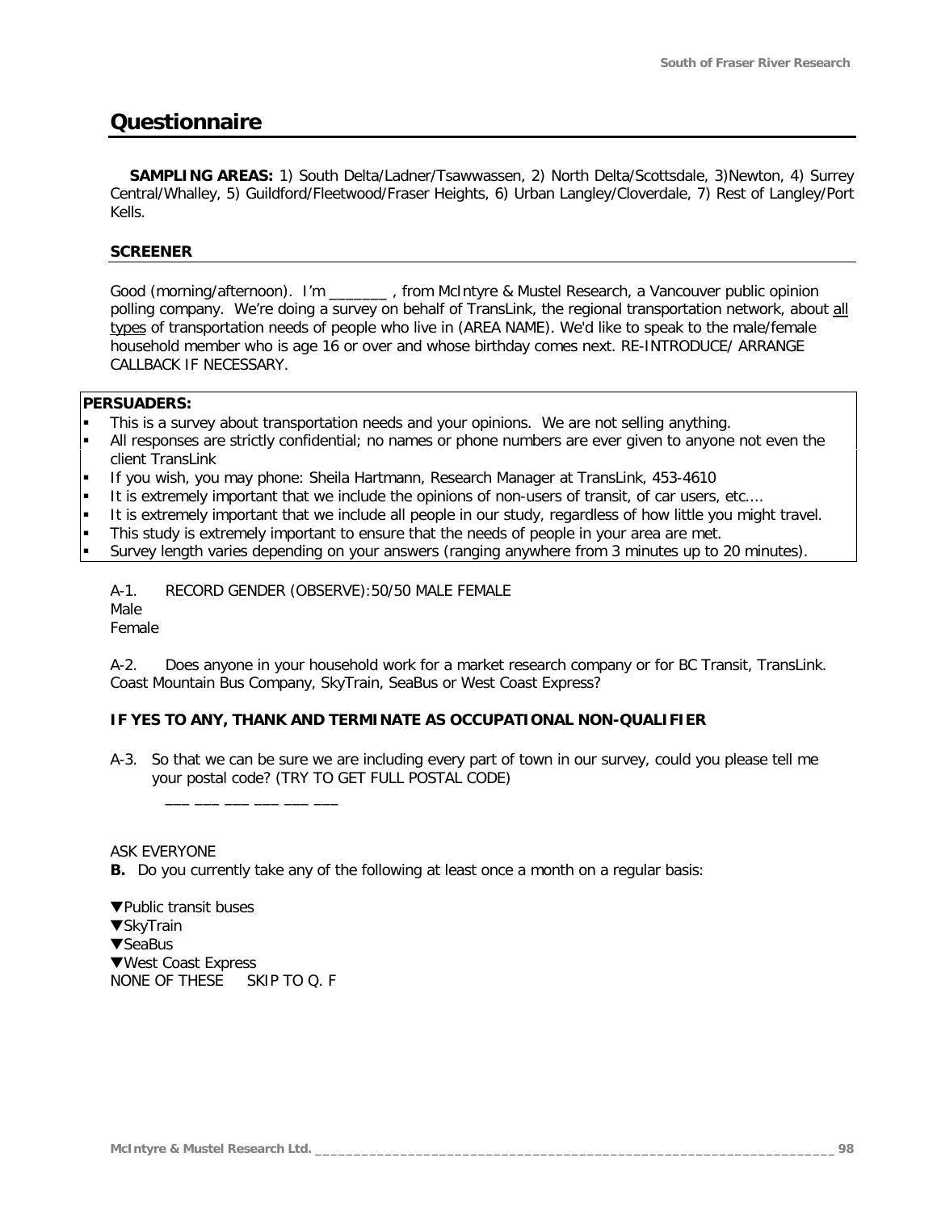# Questionnaire

**SAMPLING AREAS:** 1) South Delta/Ladner/Tsawwassen, 2) North Delta/Scottsdale, 3)Newton, 4) Surrey Central/Whalley, 5) Guildford/Fleetwood/Fraser Heights, 6) Urban Langley/Cloverdale, 7) Rest of Langley/Port Kells.

## SCREENER

Good (morning/afternoon). I'm _______ , from McIntyre & Mustel Research, a Vancouver public opinion polling company. We're doing a survey on behalf of TransLink, the regional transportation network, about <u>all types</u> of transportation needs of people who live in (AREA NAME). We'd like to speak to the male/female household member who is age 16 or over and whose birthday comes next. RE-INTRODUCE/ ARRANGE CALLBACK IF NECESSARY.

**PERSUADERS:**

- This is a survey about transportation needs and your opinions. We are not selling anything.
- All responses are strictly confidential; no names or phone numbers are ever given to anyone not even the client TransLink
- If you wish, you may phone: Sheila Hartmann, Research Manager at TransLink, 453-4610
- It is extremely important that we include the opinions of non-users of transit, of car users, etc....
- It is extremely important that we include all people in our study, regardless of how little you might travel.
- This study is extremely important to ensure that the needs of people in your area are met.
- Survey length varies depending on your answers (ranging anywhere from 3 minutes up to 20 minutes).

A-1. RECORD GENDER (OBSERVE):50/50 MALE FEMALE
Male
Female

A-2. Does anyone in your household work for a market research company or for BC Transit, TransLink. Coast Mountain Bus Company, SkyTrain, SeaBus or West Coast Express?

**IF YES TO ANY, THANK AND TERMINATE AS OCCUPATIONAL NON-QUALIFIER**

A-3. So that we can be sure we are including every part of town in our survey, could you please tell me your postal code? (TRY TO GET FULL POSTAL CODE)

___ ___ ___ ___ ___ ___

ASK EVERYONE

**B.** Do you currently take any of the following at least once a month on a regular basis:

▼Public transit buses
▼SkyTrain
▼SeaBus
▼West Coast Express
NONE OF THESE SKIP TO Q. F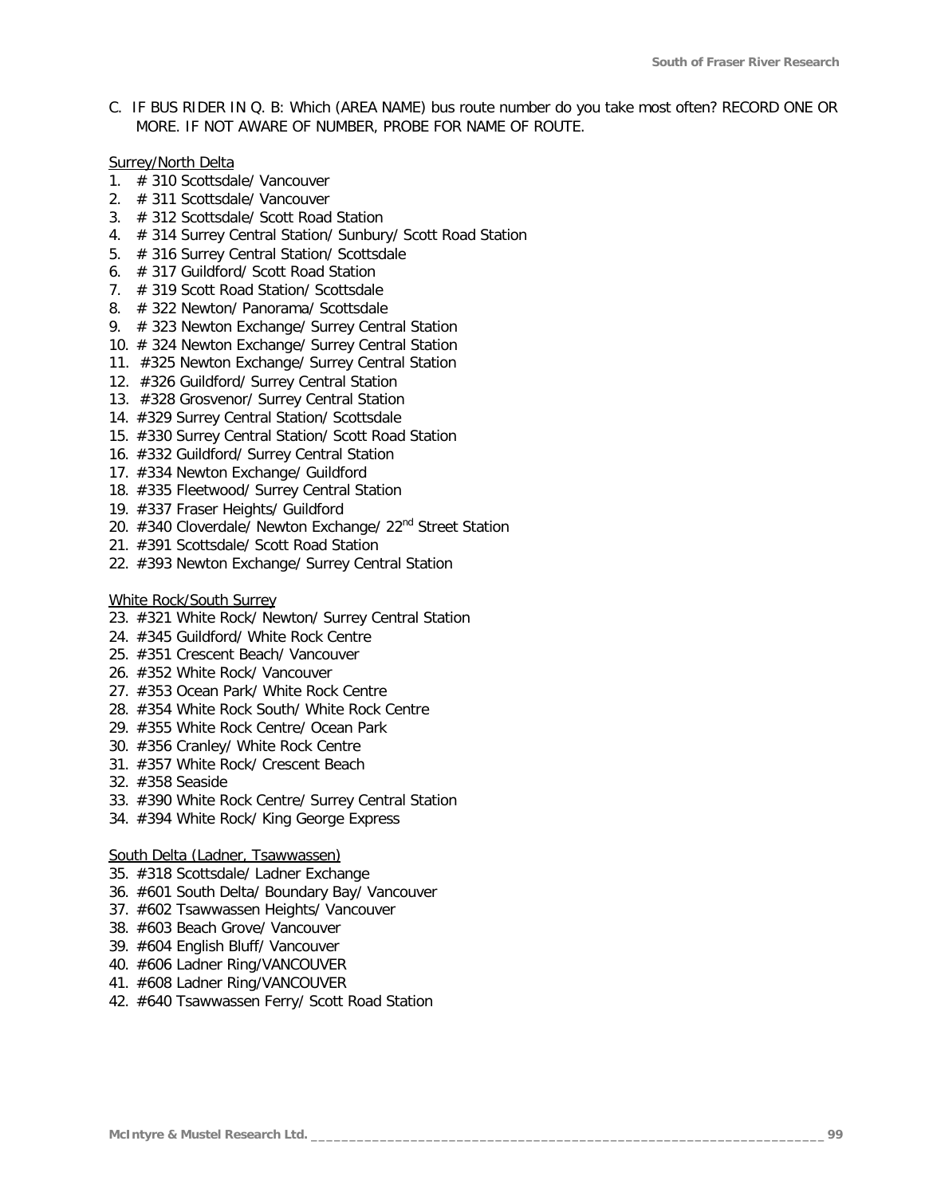C. IF BUS RIDER IN Q. B: Which (AREA NAME) bus route number do you take most often? RECORD ONE OR MORE. IF NOT AWARE OF NUMBER, PROBE FOR NAME OF ROUTE.

<u>Surrey/North Delta</u>

1. # 310 Scottsdale/ Vancouver
2. # 311 Scottsdale/ Vancouver
3. # 312 Scottsdale/ Scott Road Station
4. # 314 Surrey Central Station/ Sunbury/ Scott Road Station
5. # 316 Surrey Central Station/ Scottsdale
6. # 317 Guildford/ Scott Road Station
7. # 319 Scott Road Station/ Scottsdale
8. # 322 Newton/ Panorama/ Scottsdale
9. # 323 Newton Exchange/ Surrey Central Station
10. # 324 Newton Exchange/ Surrey Central Station
11. #325 Newton Exchange/ Surrey Central Station
12. #326 Guildford/ Surrey Central Station
13. #328 Grosvenor/ Surrey Central Station
14. #329 Surrey Central Station/ Scottsdale
15. #330 Surrey Central Station/ Scott Road Station
16. #332 Guildford/ Surrey Central Station
17. #334 Newton Exchange/ Guildford
18. #335 Fleetwood/ Surrey Central Station
19. #337 Fraser Heights/ Guildford
20. #340 Cloverdale/ Newton Exchange/ 22nd Street Station
21. #391 Scottsdale/ Scott Road Station
22. #393 Newton Exchange/ Surrey Central Station

<u>White Rock/South Surrey</u>

23. #321 White Rock/ Newton/ Surrey Central Station
24. #345 Guildford/ White Rock Centre
25. #351 Crescent Beach/ Vancouver
26. #352 White Rock/ Vancouver
27. #353 Ocean Park/ White Rock Centre
28. #354 White Rock South/ White Rock Centre
29. #355 White Rock Centre/ Ocean Park
30. #356 Cranley/ White Rock Centre
31. #357 White Rock/ Crescent Beach
32. #358 Seaside
33. #390 White Rock Centre/ Surrey Central Station
34. #394 White Rock/ King George Express

<u>South Delta (Ladner, Tsawwassen)</u>

35. #318 Scottsdale/ Ladner Exchange
36. #601 South Delta/ Boundary Bay/ Vancouver
37. #602 Tsawwassen Heights/ Vancouver
38. #603 Beach Grove/ Vancouver
39. #604 English Bluff/ Vancouver
40. #606 Ladner Ring/VANCOUVER
41. #608 Ladner Ring/VANCOUVER
42. #640 Tsawwassen Ferry/ Scott Road Station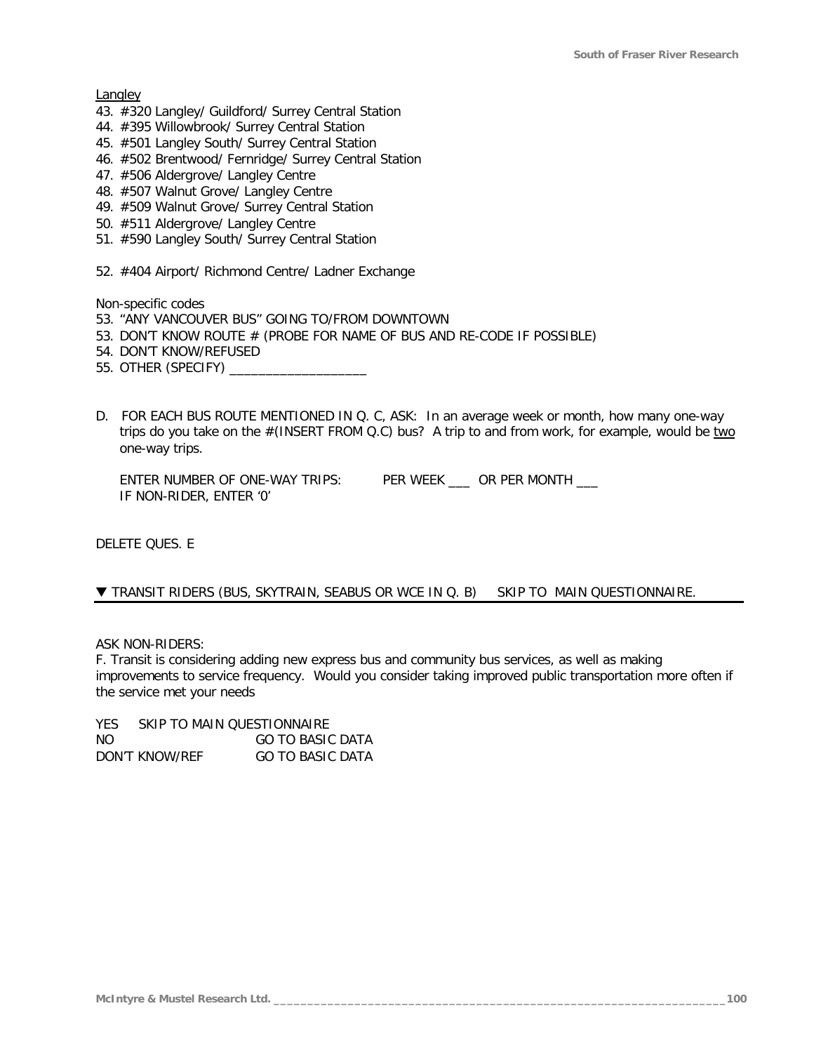<u>Langley</u>

43. #320 Langley/ Guildford/ Surrey Central Station
44. #395 Willowbrook/ Surrey Central Station
45. #501 Langley South/ Surrey Central Station
46. #502 Brentwood/ Fernridge/ Surrey Central Station
47. #506 Aldergrove/ Langley Centre
48. #507 Walnut Grove/ Langley Centre
49. #509 Walnut Grove/ Surrey Central Station
50. #511 Aldergrove/ Langley Centre
51. #590 Langley South/ Surrey Central Station

52. #404 Airport/ Richmond Centre/ Ladner Exchange

Non-specific codes

53. "ANY VANCOUVER BUS" GOING TO/FROM DOWNTOWN
53. DON'T KNOW ROUTE # (PROBE FOR NAME OF BUS AND RE-CODE IF POSSIBLE)
54. DON'T KNOW/REFUSED
55. OTHER (SPECIFY) ___________________

D. FOR EACH BUS ROUTE MENTIONED IN Q. C, ASK: In an average week or month, how many one-way trips do you take on the #(INSERT FROM Q.C) bus? A trip to and from work, for example, would be <u>two</u> one-way trips.

ENTER NUMBER OF ONE-WAY TRIPS: PER WEEK ___ OR PER MONTH ___
IF NON-RIDER, ENTER '0'

DELETE QUES. E

▼ TRANSIT RIDERS (BUS, SKYTRAIN, SEABUS OR WCE IN Q. B) SKIP TO MAIN QUESTIONNAIRE.

---

ASK NON-RIDERS:
F. Transit is considering adding new express bus and community bus services, as well as making improvements to service frequency. Would you consider taking improved public transportation more often if the service met your needs

YES SKIP TO MAIN QUESTIONNAIRE
NO GO TO BASIC DATA
DON'T KNOW/REF GO TO BASIC DATA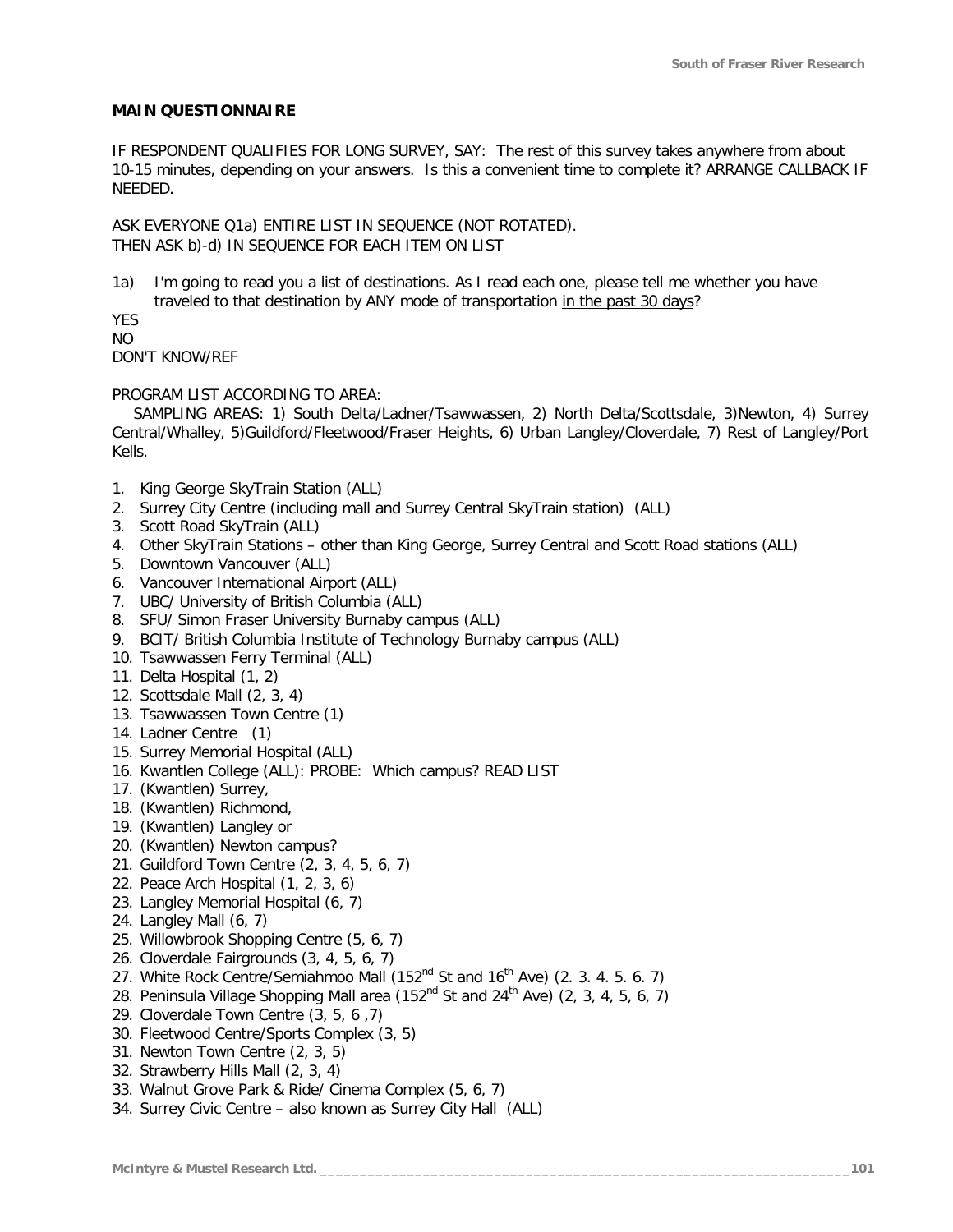## MAIN QUESTIONNAIRE

IF RESPONDENT QUALIFIES FOR LONG SURVEY, SAY: The rest of this survey takes anywhere from about 10-15 minutes, depending on your answers. Is this a convenient time to complete it? ARRANGE CALLBACK IF NEEDED.

ASK EVERYONE Q1a) ENTIRE LIST IN SEQUENCE (NOT ROTATED).
THEN ASK b)-d) IN SEQUENCE FOR EACH ITEM ON LIST

1a) I'm going to read you a list of destinations. As I read each one, please tell me whether you have traveled to that destination by ANY mode of transportation <u>in the past 30 days</u>?

YES
NO
DON'T KNOW/REF

PROGRAM LIST ACCORDING TO AREA:
SAMPLING AREAS: 1) South Delta/Ladner/Tsawwassen, 2) North Delta/Scottsdale, 3)Newton, 4) Surrey Central/Whalley, 5)Guildford/Fleetwood/Fraser Heights, 6) Urban Langley/Cloverdale, 7) Rest of Langley/Port Kells.

1. King George SkyTrain Station (ALL)
2. Surrey City Centre (including mall and Surrey Central SkyTrain station) (ALL)
3. Scott Road SkyTrain (ALL)
4. Other SkyTrain Stations – other than King George, Surrey Central and Scott Road stations (ALL)
5. Downtown Vancouver (ALL)
6. Vancouver International Airport (ALL)
7. UBC/ University of British Columbia (ALL)
8. SFU/ Simon Fraser University Burnaby campus (ALL)
9. BCIT/ British Columbia Institute of Technology Burnaby campus (ALL)
10. Tsawwassen Ferry Terminal (ALL)
11. Delta Hospital (1, 2)
12. Scottsdale Mall (2, 3, 4)
13. Tsawwassen Town Centre (1)
14. Ladner Centre (1)
15. Surrey Memorial Hospital (ALL)
16. Kwantlen College (ALL): PROBE: Which campus? READ LIST
17. (Kwantlen) Surrey,
18. (Kwantlen) Richmond,
19. (Kwantlen) Langley or
20. (Kwantlen) Newton campus?
21. Guildford Town Centre (2, 3, 4, 5, 6, 7)
22. Peace Arch Hospital (1, 2, 3, 6)
23. Langley Memorial Hospital (6, 7)
24. Langley Mall (6, 7)
25. Willowbrook Shopping Centre (5, 6, 7)
26. Cloverdale Fairgrounds (3, 4, 5, 6, 7)
27. White Rock Centre/Semiahmoo Mall (152nd St and 16th Ave) (2. 3. 4. 5. 6. 7)
28. Peninsula Village Shopping Mall area (152nd St and 24th Ave) (2, 3, 4, 5, 6, 7)
29. Cloverdale Town Centre (3, 5, 6 ,7)
30. Fleetwood Centre/Sports Complex (3, 5)
31. Newton Town Centre (2, 3, 5)
32. Strawberry Hills Mall (2, 3, 4)
33. Walnut Grove Park & Ride/ Cinema Complex (5, 6, 7)
34. Surrey Civic Centre – also known as Surrey City Hall (ALL)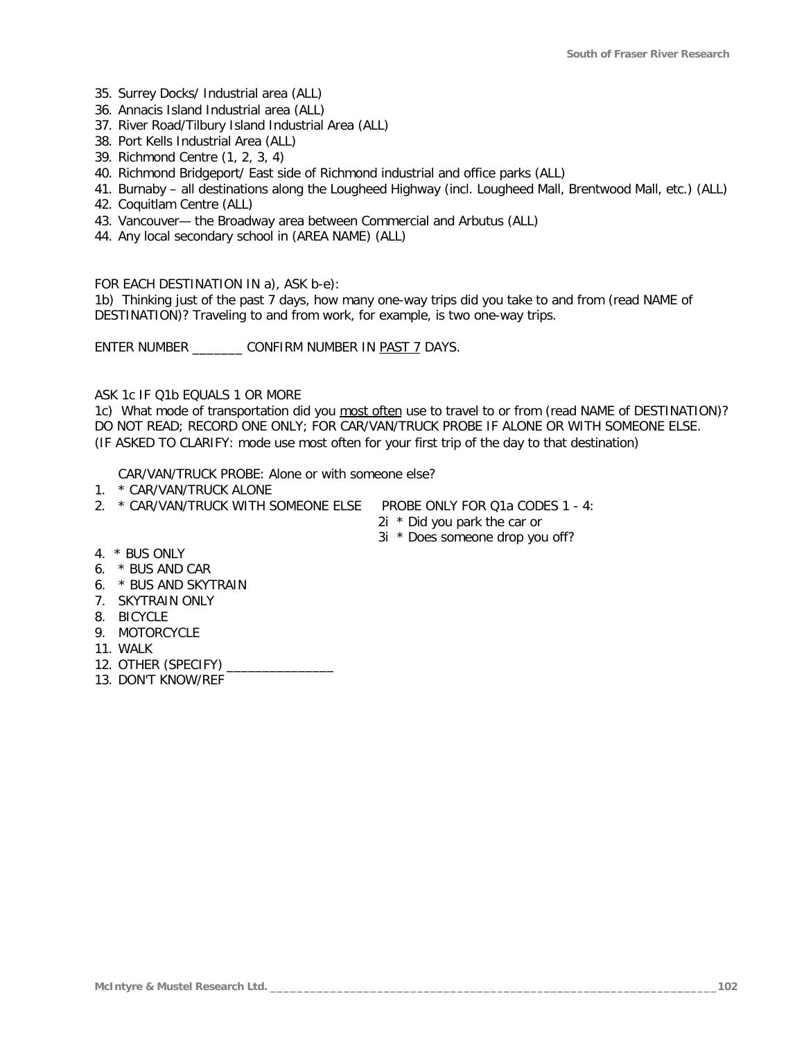35. Surrey Docks/ Industrial area (ALL)
36. Annacis Island Industrial area (ALL)
37. River Road/Tilbury Island Industrial Area (ALL)
38. Port Kells Industrial Area (ALL)
39. Richmond Centre (1, 2, 3, 4)
40. Richmond Bridgeport/ East side of Richmond industrial and office parks (ALL)
41. Burnaby – all destinations along the Lougheed Highway (incl. Lougheed Mall, Brentwood Mall, etc.) (ALL)
42. Coquitlam Centre (ALL)
43. Vancouver— the Broadway area between Commercial and Arbutus (ALL)
44. Any local secondary school in (AREA NAME) (ALL)

FOR EACH DESTINATION IN a), ASK b-e):

1b) Thinking just of the past 7 days, how many one-way trips did you take to and from (read NAME of DESTINATION)? Traveling to and from work, for example, is two one-way trips.

ENTER NUMBER _______ CONFIRM NUMBER IN <u>PAST 7</u> DAYS.

ASK 1c IF Q1b EQUALS 1 OR MORE

1c) What mode of transportation did you <u>most often</u> use to travel to or from (read NAME of DESTINATION)? DO NOT READ; RECORD ONE ONLY; FOR CAR/VAN/TRUCK PROBE IF ALONE OR WITH SOMEONE ELSE. (IF ASKED TO CLARIFY: mode use most often for your first trip of the day to that destination)

CAR/VAN/TRUCK PROBE: Alone or with someone else?

1. * CAR/VAN/TRUCK ALONE
2. * CAR/VAN/TRUCK WITH SOMEONE ELSE

PROBE ONLY FOR Q1a CODES 1 - 4:

2i * Did you park the car or

3i * Does someone drop you off?

4. * BUS ONLY
6. * BUS AND CAR
6. * BUS AND SKYTRAIN
7. SKYTRAIN ONLY
8. BICYCLE
9. MOTORCYCLE
11. WALK
12. OTHER (SPECIFY) _______________
13. DON'T KNOW/REF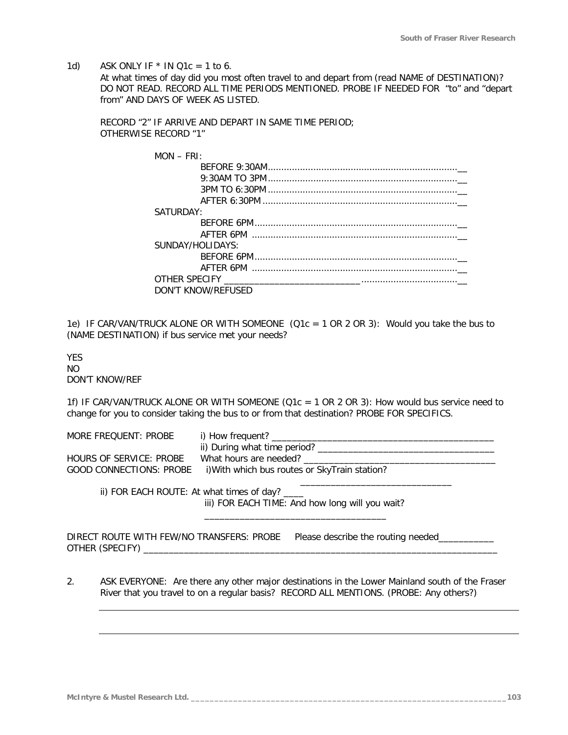1d) ASK ONLY IF * IN Q1c = 1 to 6.
At what times of day did you most often travel to and depart from (read NAME of DESTINATION)? DO NOT READ. RECORD ALL TIME PERIODS MENTIONED. PROBE IF NEEDED FOR "to" and "depart from" AND DAYS OF WEEK AS LISTED.

RECORD "2" IF ARRIVE AND DEPART IN SAME TIME PERIOD;
OTHERWISE RECORD "1"

MON – FRI:
- BEFORE 9:30AM............................................................ __
- 9:30AM TO 3PM............................................................ __
- 3PM TO 6:30PM............................................................ __
- AFTER 6:30PM.............................................................. __

SATURDAY:
- BEFORE 6PM................................................................ __
- AFTER 6PM ................................................................. __

SUNDAY/HOLIDAYS:
- BEFORE 6PM................................................................ __
- AFTER 6PM ................................................................. __

OTHER SPECIFY ___________________________.................................. __
DON'T KNOW/REFUSED

1e) IF CAR/VAN/TRUCK ALONE OR WITH SOMEONE (Q1c = 1 OR 2 OR 3): Would you take the bus to (NAME DESTINATION) if bus service met your needs?

YES
NO
DON'T KNOW/REF

1f) IF CAR/VAN/TRUCK ALONE OR WITH SOMEONE (Q1c = 1 OR 2 OR 3): How would bus service need to change for you to consider taking the bus to or from that destination? PROBE FOR SPECIFICS.

MORE FREQUENT: PROBE i) How frequent? ____________________________________________
ii) During what time period? ___________________________________
HOURS OF SERVICE: PROBE What hours are needed? ______________________________________
GOOD CONNECTIONS: PROBE i)With which bus routes or SkyTrain station?
______________________________
ii) FOR EACH ROUTE: At what times of day? ____
iii) FOR EACH TIME: And how long will you wait?
____________________________________

DIRECT ROUTE WITH FEW/NO TRANSFERS: PROBE Please describe the routing needed___________
OTHER (SPECIFY) _______________________________________________________________________

2. ASK EVERYONE: Are there any other major destinations in the Lower Mainland south of the Fraser River that you travel to on a regular basis? RECORD ALL MENTIONS. (PROBE: Any others?)

______________________________________________________________________________

______________________________________________________________________________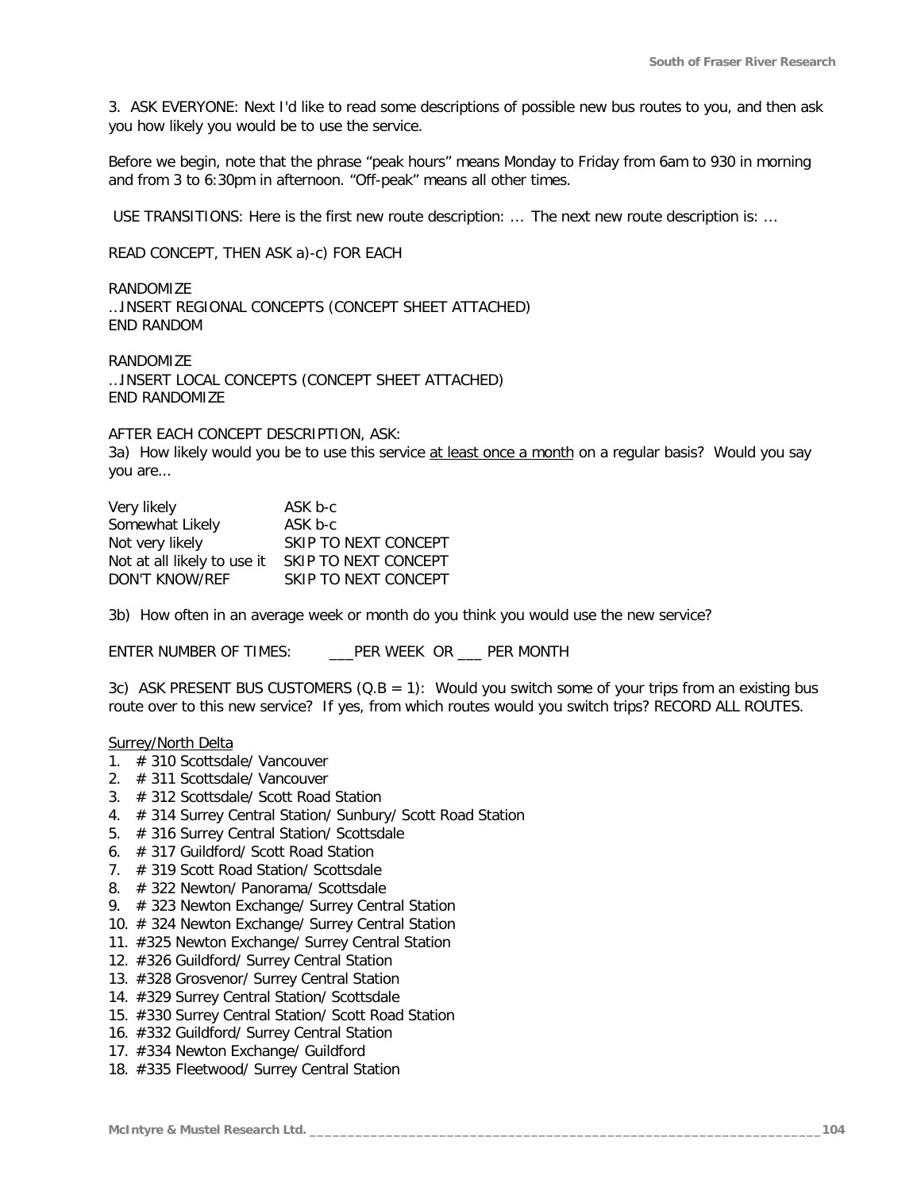3. ASK EVERYONE: Next I'd like to read some descriptions of possible new bus routes to you, and then ask you how likely you would be to use the service.

Before we begin, note that the phrase "peak hours" means Monday to Friday from 6am to 930 in morning and from 3 to 6:30pm in afternoon. "Off-peak" means all other times.

USE TRANSITIONS: Here is the first new route description: … The next new route description is: …

READ CONCEPT, THEN ASK a)-c) FOR EACH

RANDOMIZE
…INSERT REGIONAL CONCEPTS (CONCEPT SHEET ATTACHED)
END RANDOM

RANDOMIZE
…INSERT LOCAL CONCEPTS (CONCEPT SHEET ATTACHED)
END RANDOMIZE

AFTER EACH CONCEPT DESCRIPTION, ASK:
3a) How likely would you be to use this service <u>at least once a month</u> on a regular basis? Would you say you are…

| | |
|---|---|
| Very likely | ASK b-c |
| Somewhat Likely | ASK b-c |
| Not very likely | SKIP TO NEXT CONCEPT |
| Not at all likely to use it | SKIP TO NEXT CONCEPT |
| DON'T KNOW/REF | SKIP TO NEXT CONCEPT |

3b) How often in an average week or month do you think you would use the new service?

ENTER NUMBER OF TIMES: ___PER WEEK OR ___ PER MONTH

3c) ASK PRESENT BUS CUSTOMERS (Q.B = 1): Would you switch some of your trips from an existing bus route over to this new service? If yes, from which routes would you switch trips? RECORD ALL ROUTES.

<u>Surrey/North Delta</u>

1. # 310 Scottsdale/ Vancouver
2. # 311 Scottsdale/ Vancouver
3. # 312 Scottsdale/ Scott Road Station
4. # 314 Surrey Central Station/ Sunbury/ Scott Road Station
5. # 316 Surrey Central Station/ Scottsdale
6. # 317 Guildford/ Scott Road Station
7. # 319 Scott Road Station/ Scottsdale
8. # 322 Newton/ Panorama/ Scottsdale
9. # 323 Newton Exchange/ Surrey Central Station
10. # 324 Newton Exchange/ Surrey Central Station
11. #325 Newton Exchange/ Surrey Central Station
12. #326 Guildford/ Surrey Central Station
13. #328 Grosvenor/ Surrey Central Station
14. #329 Surrey Central Station/ Scottsdale
15. #330 Surrey Central Station/ Scott Road Station
16. #332 Guildford/ Surrey Central Station
17. #334 Newton Exchange/ Guildford
18. #335 Fleetwood/ Surrey Central Station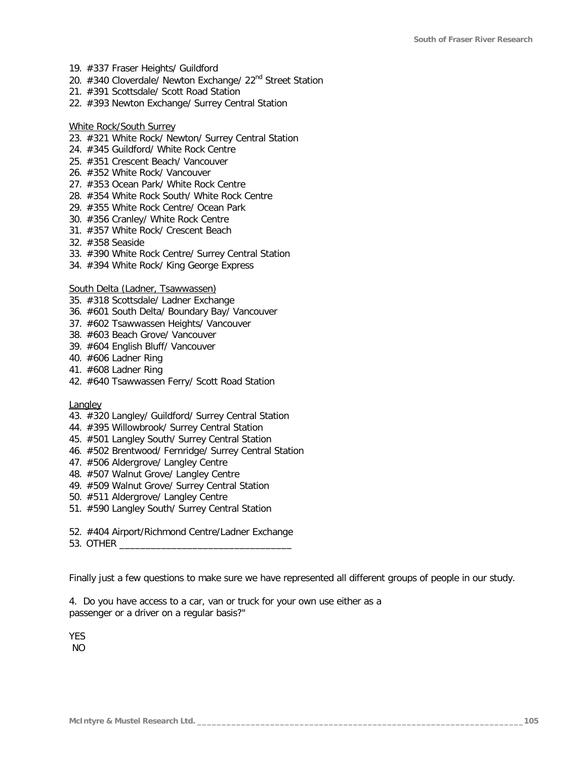19. #337 Fraser Heights/ Guildford
20. #340 Cloverdale/ Newton Exchange/ 22nd Street Station
21. #391 Scottsdale/ Scott Road Station
22. #393 Newton Exchange/ Surrey Central Station

<u>White Rock/South Surrey</u>

23. #321 White Rock/ Newton/ Surrey Central Station
24. #345 Guildford/ White Rock Centre
25. #351 Crescent Beach/ Vancouver
26. #352 White Rock/ Vancouver
27. #353 Ocean Park/ White Rock Centre
28. #354 White Rock South/ White Rock Centre
29. #355 White Rock Centre/ Ocean Park
30. #356 Cranley/ White Rock Centre
31. #357 White Rock/ Crescent Beach
32. #358 Seaside
33. #390 White Rock Centre/ Surrey Central Station
34. #394 White Rock/ King George Express

<u>South Delta (Ladner, Tsawwassen)</u>

35. #318 Scottsdale/ Ladner Exchange
36. #601 South Delta/ Boundary Bay/ Vancouver
37. #602 Tsawwassen Heights/ Vancouver
38. #603 Beach Grove/ Vancouver
39. #604 English Bluff/ Vancouver
40. #606 Ladner Ring
41. #608 Ladner Ring
42. #640 Tsawwassen Ferry/ Scott Road Station

<u>Langley</u>

43. #320 Langley/ Guildford/ Surrey Central Station
44. #395 Willowbrook/ Surrey Central Station
45. #501 Langley South/ Surrey Central Station
46. #502 Brentwood/ Fernridge/ Surrey Central Station
47. #506 Aldergrove/ Langley Centre
48. #507 Walnut Grove/ Langley Centre
49. #509 Walnut Grove/ Surrey Central Station
50. #511 Aldergrove/ Langley Centre
51. #590 Langley South/ Surrey Central Station

52. #404 Airport/Richmond Centre/Ladner Exchange
53. OTHER ________________________________

Finally just a few questions to make sure we have represented all different groups of people in our study.

4. Do you have access to a car, van or truck for your own use either as a passenger or a driver on a regular basis?"

YES
NO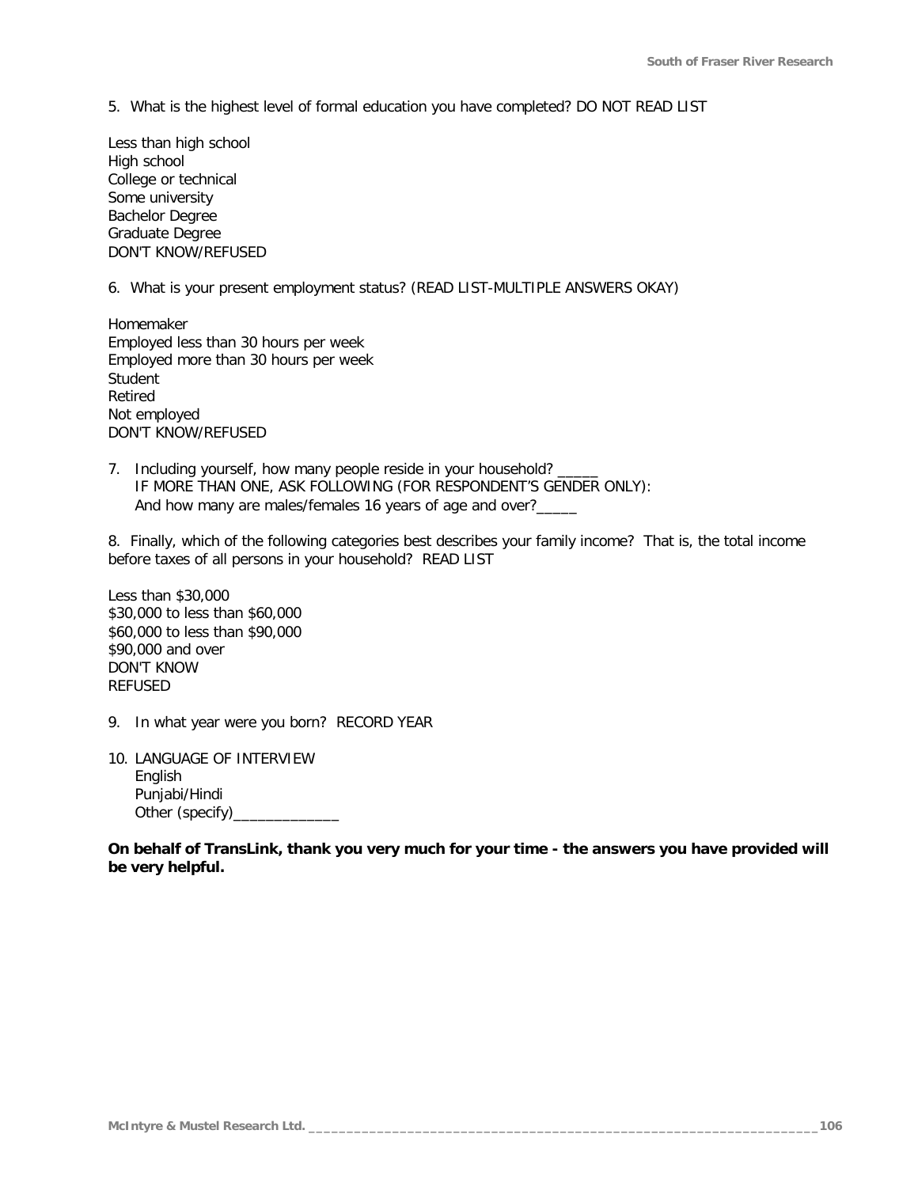5. What is the highest level of formal education you have completed? DO NOT READ LIST

Less than high school
High school
College or technical
Some university
Bachelor Degree
Graduate Degree
DON'T KNOW/REFUSED

6. What is your present employment status? (READ LIST-MULTIPLE ANSWERS OKAY)

Homemaker
Employed less than 30 hours per week
Employed more than 30 hours per week
Student
Retired
Not employed
DON'T KNOW/REFUSED

7. Including yourself, how many people reside in your household? _____
   IF MORE THAN ONE, ASK FOLLOWING (FOR RESPONDENT'S GENDER ONLY):
   And how many are males/females 16 years of age and over?_____

8. Finally, which of the following categories best describes your family income? That is, the total income before taxes of all persons in your household? READ LIST

Less than $30,000
$30,000 to less than $60,000
$60,000 to less than $90,000
$90,000 and over
DON'T KNOW
REFUSED

9. In what year were you born? RECORD YEAR

10. LANGUAGE OF INTERVIEW
    English
    Punjabi/Hindi
    Other (specify)_____________

**On behalf of TransLink, thank you very much for your time - the answers you have provided will be very helpful.**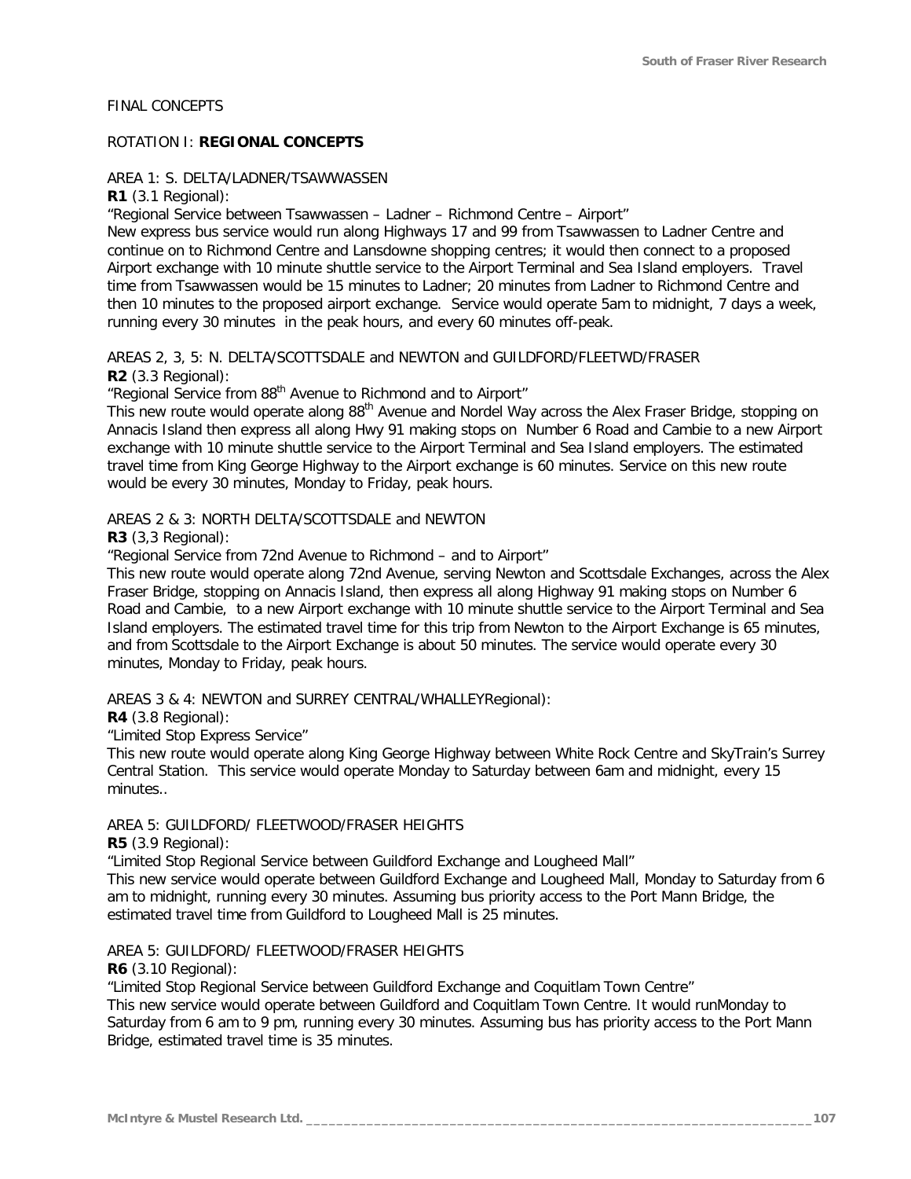FINAL CONCEPTS

ROTATION I: **REGIONAL CONCEPTS**

AREA 1: S. DELTA/LADNER/TSAWWASSEN

**R1** (3.1 Regional):

"Regional Service between Tsawwassen – Ladner – Richmond Centre – Airport"

New express bus service would run along Highways 17 and 99 from Tsawwassen to Ladner Centre and continue on to Richmond Centre and Lansdowne shopping centres; it would then connect to a proposed Airport exchange with 10 minute shuttle service to the Airport Terminal and Sea Island employers. Travel time from Tsawwassen would be 15 minutes to Ladner; 20 minutes from Ladner to Richmond Centre and then 10 minutes to the proposed airport exchange. Service would operate 5am to midnight, 7 days a week, running every 30 minutes in the peak hours, and every 60 minutes off-peak.

AREAS 2, 3, 5: N. DELTA/SCOTTSDALE and NEWTON and GUILDFORD/FLEETWD/FRASER

**R2** (3.3 Regional):

"Regional Service from 88th Avenue to Richmond and to Airport"

This new route would operate along 88th Avenue and Nordel Way across the Alex Fraser Bridge, stopping on Annacis Island then express all along Hwy 91 making stops on Number 6 Road and Cambie to a new Airport exchange with 10 minute shuttle service to the Airport Terminal and Sea Island employers. The estimated travel time from King George Highway to the Airport exchange is 60 minutes. Service on this new route would be every 30 minutes, Monday to Friday, peak hours.

AREAS 2 & 3: NORTH DELTA/SCOTTSDALE and NEWTON

**R3** (3,3 Regional):

"Regional Service from 72nd Avenue to Richmond – and to Airport"

This new route would operate along 72nd Avenue, serving Newton and Scottsdale Exchanges, across the Alex Fraser Bridge, stopping on Annacis Island, then express all along Highway 91 making stops on Number 6 Road and Cambie, to a new Airport exchange with 10 minute shuttle service to the Airport Terminal and Sea Island employers. The estimated travel time for this trip from Newton to the Airport Exchange is 65 minutes, and from Scottsdale to the Airport Exchange is about 50 minutes. The service would operate every 30 minutes, Monday to Friday, peak hours.

AREAS 3 & 4: NEWTON and SURREY CENTRAL/WHALLEYRegional):

**R4** (3.8 Regional):

"Limited Stop Express Service"

This new route would operate along King George Highway between White Rock Centre and SkyTrain's Surrey Central Station. This service would operate Monday to Saturday between 6am and midnight, every 15 minutes..

AREA 5: GUILDFORD/ FLEETWOOD/FRASER HEIGHTS

**R5** (3.9 Regional):

"Limited Stop Regional Service between Guildford Exchange and Lougheed Mall"

This new service would operate between Guildford Exchange and Lougheed Mall, Monday to Saturday from 6 am to midnight, running every 30 minutes. Assuming bus priority access to the Port Mann Bridge, the estimated travel time from Guildford to Lougheed Mall is 25 minutes.

AREA 5: GUILDFORD/ FLEETWOOD/FRASER HEIGHTS

**R6** (3.10 Regional):

"Limited Stop Regional Service between Guildford Exchange and Coquitlam Town Centre"

This new service would operate between Guildford and Coquitlam Town Centre. It would runMonday to Saturday from 6 am to 9 pm, running every 30 minutes. Assuming bus has priority access to the Port Mann Bridge, estimated travel time is 35 minutes.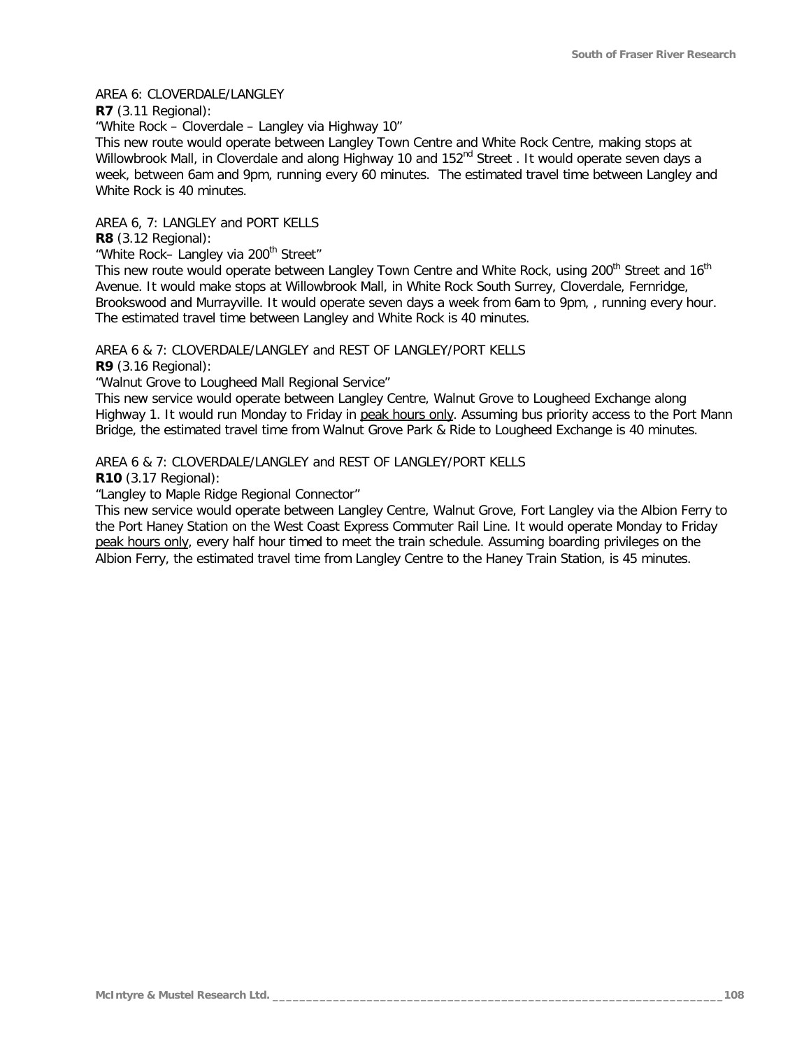AREA 6: CLOVERDALE/LANGLEY

**R7** (3.11 Regional):

"White Rock – Cloverdale – Langley via Highway 10"

This new route would operate between Langley Town Centre and White Rock Centre, making stops at Willowbrook Mall, in Cloverdale and along Highway 10 and 152nd Street . It would operate seven days a week, between 6am and 9pm, running every 60 minutes. The estimated travel time between Langley and White Rock is 40 minutes.

AREA 6, 7: LANGLEY and PORT KELLS

**R8** (3.12 Regional):

"White Rock– Langley via 200th Street"

This new route would operate between Langley Town Centre and White Rock, using 200th Street and 16th Avenue. It would make stops at Willowbrook Mall, in White Rock South Surrey, Cloverdale, Fernridge, Brookswood and Murrayville. It would operate seven days a week from 6am to 9pm, , running every hour. The estimated travel time between Langley and White Rock is 40 minutes.

AREA 6 & 7: CLOVERDALE/LANGLEY and REST OF LANGLEY/PORT KELLS

**R9** (3.16 Regional):

"Walnut Grove to Lougheed Mall Regional Service"

This new service would operate between Langley Centre, Walnut Grove to Lougheed Exchange along Highway 1. It would run Monday to Friday in peak hours only. Assuming bus priority access to the Port Mann Bridge, the estimated travel time from Walnut Grove Park & Ride to Lougheed Exchange is 40 minutes.

AREA 6 & 7: CLOVERDALE/LANGLEY and REST OF LANGLEY/PORT KELLS

**R10** (3.17 Regional):

"Langley to Maple Ridge Regional Connector"

This new service would operate between Langley Centre, Walnut Grove, Fort Langley via the Albion Ferry to the Port Haney Station on the West Coast Express Commuter Rail Line. It would operate Monday to Friday peak hours only, every half hour timed to meet the train schedule. Assuming boarding privileges on the Albion Ferry, the estimated travel time from Langley Centre to the Haney Train Station, is 45 minutes.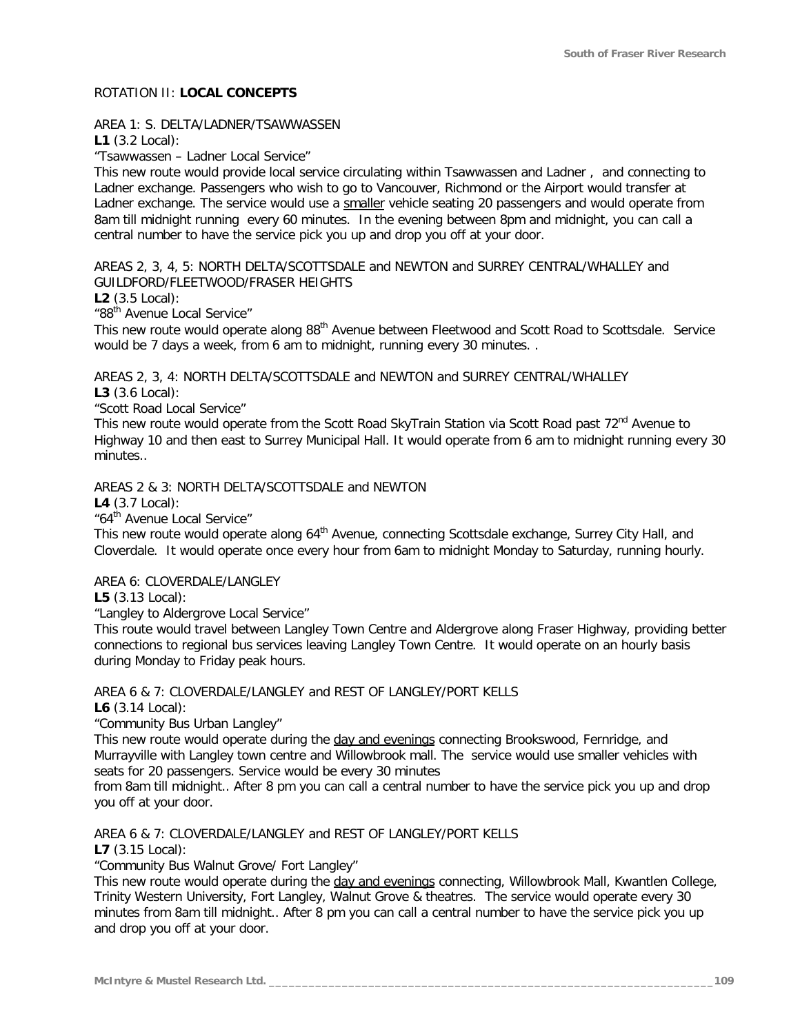ROTATION II: **LOCAL CONCEPTS**

AREA 1: S. DELTA/LADNER/TSAWWASSEN

**L1** (3.2 Local):

"Tsawwassen – Ladner Local Service"

This new route would provide local service circulating within Tsawwassen and Ladner , and connecting to Ladner exchange. Passengers who wish to go to Vancouver, Richmond or the Airport would transfer at Ladner exchange. The service would use a <u>smaller</u> vehicle seating 20 passengers and would operate from 8am till midnight running every 60 minutes. In the evening between 8pm and midnight, you can call a central number to have the service pick you up and drop you off at your door.

AREAS 2, 3, 4, 5: NORTH DELTA/SCOTTSDALE and NEWTON and SURREY CENTRAL/WHALLEY and GUILDFORD/FLEETWOOD/FRASER HEIGHTS

**L2** (3.5 Local):

"88th Avenue Local Service"

This new route would operate along 88th Avenue between Fleetwood and Scott Road to Scottsdale. Service would be 7 days a week, from 6 am to midnight, running every 30 minutes. .

AREAS 2, 3, 4: NORTH DELTA/SCOTTSDALE and NEWTON and SURREY CENTRAL/WHALLEY

**L3** (3.6 Local):

"Scott Road Local Service"

This new route would operate from the Scott Road SkyTrain Station via Scott Road past 72nd Avenue to Highway 10 and then east to Surrey Municipal Hall. It would operate from 6 am to midnight running every 30 minutes..

AREAS 2 & 3: NORTH DELTA/SCOTTSDALE and NEWTON

**L4** (3.7 Local):

"64th Avenue Local Service"

This new route would operate along 64th Avenue, connecting Scottsdale exchange, Surrey City Hall, and Cloverdale. It would operate once every hour from 6am to midnight Monday to Saturday, running hourly.

AREA 6: CLOVERDALE/LANGLEY

**L5** (3.13 Local):

"Langley to Aldergrove Local Service"

This route would travel between Langley Town Centre and Aldergrove along Fraser Highway, providing better connections to regional bus services leaving Langley Town Centre. It would operate on an hourly basis during Monday to Friday peak hours.

AREA 6 & 7: CLOVERDALE/LANGLEY and REST OF LANGLEY/PORT KELLS

**L6** (3.14 Local):

"Community Bus Urban Langley"

This new route would operate during the <u>day and evenings</u> connecting Brookswood, Fernridge, and Murrayville with Langley town centre and Willowbrook mall. The service would use smaller vehicles with seats for 20 passengers. Service would be every 30 minutes from 8am till midnight.. After 8 pm you can call a central number to have the service pick you up and drop you off at your door.

AREA 6 & 7: CLOVERDALE/LANGLEY and REST OF LANGLEY/PORT KELLS

**L7** (3.15 Local):

"Community Bus Walnut Grove/ Fort Langley"

This new route would operate during the <u>day and evenings</u> connecting, Willowbrook Mall, Kwantlen College, Trinity Western University, Fort Langley, Walnut Grove & theatres. The service would operate every 30 minutes from 8am till midnight.. After 8 pm you can call a central number to have the service pick you up and drop you off at your door.